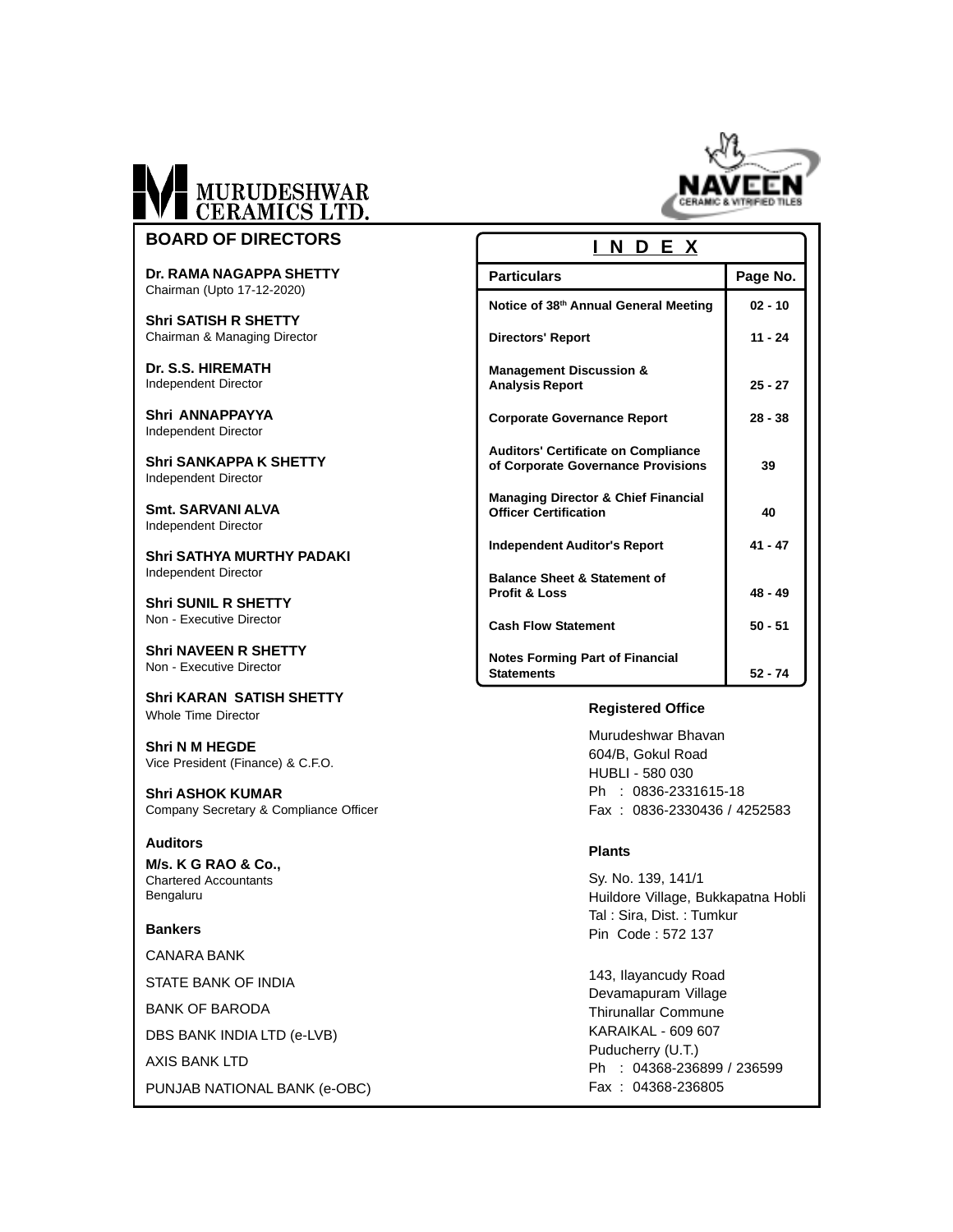# MURUDESHWAR CERAMICS LTD.

NAVEEN CERAMIC & VITRIFIED TILES

## BOARD OF DIRECTORS

**Dr. RAMA NAGAPPA SHETTY**
Chairman (Upto 17-12-2020)

**Shri SATISH R SHETTY**
Chairman & Managing Director

**Dr. S.S. HIREMATH**
Independent Director

**Shri ANNAPPAYYA**
Independent Director

**Shri SANKAPPA K SHETTY**
Independent Director

**Smt. SARVANI ALVA**
Independent Director

**Shri SATHYA MURTHY PADAKI**
Independent Director

**Shri SUNIL R SHETTY**
Non - Executive Director

**Shri NAVEEN R SHETTY**
Non - Executive Director

**Shri KARAN SATISH SHETTY**
Whole Time Director

**Shri N M HEGDE**
Vice President (Finance) & C.F.O.

**Shri ASHOK KUMAR**
Company Secretary & Compliance Officer

### Auditors

**M/s. K G RAO & Co.,**
Chartered Accountants
Bengaluru

### Bankers

CANARA BANK

STATE BANK OF INDIA

BANK OF BARODA

DBS BANK INDIA LTD (e-LVB)

AXIS BANK LTD

PUNJAB NATIONAL BANK (e-OBC)

## INDEX

| Particulars | Page No. |
|---|---|
| Notice of 38th Annual General Meeting | 02 - 10 |
| Directors' Report | 11 - 24 |
| Management Discussion & Analysis Report | 25 - 27 |
| Corporate Governance Report | 28 - 38 |
| Auditors' Certificate on Compliance of Corporate Governance Provisions | 39 |
| Managing Director & Chief Financial Officer Certification | 40 |
| Independent Auditor's Report | 41 - 47 |
| Balance Sheet & Statement of Profit & Loss | 48 - 49 |
| Cash Flow Statement | 50 - 51 |
| Notes Forming Part of Financial Statements | 52 - 74 |

### Registered Office

Murudeshwar Bhavan
604/B, Gokul Road
HUBLI - 580 030
Ph : 0836-2331615-18
Fax : 0836-2330436 / 4252583

### Plants

Sy. No. 139, 141/1
Huildore Village, Bukkapatna Hobli
Tal : Sira, Dist. : Tumkur
Pin Code : 572 137

143, Ilayancudy Road
Devamapuram Village
Thirunallar Commune
KARAIKAL - 609 607
Puducherry (U.T.)
Ph : 04368-236899 / 236599
Fax : 04368-236805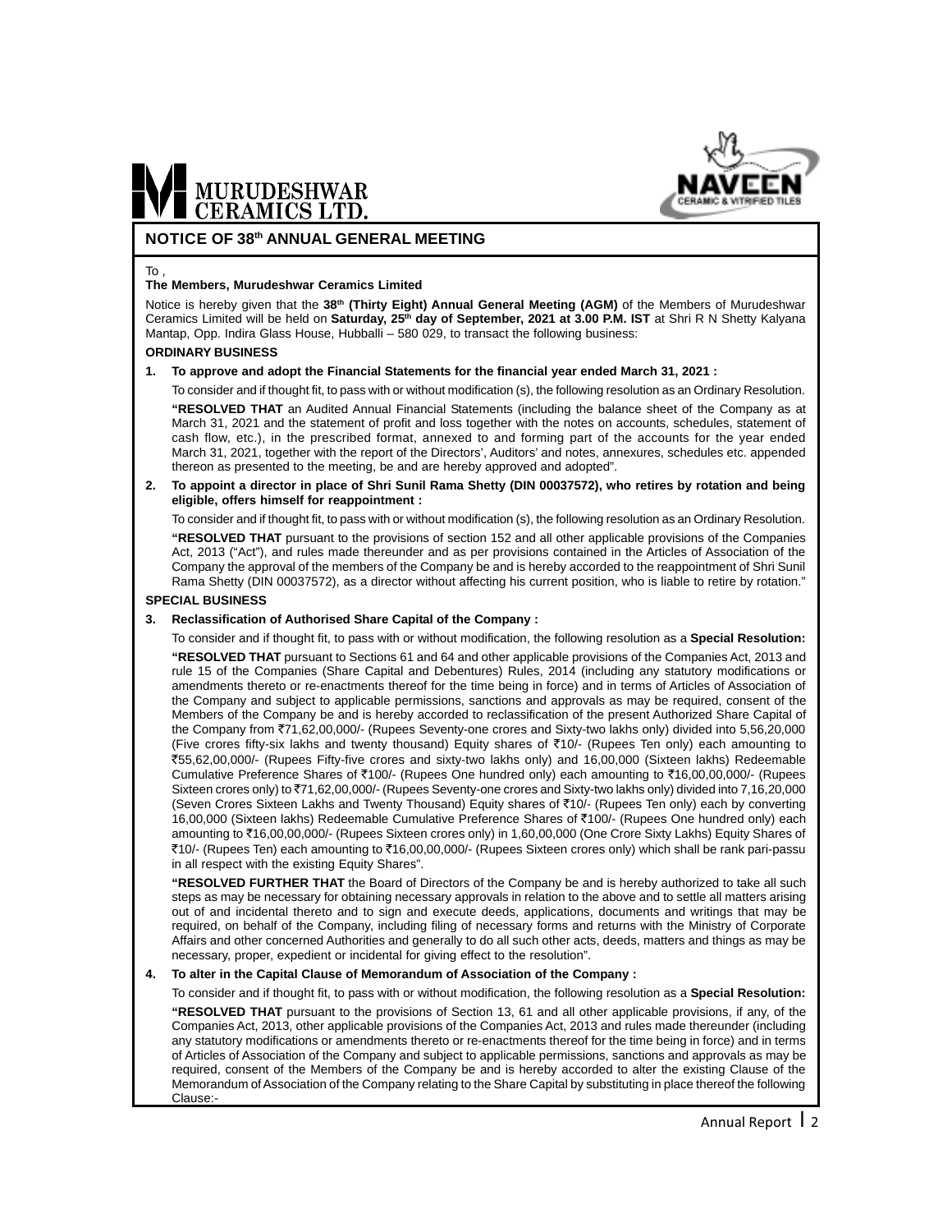# MURUDESHWAR CERAMICS LTD.

NAVEEN CERAMIC & VITRIFIED TILES

## NOTICE OF 38th ANNUAL GENERAL MEETING

To ,

**The Members, Murudeshwar Ceramics Limited**

Notice is hereby given that the **38th (Thirty Eight) Annual General Meeting (AGM)** of the Members of Murudeshwar Ceramics Limited will be held on **Saturday, 25th day of September, 2021 at 3.00 P.M. IST** at Shri R N Shetty Kalyana Mantap, Opp. Indira Glass House, Hubballi – 580 029, to transact the following business:

### ORDINARY BUSINESS

**1. To approve and adopt the Financial Statements for the financial year ended March 31, 2021 :**

To consider and if thought fit, to pass with or without modification (s), the following resolution as an Ordinary Resolution.

**"RESOLVED THAT** an Audited Annual Financial Statements (including the balance sheet of the Company as at March 31, 2021 and the statement of profit and loss together with the notes on accounts, schedules, statement of cash flow, etc.), in the prescribed format, annexed to and forming part of the accounts for the year ended March 31, 2021, together with the report of the Directors', Auditors' and notes, annexures, schedules etc. appended thereon as presented to the meeting, be and are hereby approved and adopted".

**2. To appoint a director in place of Shri Sunil Rama Shetty (DIN 00037572), who retires by rotation and being eligible, offers himself for reappointment :**

To consider and if thought fit, to pass with or without modification (s), the following resolution as an Ordinary Resolution.

**"RESOLVED THAT** pursuant to the provisions of section 152 and all other applicable provisions of the Companies Act, 2013 ("Act"), and rules made thereunder and as per provisions contained in the Articles of Association of the Company the approval of the members of the Company be and is hereby accorded to the reappointment of Shri Sunil Rama Shetty (DIN 00037572), as a director without affecting his current position, who is liable to retire by rotation."

### SPECIAL BUSINESS

**3. Reclassification of Authorised Share Capital of the Company :**

To consider and if thought fit, to pass with or without modification, the following resolution as a **Special Resolution:**

**"RESOLVED THAT** pursuant to Sections 61 and 64 and other applicable provisions of the Companies Act, 2013 and rule 15 of the Companies (Share Capital and Debentures) Rules, 2014 (including any statutory modifications or amendments thereto or re-enactments thereof for the time being in force) and in terms of Articles of Association of the Company and subject to applicable permissions, sanctions and approvals as may be required, consent of the Members of the Company be and is hereby accorded to reclassification of the present Authorized Share Capital of the Company from ₹71,62,00,000/- (Rupees Seventy-one crores and Sixty-two lakhs only) divided into 5,56,20,000 (Five crores fifty-six lakhs and twenty thousand) Equity shares of ₹10/- (Rupees Ten only) each amounting to ₹55,62,00,000/- (Rupees Fifty-five crores and sixty-two lakhs only) and 16,00,000 (Sixteen lakhs) Redeemable Cumulative Preference Shares of ₹100/- (Rupees One hundred only) each amounting to ₹16,00,00,000/- (Rupees Sixteen crores only) to ₹71,62,00,000/- (Rupees Seventy-one crores and Sixty-two lakhs only) divided into 7,16,20,000 (Seven Crores Sixteen Lakhs and Twenty Thousand) Equity shares of ₹10/- (Rupees Ten only) each by converting 16,00,000 (Sixteen lakhs) Redeemable Cumulative Preference Shares of ₹100/- (Rupees One hundred only) each amounting to ₹16,00,00,000/- (Rupees Sixteen crores only) in 1,60,00,000 (One Crore Sixty Lakhs) Equity Shares of ₹10/- (Rupees Ten) each amounting to ₹16,00,00,000/- (Rupees Sixteen crores only) which shall be rank pari-passu in all respect with the existing Equity Shares".

**"RESOLVED FURTHER THAT** the Board of Directors of the Company be and is hereby authorized to take all such steps as may be necessary for obtaining necessary approvals in relation to the above and to settle all matters arising out of and incidental thereto and to sign and execute deeds, applications, documents and writings that may be required, on behalf of the Company, including filing of necessary forms and returns with the Ministry of Corporate Affairs and other concerned Authorities and generally to do all such other acts, deeds, matters and things as may be necessary, proper, expedient or incidental for giving effect to the resolution".

**4. To alter in the Capital Clause of Memorandum of Association of the Company :**

To consider and if thought fit, to pass with or without modification, the following resolution as a **Special Resolution:**

**"RESOLVED THAT** pursuant to the provisions of Section 13, 61 and all other applicable provisions, if any, of the Companies Act, 2013, other applicable provisions of the Companies Act, 2013 and rules made thereunder (including any statutory modifications or amendments thereto or re-enactments thereof for the time being in force) and in terms of Articles of Association of the Company and subject to applicable permissions, sanctions and approvals as may be required, consent of the Members of the Company be and is hereby accorded to alter the existing Clause of the Memorandum of Association of the Company relating to the Share Capital by substituting in place thereof the following Clause:-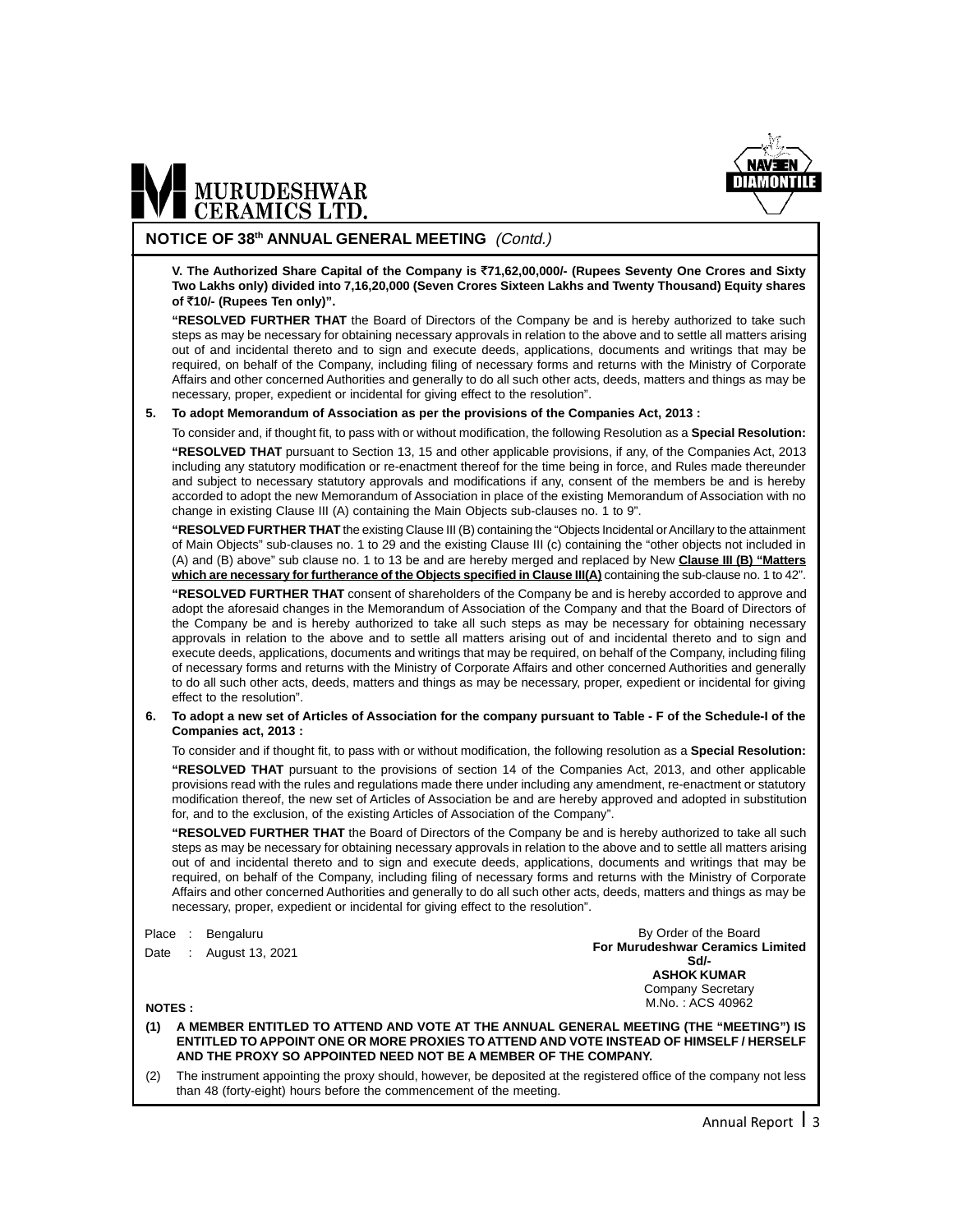## NOTICE OF 38th ANNUAL GENERAL MEETING *(Contd.)*

**V. The Authorized Share Capital of the Company is ₹71,62,00,000/- (Rupees Seventy One Crores and Sixty Two Lakhs only) divided into 7,16,20,000 (Seven Crores Sixteen Lakhs and Twenty Thousand) Equity shares of ₹10/- (Rupees Ten only)".**

**"RESOLVED FURTHER THAT** the Board of Directors of the Company be and is hereby authorized to take such steps as may be necessary for obtaining necessary approvals in relation to the above and to settle all matters arising out of and incidental thereto and to sign and execute deeds, applications, documents and writings that may be required, on behalf of the Company, including filing of necessary forms and returns with the Ministry of Corporate Affairs and other concerned Authorities and generally to do all such other acts, deeds, matters and things as may be necessary, proper, expedient or incidental for giving effect to the resolution".

**5. To adopt Memorandum of Association as per the provisions of the Companies Act, 2013 :**

To consider and, if thought fit, to pass with or without modification, the following Resolution as a **Special Resolution:**

**"RESOLVED THAT** pursuant to Section 13, 15 and other applicable provisions, if any, of the Companies Act, 2013 including any statutory modification or re-enactment thereof for the time being in force, and Rules made thereunder and subject to necessary statutory approvals and modifications if any, consent of the members be and is hereby accorded to adopt the new Memorandum of Association in place of the existing Memorandum of Association with no change in existing Clause III (A) containing the Main Objects sub-clauses no. 1 to 9".

**"RESOLVED FURTHER THAT** the existing Clause III (B) containing the "Objects Incidental or Ancillary to the attainment of Main Objects" sub-clauses no. 1 to 29 and the existing Clause III (c) containing the "other objects not included in (A) and (B) above" sub clause no. 1 to 13 be and are hereby merged and replaced by New **Clause III (B) "Matters which are necessary for furtherance of the Objects specified in Clause III(A)** containing the sub-clause no. 1 to 42".

**"RESOLVED FURTHER THAT** consent of shareholders of the Company be and is hereby accorded to approve and adopt the aforesaid changes in the Memorandum of Association of the Company and that the Board of Directors of the Company be and is hereby authorized to take all such steps as may be necessary for obtaining necessary approvals in relation to the above and to settle all matters arising out of and incidental thereto and to sign and execute deeds, applications, documents and writings that may be required, on behalf of the Company, including filing of necessary forms and returns with the Ministry of Corporate Affairs and other concerned Authorities and generally to do all such other acts, deeds, matters and things as may be necessary, proper, expedient or incidental for giving effect to the resolution".

**6. To adopt a new set of Articles of Association for the company pursuant to Table - F of the Schedule-I of the Companies act, 2013 :**

To consider and if thought fit, to pass with or without modification, the following resolution as a **Special Resolution:**

**"RESOLVED THAT** pursuant to the provisions of section 14 of the Companies Act, 2013, and other applicable provisions read with the rules and regulations made there under including any amendment, re-enactment or statutory modification thereof, the new set of Articles of Association be and are hereby approved and adopted in substitution for, and to the exclusion, of the existing Articles of Association of the Company".

**"RESOLVED FURTHER THAT** the Board of Directors of the Company be and is hereby authorized to take all such steps as may be necessary for obtaining necessary approvals in relation to the above and to settle all matters arising out of and incidental thereto and to sign and execute deeds, applications, documents and writings that may be required, on behalf of the Company, including filing of necessary forms and returns with the Ministry of Corporate Affairs and other concerned Authorities and generally to do all such other acts, deeds, matters and things as may be necessary, proper, expedient or incidental for giving effect to the resolution".

Place : Bengaluru
Date : August 13, 2021

By Order of the Board
**For Murudeshwar Ceramics Limited**
**Sd/-**
**ASHOK KUMAR**
Company Secretary
M.No. : ACS 40962

**NOTES :**

**(1) A MEMBER ENTITLED TO ATTEND AND VOTE AT THE ANNUAL GENERAL MEETING (THE "MEETING") IS ENTITLED TO APPOINT ONE OR MORE PROXIES TO ATTEND AND VOTE INSTEAD OF HIMSELF / HERSELF AND THE PROXY SO APPOINTED NEED NOT BE A MEMBER OF THE COMPANY.**

(2) The instrument appointing the proxy should, however, be deposited at the registered office of the company not less than 48 (forty-eight) hours before the commencement of the meeting.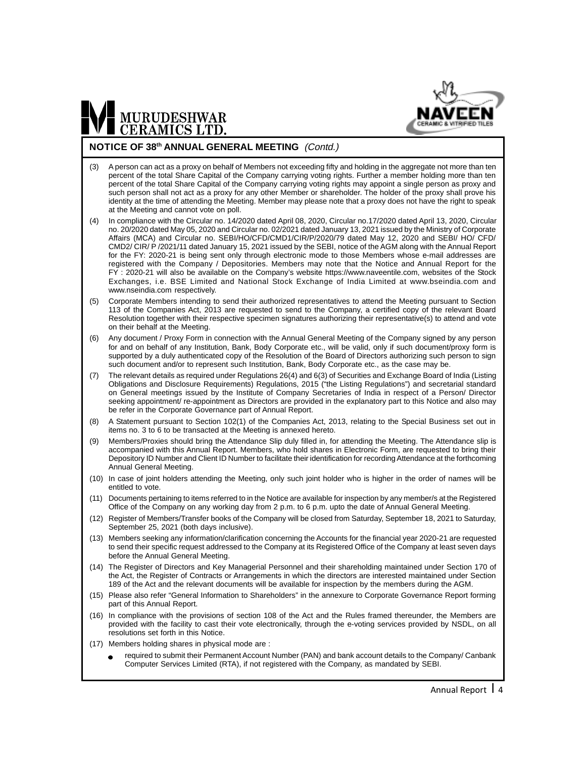## NOTICE OF 38th ANNUAL GENERAL MEETING *(Contd.)*

(3) A person can act as a proxy on behalf of Members not exceeding fifty and holding in the aggregate not more than ten percent of the total Share Capital of the Company carrying voting rights. Further a member holding more than ten percent of the total Share Capital of the Company carrying voting rights may appoint a single person as proxy and such person shall not act as a proxy for any other Member or shareholder. The holder of the proxy shall prove his identity at the time of attending the Meeting. Member may please note that a proxy does not have the right to speak at the Meeting and cannot vote on poll.

(4) In compliance with the Circular no. 14/2020 dated April 08, 2020, Circular no.17/2020 dated April 13, 2020, Circular no. 20/2020 dated May 05, 2020 and Circular no. 02/2021 dated January 13, 2021 issued by the Ministry of Corporate Affairs (MCA) and Circular no. SEBI/HO/CFD/CMD1/CIR/P/2020/79 dated May 12, 2020 and SEBI/ HO/ CFD/ CMD2/ CIR/ P /2021/11 dated January 15, 2021 issued by the SEBI, notice of the AGM along with the Annual Report for the FY: 2020-21 is being sent only through electronic mode to those Members whose e-mail addresses are registered with the Company / Depositories. Members may note that the Notice and Annual Report for the FY : 2020-21 will also be available on the Company's website https://www.naveentile.com, websites of the Stock Exchanges, i.e. BSE Limited and National Stock Exchange of India Limited at www.bseindia.com and www.nseindia.com respectively.

(5) Corporate Members intending to send their authorized representatives to attend the Meeting pursuant to Section 113 of the Companies Act, 2013 are requested to send to the Company, a certified copy of the relevant Board Resolution together with their respective specimen signatures authorizing their representative(s) to attend and vote on their behalf at the Meeting.

(6) Any document / Proxy Form in connection with the Annual General Meeting of the Company signed by any person for and on behalf of any Institution, Bank, Body Corporate etc., will be valid, only if such document/proxy form is supported by a duly authenticated copy of the Resolution of the Board of Directors authorizing such person to sign such document and/or to represent such Institution, Bank, Body Corporate etc., as the case may be.

(7) The relevant details as required under Regulations 26(4) and 6(3) of Securities and Exchange Board of India (Listing Obligations and Disclosure Requirements) Regulations, 2015 ("the Listing Regulations") and secretarial standard on General meetings issued by the Institute of Company Secretaries of India in respect of a Person/ Director seeking appointment/ re-appointment as Directors are provided in the explanatory part to this Notice and also may be refer in the Corporate Governance part of Annual Report.

(8) A Statement pursuant to Section 102(1) of the Companies Act, 2013, relating to the Special Business set out in items no. 3 to 6 to be transacted at the Meeting is annexed hereto.

(9) Members/Proxies should bring the Attendance Slip duly filled in, for attending the Meeting. The Attendance slip is accompanied with this Annual Report. Members, who hold shares in Electronic Form, are requested to bring their Depository ID Number and Client ID Number to facilitate their identification for recording Attendance at the forthcoming Annual General Meeting.

(10) In case of joint holders attending the Meeting, only such joint holder who is higher in the order of names will be entitled to vote.

(11) Documents pertaining to items referred to in the Notice are available for inspection by any member/s at the Registered Office of the Company on any working day from 2 p.m. to 6 p.m. upto the date of Annual General Meeting.

(12) Register of Members/Transfer books of the Company will be closed from Saturday, September 18, 2021 to Saturday, September 25, 2021 (both days inclusive).

(13) Members seeking any information/clarification concerning the Accounts for the financial year 2020-21 are requested to send their specific request addressed to the Company at its Registered Office of the Company at least seven days before the Annual General Meeting.

(14) The Register of Directors and Key Managerial Personnel and their shareholding maintained under Section 170 of the Act, the Register of Contracts or Arrangements in which the directors are interested maintained under Section 189 of the Act and the relevant documents will be available for inspection by the members during the AGM.

(15) Please also refer "General Information to Shareholders" in the annexure to Corporate Governance Report forming part of this Annual Report.

(16) In compliance with the provisions of section 108 of the Act and the Rules framed thereunder, the Members are provided with the facility to cast their vote electronically, through the e-voting services provided by NSDL, on all resolutions set forth in this Notice.

(17) Members holding shares in physical mode are :

- required to submit their Permanent Account Number (PAN) and bank account details to the Company/ Canbank Computer Services Limited (RTA), if not registered with the Company, as mandated by SEBI.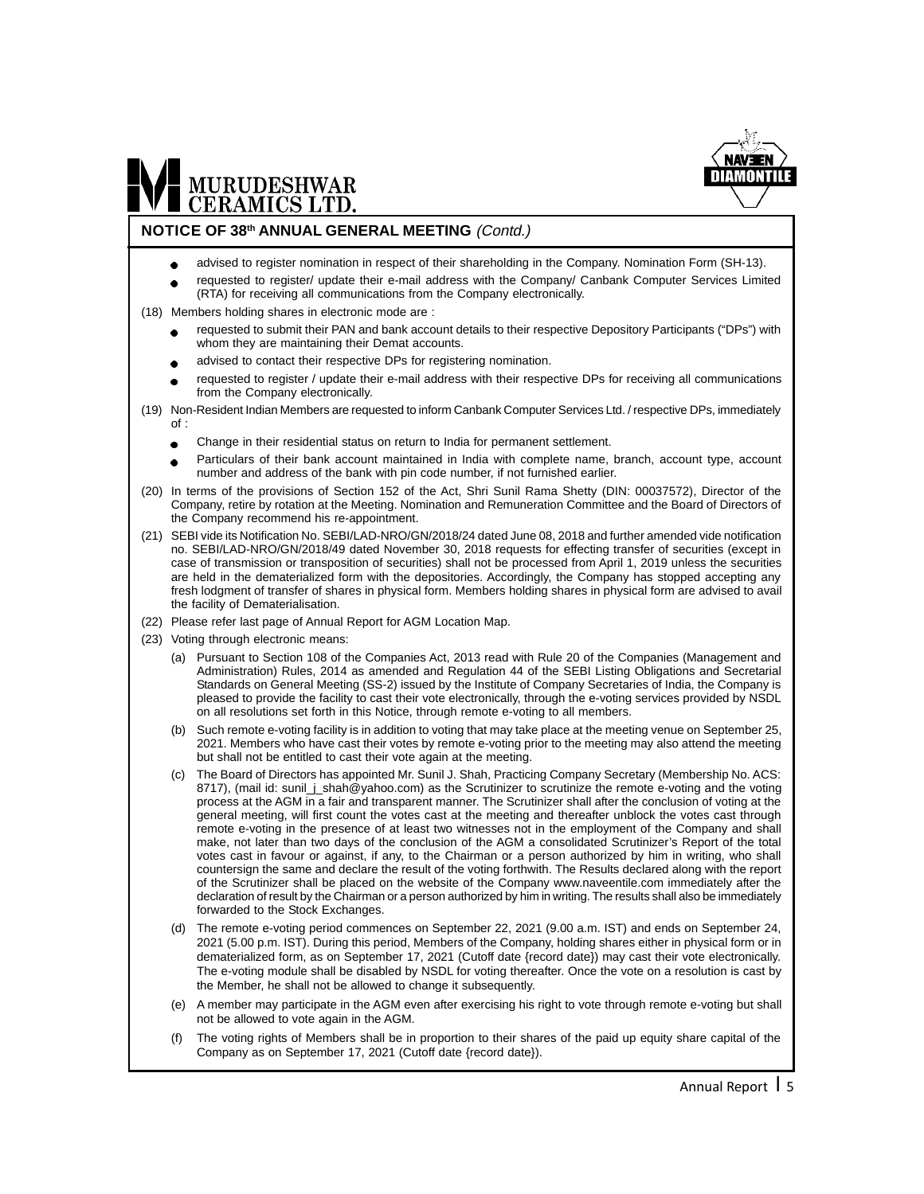## NOTICE OF 38th ANNUAL GENERAL MEETING *(Contd.)*

- advised to register nomination in respect of their shareholding in the Company. Nomination Form (SH-13).
- requested to register/ update their e-mail address with the Company/ Canbank Computer Services Limited (RTA) for receiving all communications from the Company electronically.

(18) Members holding shares in electronic mode are :

- requested to submit their PAN and bank account details to their respective Depository Participants ("DPs") with whom they are maintaining their Demat accounts.
- advised to contact their respective DPs for registering nomination.
- requested to register / update their e-mail address with their respective DPs for receiving all communications from the Company electronically.

(19) Non-Resident Indian Members are requested to inform Canbank Computer Services Ltd. / respective DPs, immediately of :

- Change in their residential status on return to India for permanent settlement.
- Particulars of their bank account maintained in India with complete name, branch, account type, account number and address of the bank with pin code number, if not furnished earlier.

(20) In terms of the provisions of Section 152 of the Act, Shri Sunil Rama Shetty (DIN: 00037572), Director of the Company, retire by rotation at the Meeting. Nomination and Remuneration Committee and the Board of Directors of the Company recommend his re-appointment.

(21) SEBI vide its Notification No. SEBI/LAD-NRO/GN/2018/24 dated June 08, 2018 and further amended vide notification no. SEBI/LAD-NRO/GN/2018/49 dated November 30, 2018 requests for effecting transfer of securities (except in case of transmission or transposition of securities) shall not be processed from April 1, 2019 unless the securities are held in the dematerialized form with the depositories. Accordingly, the Company has stopped accepting any fresh lodgment of transfer of shares in physical form. Members holding shares in physical form are advised to avail the facility of Dematerialisation.

(22) Please refer last page of Annual Report for AGM Location Map.

(23) Voting through electronic means:

(a) Pursuant to Section 108 of the Companies Act, 2013 read with Rule 20 of the Companies (Management and Administration) Rules, 2014 as amended and Regulation 44 of the SEBI Listing Obligations and Secretarial Standards on General Meeting (SS-2) issued by the Institute of Company Secretaries of India, the Company is pleased to provide the facility to cast their vote electronically, through the e-voting services provided by NSDL on all resolutions set forth in this Notice, through remote e-voting to all members.

(b) Such remote e-voting facility is in addition to voting that may take place at the meeting venue on September 25, 2021. Members who have cast their votes by remote e-voting prior to the meeting may also attend the meeting but shall not be entitled to cast their vote again at the meeting.

(c) The Board of Directors has appointed Mr. Sunil J. Shah, Practicing Company Secretary (Membership No. ACS: 8717), (mail id: sunil_j_shah@yahoo.com) as the Scrutinizer to scrutinize the remote e-voting and the voting process at the AGM in a fair and transparent manner. The Scrutinizer shall after the conclusion of voting at the general meeting, will first count the votes cast at the meeting and thereafter unblock the votes cast through remote e-voting in the presence of at least two witnesses not in the employment of the Company and shall make, not later than two days of the conclusion of the AGM a consolidated Scrutinizer's Report of the total votes cast in favour or against, if any, to the Chairman or a person authorized by him in writing, who shall countersign the same and declare the result of the voting forthwith. The Results declared along with the report of the Scrutinizer shall be placed on the website of the Company www.naveentile.com immediately after the declaration of result by the Chairman or a person authorized by him in writing. The results shall also be immediately forwarded to the Stock Exchanges.

(d) The remote e-voting period commences on September 22, 2021 (9.00 a.m. IST) and ends on September 24, 2021 (5.00 p.m. IST). During this period, Members of the Company, holding shares either in physical form or in dematerialized form, as on September 17, 2021 (Cutoff date {record date}) may cast their vote electronically. The e-voting module shall be disabled by NSDL for voting thereafter. Once the vote on a resolution is cast by the Member, he shall not be allowed to change it subsequently.

(e) A member may participate in the AGM even after exercising his right to vote through remote e-voting but shall not be allowed to vote again in the AGM.

(f) The voting rights of Members shall be in proportion to their shares of the paid up equity share capital of the Company as on September 17, 2021 (Cutoff date {record date}).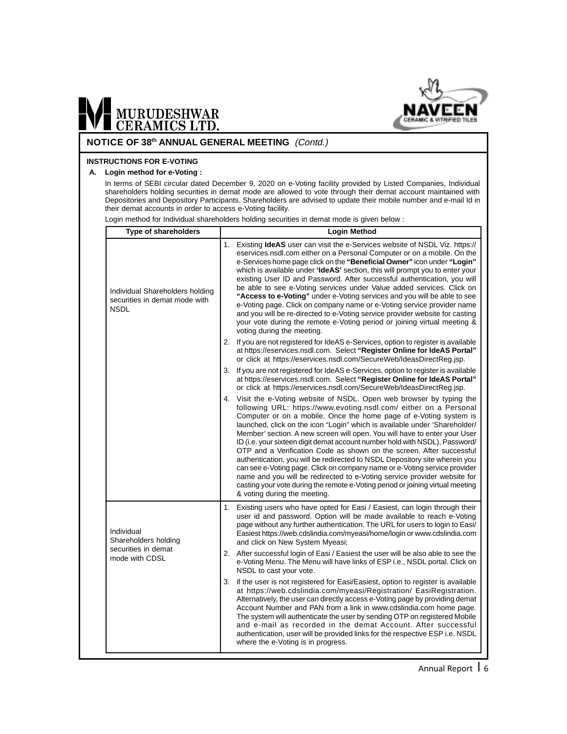## NOTICE OF 38th ANNUAL GENERAL MEETING *(Contd.)*

### INSTRUCTIONS FOR E-VOTING

**A. Login method for e-Voting :**

In terms of SEBI circular dated December 9, 2020 on e-Voting facility provided by Listed Companies, Individual shareholders holding securities in demat mode are allowed to vote through their demat account maintained with Depositories and Depository Participants. Shareholders are advised to update their mobile number and e-mail Id in their demat accounts in order to access e-Voting facility.

Login method for Individual shareholders holding securities in demat mode is given below :

| Type of shareholders | Login Method |
|---|---|
| Individual Shareholders holding securities in demat mode with NSDL | 1. Existing **IdeAS** user can visit the e-Services website of NSDL Viz. https://eservices.nsdl.com either on a Personal Computer or on a mobile. On the e-Services home page click on the **"Beneficial Owner"** icon under **"Login"** which is available under **'IdeAS'** section, this will prompt you to enter your existing User ID and Password. After successful authentication, you will be able to see e-Voting services under Value added services. Click on **"Access to e-Voting"** under e-Voting services and you will be able to see e-Voting page. Click on company name or e-Voting service provider name and you will be re-directed to e-Voting service provider website for casting your vote during the remote e-Voting period or joining virtual meeting & voting during the meeting.<br>2. If you are not registered for IdeAS e-Services, option to register is available at https://eservices.nsdl.com. Select **"Register Online for IdeAS Portal"** or click at https://eservices.nsdl.com/SecureWeb/IdeasDirectReg.jsp.<br>3. If you are not registered for IdeAS e-Services, option to register is available at https://eservices.nsdl.com. Select **"Register Online for IdeAS Portal"** or click at https://eservices.nsdl.com/SecureWeb/IdeasDirectReg.jsp.<br>4. Visit the e-Voting website of NSDL. Open web browser by typing the following URL: https://www.evoting.nsdl.com/ either on a Personal Computer or on a mobile. Once the home page of e-Voting system is launched, click on the icon "Login" which is available under 'Shareholder/Member' section. A new screen will open. You will have to enter your User ID (i.e. your sixteen digit demat account number hold with NSDL), Password/OTP and a Verification Code as shown on the screen. After successful authentication, you will be redirected to NSDL Depository site wherein you can see e-Voting page. Click on company name or e-Voting service provider name and you will be redirected to e-Voting service provider website for casting your vote during the remote e-Voting period or joining virtual meeting & voting during the meeting. |
| Individual Shareholders holding securities in demat mode with CDSL | 1. Existing users who have opted for Easi / Easiest, can login through their user id and password. Option will be made available to reach e-Voting page without any further authentication. The URL for users to login to Easi/Easiest https://web.cdslindia.com/myeasi/home/login or www.cdslindia.com and click on New System Myeasi;<br>2. After successful login of Easi / Easiest the user will be also able to see the e-Voting Menu. The Menu will have links of ESP i.e., NSDL portal. Click on NSDL to cast your vote.<br>3. if the user is not registered for Easi/Easiest, option to register is available at https://web.cdslindia.com/myeasi/Registration/ EasiRegistration. Alternatively, the user can directly access e-Voting page by providing demat Account Number and PAN from a link in www.cdslindia.com home page. The system will authenticate the user by sending OTP on registered Mobile and e-mail as recorded in the demat Account. After successful authentication, user will be provided links for the respective ESP i.e. NSDL where the e-Voting is in progress. |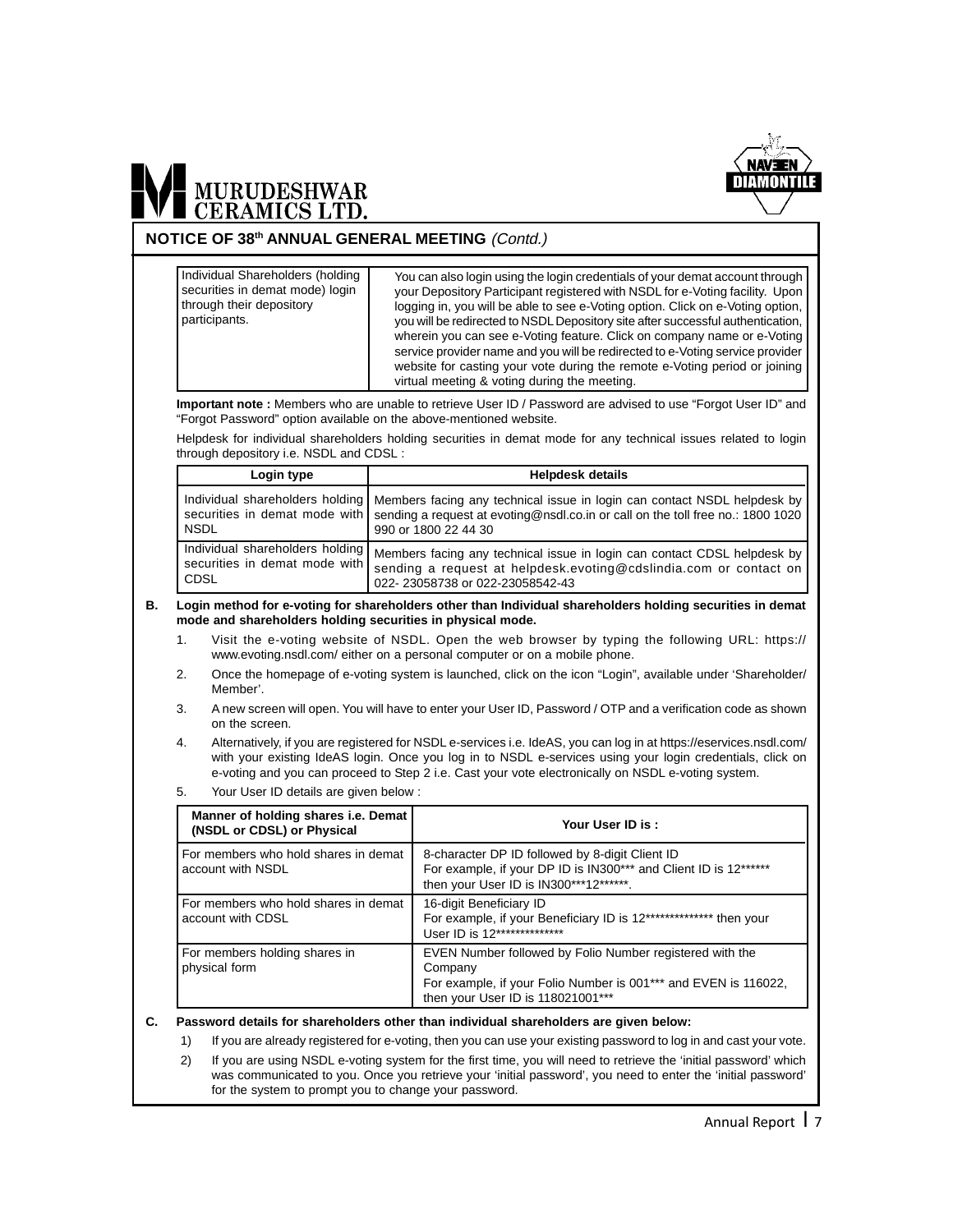## NOTICE OF 38th ANNUAL GENERAL MEETING *(Contd.)*

| | |
|---|---|
| Individual Shareholders (holding securities in demat mode) login through their depository participants. | You can also login using the login credentials of your demat account through your Depository Participant registered with NSDL for e-Voting facility. Upon logging in, you will be able to see e-Voting option. Click on e-Voting option, you will be redirected to NSDL Depository site after successful authentication, wherein you can see e-Voting feature. Click on company name or e-Voting service provider name and you will be redirected to e-Voting service provider website for casting your vote during the remote e-Voting period or joining virtual meeting & voting during the meeting. |

**Important note :** Members who are unable to retrieve User ID / Password are advised to use "Forgot User ID" and "Forgot Password" option available on the above-mentioned website.

Helpdesk for individual shareholders holding securities in demat mode for any technical issues related to login through depository i.e. NSDL and CDSL :

| Login type | Helpdesk details |
|---|---|
| Individual shareholders holding securities in demat mode with NSDL | Members facing any technical issue in login can contact NSDL helpdesk by sending a request at evoting@nsdl.co.in or call on the toll free no.: 1800 1020 990 or 1800 22 44 30 |
| Individual shareholders holding securities in demat mode with CDSL | Members facing any technical issue in login can contact CDSL helpdesk by sending a request at helpdesk.evoting@cdslindia.com or contact on 022- 23058738 or 022-23058542-43 |

**B. Login method for e-voting for shareholders other than Individual shareholders holding securities in demat mode and shareholders holding securities in physical mode.**

1. Visit the e-voting website of NSDL. Open the web browser by typing the following URL: https://www.evoting.nsdl.com/ either on a personal computer or on a mobile phone.
2. Once the homepage of e-voting system is launched, click on the icon "Login", available under 'Shareholder/ Member'.
3. A new screen will open. You will have to enter your User ID, Password / OTP and a verification code as shown on the screen.
4. Alternatively, if you are registered for NSDL e-services i.e. IdeAS, you can log in at https://eservices.nsdl.com/ with your existing IdeAS login. Once you log in to NSDL e-services using your login credentials, click on e-voting and you can proceed to Step 2 i.e. Cast your vote electronically on NSDL e-voting system.
5. Your User ID details are given below :

| Manner of holding shares i.e. Demat (NSDL or CDSL) or Physical | Your User ID is : |
|---|---|
| For members who hold shares in demat account with NSDL | 8-character DP ID followed by 8-digit Client ID<br>For example, if your DP ID is IN300*** and Client ID is 12****** then your User ID is IN300***12******. |
| For members who hold shares in demat account with CDSL | 16-digit Beneficiary ID<br>For example, if your Beneficiary ID is 12************** then your User ID is 12************** |
| For members holding shares in physical form | EVEN Number followed by Folio Number registered with the Company<br>For example, if your Folio Number is 001*** and EVEN is 116022, then your User ID is 118021001*** |

**C. Password details for shareholders other than individual shareholders are given below:**

1) If you are already registered for e-voting, then you can use your existing password to log in and cast your vote.
2) If you are using NSDL e-voting system for the first time, you will need to retrieve the 'initial password' which was communicated to you. Once you retrieve your 'initial password', you need to enter the 'initial password' for the system to prompt you to change your password.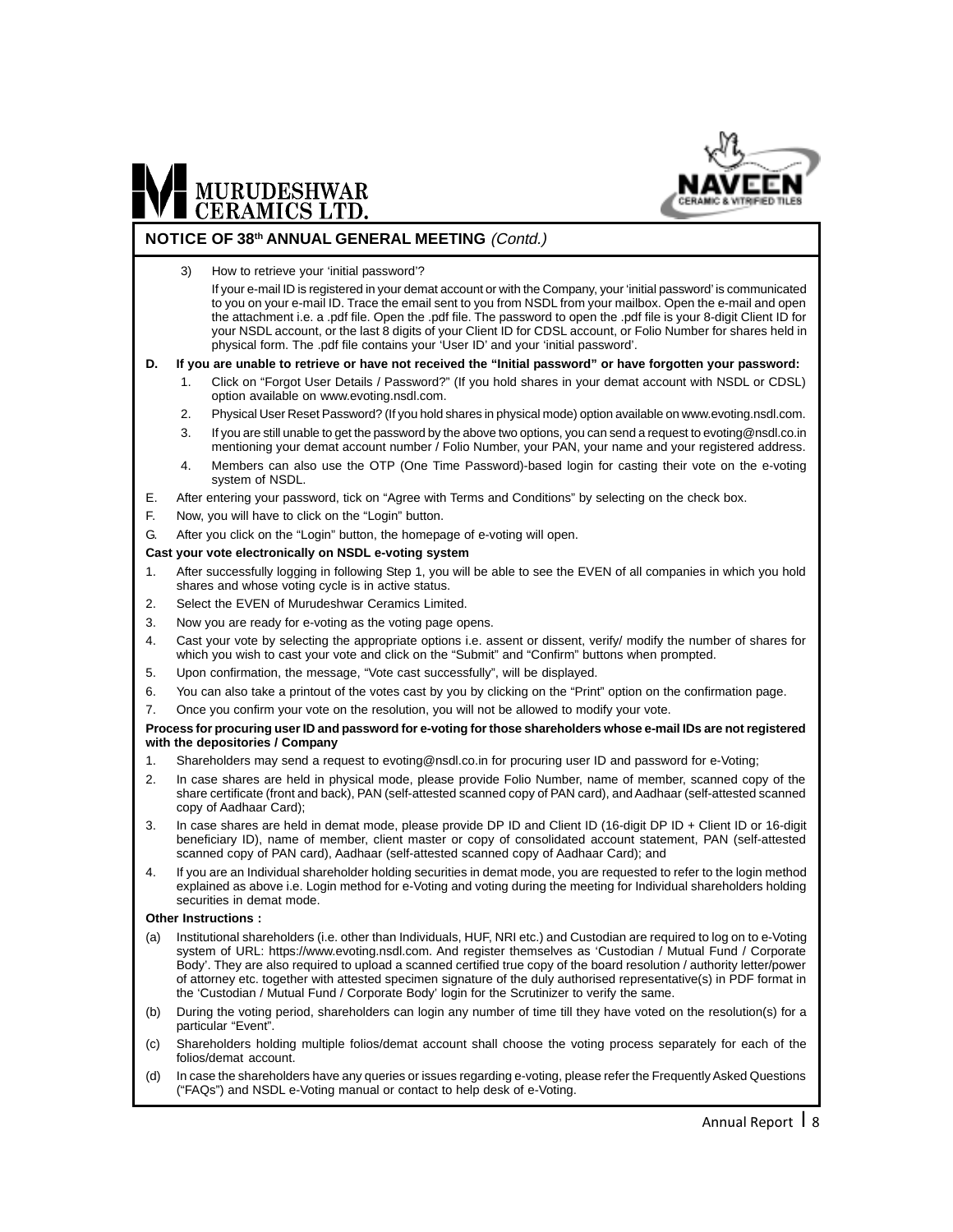## NOTICE OF 38th ANNUAL GENERAL MEETING *(Contd.)*

3) How to retrieve your 'initial password'?

If your e-mail ID is registered in your demat account or with the Company, your 'initial password' is communicated to you on your e-mail ID. Trace the email sent to you from NSDL from your mailbox. Open the e-mail and open the attachment i.e. a .pdf file. Open the .pdf file. The password to open the .pdf file is your 8-digit Client ID for your NSDL account, or the last 8 digits of your Client ID for CDSL account, or Folio Number for shares held in physical form. The .pdf file contains your 'User ID' and your 'initial password'.

**D. If you are unable to retrieve or have not received the "Initial password" or have forgotten your password:**

1. Click on "Forgot User Details / Password?" (If you hold shares in your demat account with NSDL or CDSL) option available on www.evoting.nsdl.com.
2. Physical User Reset Password? (If you hold shares in physical mode) option available on www.evoting.nsdl.com.
3. If you are still unable to get the password by the above two options, you can send a request to evoting@nsdl.co.in mentioning your demat account number / Folio Number, your PAN, your name and your registered address.
4. Members can also use the OTP (One Time Password)-based login for casting their vote on the e-voting system of NSDL.

E. After entering your password, tick on "Agree with Terms and Conditions" by selecting on the check box.

F. Now, you will have to click on the "Login" button.

G. After you click on the "Login" button, the homepage of e-voting will open.

**Cast your vote electronically on NSDL e-voting system**

1. After successfully logging in following Step 1, you will be able to see the EVEN of all companies in which you hold shares and whose voting cycle is in active status.
2. Select the EVEN of Murudeshwar Ceramics Limited.
3. Now you are ready for e-voting as the voting page opens.
4. Cast your vote by selecting the appropriate options i.e. assent or dissent, verify/ modify the number of shares for which you wish to cast your vote and click on the "Submit" and "Confirm" buttons when prompted.
5. Upon confirmation, the message, "Vote cast successfully", will be displayed.
6. You can also take a printout of the votes cast by you by clicking on the "Print" option on the confirmation page.
7. Once you confirm your vote on the resolution, you will not be allowed to modify your vote.

**Process for procuring user ID and password for e-voting for those shareholders whose e-mail IDs are not registered with the depositories / Company**

1. Shareholders may send a request to evoting@nsdl.co.in for procuring user ID and password for e-Voting;
2. In case shares are held in physical mode, please provide Folio Number, name of member, scanned copy of the share certificate (front and back), PAN (self-attested scanned copy of PAN card), and Aadhaar (self-attested scanned copy of Aadhaar Card);
3. In case shares are held in demat mode, please provide DP ID and Client ID (16-digit DP ID + Client ID or 16-digit beneficiary ID), name of member, client master or copy of consolidated account statement, PAN (self-attested scanned copy of PAN card), Aadhaar (self-attested scanned copy of Aadhaar Card); and
4. If you are an Individual shareholder holding securities in demat mode, you are requested to refer to the login method explained as above i.e. Login method for e-Voting and voting during the meeting for Individual shareholders holding securities in demat mode.

**Other Instructions :**

(a) Institutional shareholders (i.e. other than Individuals, HUF, NRI etc.) and Custodian are required to log on to e-Voting system of URL: https://www.evoting.nsdl.com. And register themselves as 'Custodian / Mutual Fund / Corporate Body'. They are also required to upload a scanned certified true copy of the board resolution / authority letter/power of attorney etc. together with attested specimen signature of the duly authorised representative(s) in PDF format in the 'Custodian / Mutual Fund / Corporate Body' login for the Scrutinizer to verify the same.

(b) During the voting period, shareholders can login any number of time till they have voted on the resolution(s) for a particular "Event".

(c) Shareholders holding multiple folios/demat account shall choose the voting process separately for each of the folios/demat account.

(d) In case the shareholders have any queries or issues regarding e-voting, please refer the Frequently Asked Questions ("FAQs") and NSDL e-Voting manual or contact to help desk of e-Voting.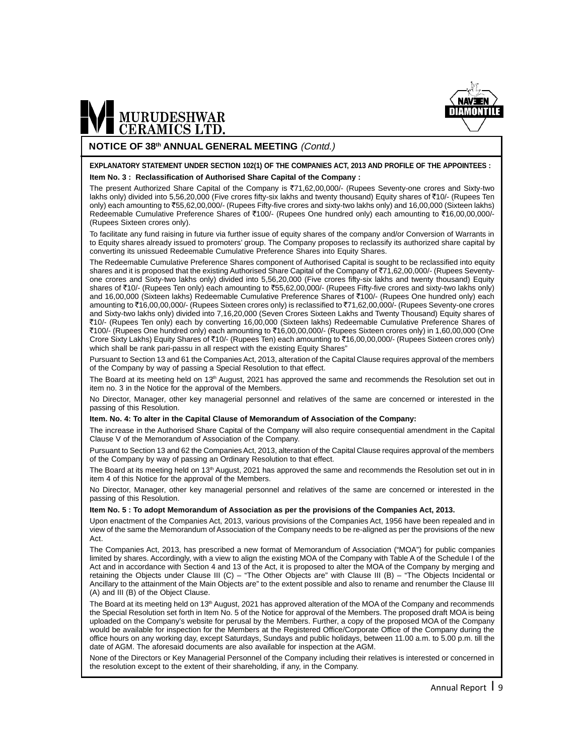## NOTICE OF 38th ANNUAL GENERAL MEETING *(Contd.)*

**EXPLANATORY STATEMENT UNDER SECTION 102(1) OF THE COMPANIES ACT, 2013 AND PROFILE OF THE APPOINTEES :**

**Item No. 3 : Reclassification of Authorised Share Capital of the Company :**

The present Authorized Share Capital of the Company is ₹71,62,00,000/- (Rupees Seventy-one crores and Sixty-two lakhs only) divided into 5,56,20,000 (Five crores fifty-six lakhs and twenty thousand) Equity shares of ₹10/- (Rupees Ten only) each amounting to ₹55,62,00,000/- (Rupees Fifty-five crores and sixty-two lakhs only) and 16,00,000 (Sixteen lakhs) Redeemable Cumulative Preference Shares of ₹100/- (Rupees One hundred only) each amounting to ₹16,00,00,000/- (Rupees Sixteen crores only).

To facilitate any fund raising in future via further issue of equity shares of the company and/or Conversion of Warrants in to Equity shares already issued to promoters' group. The Company proposes to reclassify its authorized share capital by converting its unissued Redeemable Cumulative Preference Shares into Equity Shares.

The Redeemable Cumulative Preference Shares component of Authorised Capital is sought to be reclassified into equity shares and it is proposed that the existing Authorised Share Capital of the Company of ₹71,62,00,000/- (Rupees Seventy-one crores and Sixty-two lakhs only) divided into 5,56,20,000 (Five crores fifty-six lakhs and twenty thousand) Equity shares of ₹10/- (Rupees Ten only) each amounting to ₹55,62,00,000/- (Rupees Fifty-five crores and sixty-two lakhs only) and 16,00,000 (Sixteen lakhs) Redeemable Cumulative Preference Shares of ₹100/- (Rupees One hundred only) each amounting to ₹16,00,00,000/- (Rupees Sixteen crores only) is reclassified to ₹71,62,00,000/- (Rupees Seventy-one crores and Sixty-two lakhs only) divided into 7,16,20,000 (Seven Crores Sixteen Lakhs and Twenty Thousand) Equity shares of ₹10/- (Rupees Ten only) each by converting 16,00,000 (Sixteen lakhs) Redeemable Cumulative Preference Shares of ₹100/- (Rupees One hundred only) each amounting to ₹16,00,00,000/- (Rupees Sixteen crores only) in 1,60,00,000 (One Crore Sixty Lakhs) Equity Shares of ₹10/- (Rupees Ten) each amounting to ₹16,00,00,000/- (Rupees Sixteen crores only) which shall be rank pari-passu in all respect with the existing Equity Shares"

Pursuant to Section 13 and 61 the Companies Act, 2013, alteration of the Capital Clause requires approval of the members of the Company by way of passing a Special Resolution to that effect.

The Board at its meeting held on 13th August, 2021 has approved the same and recommends the Resolution set out in item no. 3 in the Notice for the approval of the Members.

No Director, Manager, other key managerial personnel and relatives of the same are concerned or interested in the passing of this Resolution.

**Item. No. 4: To alter in the Capital Clause of Memorandum of Association of the Company:**

The increase in the Authorised Share Capital of the Company will also require consequential amendment in the Capital Clause V of the Memorandum of Association of the Company.

Pursuant to Section 13 and 62 the Companies Act, 2013, alteration of the Capital Clause requires approval of the members of the Company by way of passing an Ordinary Resolution to that effect.

The Board at its meeting held on 13th August, 2021 has approved the same and recommends the Resolution set out in in item 4 of this Notice for the approval of the Members.

No Director, Manager, other key managerial personnel and relatives of the same are concerned or interested in the passing of this Resolution.

**Item No. 5 : To adopt Memorandum of Association as per the provisions of the Companies Act, 2013.**

Upon enactment of the Companies Act, 2013, various provisions of the Companies Act, 1956 have been repealed and in view of the same the Memorandum of Association of the Company needs to be re-aligned as per the provisions of the new Act.

The Companies Act, 2013, has prescribed a new format of Memorandum of Association ("MOA") for public companies limited by shares. Accordingly, with a view to align the existing MOA of the Company with Table A of the Schedule I of the Act and in accordance with Section 4 and 13 of the Act, it is proposed to alter the MOA of the Company by merging and retaining the Objects under Clause III (C) – "The Other Objects are" with Clause III (B) – "The Objects Incidental or Ancillary to the attainment of the Main Objects are" to the extent possible and also to rename and renumber the Clause III (A) and III (B) of the Object Clause.

The Board at its meeting held on 13th August, 2021 has approved alteration of the MOA of the Company and recommends the Special Resolution set forth in Item No. 5 of the Notice for approval of the Members. The proposed draft MOA is being uploaded on the Company's website for perusal by the Members. Further, a copy of the proposed MOA of the Company would be available for inspection for the Members at the Registered Office/Corporate Office of the Company during the office hours on any working day, except Saturdays, Sundays and public holidays, between 11.00 a.m. to 5.00 p.m. till the date of AGM. The aforesaid documents are also available for inspection at the AGM.

None of the Directors or Key Managerial Personnel of the Company including their relatives is interested or concerned in the resolution except to the extent of their shareholding, if any, in the Company.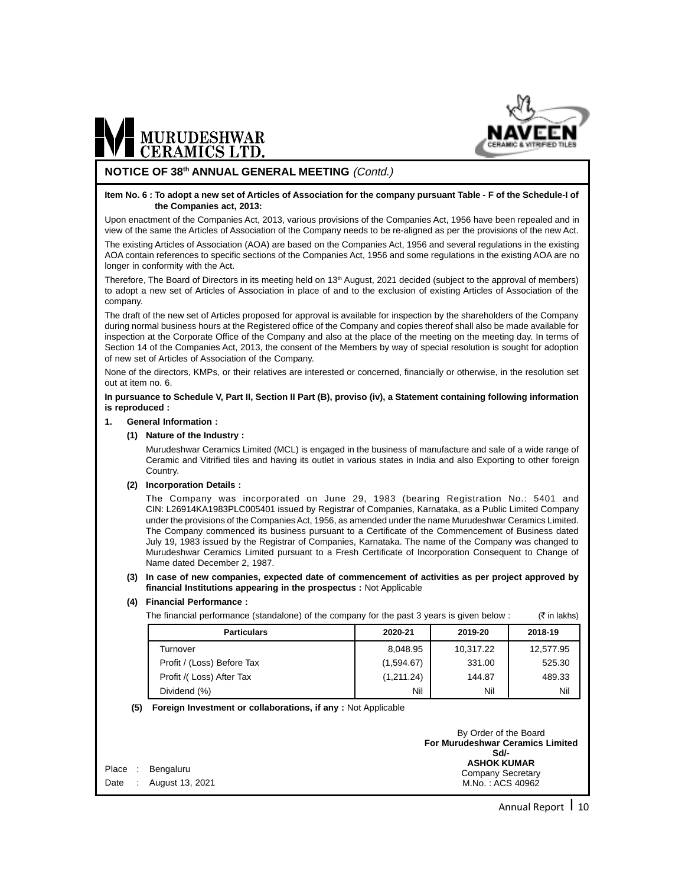## NOTICE OF 38th ANNUAL GENERAL MEETING *(Contd.)*

**Item No. 6 : To adopt a new set of Articles of Association for the company pursuant Table - F of the Schedule-I of the Companies act, 2013:**

Upon enactment of the Companies Act, 2013, various provisions of the Companies Act, 1956 have been repealed and in view of the same the Articles of Association of the Company needs to be re-aligned as per the provisions of the new Act.

The existing Articles of Association (AOA) are based on the Companies Act, 1956 and several regulations in the existing AOA contain references to specific sections of the Companies Act, 1956 and some regulations in the existing AOA are no longer in conformity with the Act.

Therefore, The Board of Directors in its meeting held on 13th August, 2021 decided (subject to the approval of members) to adopt a new set of Articles of Association in place of and to the exclusion of existing Articles of Association of the company.

The draft of the new set of Articles proposed for approval is available for inspection by the shareholders of the Company during normal business hours at the Registered office of the Company and copies thereof shall also be made available for inspection at the Corporate Office of the Company and also at the place of the meeting on the meeting day. In terms of Section 14 of the Companies Act, 2013, the consent of the Members by way of special resolution is sought for adoption of new set of Articles of Association of the Company.

None of the directors, KMPs, or their relatives are interested or concerned, financially or otherwise, in the resolution set out at item no. 6.

**In pursuance to Schedule V, Part II, Section II Part (B), proviso (iv), a Statement containing following information is reproduced :**

**1. General Information :**

**(1) Nature of the Industry :**

Murudeshwar Ceramics Limited (MCL) is engaged in the business of manufacture and sale of a wide range of Ceramic and Vitrified tiles and having its outlet in various states in India and also Exporting to other foreign Country.

**(2) Incorporation Details :**

The Company was incorporated on June 29, 1983 (bearing Registration No.: 5401 and CIN: L26914KA1983PLC005401 issued by Registrar of Companies, Karnataka, as a Public Limited Company under the provisions of the Companies Act, 1956, as amended under the name Murudeshwar Ceramics Limited. The Company commenced its business pursuant to a Certificate of the Commencement of Business dated July 19, 1983 issued by the Registrar of Companies, Karnataka. The name of the Company was changed to Murudeshwar Ceramics Limited pursuant to a Fresh Certificate of Incorporation Consequent to Change of Name dated December 2, 1987.

**(3) In case of new companies, expected date of commencement of activities as per project approved by financial Institutions appearing in the prospectus :** Not Applicable

**(4) Financial Performance :**

The financial performance (standalone) of the company for the past 3 years is given below : (₹ in lakhs)

| Particulars | 2020-21 | 2019-20 | 2018-19 |
|---|---|---|---|
| Turnover | 8,048.95 | 10,317.22 | 12,577.95 |
| Profit / (Loss) Before Tax | (1,594.67) | 331.00 | 525.30 |
| Profit /( Loss) After Tax | (1,211.24) | 144.87 | 489.33 |
| Dividend (%) | Nil | Nil | Nil |

**(5) Foreign Investment or collaborations, if any :** Not Applicable

By Order of the Board
**For Murudeshwar Ceramics Limited**
**Sd/-**
**ASHOK KUMAR**
Company Secretary
M.No. : ACS 40962

Place : Bengaluru
Date : August 13, 2021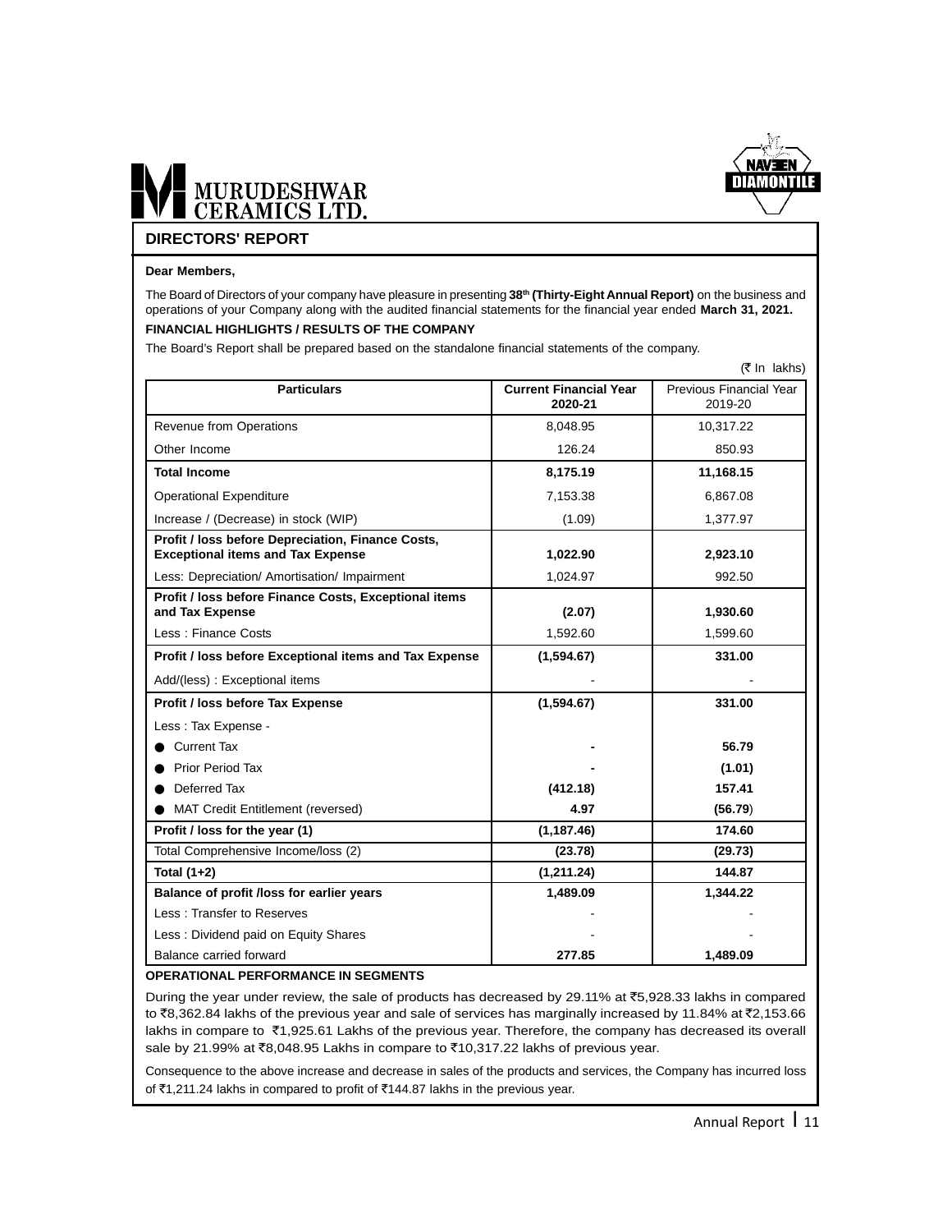## DIRECTORS' REPORT

**Dear Members,**

The Board of Directors of your company have pleasure in presenting **38th (Thirty-Eight Annual Report)** on the business and operations of your Company along with the audited financial statements for the financial year ended **March 31, 2021.**

**FINANCIAL HIGHLIGHTS / RESULTS OF THE COMPANY**

The Board's Report shall be prepared based on the standalone financial statements of the company.

(₹ In lakhs)

| Particulars | Current Financial Year 2020-21 | Previous Financial Year 2019-20 |
|---|---|---|
| Revenue from Operations | 8,048.95 | 10,317.22 |
| Other Income | 126.24 | 850.93 |
| **Total Income** | **8,175.19** | **11,168.15** |
| Operational Expenditure | 7,153.38 | 6,867.08 |
| Increase / (Decrease) in stock (WIP) | (1.09) | 1,377.97 |
| **Profit / loss before Depreciation, Finance Costs, Exceptional items and Tax Expense** | **1,022.90** | **2,923.10** |
| Less: Depreciation/ Amortisation/ Impairment | 1,024.97 | 992.50 |
| **Profit / loss before Finance Costs, Exceptional items and Tax Expense** | **(2.07)** | **1,930.60** |
| Less : Finance Costs | 1,592.60 | 1,599.60 |
| **Profit / loss before Exceptional items and Tax Expense** | **(1,594.67)** | **331.00** |
| Add/(less) : Exceptional items | - | - |
| **Profit / loss before Tax Expense** | **(1,594.67)** | **331.00** |
| Less : Tax Expense - | | |
| ● Current Tax | **-** | **56.79** |
| ● Prior Period Tax | **-** | **(1.01)** |
| ● Deferred Tax | **(412.18)** | **157.41** |
| ● MAT Credit Entitlement (reversed) | **4.97** | **(56.79)** |
| **Profit / loss for the year (1)** | **(1,187.46)** | **174.60** |
| Total Comprehensive Income/loss (2) | **(23.78)** | **(29.73)** |
| **Total (1+2)** | **(1,211.24)** | **144.87** |
| **Balance of profit /loss for earlier years** | **1,489.09** | **1,344.22** |
| Less : Transfer to Reserves | - | - |
| Less : Dividend paid on Equity Shares | - | - |
| Balance carried forward | **277.85** | **1,489.09** |

**OPERATIONAL PERFORMANCE IN SEGMENTS**

During the year under review, the sale of products has decreased by 29.11% at ₹5,928.33 lakhs in compared to ₹8,362.84 lakhs of the previous year and sale of services has marginally increased by 11.84% at ₹2,153.66 lakhs in compare to ₹1,925.61 Lakhs of the previous year. Therefore, the company has decreased its overall sale by 21.99% at ₹8,048.95 Lakhs in compare to ₹10,317.22 lakhs of previous year.

Consequence to the above increase and decrease in sales of the products and services, the Company has incurred loss of ₹1,211.24 lakhs in compared to profit of ₹144.87 lakhs in the previous year.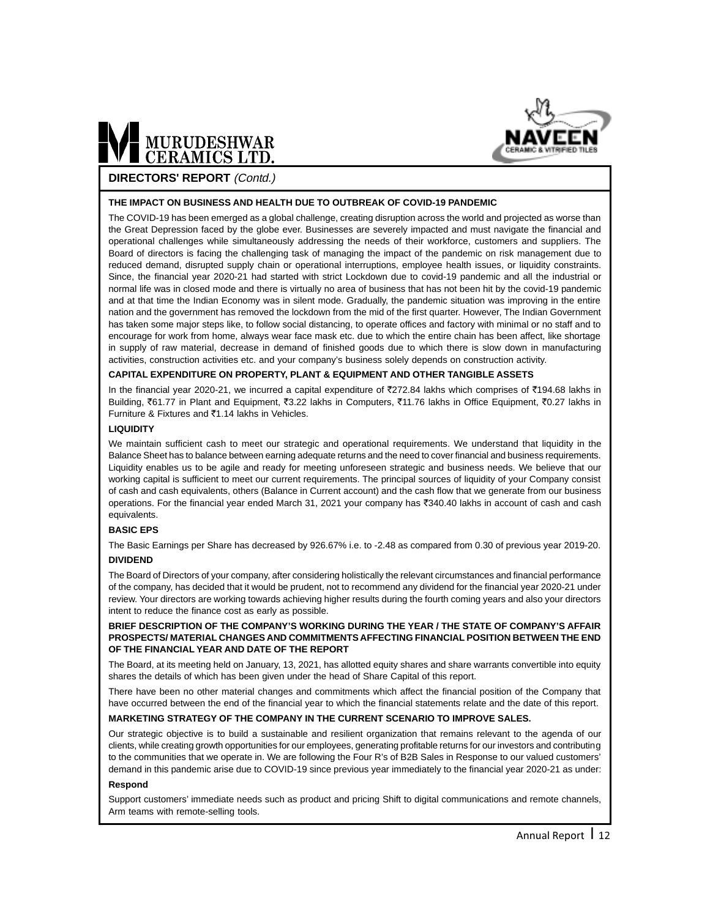## DIRECTORS' REPORT *(Contd.)*

### THE IMPACT ON BUSINESS AND HEALTH DUE TO OUTBREAK OF COVID-19 PANDEMIC

The COVID-19 has been emerged as a global challenge, creating disruption across the world and projected as worse than the Great Depression faced by the globe ever. Businesses are severely impacted and must navigate the financial and operational challenges while simultaneously addressing the needs of their workforce, customers and suppliers. The Board of directors is facing the challenging task of managing the impact of the pandemic on risk management due to reduced demand, disrupted supply chain or operational interruptions, employee health issues, or liquidity constraints. Since, the financial year 2020-21 had started with strict Lockdown due to covid-19 pandemic and all the industrial or normal life was in closed mode and there is virtually no area of business that has not been hit by the covid-19 pandemic and at that time the Indian Economy was in silent mode. Gradually, the pandemic situation was improving in the entire nation and the government has removed the lockdown from the mid of the first quarter. However, The Indian Government has taken some major steps like, to follow social distancing, to operate offices and factory with minimal or no staff and to encourage for work from home, always wear face mask etc. due to which the entire chain has been affect, like shortage in supply of raw material, decrease in demand of finished goods due to which there is slow down in manufacturing activities, construction activities etc. and your company's business solely depends on construction activity.

### CAPITAL EXPENDITURE ON PROPERTY, PLANT & EQUIPMENT AND OTHER TANGIBLE ASSETS

In the financial year 2020-21, we incurred a capital expenditure of ₹272.84 lakhs which comprises of ₹194.68 lakhs in Building, ₹61.77 in Plant and Equipment, ₹3.22 lakhs in Computers, ₹11.76 lakhs in Office Equipment, ₹0.27 lakhs in Furniture & Fixtures and ₹1.14 lakhs in Vehicles.

### LIQUIDITY

We maintain sufficient cash to meet our strategic and operational requirements. We understand that liquidity in the Balance Sheet has to balance between earning adequate returns and the need to cover financial and business requirements. Liquidity enables us to be agile and ready for meeting unforeseen strategic and business needs. We believe that our working capital is sufficient to meet our current requirements. The principal sources of liquidity of your Company consist of cash and cash equivalents, others (Balance in Current account) and the cash flow that we generate from our business operations. For the financial year ended March 31, 2021 your company has ₹340.40 lakhs in account of cash and cash equivalents.

### BASIC EPS

The Basic Earnings per Share has decreased by 926.67% i.e. to -2.48 as compared from 0.30 of previous year 2019-20.

### DIVIDEND

The Board of Directors of your company, after considering holistically the relevant circumstances and financial performance of the company, has decided that it would be prudent, not to recommend any dividend for the financial year 2020-21 under review. Your directors are working towards achieving higher results during the fourth coming years and also your directors intent to reduce the finance cost as early as possible.

### BRIEF DESCRIPTION OF THE COMPANY'S WORKING DURING THE YEAR / THE STATE OF COMPANY'S AFFAIR PROSPECTS/ MATERIAL CHANGES AND COMMITMENTS AFFECTING FINANCIAL POSITION BETWEEN THE END OF THE FINANCIAL YEAR AND DATE OF THE REPORT

The Board, at its meeting held on January, 13, 2021, has allotted equity shares and share warrants convertible into equity shares the details of which has been given under the head of Share Capital of this report.

There have been no other material changes and commitments which affect the financial position of the Company that have occurred between the end of the financial year to which the financial statements relate and the date of this report.

### MARKETING STRATEGY OF THE COMPANY IN THE CURRENT SCENARIO TO IMPROVE SALES.

Our strategic objective is to build a sustainable and resilient organization that remains relevant to the agenda of our clients, while creating growth opportunities for our employees, generating profitable returns for our investors and contributing to the communities that we operate in. We are following the Four R's of B2B Sales in Response to our valued customers' demand in this pandemic arise due to COVID-19 since previous year immediately to the financial year 2020-21 as under:

**Respond**

Support customers' immediate needs such as product and pricing Shift to digital communications and remote channels, Arm teams with remote-selling tools.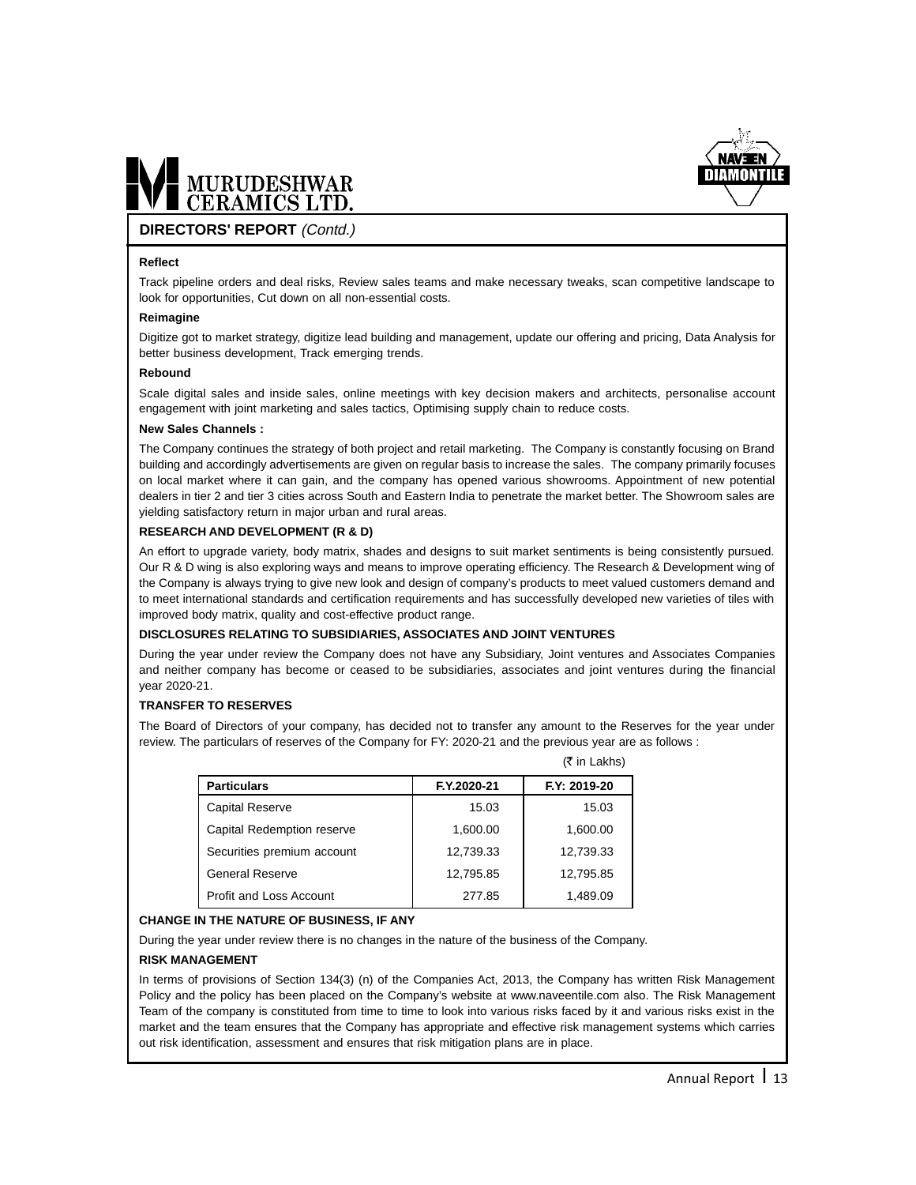## DIRECTORS' REPORT *(Contd.)*

**Reflect**

Track pipeline orders and deal risks, Review sales teams and make necessary tweaks, scan competitive landscape to look for opportunities, Cut down on all non-essential costs.

**Reimagine**

Digitize got to market strategy, digitize lead building and management, update our offering and pricing, Data Analysis for better business development, Track emerging trends.

**Rebound**

Scale digital sales and inside sales, online meetings with key decision makers and architects, personalise account engagement with joint marketing and sales tactics, Optimising supply chain to reduce costs.

**New Sales Channels :**

The Company continues the strategy of both project and retail marketing. The Company is constantly focusing on Brand building and accordingly advertisements are given on regular basis to increase the sales. The company primarily focuses on local market where it can gain, and the company has opened various showrooms. Appointment of new potential dealers in tier 2 and tier 3 cities across South and Eastern India to penetrate the market better. The Showroom sales are yielding satisfactory return in major urban and rural areas.

### RESEARCH AND DEVELOPMENT (R & D)

An effort to upgrade variety, body matrix, shades and designs to suit market sentiments is being consistently pursued. Our R & D wing is also exploring ways and means to improve operating efficiency. The Research & Development wing of the Company is always trying to give new look and design of company's products to meet valued customers demand and to meet international standards and certification requirements and has successfully developed new varieties of tiles with improved body matrix, quality and cost-effective product range.

### DISCLOSURES RELATING TO SUBSIDIARIES, ASSOCIATES AND JOINT VENTURES

During the year under review the Company does not have any Subsidiary, Joint ventures and Associates Companies and neither company has become or ceased to be subsidiaries, associates and joint ventures during the financial year 2020-21.

### TRANSFER TO RESERVES

The Board of Directors of your company, has decided not to transfer any amount to the Reserves for the year under review. The particulars of reserves of the Company for FY: 2020-21 and the previous year are as follows :

(₹ in Lakhs)

| Particulars | F.Y.2020-21 | F.Y: 2019-20 |
|---|---|---|
| Capital Reserve | 15.03 | 15.03 |
| Capital Redemption reserve | 1,600.00 | 1,600.00 |
| Securities premium account | 12,739.33 | 12,739.33 |
| General Reserve | 12,795.85 | 12,795.85 |
| Profit and Loss Account | 277.85 | 1,489.09 |

### CHANGE IN THE NATURE OF BUSINESS, IF ANY

During the year under review there is no changes in the nature of the business of the Company.

### RISK MANAGEMENT

In terms of provisions of Section 134(3) (n) of the Companies Act, 2013, the Company has written Risk Management Policy and the policy has been placed on the Company's website at www.naveentile.com also. The Risk Management Team of the company is constituted from time to time to look into various risks faced by it and various risks exist in the market and the team ensures that the Company has appropriate and effective risk management systems which carries out risk identification, assessment and ensures that risk mitigation plans are in place.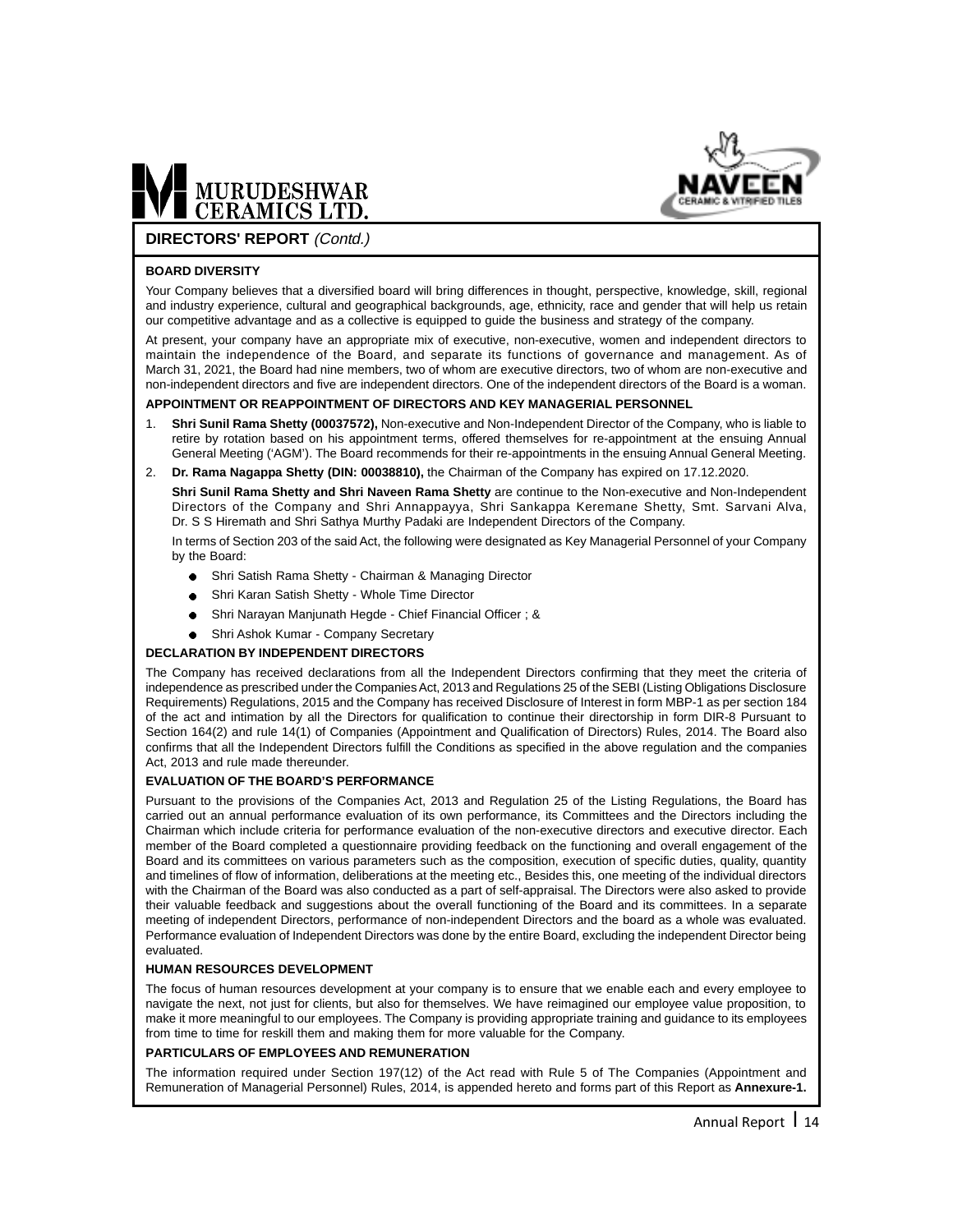## DIRECTORS' REPORT *(Contd.)*

### BOARD DIVERSITY

Your Company believes that a diversified board will bring differences in thought, perspective, knowledge, skill, regional and industry experience, cultural and geographical backgrounds, age, ethnicity, race and gender that will help us retain our competitive advantage and as a collective is equipped to guide the business and strategy of the company.

At present, your company have an appropriate mix of executive, non-executive, women and independent directors to maintain the independence of the Board, and separate its functions of governance and management. As of March 31, 2021, the Board had nine members, two of whom are executive directors, two of whom are non-executive and non-independent directors and five are independent directors. One of the independent directors of the Board is a woman.

### APPOINTMENT OR REAPPOINTMENT OF DIRECTORS AND KEY MANAGERIAL PERSONNEL

1. **Shri Sunil Rama Shetty (00037572),** Non-executive and Non-Independent Director of the Company, who is liable to retire by rotation based on his appointment terms, offered themselves for re-appointment at the ensuing Annual General Meeting ('AGM'). The Board recommends for their re-appointments in the ensuing Annual General Meeting.
2. **Dr. Rama Nagappa Shetty (DIN: 00038810),** the Chairman of the Company has expired on 17.12.2020.

   **Shri Sunil Rama Shetty and Shri Naveen Rama Shetty** are continue to the Non-executive and Non-Independent Directors of the Company and Shri Annappayya, Shri Sankappa Keremane Shetty, Smt. Sarvani Alva, Dr. S S Hiremath and Shri Sathya Murthy Padaki are Independent Directors of the Company.

   In terms of Section 203 of the said Act, the following were designated as Key Managerial Personnel of your Company by the Board:

   - Shri Satish Rama Shetty - Chairman & Managing Director
   - Shri Karan Satish Shetty - Whole Time Director
   - Shri Narayan Manjunath Hegde - Chief Financial Officer ; &
   - Shri Ashok Kumar - Company Secretary

### DECLARATION BY INDEPENDENT DIRECTORS

The Company has received declarations from all the Independent Directors confirming that they meet the criteria of independence as prescribed under the Companies Act, 2013 and Regulations 25 of the SEBI (Listing Obligations Disclosure Requirements) Regulations, 2015 and the Company has received Disclosure of Interest in form MBP-1 as per section 184 of the act and intimation by all the Directors for qualification to continue their directorship in form DIR-8 Pursuant to Section 164(2) and rule 14(1) of Companies (Appointment and Qualification of Directors) Rules, 2014. The Board also confirms that all the Independent Directors fulfill the Conditions as specified in the above regulation and the companies Act, 2013 and rule made thereunder.

### EVALUATION OF THE BOARD'S PERFORMANCE

Pursuant to the provisions of the Companies Act, 2013 and Regulation 25 of the Listing Regulations, the Board has carried out an annual performance evaluation of its own performance, its Committees and the Directors including the Chairman which include criteria for performance evaluation of the non-executive directors and executive director. Each member of the Board completed a questionnaire providing feedback on the functioning and overall engagement of the Board and its committees on various parameters such as the composition, execution of specific duties, quality, quantity and timelines of flow of information, deliberations at the meeting etc., Besides this, one meeting of the individual directors with the Chairman of the Board was also conducted as a part of self-appraisal. The Directors were also asked to provide their valuable feedback and suggestions about the overall functioning of the Board and its committees. In a separate meeting of independent Directors, performance of non-independent Directors and the board as a whole was evaluated. Performance evaluation of Independent Directors was done by the entire Board, excluding the independent Director being evaluated.

### HUMAN RESOURCES DEVELOPMENT

The focus of human resources development at your company is to ensure that we enable each and every employee to navigate the next, not just for clients, but also for themselves. We have reimagined our employee value proposition, to make it more meaningful to our employees. The Company is providing appropriate training and guidance to its employees from time to time for reskill them and making them for more valuable for the Company.

### PARTICULARS OF EMPLOYEES AND REMUNERATION

The information required under Section 197(12) of the Act read with Rule 5 of The Companies (Appointment and Remuneration of Managerial Personnel) Rules, 2014, is appended hereto and forms part of this Report as **Annexure-1.**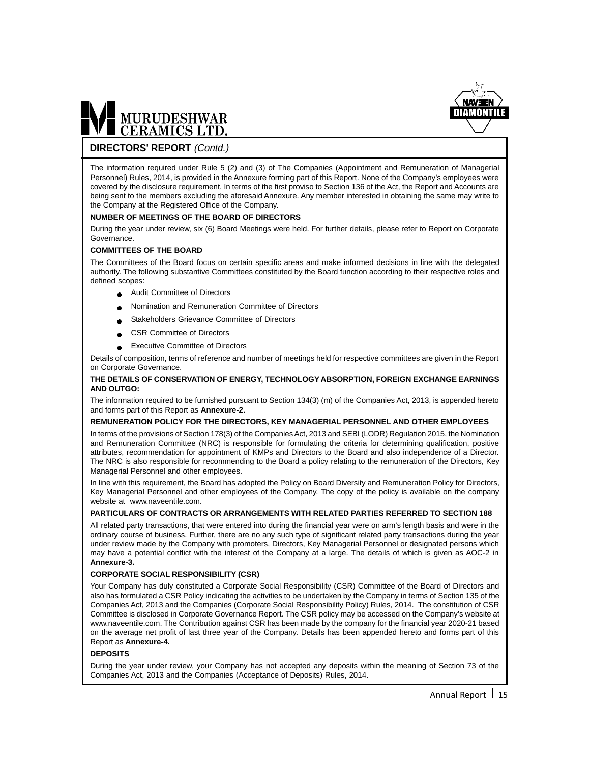## DIRECTORS' REPORT *(Contd.)*

The information required under Rule 5 (2) and (3) of The Companies (Appointment and Remuneration of Managerial Personnel) Rules, 2014, is provided in the Annexure forming part of this Report. None of the Company's employees were covered by the disclosure requirement. In terms of the first proviso to Section 136 of the Act, the Report and Accounts are being sent to the members excluding the aforesaid Annexure. Any member interested in obtaining the same may write to the Company at the Registered Office of the Company.

**NUMBER OF MEETINGS OF THE BOARD OF DIRECTORS**

During the year under review, six (6) Board Meetings were held. For further details, please refer to Report on Corporate Governance.

**COMMITTEES OF THE BOARD**

The Committees of the Board focus on certain specific areas and make informed decisions in line with the delegated authority. The following substantive Committees constituted by the Board function according to their respective roles and defined scopes:

- Audit Committee of Directors
- Nomination and Remuneration Committee of Directors
- Stakeholders Grievance Committee of Directors
- CSR Committee of Directors
- Executive Committee of Directors

Details of composition, terms of reference and number of meetings held for respective committees are given in the Report on Corporate Governance.

**THE DETAILS OF CONSERVATION OF ENERGY, TECHNOLOGY ABSORPTION, FOREIGN EXCHANGE EARNINGS AND OUTGO:**

The information required to be furnished pursuant to Section 134(3) (m) of the Companies Act, 2013, is appended hereto and forms part of this Report as **Annexure-2.**

**REMUNERATION POLICY FOR THE DIRECTORS, KEY MANAGERIAL PERSONNEL AND OTHER EMPLOYEES**

In terms of the provisions of Section 178(3) of the Companies Act, 2013 and SEBI (LODR) Regulation 2015, the Nomination and Remuneration Committee (NRC) is responsible for formulating the criteria for determining qualification, positive attributes, recommendation for appointment of KMPs and Directors to the Board and also independence of a Director. The NRC is also responsible for recommending to the Board a policy relating to the remuneration of the Directors, Key Managerial Personnel and other employees.

In line with this requirement, the Board has adopted the Policy on Board Diversity and Remuneration Policy for Directors, Key Managerial Personnel and other employees of the Company. The copy of the policy is available on the company website at www.naveentile.com.

**PARTICULARS OF CONTRACTS OR ARRANGEMENTS WITH RELATED PARTIES REFERRED TO SECTION 188**

All related party transactions, that were entered into during the financial year were on arm's length basis and were in the ordinary course of business. Further, there are no any such type of significant related party transactions during the year under review made by the Company with promoters, Directors, Key Managerial Personnel or designated persons which may have a potential conflict with the interest of the Company at a large. The details of which is given as AOC-2 in **Annexure-3.**

**CORPORATE SOCIAL RESPONSIBILITY (CSR)**

Your Company has duly constituted a Corporate Social Responsibility (CSR) Committee of the Board of Directors and also has formulated a CSR Policy indicating the activities to be undertaken by the Company in terms of Section 135 of the Companies Act, 2013 and the Companies (Corporate Social Responsibility Policy) Rules, 2014. The constitution of CSR Committee is disclosed in Corporate Governance Report. The CSR policy may be accessed on the Company's website at www.naveentile.com. The Contribution against CSR has been made by the company for the financial year 2020-21 based on the average net profit of last three year of the Company. Details has been appended hereto and forms part of this Report as **Annexure-4.**

**DEPOSITS**

During the year under review, your Company has not accepted any deposits within the meaning of Section 73 of the Companies Act, 2013 and the Companies (Acceptance of Deposits) Rules, 2014.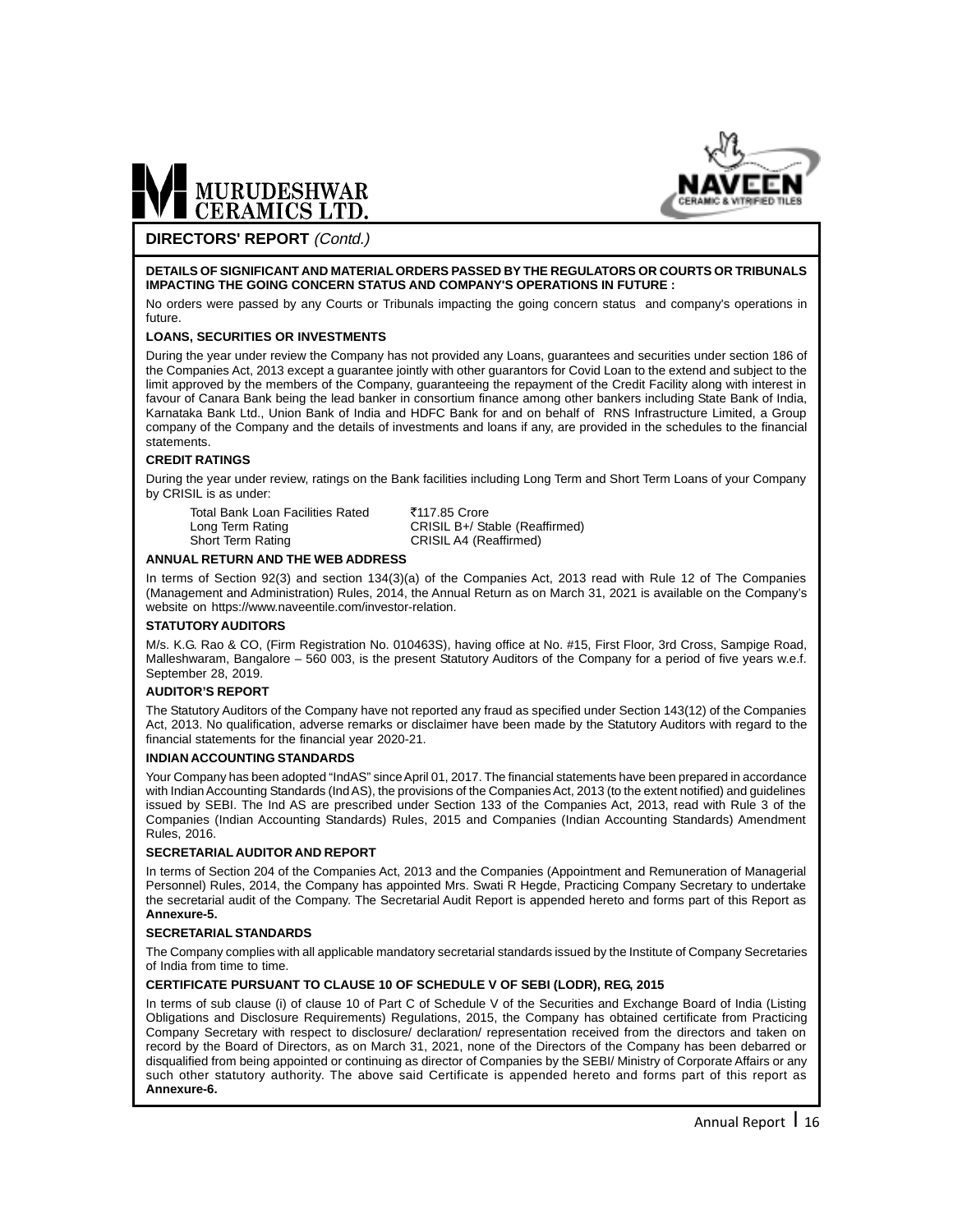## DIRECTORS' REPORT *(Contd.)*

**DETAILS OF SIGNIFICANT AND MATERIAL ORDERS PASSED BY THE REGULATORS OR COURTS OR TRIBUNALS IMPACTING THE GOING CONCERN STATUS AND COMPANY'S OPERATIONS IN FUTURE :**

No orders were passed by any Courts or Tribunals impacting the going concern status and company's operations in future.

**LOANS, SECURITIES OR INVESTMENTS**

During the year under review the Company has not provided any Loans, guarantees and securities under section 186 of the Companies Act, 2013 except a guarantee jointly with other guarantors for Covid Loan to the extend and subject to the limit approved by the members of the Company, guaranteeing the repayment of the Credit Facility along with interest in favour of Canara Bank being the lead banker in consortium finance among other bankers including State Bank of India, Karnataka Bank Ltd., Union Bank of India and HDFC Bank for and on behalf of RNS Infrastructure Limited, a Group company of the Company and the details of investments and loans if any, are provided in the schedules to the financial statements.

**CREDIT RATINGS**

During the year under review, ratings on the Bank facilities including Long Term and Short Term Loans of your Company by CRISIL is as under:

| | |
|---|---|
| Total Bank Loan Facilities Rated | ₹117.85 Crore |
| Long Term Rating | CRISIL B+/ Stable (Reaffirmed) |
| Short Term Rating | CRISIL A4 (Reaffirmed) |

**ANNUAL RETURN AND THE WEB ADDRESS**

In terms of Section 92(3) and section 134(3)(a) of the Companies Act, 2013 read with Rule 12 of The Companies (Management and Administration) Rules, 2014, the Annual Return as on March 31, 2021 is available on the Company's website on https://www.naveentile.com/investor-relation.

**STATUTORY AUDITORS**

M/s. K.G. Rao & CO, (Firm Registration No. 010463S), having office at No. #15, First Floor, 3rd Cross, Sampige Road, Malleshwaram, Bangalore – 560 003, is the present Statutory Auditors of the Company for a period of five years w.e.f. September 28, 2019.

**AUDITOR'S REPORT**

The Statutory Auditors of the Company have not reported any fraud as specified under Section 143(12) of the Companies Act, 2013. No qualification, adverse remarks or disclaimer have been made by the Statutory Auditors with regard to the financial statements for the financial year 2020-21.

**INDIAN ACCOUNTING STANDARDS**

Your Company has been adopted "IndAS" since April 01, 2017. The financial statements have been prepared in accordance with Indian Accounting Standards (Ind AS), the provisions of the Companies Act, 2013 (to the extent notified) and guidelines issued by SEBI. The Ind AS are prescribed under Section 133 of the Companies Act, 2013, read with Rule 3 of the Companies (Indian Accounting Standards) Rules, 2015 and Companies (Indian Accounting Standards) Amendment Rules, 2016.

**SECRETARIAL AUDITOR AND REPORT**

In terms of Section 204 of the Companies Act, 2013 and the Companies (Appointment and Remuneration of Managerial Personnel) Rules, 2014, the Company has appointed Mrs. Swati R Hegde, Practicing Company Secretary to undertake the secretarial audit of the Company. The Secretarial Audit Report is appended hereto and forms part of this Report as **Annexure-5.**

**SECRETARIAL STANDARDS**

The Company complies with all applicable mandatory secretarial standards issued by the Institute of Company Secretaries of India from time to time.

**CERTIFICATE PURSUANT TO CLAUSE 10 OF SCHEDULE V OF SEBI (LODR), REG, 2015**

In terms of sub clause (i) of clause 10 of Part C of Schedule V of the Securities and Exchange Board of India (Listing Obligations and Disclosure Requirements) Regulations, 2015, the Company has obtained certificate from Practicing Company Secretary with respect to disclosure/ declaration/ representation received from the directors and taken on record by the Board of Directors, as on March 31, 2021, none of the Directors of the Company has been debarred or disqualified from being appointed or continuing as director of Companies by the SEBI/ Ministry of Corporate Affairs or any such other statutory authority. The above said Certificate is appended hereto and forms part of this report as **Annexure-6.**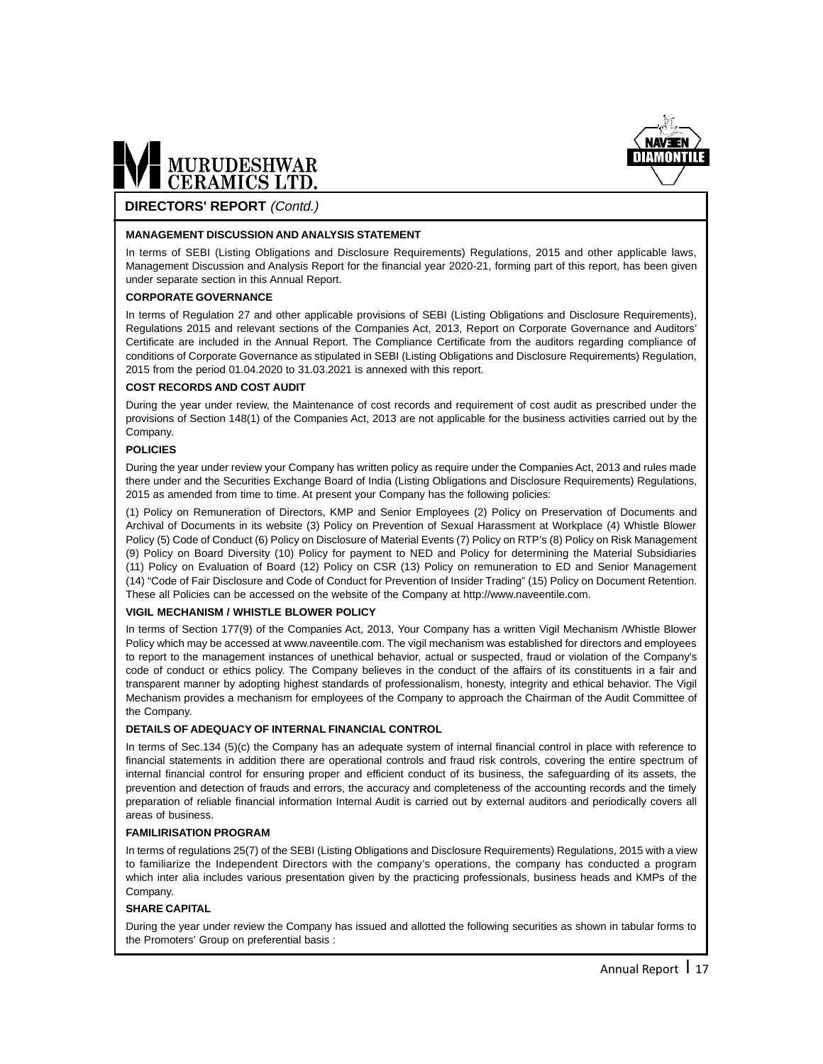## DIRECTORS' REPORT *(Contd.)*

### MANAGEMENT DISCUSSION AND ANALYSIS STATEMENT

In terms of SEBI (Listing Obligations and Disclosure Requirements) Regulations, 2015 and other applicable laws, Management Discussion and Analysis Report for the financial year 2020-21, forming part of this report, has been given under separate section in this Annual Report.

### CORPORATE GOVERNANCE

In terms of Regulation 27 and other applicable provisions of SEBI (Listing Obligations and Disclosure Requirements), Regulations 2015 and relevant sections of the Companies Act, 2013, Report on Corporate Governance and Auditors' Certificate are included in the Annual Report. The Compliance Certificate from the auditors regarding compliance of conditions of Corporate Governance as stipulated in SEBI (Listing Obligations and Disclosure Requirements) Regulation, 2015 from the period 01.04.2020 to 31.03.2021 is annexed with this report.

### COST RECORDS AND COST AUDIT

During the year under review, the Maintenance of cost records and requirement of cost audit as prescribed under the provisions of Section 148(1) of the Companies Act, 2013 are not applicable for the business activities carried out by the Company.

### POLICIES

During the year under review your Company has written policy as require under the Companies Act, 2013 and rules made there under and the Securities Exchange Board of India (Listing Obligations and Disclosure Requirements) Regulations, 2015 as amended from time to time. At present your Company has the following policies:

(1) Policy on Remuneration of Directors, KMP and Senior Employees (2) Policy on Preservation of Documents and Archival of Documents in its website (3) Policy on Prevention of Sexual Harassment at Workplace (4) Whistle Blower Policy (5) Code of Conduct (6) Policy on Disclosure of Material Events (7) Policy on RTP's (8) Policy on Risk Management (9) Policy on Board Diversity (10) Policy for payment to NED and Policy for determining the Material Subsidiaries (11) Policy on Evaluation of Board (12) Policy on CSR (13) Policy on remuneration to ED and Senior Management (14) "Code of Fair Disclosure and Code of Conduct for Prevention of Insider Trading" (15) Policy on Document Retention. These all Policies can be accessed on the website of the Company at http://www.naveentile.com.

### VIGIL MECHANISM / WHISTLE BLOWER POLICY

In terms of Section 177(9) of the Companies Act, 2013, Your Company has a written Vigil Mechanism /Whistle Blower Policy which may be accessed at www.naveentile.com. The vigil mechanism was established for directors and employees to report to the management instances of unethical behavior, actual or suspected, fraud or violation of the Company's code of conduct or ethics policy. The Company believes in the conduct of the affairs of its constituents in a fair and transparent manner by adopting highest standards of professionalism, honesty, integrity and ethical behavior. The Vigil Mechanism provides a mechanism for employees of the Company to approach the Chairman of the Audit Committee of the Company.

### DETAILS OF ADEQUACY OF INTERNAL FINANCIAL CONTROL

In terms of Sec.134 (5)(c) the Company has an adequate system of internal financial control in place with reference to financial statements in addition there are operational controls and fraud risk controls, covering the entire spectrum of internal financial control for ensuring proper and efficient conduct of its business, the safeguarding of its assets, the prevention and detection of frauds and errors, the accuracy and completeness of the accounting records and the timely preparation of reliable financial information Internal Audit is carried out by external auditors and periodically covers all areas of business.

### FAMILIRISATION PROGRAM

In terms of regulations 25(7) of the SEBI (Listing Obligations and Disclosure Requirements) Regulations, 2015 with a view to familiarize the Independent Directors with the company's operations, the company has conducted a program which inter alia includes various presentation given by the practicing professionals, business heads and KMPs of the Company.

### SHARE CAPITAL

During the year under review the Company has issued and allotted the following securities as shown in tabular forms to the Promoters' Group on preferential basis :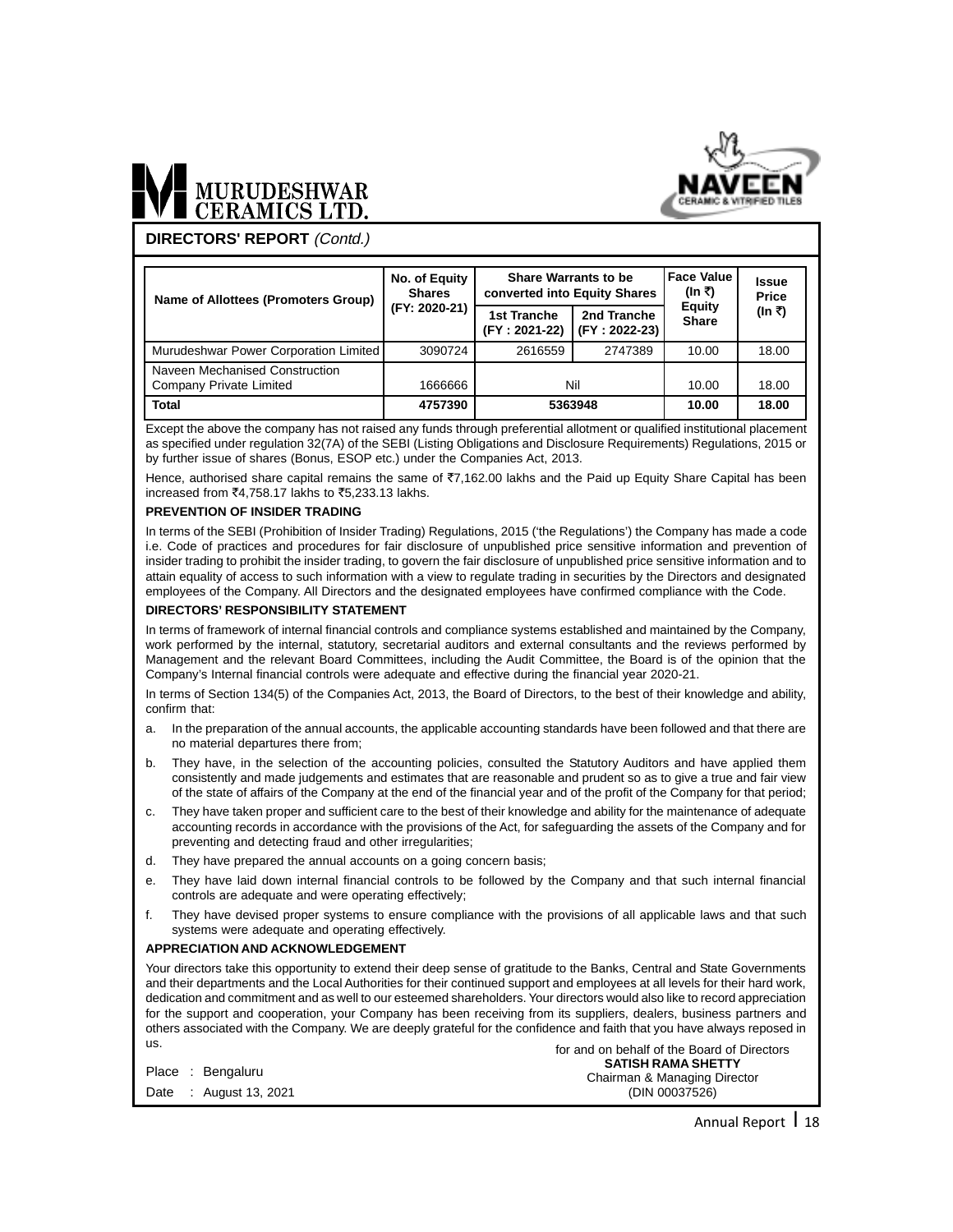## DIRECTORS' REPORT *(Contd.)*

| Name of Allottees (Promoters Group) | No. of Equity Shares (FY: 2020-21) | Share Warrants to be converted into Equity Shares | | Face Value (In ₹) Equity Share | Issue Price (In ₹) |
|---|---|---|---|---|---|
| | | 1st Tranche (FY : 2021-22) | 2nd Tranche (FY : 2022-23) | | |
| Murudeshwar Power Corporation Limited | 3090724 | 2616559 | 2747389 | 10.00 | 18.00 |
| Naveen Mechanised Construction Company Private Limited | 1666666 | Nil | | 10.00 | 18.00 |
| **Total** | **4757390** | **5363948** | | **10.00** | **18.00** |

Except the above the company has not raised any funds through preferential allotment or qualified institutional placement as specified under regulation 32(7A) of the SEBI (Listing Obligations and Disclosure Requirements) Regulations, 2015 or by further issue of shares (Bonus, ESOP etc.) under the Companies Act, 2013.

Hence, authorised share capital remains the same of ₹7,162.00 lakhs and the Paid up Equity Share Capital has been increased from ₹4,758.17 lakhs to ₹5,233.13 lakhs.

### PREVENTION OF INSIDER TRADING

In terms of the SEBI (Prohibition of Insider Trading) Regulations, 2015 ('the Regulations') the Company has made a code i.e. Code of practices and procedures for fair disclosure of unpublished price sensitive information and prevention of insider trading to prohibit the insider trading, to govern the fair disclosure of unpublished price sensitive information and to attain equality of access to such information with a view to regulate trading in securities by the Directors and designated employees of the Company. All Directors and the designated employees have confirmed compliance with the Code.

### DIRECTORS' RESPONSIBILITY STATEMENT

In terms of framework of internal financial controls and compliance systems established and maintained by the Company, work performed by the internal, statutory, secretarial auditors and external consultants and the reviews performed by Management and the relevant Board Committees, including the Audit Committee, the Board is of the opinion that the Company's Internal financial controls were adequate and effective during the financial year 2020-21.

In terms of Section 134(5) of the Companies Act, 2013, the Board of Directors, to the best of their knowledge and ability, confirm that:

a. In the preparation of the annual accounts, the applicable accounting standards have been followed and that there are no material departures there from;

b. They have, in the selection of the accounting policies, consulted the Statutory Auditors and have applied them consistently and made judgements and estimates that are reasonable and prudent so as to give a true and fair view of the state of affairs of the Company at the end of the financial year and of the profit of the Company for that period;

c. They have taken proper and sufficient care to the best of their knowledge and ability for the maintenance of adequate accounting records in accordance with the provisions of the Act, for safeguarding the assets of the Company and for preventing and detecting fraud and other irregularities;

d. They have prepared the annual accounts on a going concern basis;

e. They have laid down internal financial controls to be followed by the Company and that such internal financial controls are adequate and were operating effectively;

f. They have devised proper systems to ensure compliance with the provisions of all applicable laws and that such systems were adequate and operating effectively.

### APPRECIATION AND ACKNOWLEDGEMENT

Your directors take this opportunity to extend their deep sense of gratitude to the Banks, Central and State Governments and their departments and the Local Authorities for their continued support and employees at all levels for their hard work, dedication and commitment and as well to our esteemed shareholders. Your directors would also like to record appreciation for the support and cooperation, your Company has been receiving from its suppliers, dealers, business partners and others associated with the Company. We are deeply grateful for the confidence and faith that you have always reposed in us.

for and on behalf of the Board of Directors
**SATISH RAMA SHETTY**
Chairman & Managing Director
(DIN 00037526)

Place : Bengaluru
Date : August 13, 2021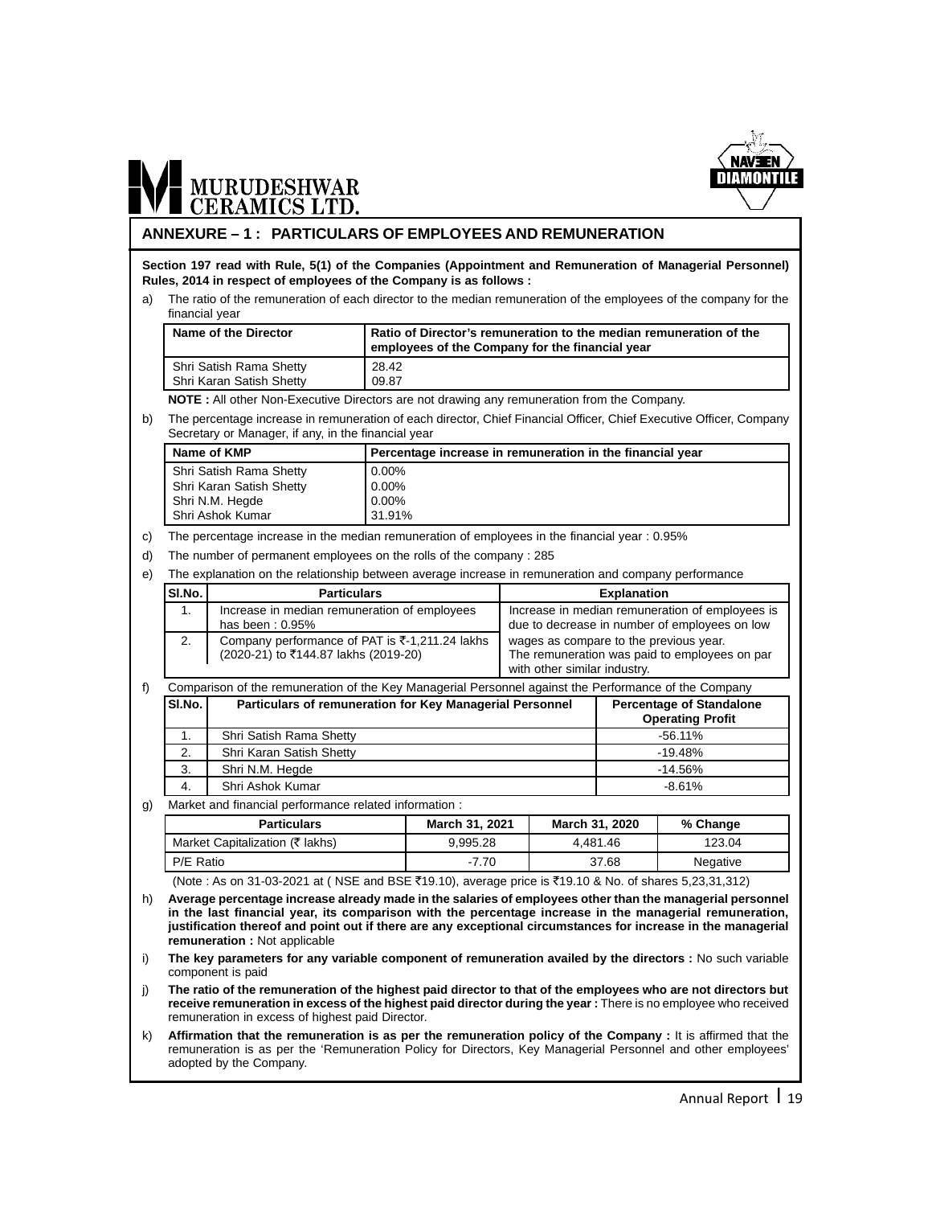## ANNEXURE – 1 : PARTICULARS OF EMPLOYEES AND REMUNERATION

**Section 197 read with Rule, 5(1) of the Companies (Appointment and Remuneration of Managerial Personnel) Rules, 2014 in respect of employees of the Company is as follows :**

a) The ratio of the remuneration of each director to the median remuneration of the employees of the company for the financial year

| Name of the Director | Ratio of Director's remuneration to the median remuneration of the employees of the Company for the financial year |
|---|---|
| Shri Satish Rama Shetty | 28.42 |
| Shri Karan Satish Shetty | 09.87 |

**NOTE :** All other Non-Executive Directors are not drawing any remuneration from the Company.

b) The percentage increase in remuneration of each director, Chief Financial Officer, Chief Executive Officer, Company Secretary or Manager, if any, in the financial year

| Name of KMP | Percentage increase in remuneration in the financial year |
|---|---|
| Shri Satish Rama Shetty | 0.00% |
| Shri Karan Satish Shetty | 0.00% |
| Shri N.M. Hegde | 0.00% |
| Shri Ashok Kumar | 31.91% |

c) The percentage increase in the median remuneration of employees in the financial year : 0.95%

d) The number of permanent employees on the rolls of the company : 285

e) The explanation on the relationship between average increase in remuneration and company performance

| Sl.No. | Particulars | Explanation |
|---|---|---|
| 1. | Increase in median remuneration of employees has been : 0.95% | Increase in median remuneration of employees is due to decrease in number of employees on low wages as compare to the previous year. The remuneration was paid to employees on par with other similar industry. |
| 2. | Company performance of PAT is ₹-1,211.24 lakhs (2020-21) to ₹144.87 lakhs (2019-20) | |

f) Comparison of the remuneration of the Key Managerial Personnel against the Performance of the Company

| Sl.No. | Particulars of remuneration for Key Managerial Personnel | Percentage of Standalone Operating Profit |
|---|---|---|
| 1. | Shri Satish Rama Shetty | -56.11% |
| 2. | Shri Karan Satish Shetty | -19.48% |
| 3. | Shri N.M. Hegde | -14.56% |
| 4. | Shri Ashok Kumar | -8.61% |

g) Market and financial performance related information :

| Particulars | March 31, 2021 | March 31, 2020 | % Change |
|---|---|---|---|
| Market Capitalization (₹ lakhs) | 9,995.28 | 4,481.46 | 123.04 |
| P/E Ratio | -7.70 | 37.68 | Negative |

(Note : As on 31-03-2021 at ( NSE and BSE ₹19.10), average price is ₹19.10 & No. of shares 5,23,31,312)

h) **Average percentage increase already made in the salaries of employees other than the managerial personnel in the last financial year, its comparison with the percentage increase in the managerial remuneration, justification thereof and point out if there are any exceptional circumstances for increase in the managerial remuneration :** Not applicable

i) **The key parameters for any variable component of remuneration availed by the directors :** No such variable component is paid

j) **The ratio of the remuneration of the highest paid director to that of the employees who are not directors but receive remuneration in excess of the highest paid director during the year :** There is no employee who received remuneration in excess of highest paid Director.

k) **Affirmation that the remuneration is as per the remuneration policy of the Company :** It is affirmed that the remuneration is as per the 'Remuneration Policy for Directors, Key Managerial Personnel and other employees' adopted by the Company.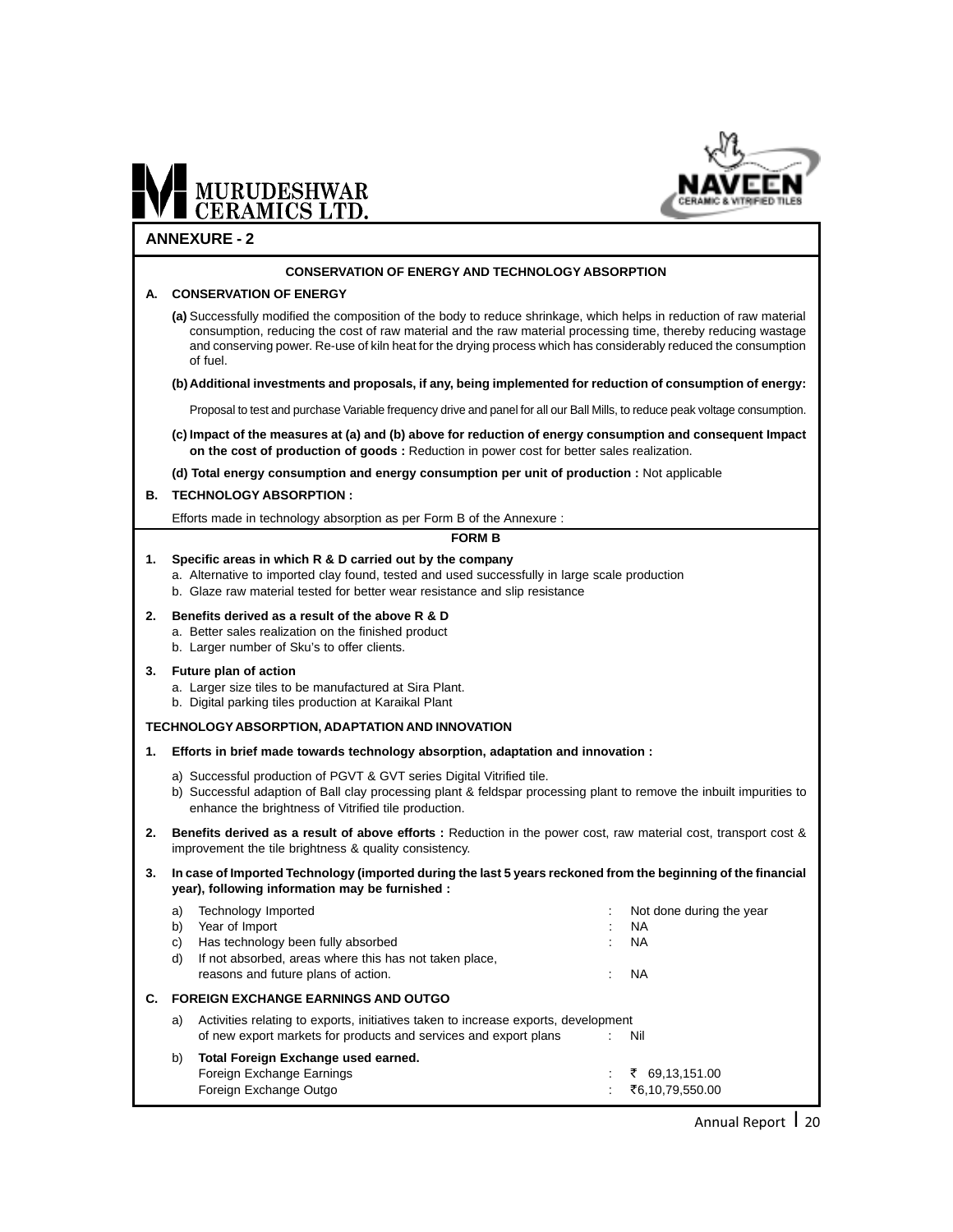## ANNEXURE - 2

### CONSERVATION OF ENERGY AND TECHNOLOGY ABSORPTION

**A. CONSERVATION OF ENERGY**

**(a)** Successfully modified the composition of the body to reduce shrinkage, which helps in reduction of raw material consumption, reducing the cost of raw material and the raw material processing time, thereby reducing wastage and conserving power. Re-use of kiln heat for the drying process which has considerably reduced the consumption of fuel.

**(b) Additional investments and proposals, if any, being implemented for reduction of consumption of energy:**

Proposal to test and purchase Variable frequency drive and panel for all our Ball Mills, to reduce peak voltage consumption.

**(c) Impact of the measures at (a) and (b) above for reduction of energy consumption and consequent Impact on the cost of production of goods :** Reduction in power cost for better sales realization.

**(d) Total energy consumption and energy consumption per unit of production :** Not applicable

**B. TECHNOLOGY ABSORPTION :**

Efforts made in technology absorption as per Form B of the Annexure :

### FORM B

**1. Specific areas in which R & D carried out by the company**

a. Alternative to imported clay found, tested and used successfully in large scale production
b. Glaze raw material tested for better wear resistance and slip resistance

**2. Benefits derived as a result of the above R & D**

a. Better sales realization on the finished product
b. Larger number of Sku's to offer clients.

**3. Future plan of action**

a. Larger size tiles to be manufactured at Sira Plant.
b. Digital parking tiles production at Karaikal Plant

**TECHNOLOGY ABSORPTION, ADAPTATION AND INNOVATION**

**1. Efforts in brief made towards technology absorption, adaptation and innovation :**

a) Successful production of PGVT & GVT series Digital Vitrified tile.
b) Successful adaption of Ball clay processing plant & feldspar processing plant to remove the inbuilt impurities to enhance the brightness of Vitrified tile production.

**2. Benefits derived as a result of above efforts :** Reduction in the power cost, raw material cost, transport cost & improvement the tile brightness & quality consistency.

**3. In case of Imported Technology (imported during the last 5 years reckoned from the beginning of the financial year), following information may be furnished :**

| | | | |
|---|---|---|---|
| a) | Technology Imported | : | Not done during the year |
| b) | Year of Import | : | NA |
| c) | Has technology been fully absorbed | : | NA |
| d) | If not absorbed, areas where this has not taken place, reasons and future plans of action. | : | NA |

**C. FOREIGN EXCHANGE EARNINGS AND OUTGO**

| | | | |
|---|---|---|---|
| a) | Activities relating to exports, initiatives taken to increase exports, development of new export markets for products and services and export plans | : | Nil |
| b) | **Total Foreign Exchange used earned.** | | |
| | Foreign Exchange Earnings | : | ₹ 69,13,151.00 |
| | Foreign Exchange Outgo | : | ₹6,10,79,550.00 |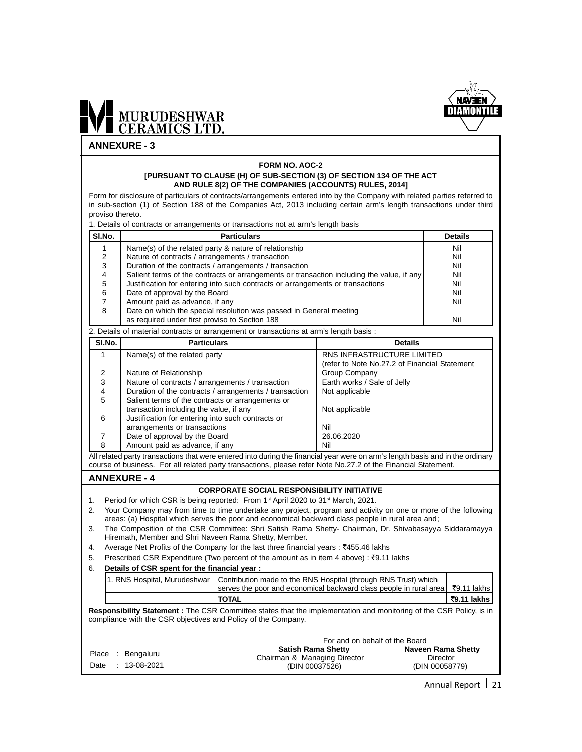## ANNEXURE - 3

**FORM NO. AOC-2**

**[PURSUANT TO CLAUSE (H) OF SUB-SECTION (3) OF SECTION 134 OF THE ACT AND RULE 8(2) OF THE COMPANIES (ACCOUNTS) RULES, 2014]**

Form for disclosure of particulars of contracts/arrangements entered into by the Company with related parties referred to in sub-section (1) of Section 188 of the Companies Act, 2013 including certain arm's length transactions under third proviso thereto.

1. Details of contracts or arrangements or transactions not at arm's length basis

| Sl.No. | Particulars | Details |
|---|---|---|
| 1 | Name(s) of the related party & nature of relationship | Nil |
| 2 | Nature of contracts / arrangements / transaction | Nil |
| 3 | Duration of the contracts / arrangements / transaction | Nil |
| 4 | Salient terms of the contracts or arrangements or transaction including the value, if any | Nil |
| 5 | Justification for entering into such contracts or arrangements or transactions | Nil |
| 6 | Date of approval by the Board | Nil |
| 7 | Amount paid as advance, if any | Nil |
| 8 | Date on which the special resolution was passed in General meeting as required under first proviso to Section 188 | Nil |

2. Details of material contracts or arrangement or transactions at arm's length basis :

| Sl.No. | Particulars | Details |
|---|---|---|
| 1 | Name(s) of the related party | RNS INFRASTRUCTURE LIMITED (refer to Note No.27.2 of Financial Statement |
| 2 | Nature of Relationship | Group Company |
| 3 | Nature of contracts / arrangements / transaction | Earth works / Sale of Jelly |
| 4 | Duration of the contracts / arrangements / transaction | Not applicable |
| 5 | Salient terms of the contracts or arrangements or transaction including the value, if any | Not applicable |
| 6 | Justification for entering into such contracts or arrangements or transactions | Nil |
| 7 | Date of approval by the Board | 26.06.2020 |
| 8 | Amount paid as advance, if any | Nil |

All related party transactions that were entered into during the financial year were on arm's length basis and in the ordinary course of business. For all related party transactions, please refer Note No.27.2 of the Financial Statement.

## ANNEXURE - 4

**CORPORATE SOCIAL RESPONSIBILITY INITIATIVE**

1. Period for which CSR is being reported: From 1st April 2020 to 31st March, 2021.
2. Your Company may from time to time undertake any project, program and activity on one or more of the following areas: (a) Hospital which serves the poor and economical backward class people in rural area and;
3. The Composition of the CSR Committee: Shri Satish Rama Shetty- Chairman, Dr. Shivabasayya Siddaramayya Hiremath, Member and Shri Naveen Rama Shetty, Member.
4. Average Net Profits of the Company for the last three financial years : ₹455.46 lakhs
5. Prescribed CSR Expenditure (Two percent of the amount as in item 4 above) : ₹9.11 lakhs
6. **Details of CSR spent for the financial year :**

| | | |
|---|---|---|
| 1. RNS Hospital, Murudeshwar | Contribution made to the RNS Hospital (through RNS Trust) which serves the poor and economical backward class people in rural area | ₹9.11 lakhs |
| | **TOTAL** | **₹9.11 lakhs** |

**Responsibility Statement :** The CSR Committee states that the implementation and monitoring of the CSR Policy, is in compliance with the CSR objectives and Policy of the Company.

For and on behalf of the Board

Place : Bengaluru
Date : 13-08-2021

**Satish Rama Shetty**
Chairman & Managing Director
(DIN 00037526)

**Naveen Rama Shetty**
Director
(DIN 00058779)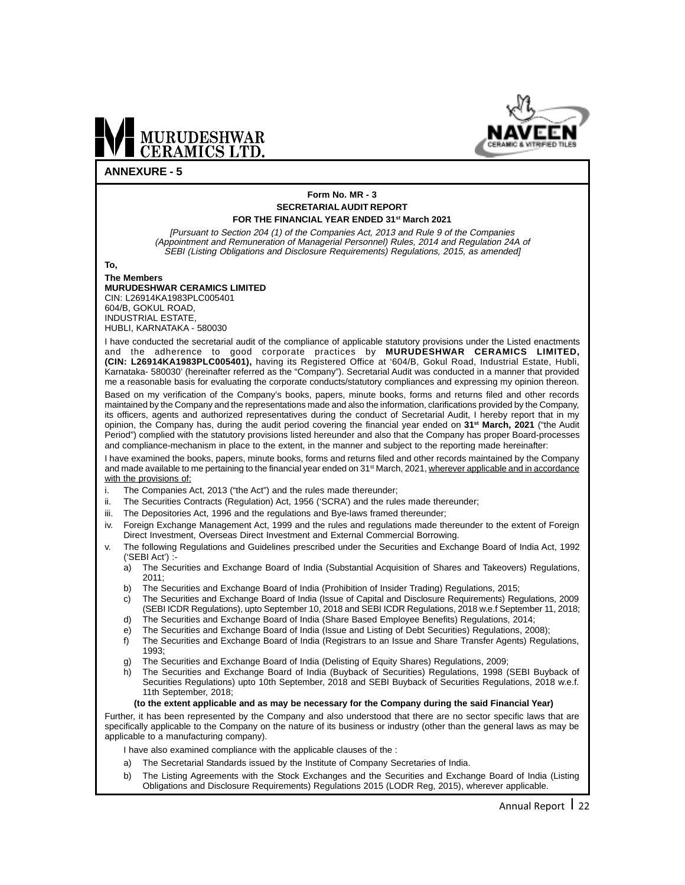## ANNEXURE - 5

**Form No. MR - 3**

**SECRETARIAL AUDIT REPORT**

**FOR THE FINANCIAL YEAR ENDED 31st March 2021**

*[Pursuant to Section 204 (1) of the Companies Act, 2013 and Rule 9 of the Companies (Appointment and Remuneration of Managerial Personnel) Rules, 2014 and Regulation 24A of SEBI (Listing Obligations and Disclosure Requirements) Regulations, 2015, as amended]*

**To,**

**The Members**
**MURUDESHWAR CERAMICS LIMITED**
CIN: L26914KA1983PLC005401
604/B, GOKUL ROAD,
INDUSTRIAL ESTATE,
HUBLI, KARNATAKA - 580030

I have conducted the secretarial audit of the compliance of applicable statutory provisions under the Listed enactments and the adherence to good corporate practices by **MURUDESHWAR CERAMICS LIMITED, (CIN: L26914KA1983PLC005401),** having its Registered Office at '604/B, Gokul Road, Industrial Estate, Hubli, Karnataka- 580030' (hereinafter referred as the "Company"). Secretarial Audit was conducted in a manner that provided me a reasonable basis for evaluating the corporate conducts/statutory compliances and expressing my opinion thereon.

Based on my verification of the Company's books, papers, minute books, forms and returns filed and other records maintained by the Company and the representations made and also the information, clarifications provided by the Company, its officers, agents and authorized representatives during the conduct of Secretarial Audit, I hereby report that in my opinion, the Company has, during the audit period covering the financial year ended on **31st March, 2021** ("the Audit Period") complied with the statutory provisions listed hereunder and also that the Company has proper Board-processes and compliance-mechanism in place to the extent, in the manner and subject to the reporting made hereinafter:

I have examined the books, papers, minute books, forms and returns filed and other records maintained by the Company and made available to me pertaining to the financial year ended on 31st March, 2021, wherever applicable and in accordance with the provisions of:

i. The Companies Act, 2013 ("the Act") and the rules made thereunder;
ii. The Securities Contracts (Regulation) Act, 1956 ('SCRA') and the rules made thereunder;
iii. The Depositories Act, 1996 and the regulations and Bye-laws framed thereunder;
iv. Foreign Exchange Management Act, 1999 and the rules and regulations made thereunder to the extent of Foreign Direct Investment, Overseas Direct Investment and External Commercial Borrowing.
v. The following Regulations and Guidelines prescribed under the Securities and Exchange Board of India Act, 1992 ('SEBI Act') :-
   a) The Securities and Exchange Board of India (Substantial Acquisition of Shares and Takeovers) Regulations, 2011;
   b) The Securities and Exchange Board of India (Prohibition of Insider Trading) Regulations, 2015;
   c) The Securities and Exchange Board of India (Issue of Capital and Disclosure Requirements) Regulations, 2009 (SEBI ICDR Regulations), upto September 10, 2018 and SEBI ICDR Regulations, 2018 w.e.f September 11, 2018;
   d) The Securities and Exchange Board of India (Share Based Employee Benefits) Regulations, 2014;
   e) The Securities and Exchange Board of India (Issue and Listing of Debt Securities) Regulations, 2008);
   f) The Securities and Exchange Board of India (Registrars to an Issue and Share Transfer Agents) Regulations, 1993;
   g) The Securities and Exchange Board of India (Delisting of Equity Shares) Regulations, 2009;
   h) The Securities and Exchange Board of India (Buyback of Securities) Regulations, 1998 (SEBI Buyback of Securities Regulations) upto 10th September, 2018 and SEBI Buyback of Securities Regulations, 2018 w.e.f. 11th September, 2018;

**(to the extent applicable and as may be necessary for the Company during the said Financial Year)**

Further, it has been represented by the Company and also understood that there are no sector specific laws that are specifically applicable to the Company on the nature of its business or industry (other than the general laws as may be applicable to a manufacturing company).

I have also examined compliance with the applicable clauses of the :

a) The Secretarial Standards issued by the Institute of Company Secretaries of India.
b) The Listing Agreements with the Stock Exchanges and the Securities and Exchange Board of India (Listing Obligations and Disclosure Requirements) Regulations 2015 (LODR Reg, 2015), wherever applicable.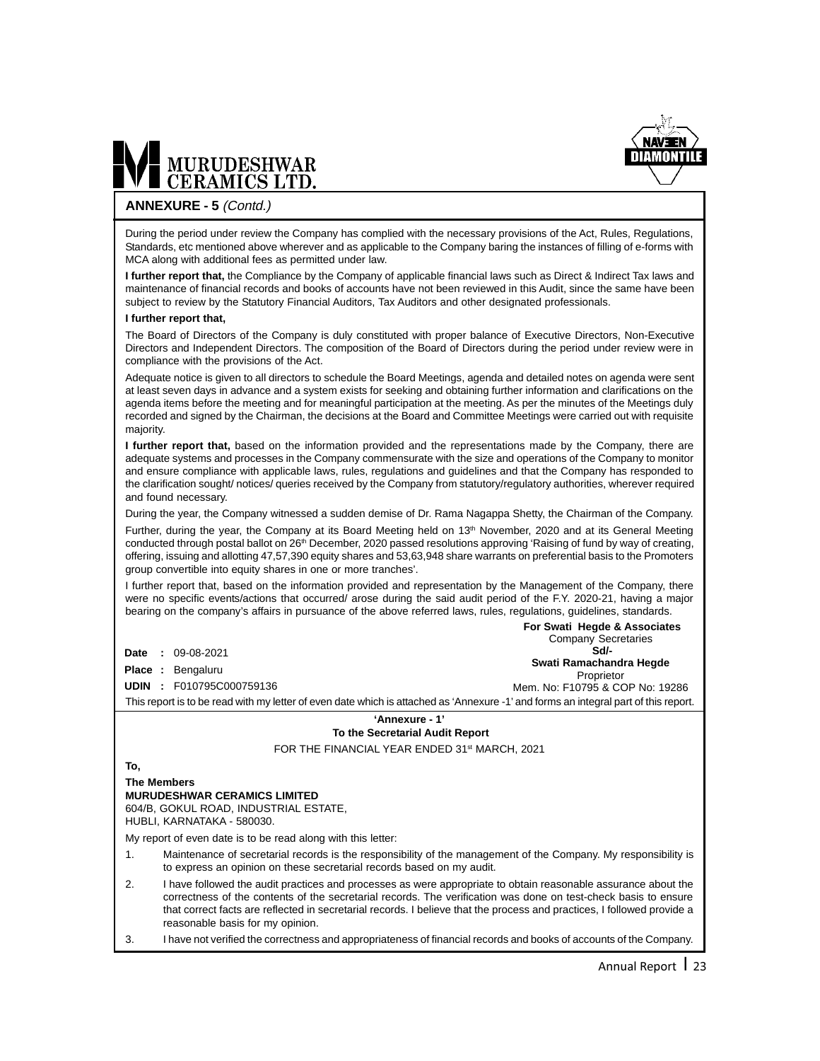## ANNEXURE - 5 *(Contd.)*

During the period under review the Company has complied with the necessary provisions of the Act, Rules, Regulations, Standards, etc mentioned above wherever and as applicable to the Company baring the instances of filling of e-forms with MCA along with additional fees as permitted under law.

**I further report that,** the Compliance by the Company of applicable financial laws such as Direct & Indirect Tax laws and maintenance of financial records and books of accounts have not been reviewed in this Audit, since the same have been subject to review by the Statutory Financial Auditors, Tax Auditors and other designated professionals.

**I further report that,**

The Board of Directors of the Company is duly constituted with proper balance of Executive Directors, Non-Executive Directors and Independent Directors. The composition of the Board of Directors during the period under review were in compliance with the provisions of the Act.

Adequate notice is given to all directors to schedule the Board Meetings, agenda and detailed notes on agenda were sent at least seven days in advance and a system exists for seeking and obtaining further information and clarifications on the agenda items before the meeting and for meaningful participation at the meeting. As per the minutes of the Meetings duly recorded and signed by the Chairman, the decisions at the Board and Committee Meetings were carried out with requisite majority.

**I further report that,** based on the information provided and the representations made by the Company, there are adequate systems and processes in the Company commensurate with the size and operations of the Company to monitor and ensure compliance with applicable laws, rules, regulations and guidelines and that the Company has responded to the clarification sought/ notices/ queries received by the Company from statutory/regulatory authorities, wherever required and found necessary.

During the year, the Company witnessed a sudden demise of Dr. Rama Nagappa Shetty, the Chairman of the Company.

Further, during the year, the Company at its Board Meeting held on 13th November, 2020 and at its General Meeting conducted through postal ballot on 26th December, 2020 passed resolutions approving 'Raising of fund by way of creating, offering, issuing and allotting 47,57,390 equity shares and 53,63,948 share warrants on preferential basis to the Promoters group convertible into equity shares in one or more tranches'.

I further report that, based on the information provided and representation by the Management of the Company, there were no specific events/actions that occurred/ arose during the said audit period of the F.Y. 2020-21, having a major bearing on the company's affairs in pursuance of the above referred laws, rules, regulations, guidelines, standards.

**For Swati Hegde & Associates**
Company Secretaries
**Sd/-**
**Swati Ramachandra Hegde**
Proprietor
Mem. No: F10795 & COP No: 19286

**Date :** 09-08-2021
**Place :** Bengaluru
**UDIN :** F010795C000759136

This report is to be read with my letter of even date which is attached as 'Annexure -1' and forms an integral part of this report.

### 'Annexure - 1'
### To the Secretarial Audit Report

FOR THE FINANCIAL YEAR ENDED 31st MARCH, 2021

**To,**

**The Members**
**MURUDESHWAR CERAMICS LIMITED**
604/B, GOKUL ROAD, INDUSTRIAL ESTATE,
HUBLI, KARNATAKA - 580030.

My report of even date is to be read along with this letter:

1. Maintenance of secretarial records is the responsibility of the management of the Company. My responsibility is to express an opinion on these secretarial records based on my audit.
2. I have followed the audit practices and processes as were appropriate to obtain reasonable assurance about the correctness of the contents of the secretarial records. The verification was done on test-check basis to ensure that correct facts are reflected in secretarial records. I believe that the process and practices, I followed provide a reasonable basis for my opinion.
3. I have not verified the correctness and appropriateness of financial records and books of accounts of the Company.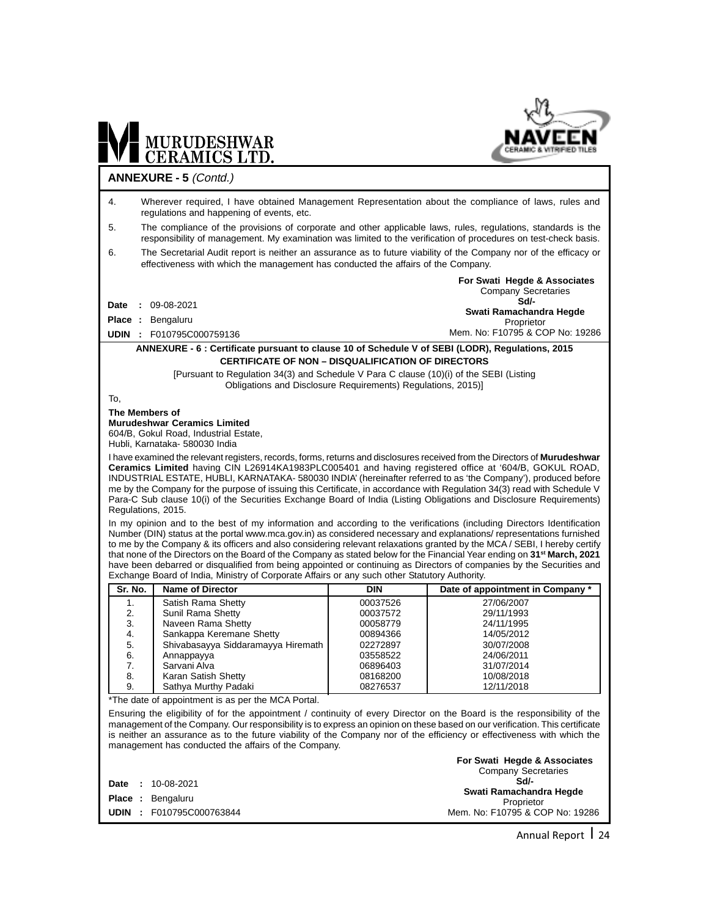## ANNEXURE - 5 *(Contd.)*

4. Wherever required, I have obtained Management Representation about the compliance of laws, rules and regulations and happening of events, etc.
5. The compliance of the provisions of corporate and other applicable laws, rules, regulations, standards is the responsibility of management. My examination was limited to the verification of procedures on test-check basis.
6. The Secretarial Audit report is neither an assurance as to future viability of the Company nor of the efficacy or effectiveness with which the management has conducted the affairs of the Company.

**For Swati Hegde & Associates**
Company Secretaries
**Sd/-**
**Swati Ramachandra Hegde**
Proprietor
Mem. No: F10795 & COP No: 19286

**Date :** 09-08-2021
**Place :** Bengaluru
**UDIN :** F010795C000759136

### ANNEXURE - 6 : Certificate pursuant to clause 10 of Schedule V of SEBI (LODR), Regulations, 2015

### CERTIFICATE OF NON – DISQUALIFICATION OF DIRECTORS

[Pursuant to Regulation 34(3) and Schedule V Para C clause (10)(i) of the SEBI (Listing Obligations and Disclosure Requirements) Regulations, 2015)]

To,

**The Members of**
**Murudeshwar Ceramics Limited**
604/B, Gokul Road, Industrial Estate,
Hubli, Karnataka- 580030 India

I have examined the relevant registers, records, forms, returns and disclosures received from the Directors of **Murudeshwar Ceramics Limited** having CIN L26914KA1983PLC005401 and having registered office at '604/B, GOKUL ROAD, INDUSTRIAL ESTATE, HUBLI, KARNATAKA- 580030 INDIA' (hereinafter referred to as 'the Company'), produced before me by the Company for the purpose of issuing this Certificate, in accordance with Regulation 34(3) read with Schedule V Para-C Sub clause 10(i) of the Securities Exchange Board of India (Listing Obligations and Disclosure Requirements) Regulations, 2015.

In my opinion and to the best of my information and according to the verifications (including Directors Identification Number (DIN) status at the portal www.mca.gov.in) as considered necessary and explanations/ representations furnished to me by the Company & its officers and also considering relevant relaxations granted by the MCA / SEBI, I hereby certify that none of the Directors on the Board of the Company as stated below for the Financial Year ending on **31st March, 2021** have been debarred or disqualified from being appointed or continuing as Directors of companies by the Securities and Exchange Board of India, Ministry of Corporate Affairs or any such other Statutory Authority.

| Sr. No. | Name of Director | DIN | Date of appointment in Company * |
|---|---|---|---|
| 1. | Satish Rama Shetty | 00037526 | 27/06/2007 |
| 2. | Sunil Rama Shetty | 00037572 | 29/11/1993 |
| 3. | Naveen Rama Shetty | 00058779 | 24/11/1995 |
| 4. | Sankappa Keremane Shetty | 00894366 | 14/05/2012 |
| 5. | Shivabasayya Siddaramayya Hiremath | 02272897 | 30/07/2008 |
| 6. | Annappayya | 03558522 | 24/06/2011 |
| 7. | Sarvani Alva | 06896403 | 31/07/2014 |
| 8. | Karan Satish Shetty | 08168200 | 10/08/2018 |
| 9. | Sathya Murthy Padaki | 08276537 | 12/11/2018 |

*The date of appointment is as per the MCA Portal.

Ensuring the eligibility of for the appointment / continuity of every Director on the Board is the responsibility of the management of the Company. Our responsibility is to express an opinion on these based on our verification. This certificate is neither an assurance as to the future viability of the Company nor of the efficiency or effectiveness with which the management has conducted the affairs of the Company.

**For Swati Hegde & Associates**
Company Secretaries
**Sd/-**
**Swati Ramachandra Hegde**
Proprietor
Mem. No: F10795 & COP No: 19286

**Date :** 10-08-2021
**Place :** Bengaluru
**UDIN :** F010795C000763844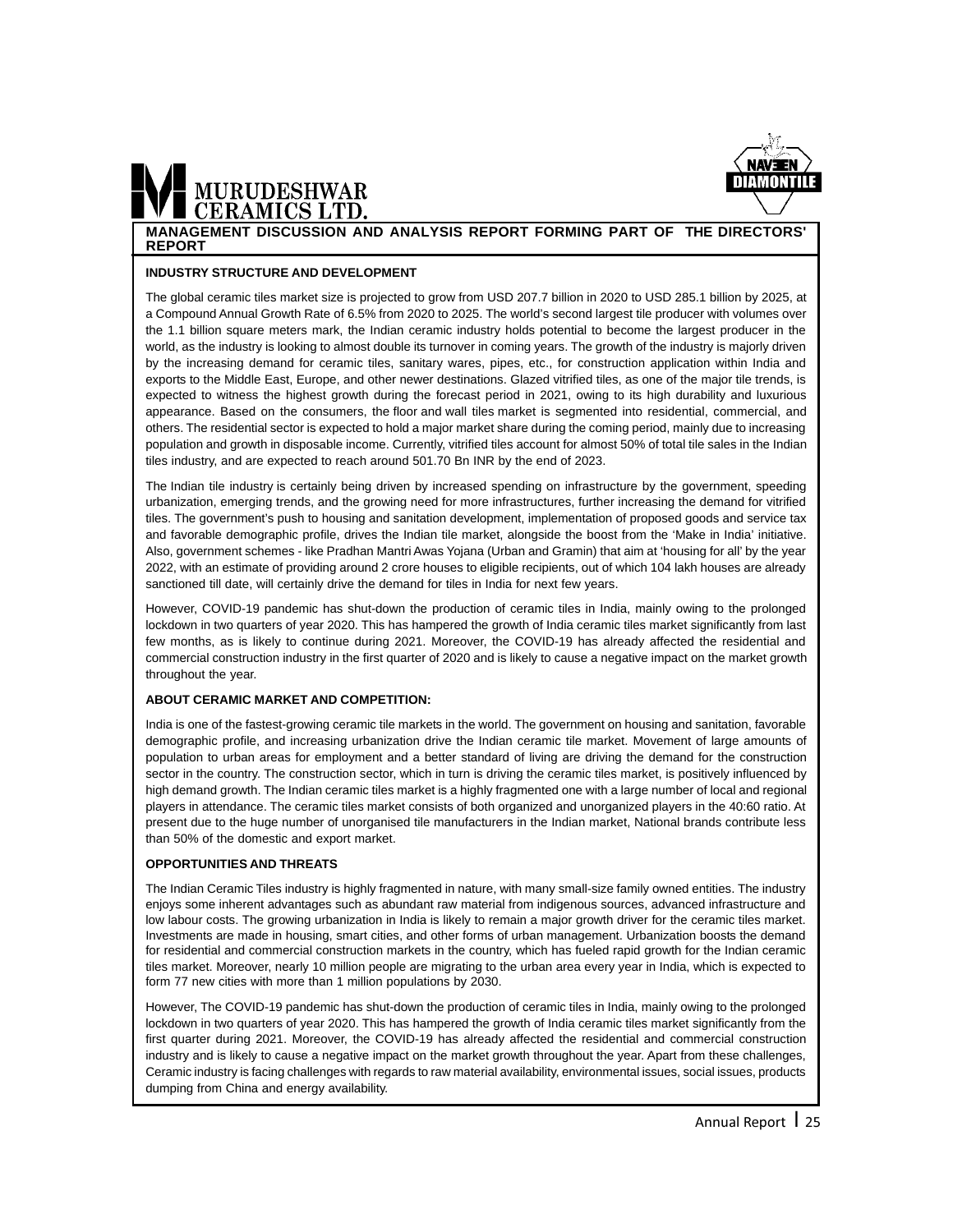## MANAGEMENT DISCUSSION AND ANALYSIS REPORT FORMING PART OF THE DIRECTORS' REPORT

### INDUSTRY STRUCTURE AND DEVELOPMENT

The global ceramic tiles market size is projected to grow from USD 207.7 billion in 2020 to USD 285.1 billion by 2025, at a Compound Annual Growth Rate of 6.5% from 2020 to 2025. The world's second largest tile producer with volumes over the 1.1 billion square meters mark, the Indian ceramic industry holds potential to become the largest producer in the world, as the industry is looking to almost double its turnover in coming years. The growth of the industry is majorly driven by the increasing demand for ceramic tiles, sanitary wares, pipes, etc., for construction application within India and exports to the Middle East, Europe, and other newer destinations. Glazed vitrified tiles, as one of the major tile trends, is expected to witness the highest growth during the forecast period in 2021, owing to its high durability and luxurious appearance. Based on the consumers, the floor and wall tiles market is segmented into residential, commercial, and others. The residential sector is expected to hold a major market share during the coming period, mainly due to increasing population and growth in disposable income. Currently, vitrified tiles account for almost 50% of total tile sales in the Indian tiles industry, and are expected to reach around 501.70 Bn INR by the end of 2023.

The Indian tile industry is certainly being driven by increased spending on infrastructure by the government, speeding urbanization, emerging trends, and the growing need for more infrastructures, further increasing the demand for vitrified tiles. The government's push to housing and sanitation development, implementation of proposed goods and service tax and favorable demographic profile, drives the Indian tile market, alongside the boost from the 'Make in India' initiative. Also, government schemes - like Pradhan Mantri Awas Yojana (Urban and Gramin) that aim at 'housing for all' by the year 2022, with an estimate of providing around 2 crore houses to eligible recipients, out of which 104 lakh houses are already sanctioned till date, will certainly drive the demand for tiles in India for next few years.

However, COVID-19 pandemic has shut-down the production of ceramic tiles in India, mainly owing to the prolonged lockdown in two quarters of year 2020. This has hampered the growth of India ceramic tiles market significantly from last few months, as is likely to continue during 2021. Moreover, the COVID-19 has already affected the residential and commercial construction industry in the first quarter of 2020 and is likely to cause a negative impact on the market growth throughout the year.

### ABOUT CERAMIC MARKET AND COMPETITION:

India is one of the fastest-growing ceramic tile markets in the world. The government on housing and sanitation, favorable demographic profile, and increasing urbanization drive the Indian ceramic tile market. Movement of large amounts of population to urban areas for employment and a better standard of living are driving the demand for the construction sector in the country. The construction sector, which in turn is driving the ceramic tiles market, is positively influenced by high demand growth. The Indian ceramic tiles market is a highly fragmented one with a large number of local and regional players in attendance. The ceramic tiles market consists of both organized and unorganized players in the 40:60 ratio. At present due to the huge number of unorganised tile manufacturers in the Indian market, National brands contribute less than 50% of the domestic and export market.

### OPPORTUNITIES AND THREATS

The Indian Ceramic Tiles industry is highly fragmented in nature, with many small-size family owned entities. The industry enjoys some inherent advantages such as abundant raw material from indigenous sources, advanced infrastructure and low labour costs. The growing urbanization in India is likely to remain a major growth driver for the ceramic tiles market. Investments are made in housing, smart cities, and other forms of urban management. Urbanization boosts the demand for residential and commercial construction markets in the country, which has fueled rapid growth for the Indian ceramic tiles market. Moreover, nearly 10 million people are migrating to the urban area every year in India, which is expected to form 77 new cities with more than 1 million populations by 2030.

However, The COVID-19 pandemic has shut-down the production of ceramic tiles in India, mainly owing to the prolonged lockdown in two quarters of year 2020. This has hampered the growth of India ceramic tiles market significantly from the first quarter during 2021. Moreover, the COVID-19 has already affected the residential and commercial construction industry and is likely to cause a negative impact on the market growth throughout the year. Apart from these challenges, Ceramic industry is facing challenges with regards to raw material availability, environmental issues, social issues, products dumping from China and energy availability.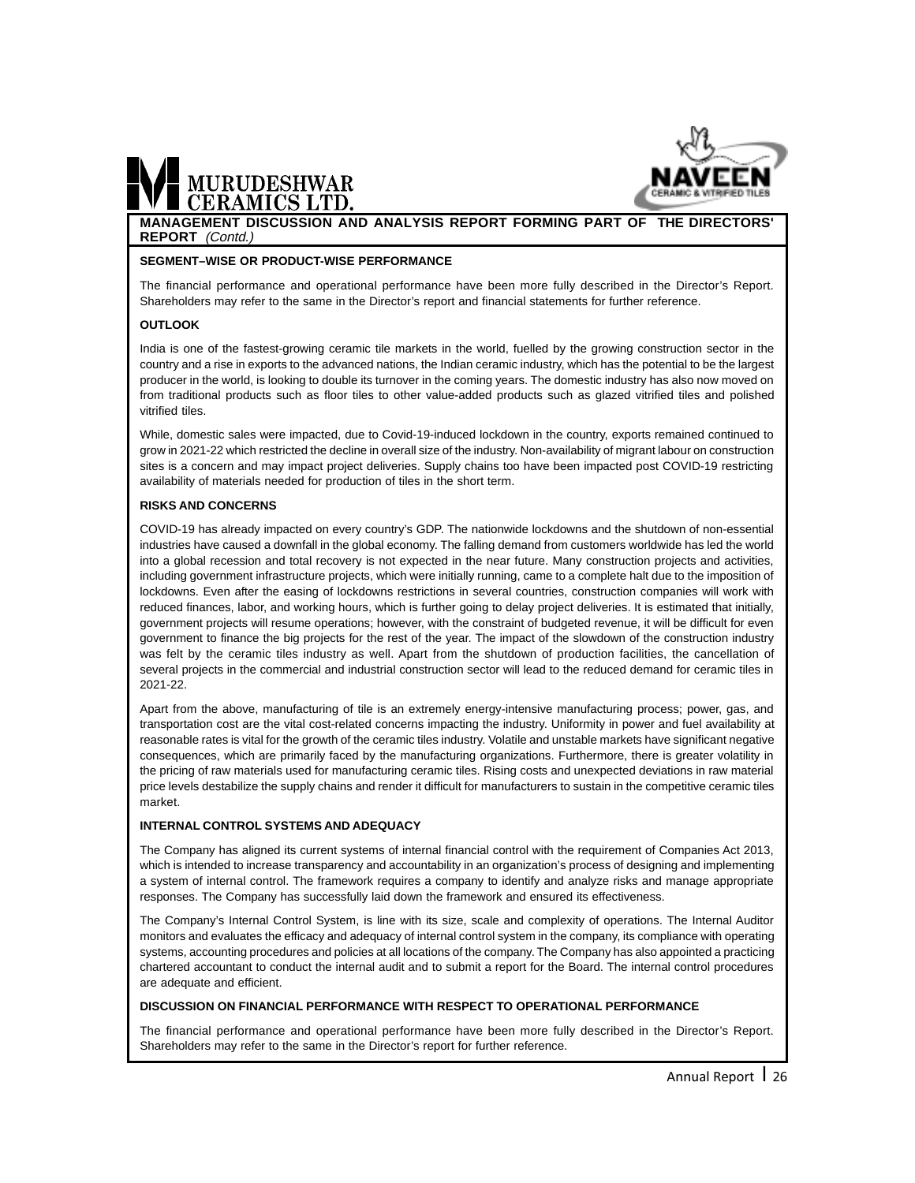## MANAGEMENT DISCUSSION AND ANALYSIS REPORT FORMING PART OF THE DIRECTORS' REPORT *(Contd.)*

### SEGMENT–WISE OR PRODUCT-WISE PERFORMANCE

The financial performance and operational performance have been more fully described in the Director's Report. Shareholders may refer to the same in the Director's report and financial statements for further reference.

### OUTLOOK

India is one of the fastest-growing ceramic tile markets in the world, fuelled by the growing construction sector in the country and a rise in exports to the advanced nations, the Indian ceramic industry, which has the potential to be the largest producer in the world, is looking to double its turnover in the coming years. The domestic industry has also now moved on from traditional products such as floor tiles to other value-added products such as glazed vitrified tiles and polished vitrified tiles.

While, domestic sales were impacted, due to Covid-19-induced lockdown in the country, exports remained continued to grow in 2021-22 which restricted the decline in overall size of the industry. Non-availability of migrant labour on construction sites is a concern and may impact project deliveries. Supply chains too have been impacted post COVID-19 restricting availability of materials needed for production of tiles in the short term.

### RISKS AND CONCERNS

COVID-19 has already impacted on every country's GDP. The nationwide lockdowns and the shutdown of non-essential industries have caused a downfall in the global economy. The falling demand from customers worldwide has led the world into a global recession and total recovery is not expected in the near future. Many construction projects and activities, including government infrastructure projects, which were initially running, came to a complete halt due to the imposition of lockdowns. Even after the easing of lockdowns restrictions in several countries, construction companies will work with reduced finances, labor, and working hours, which is further going to delay project deliveries. It is estimated that initially, government projects will resume operations; however, with the constraint of budgeted revenue, it will be difficult for even government to finance the big projects for the rest of the year. The impact of the slowdown of the construction industry was felt by the ceramic tiles industry as well. Apart from the shutdown of production facilities, the cancellation of several projects in the commercial and industrial construction sector will lead to the reduced demand for ceramic tiles in 2021-22.

Apart from the above, manufacturing of tile is an extremely energy-intensive manufacturing process; power, gas, and transportation cost are the vital cost-related concerns impacting the industry. Uniformity in power and fuel availability at reasonable rates is vital for the growth of the ceramic tiles industry. Volatile and unstable markets have significant negative consequences, which are primarily faced by the manufacturing organizations. Furthermore, there is greater volatility in the pricing of raw materials used for manufacturing ceramic tiles. Rising costs and unexpected deviations in raw material price levels destabilize the supply chains and render it difficult for manufacturers to sustain in the competitive ceramic tiles market.

### INTERNAL CONTROL SYSTEMS AND ADEQUACY

The Company has aligned its current systems of internal financial control with the requirement of Companies Act 2013, which is intended to increase transparency and accountability in an organization's process of designing and implementing a system of internal control. The framework requires a company to identify and analyze risks and manage appropriate responses. The Company has successfully laid down the framework and ensured its effectiveness.

The Company's Internal Control System, is line with its size, scale and complexity of operations. The Internal Auditor monitors and evaluates the efficacy and adequacy of internal control system in the company, its compliance with operating systems, accounting procedures and policies at all locations of the company. The Company has also appointed a practicing chartered accountant to conduct the internal audit and to submit a report for the Board. The internal control procedures are adequate and efficient.

### DISCUSSION ON FINANCIAL PERFORMANCE WITH RESPECT TO OPERATIONAL PERFORMANCE

The financial performance and operational performance have been more fully described in the Director's Report. Shareholders may refer to the same in the Director's report for further reference.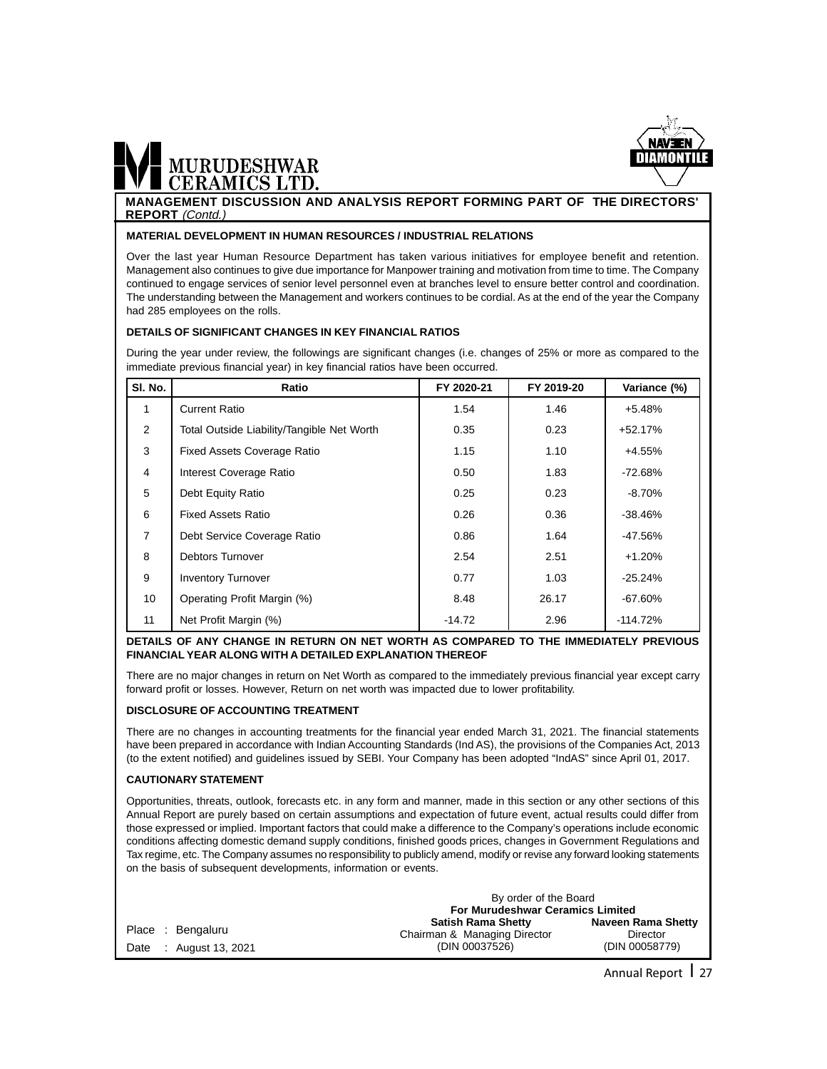## MANAGEMENT DISCUSSION AND ANALYSIS REPORT FORMING PART OF THE DIRECTORS' REPORT *(Contd.)*

### MATERIAL DEVELOPMENT IN HUMAN RESOURCES / INDUSTRIAL RELATIONS

Over the last year Human Resource Department has taken various initiatives for employee benefit and retention. Management also continues to give due importance for Manpower training and motivation from time to time. The Company continued to engage services of senior level personnel even at branches level to ensure better control and coordination. The understanding between the Management and workers continues to be cordial. As at the end of the year the Company had 285 employees on the rolls.

### DETAILS OF SIGNIFICANT CHANGES IN KEY FINANCIAL RATIOS

During the year under review, the followings are significant changes (i.e. changes of 25% or more as compared to the immediate previous financial year) in key financial ratios have been occurred.

| Sl. No. | Ratio | FY 2020-21 | FY 2019-20 | Variance (%) |
|---|---|---|---|---|
| 1 | Current Ratio | 1.54 | 1.46 | +5.48% |
| 2 | Total Outside Liability/Tangible Net Worth | 0.35 | 0.23 | +52.17% |
| 3 | Fixed Assets Coverage Ratio | 1.15 | 1.10 | +4.55% |
| 4 | Interest Coverage Ratio | 0.50 | 1.83 | -72.68% |
| 5 | Debt Equity Ratio | 0.25 | 0.23 | -8.70% |
| 6 | Fixed Assets Ratio | 0.26 | 0.36 | -38.46% |
| 7 | Debt Service Coverage Ratio | 0.86 | 1.64 | -47.56% |
| 8 | Debtors Turnover | 2.54 | 2.51 | +1.20% |
| 9 | Inventory Turnover | 0.77 | 1.03 | -25.24% |
| 10 | Operating Profit Margin (%) | 8.48 | 26.17 | -67.60% |
| 11 | Net Profit Margin (%) | -14.72 | 2.96 | -114.72% |

### DETAILS OF ANY CHANGE IN RETURN ON NET WORTH AS COMPARED TO THE IMMEDIATELY PREVIOUS FINANCIAL YEAR ALONG WITH A DETAILED EXPLANATION THEREOF

There are no major changes in return on Net Worth as compared to the immediately previous financial year except carry forward profit or losses. However, Return on net worth was impacted due to lower profitability.

### DISCLOSURE OF ACCOUNTING TREATMENT

There are no changes in accounting treatments for the financial year ended March 31, 2021. The financial statements have been prepared in accordance with Indian Accounting Standards (Ind AS), the provisions of the Companies Act, 2013 (to the extent notified) and guidelines issued by SEBI. Your Company has been adopted "IndAS" since April 01, 2017.

### CAUTIONARY STATEMENT

Opportunities, threats, outlook, forecasts etc. in any form and manner, made in this section or any other sections of this Annual Report are purely based on certain assumptions and expectation of future event, actual results could differ from those expressed or implied. Important factors that could make a difference to the Company's operations include economic conditions affecting domestic demand supply conditions, finished goods prices, changes in Government Regulations and Tax regime, etc. The Company assumes no responsibility to publicly amend, modify or revise any forward looking statements on the basis of subsequent developments, information or events.

By order of the Board
**For Murudeshwar Ceramics Limited**

**Satish Rama Shetty**
Chairman & Managing Director
(DIN 00037526)

**Naveen Rama Shetty**
Director
(DIN 00058779)

Place : Bengaluru
Date : August 13, 2021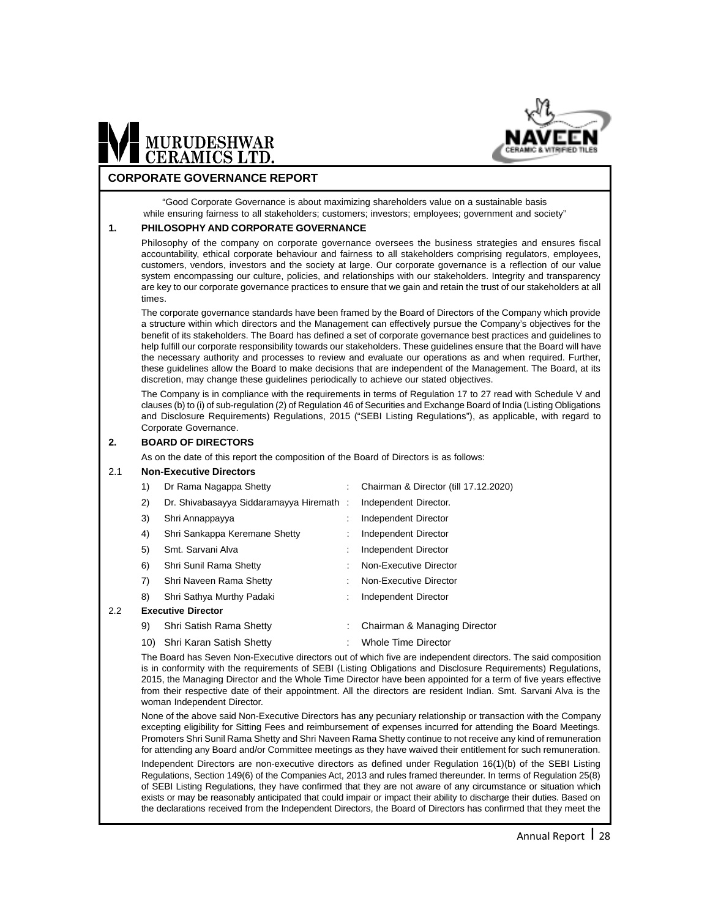MURUDESHWAR CERAMICS LTD.

NAVEEN CERAMIC & VITRIFIED TILES

## CORPORATE GOVERNANCE REPORT

"Good Corporate Governance is about maximizing shareholders value on a sustainable basis while ensuring fairness to all stakeholders; customers; investors; employees; government and society"

### 1. PHILOSOPHY AND CORPORATE GOVERNANCE

Philosophy of the company on corporate governance oversees the business strategies and ensures fiscal accountability, ethical corporate behaviour and fairness to all stakeholders comprising regulators, employees, customers, vendors, investors and the society at large. Our corporate governance is a reflection of our value system encompassing our culture, policies, and relationships with our stakeholders. Integrity and transparency are key to our corporate governance practices to ensure that we gain and retain the trust of our stakeholders at all times.

The corporate governance standards have been framed by the Board of Directors of the Company which provide a structure within which directors and the Management can effectively pursue the Company's objectives for the benefit of its stakeholders. The Board has defined a set of corporate governance best practices and guidelines to help fulfill our corporate responsibility towards our stakeholders. These guidelines ensure that the Board will have the necessary authority and processes to review and evaluate our operations as and when required. Further, these guidelines allow the Board to make decisions that are independent of the Management. The Board, at its discretion, may change these guidelines periodically to achieve our stated objectives.

The Company is in compliance with the requirements in terms of Regulation 17 to 27 read with Schedule V and clauses (b) to (i) of sub-regulation (2) of Regulation 46 of Securities and Exchange Board of India (Listing Obligations and Disclosure Requirements) Regulations, 2015 ("SEBI Listing Regulations"), as applicable, with regard to Corporate Governance.

### 2. BOARD OF DIRECTORS

As on the date of this report the composition of the Board of Directors is as follows:

**2.1 Non-Executive Directors**

1) Dr Rama Nagappa Shetty : Chairman & Director (till 17.12.2020)
2) Dr. Shivabasayya Siddaramayya Hiremath : Independent Director.
3) Shri Annappayya : Independent Director
4) Shri Sankappa Keremane Shetty : Independent Director
5) Smt. Sarvani Alva : Independent Director
6) Shri Sunil Rama Shetty : Non-Executive Director
7) Shri Naveen Rama Shetty : Non-Executive Director
8) Shri Sathya Murthy Padaki : Independent Director

**2.2 Executive Director**

9) Shri Satish Rama Shetty : Chairman & Managing Director
10) Shri Karan Satish Shetty : Whole Time Director

The Board has Seven Non-Executive directors out of which five are independent directors. The said composition is in conformity with the requirements of SEBI (Listing Obligations and Disclosure Requirements) Regulations, 2015, the Managing Director and the Whole Time Director have been appointed for a term of five years effective from their respective date of their appointment. All the directors are resident Indian. Smt. Sarvani Alva is the woman Independent Director.

None of the above said Non-Executive Directors has any pecuniary relationship or transaction with the Company excepting eligibility for Sitting Fees and reimbursement of expenses incurred for attending the Board Meetings. Promoters Shri Sunil Rama Shetty and Shri Naveen Rama Shetty continue to not receive any kind of remuneration for attending any Board and/or Committee meetings as they have waived their entitlement for such remuneration.

Independent Directors are non-executive directors as defined under Regulation 16(1)(b) of the SEBI Listing Regulations, Section 149(6) of the Companies Act, 2013 and rules framed thereunder. In terms of Regulation 25(8) of SEBI Listing Regulations, they have confirmed that they are not aware of any circumstance or situation which exists or may be reasonably anticipated that could impair or impact their ability to discharge their duties. Based on the declarations received from the Independent Directors, the Board of Directors has confirmed that they meet the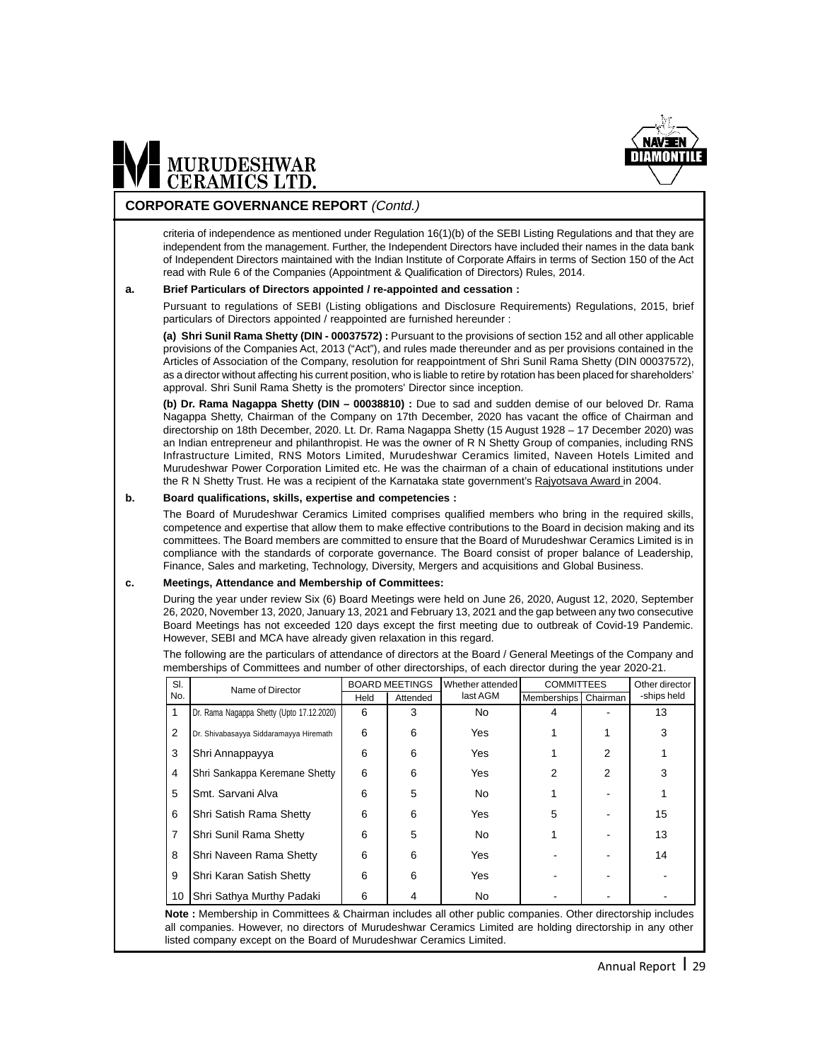## CORPORATE GOVERNANCE REPORT *(Contd.)*

criteria of independence as mentioned under Regulation 16(1)(b) of the SEBI Listing Regulations and that they are independent from the management. Further, the Independent Directors have included their names in the data bank of Independent Directors maintained with the Indian Institute of Corporate Affairs in terms of Section 150 of the Act read with Rule 6 of the Companies (Appointment & Qualification of Directors) Rules, 2014.

**a. Brief Particulars of Directors appointed / re-appointed and cessation :**

Pursuant to regulations of SEBI (Listing obligations and Disclosure Requirements) Regulations, 2015, brief particulars of Directors appointed / reappointed are furnished hereunder :

**(a) Shri Sunil Rama Shetty (DIN - 00037572) :** Pursuant to the provisions of section 152 and all other applicable provisions of the Companies Act, 2013 ("Act"), and rules made thereunder and as per provisions contained in the Articles of Association of the Company, resolution for reappointment of Shri Sunil Rama Shetty (DIN 00037572), as a director without affecting his current position, who is liable to retire by rotation has been placed for shareholders' approval. Shri Sunil Rama Shetty is the promoters' Director since inception.

**(b) Dr. Rama Nagappa Shetty (DIN – 00038810) :** Due to sad and sudden demise of our beloved Dr. Rama Nagappa Shetty, Chairman of the Company on 17th December, 2020 has vacant the office of Chairman and directorship on 18th December, 2020. Lt. Dr. Rama Nagappa Shetty (15 August 1928 – 17 December 2020) was an Indian entrepreneur and philanthropist. He was the owner of R N Shetty Group of companies, including RNS Infrastructure Limited, RNS Motors Limited, Murudeshwar Ceramics limited, Naveen Hotels Limited and Murudeshwar Power Corporation Limited etc. He was the chairman of a chain of educational institutions under the R N Shetty Trust. He was a recipient of the Karnataka state government's Rajyotsava Award in 2004.

**b. Board qualifications, skills, expertise and competencies :**

The Board of Murudeshwar Ceramics Limited comprises qualified members who bring in the required skills, competence and expertise that allow them to make effective contributions to the Board in decision making and its committees. The Board members are committed to ensure that the Board of Murudeshwar Ceramics Limited is in compliance with the standards of corporate governance. The Board consist of proper balance of Leadership, Finance, Sales and marketing, Technology, Diversity, Mergers and acquisitions and Global Business.

**c. Meetings, Attendance and Membership of Committees:**

During the year under review Six (6) Board Meetings were held on June 26, 2020, August 12, 2020, September 26, 2020, November 13, 2020, January 13, 2021 and February 13, 2021 and the gap between any two consecutive Board Meetings has not exceeded 120 days except the first meeting due to outbreak of Covid-19 Pandemic. However, SEBI and MCA have already given relaxation in this regard.

The following are the particulars of attendance of directors at the Board / General Meetings of the Company and memberships of Committees and number of other directorships, of each director during the year 2020-21.

| Sl. No. | Name of Director | BOARD MEETINGS | | Whether attended last AGM | COMMITTEES | | Other directorships held |
|---|---|---|---|---|---|---|---|
| | | Held | Attended | | Memberships | Chairman | |
| 1 | Dr. Rama Nagappa Shetty (Upto 17.12.2020) | 6 | 3 | No | 4 | - | 13 |
| 2 | Dr. Shivabasayya Siddaramayya Hiremath | 6 | 6 | Yes | 1 | 1 | 3 |
| 3 | Shri Annappayya | 6 | 6 | Yes | 1 | 2 | 1 |
| 4 | Shri Sankappa Keremane Shetty | 6 | 6 | Yes | 2 | 2 | 3 |
| 5 | Smt. Sarvani Alva | 6 | 5 | No | 1 | - | 1 |
| 6 | Shri Satish Rama Shetty | 6 | 6 | Yes | 5 | - | 15 |
| 7 | Shri Sunil Rama Shetty | 6 | 5 | No | 1 | - | 13 |
| 8 | Shri Naveen Rama Shetty | 6 | 6 | Yes | - | - | 14 |
| 9 | Shri Karan Satish Shetty | 6 | 6 | Yes | - | - | - |
| 10 | Shri Sathya Murthy Padaki | 6 | 4 | No | - | - | - |

**Note :** Membership in Committees & Chairman includes all other public companies. Other directorship includes all companies. However, no directors of Murudeshwar Ceramics Limited are holding directorship in any other listed company except on the Board of Murudeshwar Ceramics Limited.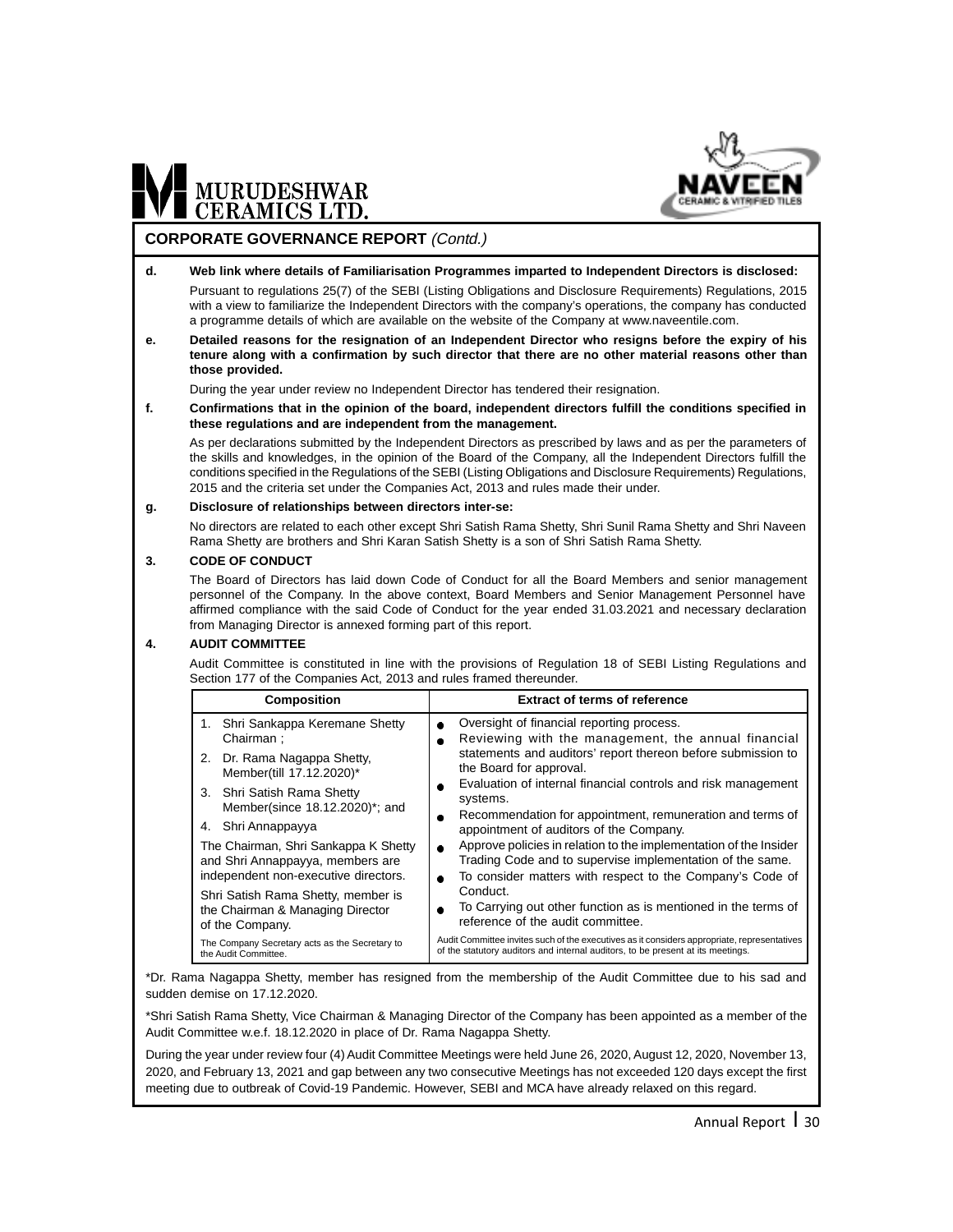## CORPORATE GOVERNANCE REPORT *(Contd.)*

**d. Web link where details of Familiarisation Programmes imparted to Independent Directors is disclosed:**

Pursuant to regulations 25(7) of the SEBI (Listing Obligations and Disclosure Requirements) Regulations, 2015 with a view to familiarize the Independent Directors with the company's operations, the company has conducted a programme details of which are available on the website of the Company at www.naveentile.com.

**e. Detailed reasons for the resignation of an Independent Director who resigns before the expiry of his tenure along with a confirmation by such director that there are no other material reasons other than those provided.**

During the year under review no Independent Director has tendered their resignation.

**f. Confirmations that in the opinion of the board, independent directors fulfill the conditions specified in these regulations and are independent from the management.**

As per declarations submitted by the Independent Directors as prescribed by laws and as per the parameters of the skills and knowledges, in the opinion of the Board of the Company, all the Independent Directors fulfill the conditions specified in the Regulations of the SEBI (Listing Obligations and Disclosure Requirements) Regulations, 2015 and the criteria set under the Companies Act, 2013 and rules made their under.

**g. Disclosure of relationships between directors inter-se:**

No directors are related to each other except Shri Satish Rama Shetty, Shri Sunil Rama Shetty and Shri Naveen Rama Shetty are brothers and Shri Karan Satish Shetty is a son of Shri Satish Rama Shetty.

### 3. CODE OF CONDUCT

The Board of Directors has laid down Code of Conduct for all the Board Members and senior management personnel of the Company. In the above context, Board Members and Senior Management Personnel have affirmed compliance with the said Code of Conduct for the year ended 31.03.2021 and necessary declaration from Managing Director is annexed forming part of this report.

### 4. AUDIT COMMITTEE

Audit Committee is constituted in line with the provisions of Regulation 18 of SEBI Listing Regulations and Section 177 of the Companies Act, 2013 and rules framed thereunder.

| Composition | Extract of terms of reference |
|---|---|
| 1. Shri Sankappa Keremane Shetty Chairman ;<br>2. Dr. Rama Nagappa Shetty, Member(till 17.12.2020)*<br>3. Shri Satish Rama Shetty Member(since 18.12.2020)*; and<br>4. Shri Annappayya<br><br>The Chairman, Shri Sankappa K Shetty and Shri Annappayya, members are independent non-executive directors.<br><br>Shri Satish Rama Shetty, member is the Chairman & Managing Director of the Company.<br><br>The Company Secretary acts as the Secretary to the Audit Committee. | • Oversight of financial reporting process.<br>• Reviewing with the management, the annual financial statements and auditors' report thereon before submission to the Board for approval.<br>• Evaluation of internal financial controls and risk management systems.<br>• Recommendation for appointment, remuneration and terms of appointment of auditors of the Company.<br>• Approve policies in relation to the implementation of the Insider Trading Code and to supervise implementation of the same.<br>• To consider matters with respect to the Company's Code of Conduct.<br>• To Carrying out other function as is mentioned in the terms of reference of the audit committee.<br><br>Audit Committee invites such of the executives as it considers appropriate, representatives of the statutory auditors and internal auditors, to be present at its meetings. |

*Dr. Rama Nagappa Shetty, member has resigned from the membership of the Audit Committee due to his sad and sudden demise on 17.12.2020.

*Shri Satish Rama Shetty, Vice Chairman & Managing Director of the Company has been appointed as a member of the Audit Committee w.e.f. 18.12.2020 in place of Dr. Rama Nagappa Shetty.

During the year under review four (4) Audit Committee Meetings were held June 26, 2020, August 12, 2020, November 13, 2020, and February 13, 2021 and gap between any two consecutive Meetings has not exceeded 120 days except the first meeting due to outbreak of Covid-19 Pandemic. However, SEBI and MCA have already relaxed on this regard.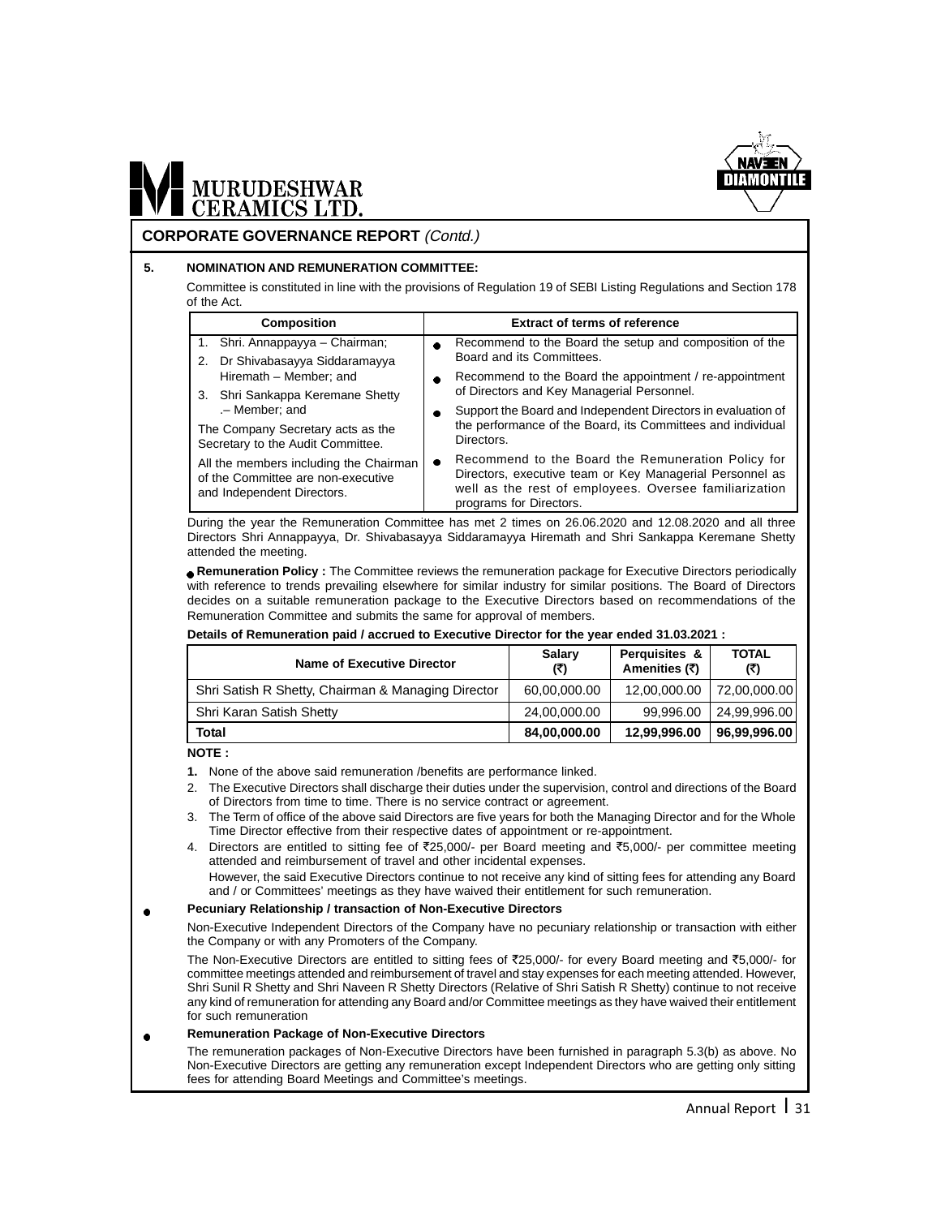## CORPORATE GOVERNANCE REPORT *(Contd.)*

### 5. NOMINATION AND REMUNERATION COMMITTEE:

Committee is constituted in line with the provisions of Regulation 19 of SEBI Listing Regulations and Section 178 of the Act.

| Composition | Extract of terms of reference |
|---|---|
| 1. Shri. Annappayya – Chairman;<br>2. Dr Shivabasayya Siddaramayya Hiremath – Member; and<br>3. Shri Sankappa Keremane Shetty .– Member; and<br>The Company Secretary acts as the Secretary to the Audit Committee.<br>All the members including the Chairman of the Committee are non-executive and Independent Directors. | • Recommend to the Board the setup and composition of the Board and its Committees.<br>• Recommend to the Board the appointment / re-appointment of Directors and Key Managerial Personnel.<br>• Support the Board and Independent Directors in evaluation of the performance of the Board, its Committees and individual Directors.<br>• Recommend to the Board the Remuneration Policy for Directors, executive team or Key Managerial Personnel as well as the rest of employees. Oversee familiarization programs for Directors. |

During the year the Remuneration Committee has met 2 times on 26.06.2020 and 12.08.2020 and all three Directors Shri Annappayya, Dr. Shivabasayya Siddaramayya Hiremath and Shri Sankappa Keremane Shetty attended the meeting.

- **Remuneration Policy :** The Committee reviews the remuneration package for Executive Directors periodically with reference to trends prevailing elsewhere for similar industry for similar positions. The Board of Directors decides on a suitable remuneration package to the Executive Directors based on recommendations of the Remuneration Committee and submits the same for approval of members.

**Details of Remuneration paid / accrued to Executive Director for the year ended 31.03.2021 :**

| Name of Executive Director | Salary (₹) | Perquisites & Amenities (₹) | TOTAL (₹) |
|---|---|---|---|
| Shri Satish R Shetty, Chairman & Managing Director | 60,00,000.00 | 12,00,000.00 | 72,00,000.00 |
| Shri Karan Satish Shetty | 24,00,000.00 | 99,996.00 | 24,99,996.00 |
| **Total** | **84,00,000.00** | **12,99,996.00** | **96,99,996.00** |

**NOTE :**

1. None of the above said remuneration /benefits are performance linked.
2. The Executive Directors shall discharge their duties under the supervision, control and directions of the Board of Directors from time to time. There is no service contract or agreement.
3. The Term of office of the above said Directors are five years for both the Managing Director and for the Whole Time Director effective from their respective dates of appointment or re-appointment.
4. Directors are entitled to sitting fee of ₹25,000/- per Board meeting and ₹5,000/- per committee meeting attended and reimbursement of travel and other incidental expenses.

   However, the said Executive Directors continue to not receive any kind of sitting fees for attending any Board and / or Committees' meetings as they have waived their entitlement for such remuneration.

- **Pecuniary Relationship / transaction of Non-Executive Directors**

  Non-Executive Independent Directors of the Company have no pecuniary relationship or transaction with either the Company or with any Promoters of the Company.

  The Non-Executive Directors are entitled to sitting fees of ₹25,000/- for every Board meeting and ₹5,000/- for committee meetings attended and reimbursement of travel and stay expenses for each meeting attended. However, Shri Sunil R Shetty and Shri Naveen R Shetty Directors (Relative of Shri Satish R Shetty) continue to not receive any kind of remuneration for attending any Board and/or Committee meetings as they have waived their entitlement for such remuneration

- **Remuneration Package of Non-Executive Directors**

  The remuneration packages of Non-Executive Directors have been furnished in paragraph 5.3(b) as above. No Non-Executive Directors are getting any remuneration except Independent Directors who are getting only sitting fees for attending Board Meetings and Committee's meetings.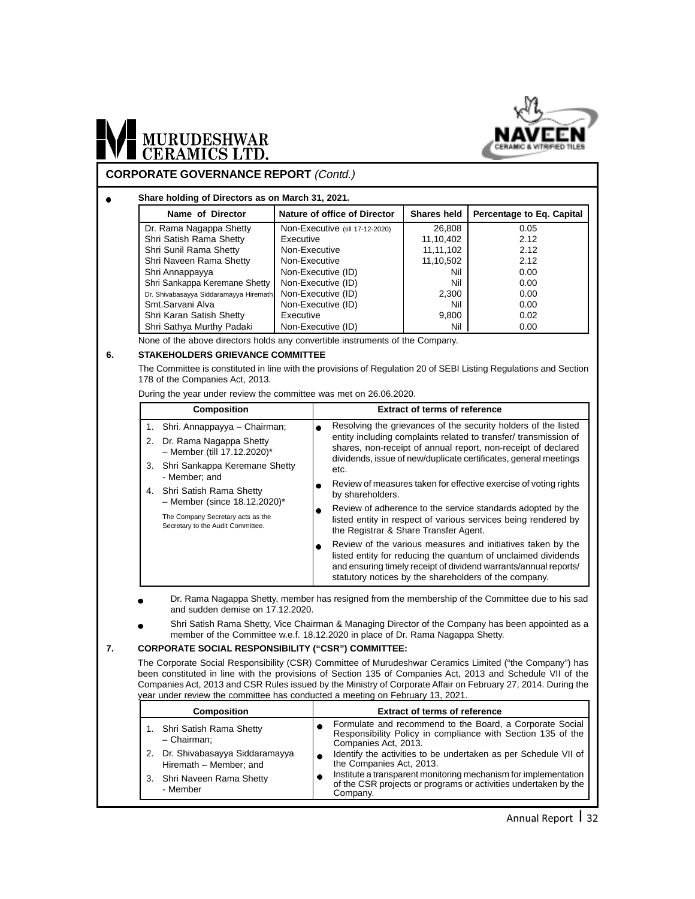## CORPORATE GOVERNANCE REPORT *(Contd.)*

- **Share holding of Directors as on March 31, 2021.**

| Name of Director | Nature of office of Director | Shares held | Percentage to Eq. Capital |
|---|---|---|---|
| Dr. Rama Nagappa Shetty | Non-Executive (till 17-12-2020) | 26,808 | 0.05 |
| Shri Satish Rama Shetty | Executive | 11,10,402 | 2.12 |
| Shri Sunil Rama Shetty | Non-Executive | 11,11,102 | 2.12 |
| Shri Naveen Rama Shetty | Non-Executive | 11,10,502 | 2.12 |
| Shri Annappayya | Non-Executive (ID) | Nil | 0.00 |
| Shri Sankappa Keremane Shetty | Non-Executive (ID) | Nil | 0.00 |
| Dr. Shivabasayya Siddaramayya Hiremath | Non-Executive (ID) | 2,300 | 0.00 |
| Smt.Sarvani Alva | Non-Executive (ID) | Nil | 0.00 |
| Shri Karan Satish Shetty | Executive | 9,800 | 0.02 |
| Shri Sathya Murthy Padaki | Non-Executive (ID) | Nil | 0.00 |

None of the above directors holds any convertible instruments of the Company.

### 6. STAKEHOLDERS GRIEVANCE COMMITTEE

The Committee is constituted in line with the provisions of Regulation 20 of SEBI Listing Regulations and Section 178 of the Companies Act, 2013.

During the year under review the committee was met on 26.06.2020.

| Composition | Extract of terms of reference |
|---|---|
| 1. Shri. Annappayya – Chairman;<br>2. Dr. Rama Nagappa Shetty – Member (till 17.12.2020)*<br>3. Shri Sankappa Keremane Shetty - Member; and<br>4. Shri Satish Rama Shetty – Member (since 18.12.2020)*<br><br>The Company Secretary acts as the Secretary to the Audit Committee. | • Resolving the grievances of the security holders of the listed entity including complaints related to transfer/ transmission of shares, non-receipt of annual report, non-receipt of declared dividends, issue of new/duplicate certificates, general meetings etc.<br>• Review of measures taken for effective exercise of voting rights by shareholders.<br>• Review of adherence to the service standards adopted by the listed entity in respect of various services being rendered by the Registrar & Share Transfer Agent.<br>• Review of the various measures and initiatives taken by the listed entity for reducing the quantum of unclaimed dividends and ensuring timely receipt of dividend warrants/annual reports/ statutory notices by the shareholders of the company. |

- Dr. Rama Nagappa Shetty, member has resigned from the membership of the Committee due to his sad and sudden demise on 17.12.2020.
- Shri Satish Rama Shetty, Vice Chairman & Managing Director of the Company has been appointed as a member of the Committee w.e.f. 18.12.2020 in place of Dr. Rama Nagappa Shetty.

### 7. CORPORATE SOCIAL RESPONSIBILITY ("CSR") COMMITTEE:

The Corporate Social Responsibility (CSR) Committee of Murudeshwar Ceramics Limited ("the Company") has been constituted in line with the provisions of Section 135 of Companies Act, 2013 and Schedule VII of the Companies Act, 2013 and CSR Rules issued by the Ministry of Corporate Affair on February 27, 2014. During the year under review the committee has conducted a meeting on February 13, 2021.

| Composition | Extract of terms of reference |
|---|---|
| 1. Shri Satish Rama Shetty – Chairman;<br>2. Dr. Shivabasayya Siddaramayya Hiremath – Member; and<br>3. Shri Naveen Rama Shetty - Member | • Formulate and recommend to the Board, a Corporate Social Responsibility Policy in compliance with Section 135 of the Companies Act, 2013.<br>• Identify the activities to be undertaken as per Schedule VII of the Companies Act, 2013.<br>• Institute a transparent monitoring mechanism for implementation of the CSR projects or programs or activities undertaken by the Company. |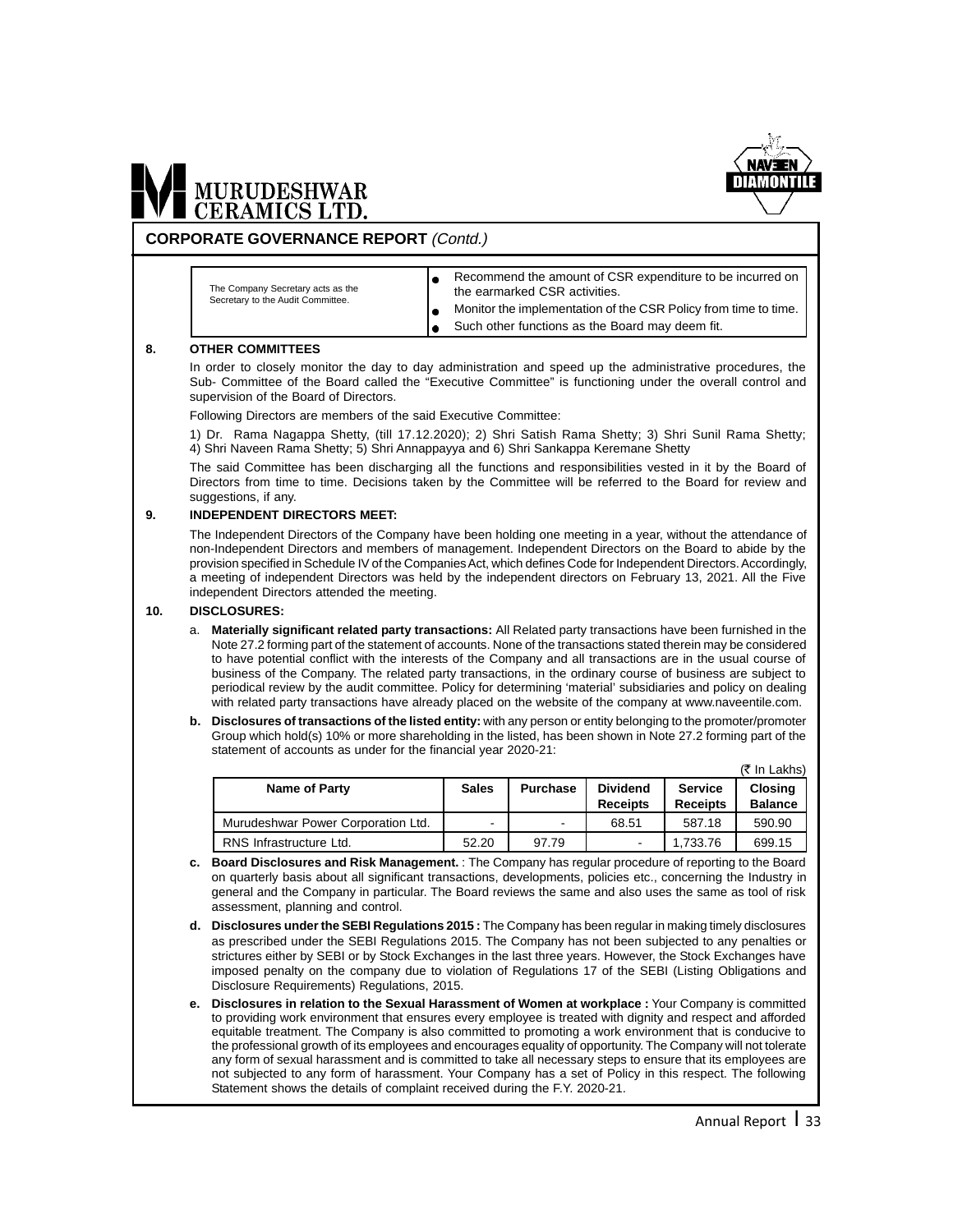## CORPORATE GOVERNANCE REPORT *(Contd.)*

| | |
|---|---|
| The Company Secretary acts as the Secretary to the Audit Committee. | • Recommend the amount of CSR expenditure to be incurred on the earmarked CSR activities.<br>• Monitor the implementation of the CSR Policy from time to time.<br>• Such other functions as the Board may deem fit. |

**8. OTHER COMMITTEES**

In order to closely monitor the day to day administration and speed up the administrative procedures, the Sub- Committee of the Board called the "Executive Committee" is functioning under the overall control and supervision of the Board of Directors.

Following Directors are members of the said Executive Committee:

1) Dr. Rama Nagappa Shetty, (till 17.12.2020); 2) Shri Satish Rama Shetty; 3) Shri Sunil Rama Shetty; 4) Shri Naveen Rama Shetty; 5) Shri Annappayya and 6) Shri Sankappa Keremane Shetty

The said Committee has been discharging all the functions and responsibilities vested in it by the Board of Directors from time to time. Decisions taken by the Committee will be referred to the Board for review and suggestions, if any.

**9. INDEPENDENT DIRECTORS MEET:**

The Independent Directors of the Company have been holding one meeting in a year, without the attendance of non-Independent Directors and members of management. Independent Directors on the Board to abide by the provision specified in Schedule IV of the Companies Act, which defines Code for Independent Directors. Accordingly, a meeting of independent Directors was held by the independent directors on February 13, 2021. All the Five independent Directors attended the meeting.

**10. DISCLOSURES:**

a. **Materially significant related party transactions:** All Related party transactions have been furnished in the Note 27.2 forming part of the statement of accounts. None of the transactions stated therein may be considered to have potential conflict with the interests of the Company and all transactions are in the usual course of business of the Company. The related party transactions, in the ordinary course of business are subject to periodical review by the audit committee. Policy for determining 'material' subsidiaries and policy on dealing with related party transactions have already placed on the website of the company at www.naveentile.com.

b. **Disclosures of transactions of the listed entity:** with any person or entity belonging to the promoter/promoter Group which hold(s) 10% or more shareholding in the listed, has been shown in Note 27.2 forming part of the statement of accounts as under for the financial year 2020-21:

(₹ In Lakhs)

| Name of Party | Sales | Purchase | Dividend Receipts | Service Receipts | Closing Balance |
|---|---|---|---|---|---|
| Murudeshwar Power Corporation Ltd. | - | - | 68.51 | 587.18 | 590.90 |
| RNS Infrastructure Ltd. | 52.20 | 97.79 | - | 1,733.76 | 699.15 |

c. **Board Disclosures and Risk Management.** : The Company has regular procedure of reporting to the Board on quarterly basis about all significant transactions, developments, policies etc., concerning the Industry in general and the Company in particular. The Board reviews the same and also uses the same as tool of risk assessment, planning and control.

d. **Disclosures under the SEBI Regulations 2015 :** The Company has been regular in making timely disclosures as prescribed under the SEBI Regulations 2015. The Company has not been subjected to any penalties or strictures either by SEBI or by Stock Exchanges in the last three years. However, the Stock Exchanges have imposed penalty on the company due to violation of Regulations 17 of the SEBI (Listing Obligations and Disclosure Requirements) Regulations, 2015.

e. **Disclosures in relation to the Sexual Harassment of Women at workplace :** Your Company is committed to providing work environment that ensures every employee is treated with dignity and respect and afforded equitable treatment. The Company is also committed to promoting a work environment that is conducive to the professional growth of its employees and encourages equality of opportunity. The Company will not tolerate any form of sexual harassment and is committed to take all necessary steps to ensure that its employees are not subjected to any form of harassment. Your Company has a set of Policy in this respect. The following Statement shows the details of complaint received during the F.Y. 2020-21.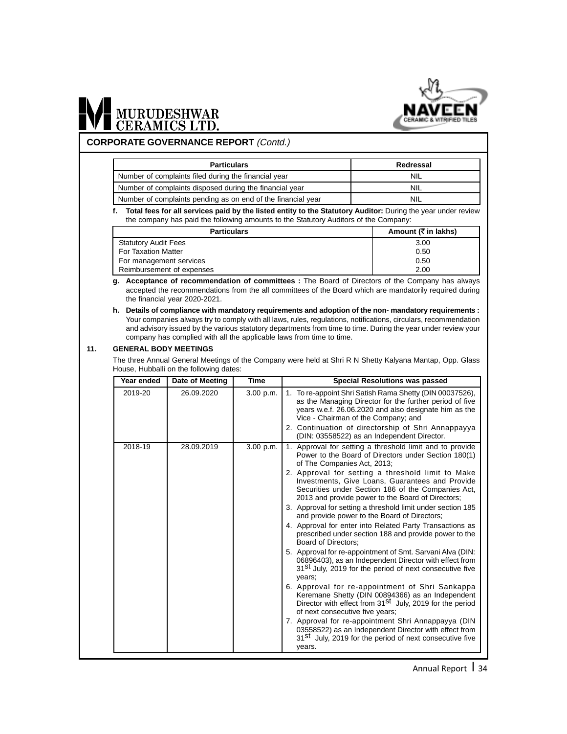## CORPORATE GOVERNANCE REPORT *(Contd.)*

| Particulars | Redressal |
|---|---|
| Number of complaints filed during the financial year | NIL |
| Number of complaints disposed during the financial year | NIL |
| Number of complaints pending as on end of the financial year | NIL |

**f. Total fees for all services paid by the listed entity to the Statutory Auditor:** During the year under review the company has paid the following amounts to the Statutory Auditors of the Company:

| Particulars | Amount (₹ in lakhs) |
|---|---|
| Statutory Audit Fees | 3.00 |
| For Taxation Matter | 0.50 |
| For management services | 0.50 |
| Reimbursement of expenses | 2.00 |

**g. Acceptance of recommendation of committees :** The Board of Directors of the Company has always accepted the recommendations from the all committees of the Board which are mandatorily required during the financial year 2020-2021.

**h. Details of compliance with mandatory requirements and adoption of the non- mandatory requirements :** Your companies always try to comply with all laws, rules, regulations, notifications, circulars, recommendation and advisory issued by the various statutory departments from time to time. During the year under review your company has complied with all the applicable laws from time to time.

### 11. GENERAL BODY MEETINGS

The three Annual General Meetings of the Company were held at Shri R N Shetty Kalyana Mantap, Opp. Glass House, Hubballi on the following dates:

| Year ended | Date of Meeting | Time | Special Resolutions was passed |
|---|---|---|---|
| 2019-20 | 26.09.2020 | 3.00 p.m. | 1. To re-appoint Shri Satish Rama Shetty (DIN 00037526), as the Managing Director for the further period of five years w.e.f. 26.06.2020 and also designate him as the Vice - Chairman of the Company; and<br>2. Continuation of directorship of Shri Annappayya (DIN: 03558522) as an Independent Director. |
| 2018-19 | 28.09.2019 | 3.00 p.m. | 1. Approval for setting a threshold limit and to provide Power to the Board of Directors under Section 180(1) of The Companies Act, 2013;<br>2. Approval for setting a threshold limit to Make Investments, Give Loans, Guarantees and Provide Securities under Section 186 of the Companies Act, 2013 and provide power to the Board of Directors;<br>3. Approval for setting a threshold limit under section 185 and provide power to the Board of Directors;<br>4. Approval for enter into Related Party Transactions as prescribed under section 188 and provide power to the Board of Directors;<br>5. Approval for re-appointment of Smt. Sarvani Alva (DIN: 06896403), as an Independent Director with effect from 31st July, 2019 for the period of next consecutive five years;<br>6. Approval for re-appointment of Shri Sankappa Keremane Shetty (DIN 00894366) as an Independent Director with effect from 31st July, 2019 for the period of next consecutive five years;<br>7. Approval for re-appointment Shri Annappayya (DIN 03558522) as an Independent Director with effect from 31st July, 2019 for the period of next consecutive five years. |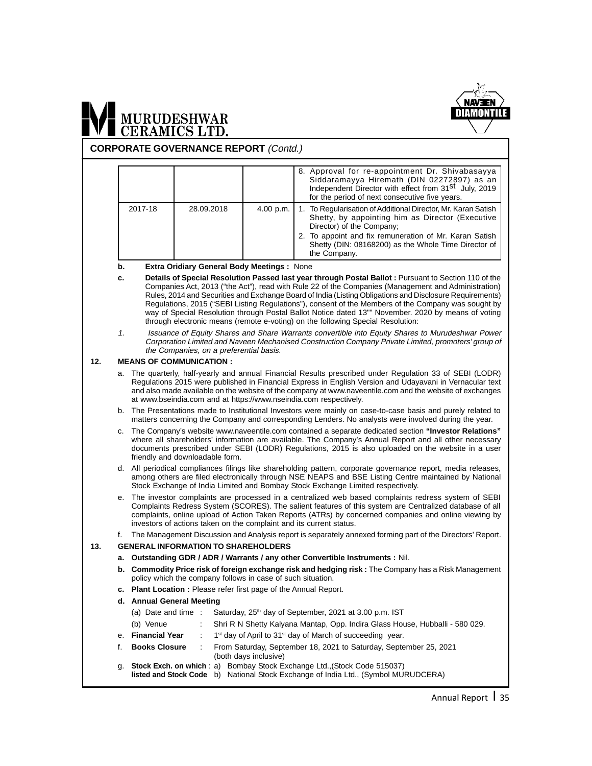## CORPORATE GOVERNANCE REPORT *(Contd.)*

| | | | |
|---|---|---|---|
| | | | 8. Approval for re-appointment Dr. Shivabasayya Siddaramayya Hiremath (DIN 02272897) as an Independent Director with effect from 31st July, 2019 for the period of next consecutive five years. |
| 2017-18 | 28.09.2018 | 4.00 p.m. | 1. To Regularisation of Additional Director, Mr. Karan Satish Shetty, by appointing him as Director (Executive Director) of the Company;<br>2. To appoint and fix remuneration of Mr. Karan Satish Shetty (DIN: 08168200) as the Whole Time Director of the Company. |

b. **Extra Oridiary General Body Meetings :** None

c. **Details of Special Resolution Passed last year through Postal Ballot :** Pursuant to Section 110 of the Companies Act, 2013 ("the Act"), read with Rule 22 of the Companies (Management and Administration) Rules, 2014 and Securities and Exchange Board of India (Listing Obligations and Disclosure Requirements) Regulations, 2015 ("SEBI Listing Regulations"), consent of the Members of the Company was sought by way of Special Resolution through Postal Ballot Notice dated 13"" November. 2020 by means of voting through electronic means (remote e-voting) on the following Special Resolution:

1. *Issuance of Equity Shares and Share Warrants convertible into Equity Shares to Murudeshwar Power Corporation Limited and Naveen Mechanised Construction Company Private Limited, promoters' group of the Companies, on a preferential basis.*

**12. MEANS OF COMMUNICATION :**

a. The quarterly, half-yearly and annual Financial Results prescribed under Regulation 33 of SEBI (LODR) Regulations 2015 were published in Financial Express in English Version and Udayavani in Vernacular text and also made available on the website of the company at www.naveentile.com and the website of exchanges at www.bseindia.com and at https://www.nseindia.com respectively.

b. The Presentations made to Institutional Investors were mainly on case-to-case basis and purely related to matters concerning the Company and corresponding Lenders. No analysts were involved during the year.

c. The Company's website www.naveentile.com contained a separate dedicated section **"Investor Relations"** where all shareholders' information are available. The Company's Annual Report and all other necessary documents prescribed under SEBI (LODR) Regulations, 2015 is also uploaded on the website in a user friendly and downloadable form.

d. All periodical compliances filings like shareholding pattern, corporate governance report, media releases, among others are filed electronically through NSE NEAPS and BSE Listing Centre maintained by National Stock Exchange of India Limited and Bombay Stock Exchange Limited respectively.

e. The investor complaints are processed in a centralized web based complaints redress system of SEBI Complaints Redress System (SCORES). The salient features of this system are Centralized database of all complaints, online upload of Action Taken Reports (ATRs) by concerned companies and online viewing by investors of actions taken on the complaint and its current status.

f. The Management Discussion and Analysis report is separately annexed forming part of the Directors' Report.

**13. GENERAL INFORMATION TO SHAREHOLDERS**

a. **Outstanding GDR / ADR / Warrants / any other Convertible Instruments :** Nil.

b. **Commodity Price risk of foreign exchange risk and hedging risk :** The Company has a Risk Management policy which the company follows in case of such situation.

c. **Plant Location :** Please refer first page of the Annual Report.

d. **Annual General Meeting**

(a) Date and time : Saturday, 25th day of September, 2021 at 3.00 p.m. IST

(b) Venue : Shri R N Shetty Kalyana Mantap, Opp. Indira Glass House, Hubballi - 580 029.

e. **Financial Year** : 1st day of April to 31st day of March of succeeding year.

f. **Books Closure** : From Saturday, September 18, 2021 to Saturday, September 25, 2021 (both days inclusive)

g. **Stock Exch. on which listed and Stock Code** : a) Bombay Stock Exchange Ltd.,(Stock Code 515037) b) National Stock Exchange of India Ltd., (Symbol MURUDCERA)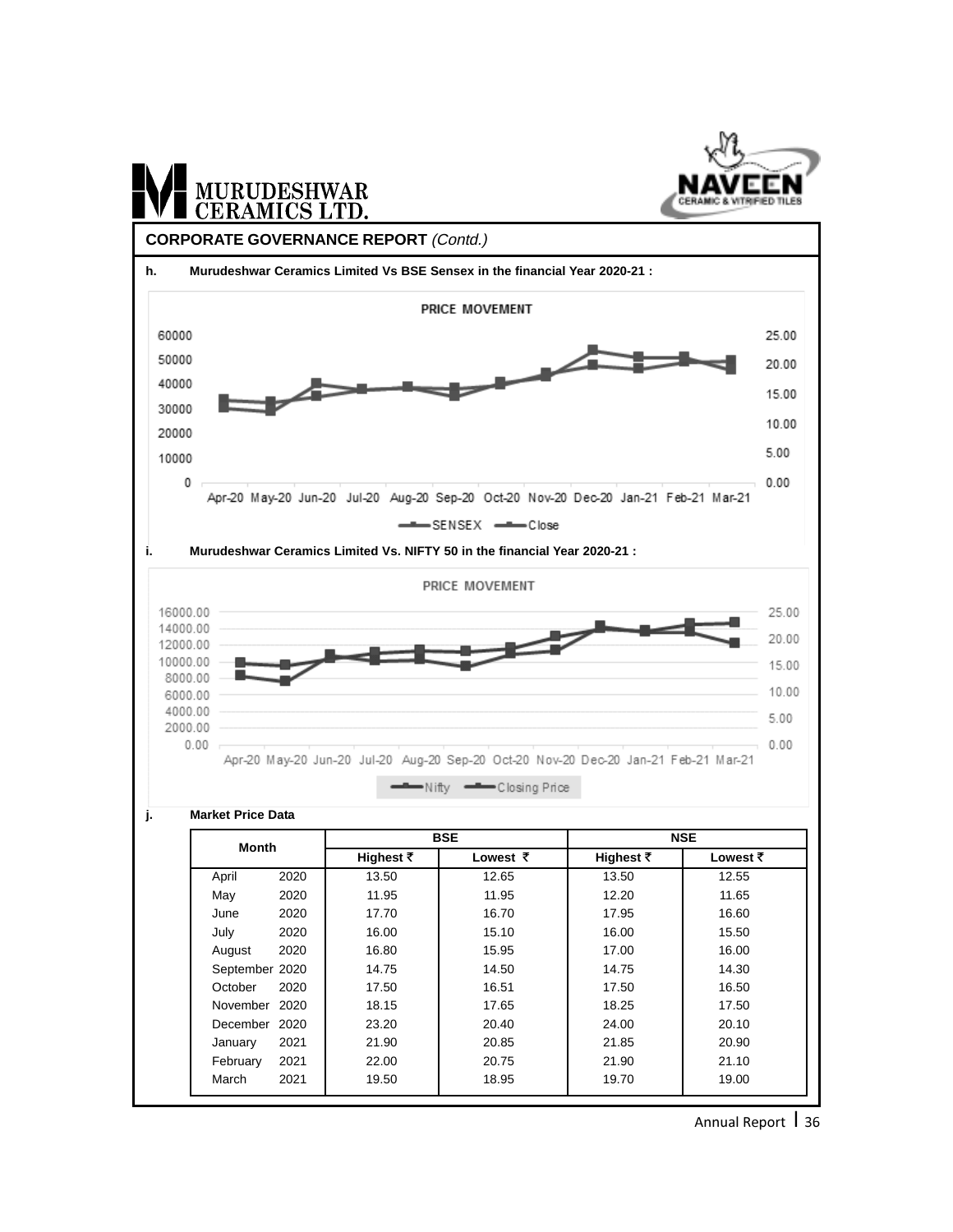## CORPORATE GOVERNANCE REPORT *(Contd.)*

**h. Murudeshwar Ceramics Limited Vs BSE Sensex in the financial Year 2020-21 :**

**i. Murudeshwar Ceramics Limited Vs. NIFTY 50 in the financial Year 2020-21 :**

**j. Market Price Data**

| Month | | BSE | | NSE | |
|---|---|---|---|---|---|
| | | Highest ₹ | Lowest ₹ | Highest ₹ | Lowest ₹ |
| April | 2020 | 13.50 | 12.65 | 13.50 | 12.55 |
| May | 2020 | 11.95 | 11.95 | 12.20 | 11.65 |
| June | 2020 | 17.70 | 16.70 | 17.95 | 16.60 |
| July | 2020 | 16.00 | 15.10 | 16.00 | 15.50 |
| August | 2020 | 16.80 | 15.95 | 17.00 | 16.00 |
| September | 2020 | 14.75 | 14.50 | 14.75 | 14.30 |
| October | 2020 | 17.50 | 16.51 | 17.50 | 16.50 |
| November | 2020 | 18.15 | 17.65 | 18.25 | 17.50 |
| December | 2020 | 23.20 | 20.40 | 24.00 | 20.10 |
| January | 2021 | 21.90 | 20.85 | 21.85 | 20.90 |
| February | 2021 | 22.00 | 20.75 | 21.90 | 21.10 |
| March | 2021 | 19.50 | 18.95 | 19.70 | 19.00 |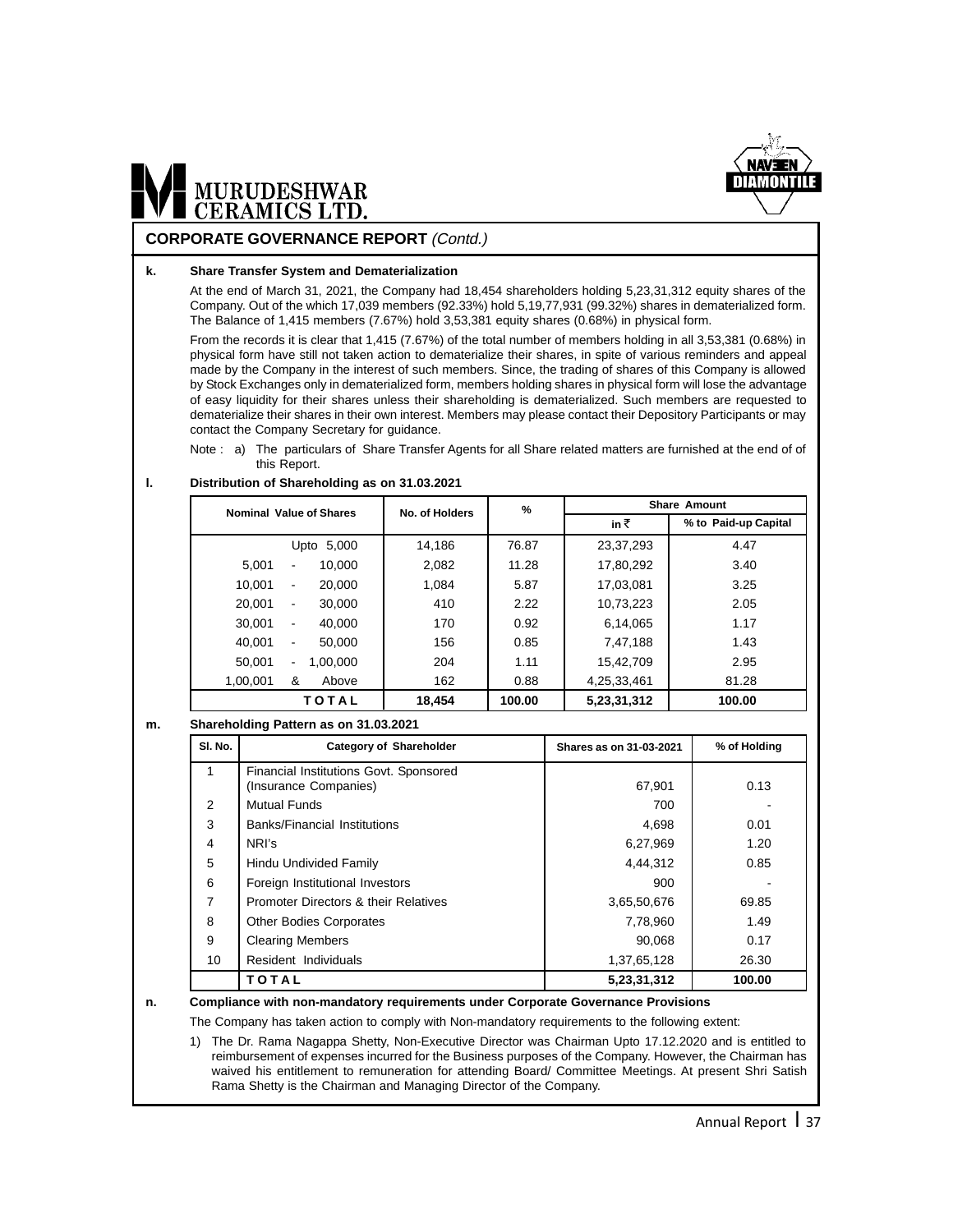## CORPORATE GOVERNANCE REPORT *(Contd.)*

**k. Share Transfer System and Dematerialization**

At the end of March 31, 2021, the Company had 18,454 shareholders holding 5,23,31,312 equity shares of the Company. Out of the which 17,039 members (92.33%) hold 5,19,77,931 (99.32%) shares in dematerialized form. The Balance of 1,415 members (7.67%) hold 3,53,381 equity shares (0.68%) in physical form.

From the records it is clear that 1,415 (7.67%) of the total number of members holding in all 3,53,381 (0.68%) in physical form have still not taken action to dematerialize their shares, in spite of various reminders and appeal made by the Company in the interest of such members. Since, the trading of shares of this Company is allowed by Stock Exchanges only in dematerialized form, members holding shares in physical form will lose the advantage of easy liquidity for their shares unless their shareholding is dematerialized. Such members are requested to dematerialize their shares in their own interest. Members may please contact their Depository Participants or may contact the Company Secretary for guidance.

Note : a) The particulars of Share Transfer Agents for all Share related matters are furnished at the end of of this Report.

**l. Distribution of Shareholding as on 31.03.2021**

| Nominal Value of Shares | No. of Holders | % | Share Amount | |
|---|---|---|---|---|
| | | | in ₹ | % to Paid-up Capital |
| Upto 5,000 | 14,186 | 76.87 | 23,37,293 | 4.47 |
| 5,001 - 10,000 | 2,082 | 11.28 | 17,80,292 | 3.40 |
| 10,001 - 20,000 | 1,084 | 5.87 | 17,03,081 | 3.25 |
| 20,001 - 30,000 | 410 | 2.22 | 10,73,223 | 2.05 |
| 30,001 - 40,000 | 170 | 0.92 | 6,14,065 | 1.17 |
| 40,001 - 50,000 | 156 | 0.85 | 7,47,188 | 1.43 |
| 50,001 - 1,00,000 | 204 | 1.11 | 15,42,709 | 2.95 |
| 1,00,001 & Above | 162 | 0.88 | 4,25,33,461 | 81.28 |
| **TOTAL** | **18,454** | **100.00** | **5,23,31,312** | **100.00** |

**m. Shareholding Pattern as on 31.03.2021**

| Sl. No. | Category of Shareholder | Shares as on 31-03-2021 | % of Holding |
|---|---|---|---|
| 1 | Financial Institutions Govt. Sponsored (Insurance Companies) | 67,901 | 0.13 |
| 2 | Mutual Funds | 700 | - |
| 3 | Banks/Financial Institutions | 4,698 | 0.01 |
| 4 | NRI's | 6,27,969 | 1.20 |
| 5 | Hindu Undivided Family | 4,44,312 | 0.85 |
| 6 | Foreign Institutional Investors | 900 | - |
| 7 | Promoter Directors & their Relatives | 3,65,50,676 | 69.85 |
| 8 | Other Bodies Corporates | 7,78,960 | 1.49 |
| 9 | Clearing Members | 90,068 | 0.17 |
| 10 | Resident Individuals | 1,37,65,128 | 26.30 |
| | **TOTAL** | **5,23,31,312** | **100.00** |

**n. Compliance with non-mandatory requirements under Corporate Governance Provisions**

The Company has taken action to comply with Non-mandatory requirements to the following extent:

1) The Dr. Rama Nagappa Shetty, Non-Executive Director was Chairman Upto 17.12.2020 and is entitled to reimbursement of expenses incurred for the Business purposes of the Company. However, the Chairman has waived his entitlement to remuneration for attending Board/ Committee Meetings. At present Shri Satish Rama Shetty is the Chairman and Managing Director of the Company.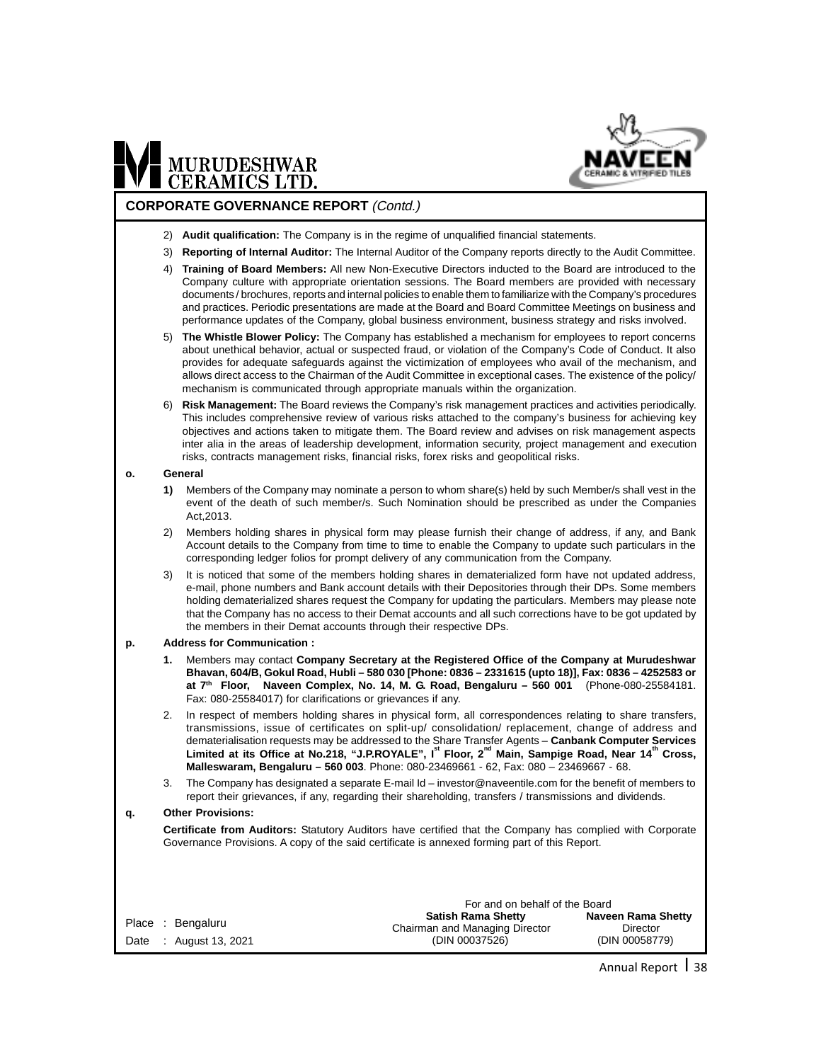## CORPORATE GOVERNANCE REPORT *(Contd.)*

2) **Audit qualification:** The Company is in the regime of unqualified financial statements.

3) **Reporting of Internal Auditor:** The Internal Auditor of the Company reports directly to the Audit Committee.

4) **Training of Board Members:** All new Non-Executive Directors inducted to the Board are introduced to the Company culture with appropriate orientation sessions. The Board members are provided with necessary documents / brochures, reports and internal policies to enable them to familiarize with the Company's procedures and practices. Periodic presentations are made at the Board and Board Committee Meetings on business and performance updates of the Company, global business environment, business strategy and risks involved.

5) **The Whistle Blower Policy:** The Company has established a mechanism for employees to report concerns about unethical behavior, actual or suspected fraud, or violation of the Company's Code of Conduct. It also provides for adequate safeguards against the victimization of employees who avail of the mechanism, and allows direct access to the Chairman of the Audit Committee in exceptional cases. The existence of the policy/ mechanism is communicated through appropriate manuals within the organization.

6) **Risk Management:** The Board reviews the Company's risk management practices and activities periodically. This includes comprehensive review of various risks attached to the company's business for achieving key objectives and actions taken to mitigate them. The Board review and advises on risk management aspects inter alia in the areas of leadership development, information security, project management and execution risks, contracts management risks, financial risks, forex risks and geopolitical risks.

**o. General**

**1)** Members of the Company may nominate a person to whom share(s) held by such Member/s shall vest in the event of the death of such member/s. Such Nomination should be prescribed as under the Companies Act,2013.

2) Members holding shares in physical form may please furnish their change of address, if any, and Bank Account details to the Company from time to time to enable the Company to update such particulars in the corresponding ledger folios for prompt delivery of any communication from the Company.

3) It is noticed that some of the members holding shares in dematerialized form have not updated address, e-mail, phone numbers and Bank account details with their Depositories through their DPs. Some members holding dematerialized shares request the Company for updating the particulars. Members may please note that the Company has no access to their Demat accounts and all such corrections have to be got updated by the members in their Demat accounts through their respective DPs.

**p. Address for Communication :**

**1.** Members may contact **Company Secretary at the Registered Office of the Company at Murudeshwar Bhavan, 604/B, Gokul Road, Hubli – 580 030 [Phone: 0836 – 2331615 (upto 18)], Fax: 0836 – 4252583 or at 7th Floor, Naveen Complex, No. 14, M. G. Road, Bengaluru – 560 001** (Phone-080-25584181. Fax: 080-25584017) for clarifications or grievances if any.

2. In respect of members holding shares in physical form, all correspondences relating to share transfers, transmissions, issue of certificates on split-up/ consolidation/ replacement, change of address and dematerialisation requests may be addressed to the Share Transfer Agents – **Canbank Computer Services Limited at its Office at No.218, "J.P.ROYALE", Ist Floor, 2nd Main, Sampige Road, Near 14th Cross, Malleswaram, Bengaluru – 560 003**. Phone: 080-23469661 - 62, Fax: 080 – 23469667 - 68.

3. The Company has designated a separate E-mail Id – investor@naveentile.com for the benefit of members to report their grievances, if any, regarding their shareholding, transfers / transmissions and dividends.

**q. Other Provisions:**

**Certificate from Auditors:** Statutory Auditors have certified that the Company has complied with Corporate Governance Provisions. A copy of the said certificate is annexed forming part of this Report.

For and on behalf of the Board

| | **Satish Rama Shetty** | **Naveen Rama Shetty** |
|---|---|---|
| Place : Bengaluru | Chairman and Managing Director | Director |
| Date : August 13, 2021 | (DIN 00037526) | (DIN 00058779) |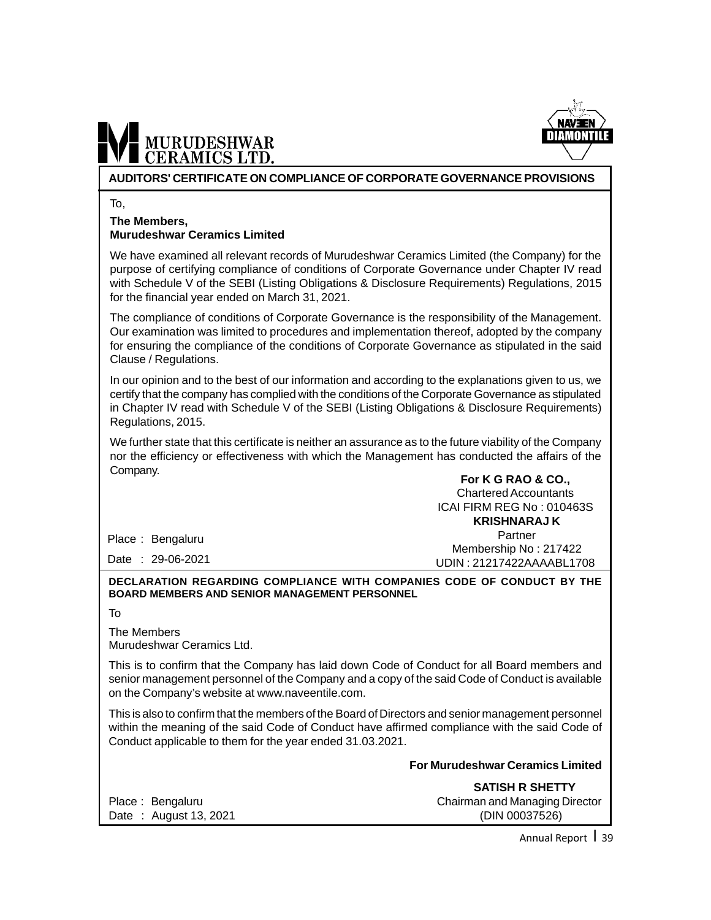## AUDITORS' CERTIFICATE ON COMPLIANCE OF CORPORATE GOVERNANCE PROVISIONS

To,

**The Members,**
**Murudeshwar Ceramics Limited**

We have examined all relevant records of Murudeshwar Ceramics Limited (the Company) for the purpose of certifying compliance of conditions of Corporate Governance under Chapter IV read with Schedule V of the SEBI (Listing Obligations & Disclosure Requirements) Regulations, 2015 for the financial year ended on March 31, 2021.

The compliance of conditions of Corporate Governance is the responsibility of the Management. Our examination was limited to procedures and implementation thereof, adopted by the company for ensuring the compliance of the conditions of Corporate Governance as stipulated in the said Clause / Regulations.

In our opinion and to the best of our information and according to the explanations given to us, we certify that the company has complied with the conditions of the Corporate Governance as stipulated in Chapter IV read with Schedule V of the SEBI (Listing Obligations & Disclosure Requirements) Regulations, 2015.

We further state that this certificate is neither an assurance as to the future viability of the Company nor the efficiency or effectiveness with which the Management has conducted the affairs of the Company.

**For K G RAO & CO.,**
Chartered Accountants
ICAI FIRM REG No : 010463S
**KRISHNARAJ K**
Partner
Membership No : 217422
UDIN : 21217422AAAABL1708

Place : Bengaluru
Date : 29-06-2021

## DECLARATION REGARDING COMPLIANCE WITH COMPANIES CODE OF CONDUCT BY THE BOARD MEMBERS AND SENIOR MANAGEMENT PERSONNEL

To

The Members
Murudeshwar Ceramics Ltd.

This is to confirm that the Company has laid down Code of Conduct for all Board members and senior management personnel of the Company and a copy of the said Code of Conduct is available on the Company's website at www.naveentile.com.

This is also to confirm that the members of the Board of Directors and senior management personnel within the meaning of the said Code of Conduct have affirmed compliance with the said Code of Conduct applicable to them for the year ended 31.03.2021.

**For Murudeshwar Ceramics Limited**

**SATISH R SHETTY**
Chairman and Managing Director
(DIN 00037526)

Place : Bengaluru
Date : August 13, 2021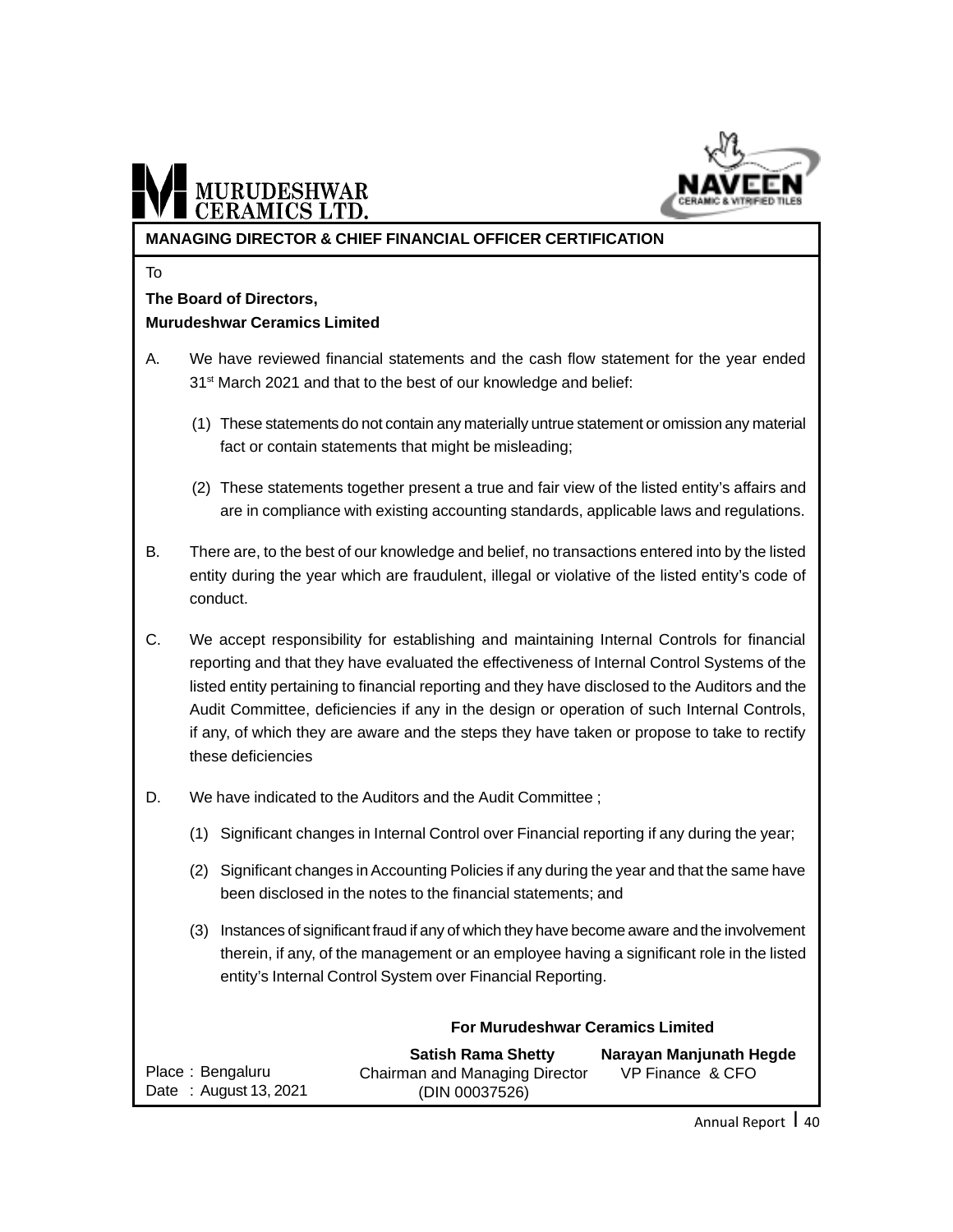## MANAGING DIRECTOR & CHIEF FINANCIAL OFFICER CERTIFICATION

To

**The Board of Directors,**
**Murudeshwar Ceramics Limited**

A. We have reviewed financial statements and the cash flow statement for the year ended 31st March 2021 and that to the best of our knowledge and belief:

   (1) These statements do not contain any materially untrue statement or omission any material fact or contain statements that might be misleading;

   (2) These statements together present a true and fair view of the listed entity's affairs and are in compliance with existing accounting standards, applicable laws and regulations.

B. There are, to the best of our knowledge and belief, no transactions entered into by the listed entity during the year which are fraudulent, illegal or violative of the listed entity's code of conduct.

C. We accept responsibility for establishing and maintaining Internal Controls for financial reporting and that they have evaluated the effectiveness of Internal Control Systems of the listed entity pertaining to financial reporting and they have disclosed to the Auditors and the Audit Committee, deficiencies if any in the design or operation of such Internal Controls, if any, of which they are aware and the steps they have taken or propose to take to rectify these deficiencies

D. We have indicated to the Auditors and the Audit Committee ;

   (1) Significant changes in Internal Control over Financial reporting if any during the year;

   (2) Significant changes in Accounting Policies if any during the year and that the same have been disclosed in the notes to the financial statements; and

   (3) Instances of significant fraud if any of which they have become aware and the involvement therein, if any, of the management or an employee having a significant role in the listed entity's Internal Control System over Financial Reporting.

**For Murudeshwar Ceramics Limited**

**Satish Rama Shetty**
Chairman and Managing Director
(DIN 00037526)

**Narayan Manjunath Hegde**
VP Finance & CFO

Place : Bengaluru
Date : August 13, 2021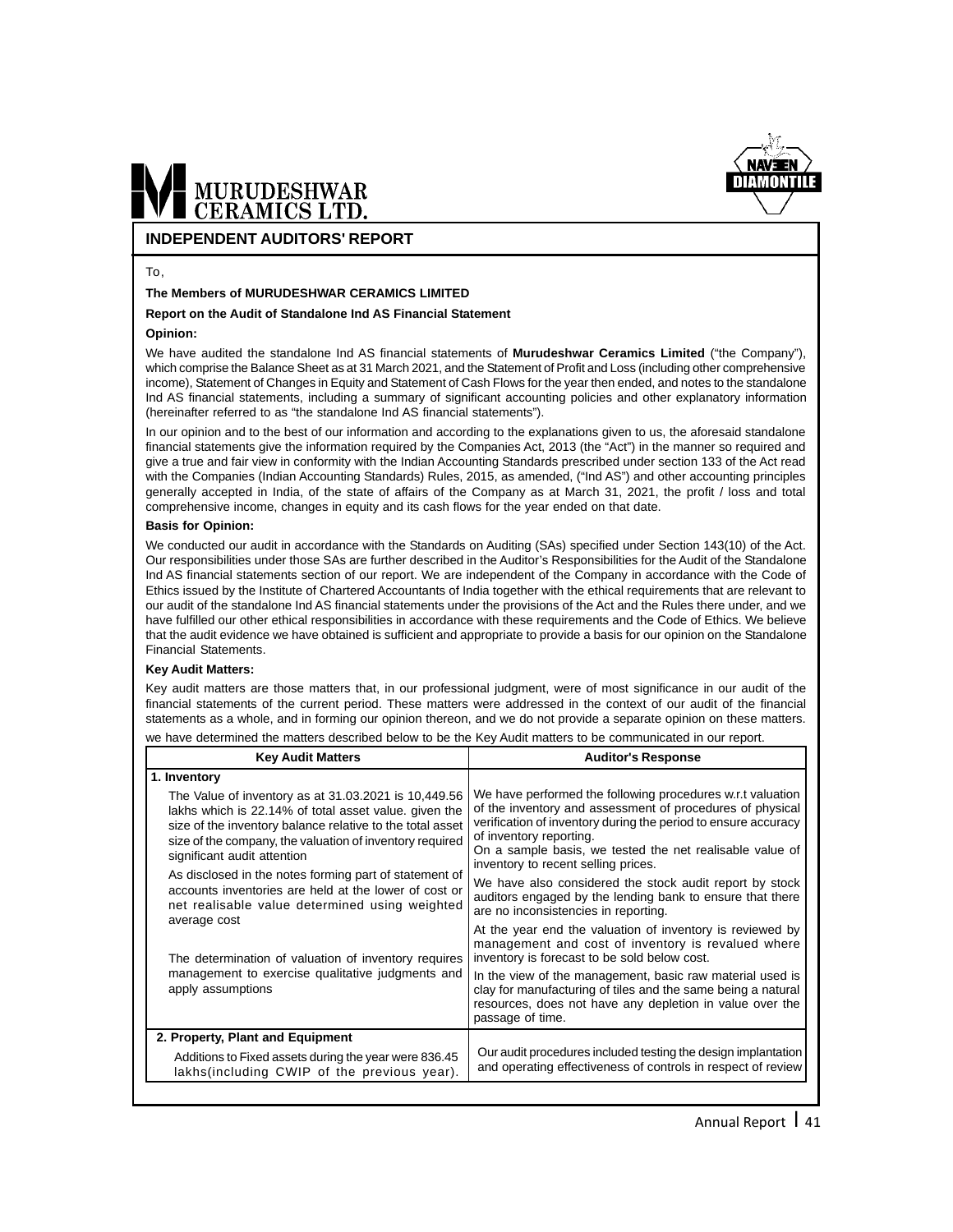## INDEPENDENT AUDITORS' REPORT

To,

**The Members of MURUDESHWAR CERAMICS LIMITED**

**Report on the Audit of Standalone Ind AS Financial Statement**

**Opinion:**

We have audited the standalone Ind AS financial statements of **Murudeshwar Ceramics Limited** ("the Company"), which comprise the Balance Sheet as at 31 March 2021, and the Statement of Profit and Loss (including other comprehensive income), Statement of Changes in Equity and Statement of Cash Flows for the year then ended, and notes to the standalone Ind AS financial statements, including a summary of significant accounting policies and other explanatory information (hereinafter referred to as "the standalone Ind AS financial statements").

In our opinion and to the best of our information and according to the explanations given to us, the aforesaid standalone financial statements give the information required by the Companies Act, 2013 (the "Act") in the manner so required and give a true and fair view in conformity with the Indian Accounting Standards prescribed under section 133 of the Act read with the Companies (Indian Accounting Standards) Rules, 2015, as amended, ("Ind AS") and other accounting principles generally accepted in India, of the state of affairs of the Company as at March 31, 2021, the profit / loss and total comprehensive income, changes in equity and its cash flows for the year ended on that date.

**Basis for Opinion:**

We conducted our audit in accordance with the Standards on Auditing (SAs) specified under Section 143(10) of the Act. Our responsibilities under those SAs are further described in the Auditor's Responsibilities for the Audit of the Standalone Ind AS financial statements section of our report. We are independent of the Company in accordance with the Code of Ethics issued by the Institute of Chartered Accountants of India together with the ethical requirements that are relevant to our audit of the standalone Ind AS financial statements under the provisions of the Act and the Rules there under, and we have fulfilled our other ethical responsibilities in accordance with these requirements and the Code of Ethics. We believe that the audit evidence we have obtained is sufficient and appropriate to provide a basis for our opinion on the Standalone Financial Statements.

**Key Audit Matters:**

Key audit matters are those matters that, in our professional judgment, were of most significance in our audit of the financial statements of the current period. These matters were addressed in the context of our audit of the financial statements as a whole, and in forming our opinion thereon, and we do not provide a separate opinion on these matters.

we have determined the matters described below to be the Key Audit matters to be communicated in our report.

| Key Audit Matters | Auditor's Response |
|---|---|
| **1. Inventory** | |
| The Value of inventory as at 31.03.2021 is 10,449.56 lakhs which is 22.14% of total asset value. given the size of the inventory balance relative to the total asset size of the company, the valuation of inventory required significant audit attention | We have performed the following procedures w.r.t valuation of the inventory and assessment of procedures of physical verification of inventory during the period to ensure accuracy of inventory reporting.<br>On a sample basis, we tested the net realisable value of inventory to recent selling prices. |
| As disclosed in the notes forming part of statement of accounts inventories are held at the lower of cost or net realisable value determined using weighted average cost | We have also considered the stock audit report by stock auditors engaged by the lending bank to ensure that there are no inconsistencies in reporting. |
| The determination of valuation of inventory requires management to exercise qualitative judgments and apply assumptions | At the year end the valuation of inventory is reviewed by management and cost of inventory is revalued where inventory is forecast to be sold below cost.<br>In the view of the management, basic raw material used is clay for manufacturing of tiles and the same being a natural resources, does not have any depletion in value over the passage of time. |
| **2. Property, Plant and Equipment** | |
| Additions to Fixed assets during the year were 836.45 lakhs(including CWIP of the previous year). | Our audit procedures included testing the design implantation and operating effectiveness of controls in respect of review |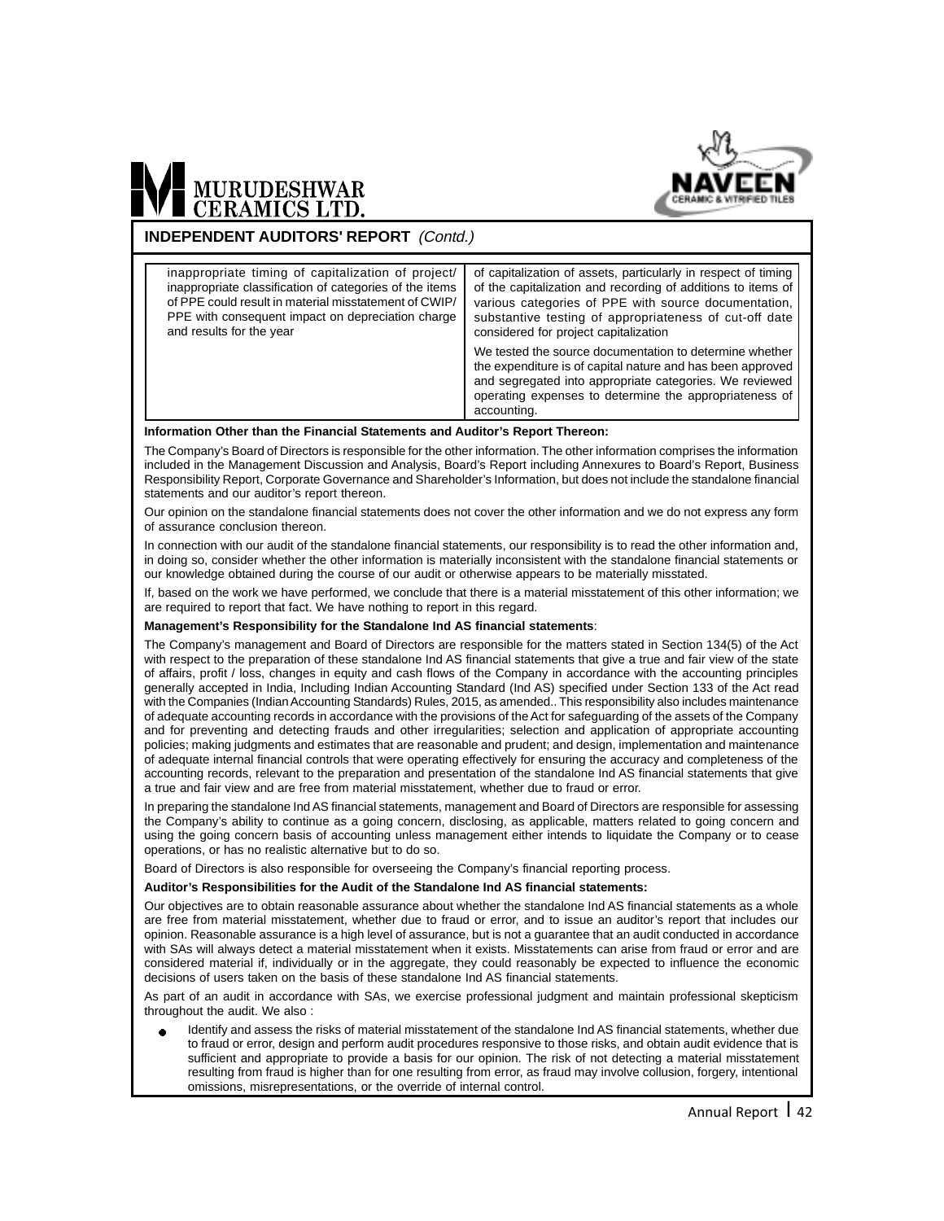## INDEPENDENT AUDITORS' REPORT *(Contd.)*

| | |
|---|---|
| inappropriate timing of capitalization of project/ inappropriate classification of categories of the items of PPE could result in material misstatement of CWIP/ PPE with consequent impact on depreciation charge and results for the year | of capitalization of assets, particularly in respect of timing of the capitalization and recording of additions to items of various categories of PPE with source documentation, substantive testing of appropriateness of cut-off date considered for project capitalization<br><br>We tested the source documentation to determine whether the expenditure is of capital nature and has been approved and segregated into appropriate categories. We reviewed operating expenses to determine the appropriateness of accounting. |

**Information Other than the Financial Statements and Auditor's Report Thereon:**

The Company's Board of Directors is responsible for the other information. The other information comprises the information included in the Management Discussion and Analysis, Board's Report including Annexures to Board's Report, Business Responsibility Report, Corporate Governance and Shareholder's Information, but does not include the standalone financial statements and our auditor's report thereon.

Our opinion on the standalone financial statements does not cover the other information and we do not express any form of assurance conclusion thereon.

In connection with our audit of the standalone financial statements, our responsibility is to read the other information and, in doing so, consider whether the other information is materially inconsistent with the standalone financial statements or our knowledge obtained during the course of our audit or otherwise appears to be materially misstated.

If, based on the work we have performed, we conclude that there is a material misstatement of this other information; we are required to report that fact. We have nothing to report in this regard.

**Management's Responsibility for the Standalone Ind AS financial statements**:

The Company's management and Board of Directors are responsible for the matters stated in Section 134(5) of the Act with respect to the preparation of these standalone Ind AS financial statements that give a true and fair view of the state of affairs, profit / loss, changes in equity and cash flows of the Company in accordance with the accounting principles generally accepted in India, Including Indian Accounting Standard (Ind AS) specified under Section 133 of the Act read with the Companies (Indian Accounting Standards) Rules, 2015, as amended.. This responsibility also includes maintenance of adequate accounting records in accordance with the provisions of the Act for safeguarding of the assets of the Company and for preventing and detecting frauds and other irregularities; selection and application of appropriate accounting policies; making judgments and estimates that are reasonable and prudent; and design, implementation and maintenance of adequate internal financial controls that were operating effectively for ensuring the accuracy and completeness of the accounting records, relevant to the preparation and presentation of the standalone Ind AS financial statements that give a true and fair view and are free from material misstatement, whether due to fraud or error.

In preparing the standalone Ind AS financial statements, management and Board of Directors are responsible for assessing the Company's ability to continue as a going concern, disclosing, as applicable, matters related to going concern and using the going concern basis of accounting unless management either intends to liquidate the Company or to cease operations, or has no realistic alternative but to do so.

Board of Directors is also responsible for overseeing the Company's financial reporting process.

**Auditor's Responsibilities for the Audit of the Standalone Ind AS financial statements:**

Our objectives are to obtain reasonable assurance about whether the standalone Ind AS financial statements as a whole are free from material misstatement, whether due to fraud or error, and to issue an auditor's report that includes our opinion. Reasonable assurance is a high level of assurance, but is not a guarantee that an audit conducted in accordance with SAs will always detect a material misstatement when it exists. Misstatements can arise from fraud or error and are considered material if, individually or in the aggregate, they could reasonably be expected to influence the economic decisions of users taken on the basis of these standalone Ind AS financial statements.

As part of an audit in accordance with SAs, we exercise professional judgment and maintain professional skepticism throughout the audit. We also :

- Identify and assess the risks of material misstatement of the standalone Ind AS financial statements, whether due to fraud or error, design and perform audit procedures responsive to those risks, and obtain audit evidence that is sufficient and appropriate to provide a basis for our opinion. The risk of not detecting a material misstatement resulting from fraud is higher than for one resulting from error, as fraud may involve collusion, forgery, intentional omissions, misrepresentations, or the override of internal control.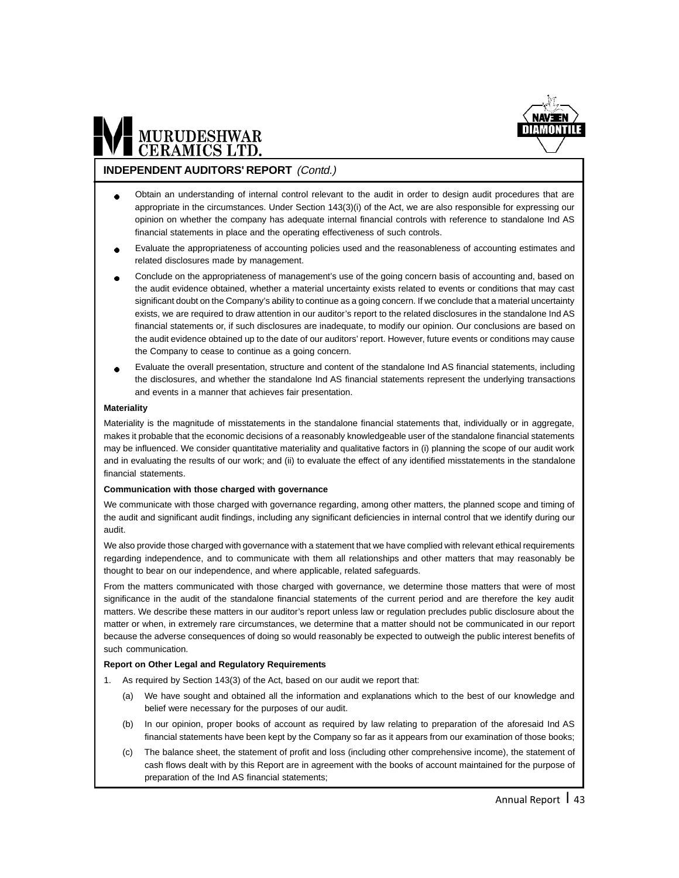## INDEPENDENT AUDITORS' REPORT *(Contd.)*

- Obtain an understanding of internal control relevant to the audit in order to design audit procedures that are appropriate in the circumstances. Under Section 143(3)(i) of the Act, we are also responsible for expressing our opinion on whether the company has adequate internal financial controls with reference to standalone Ind AS financial statements in place and the operating effectiveness of such controls.
- Evaluate the appropriateness of accounting policies used and the reasonableness of accounting estimates and related disclosures made by management.
- Conclude on the appropriateness of management's use of the going concern basis of accounting and, based on the audit evidence obtained, whether a material uncertainty exists related to events or conditions that may cast significant doubt on the Company's ability to continue as a going concern. If we conclude that a material uncertainty exists, we are required to draw attention in our auditor's report to the related disclosures in the standalone Ind AS financial statements or, if such disclosures are inadequate, to modify our opinion. Our conclusions are based on the audit evidence obtained up to the date of our auditors' report. However, future events or conditions may cause the Company to cease to continue as a going concern.
- Evaluate the overall presentation, structure and content of the standalone Ind AS financial statements, including the disclosures, and whether the standalone Ind AS financial statements represent the underlying transactions and events in a manner that achieves fair presentation.

**Materiality**

Materiality is the magnitude of misstatements in the standalone financial statements that, individually or in aggregate, makes it probable that the economic decisions of a reasonably knowledgeable user of the standalone financial statements may be influenced. We consider quantitative materiality and qualitative factors in (i) planning the scope of our audit work and in evaluating the results of our work; and (ii) to evaluate the effect of any identified misstatements in the standalone financial statements.

**Communication with those charged with governance**

We communicate with those charged with governance regarding, among other matters, the planned scope and timing of the audit and significant audit findings, including any significant deficiencies in internal control that we identify during our audit.

We also provide those charged with governance with a statement that we have complied with relevant ethical requirements regarding independence, and to communicate with them all relationships and other matters that may reasonably be thought to bear on our independence, and where applicable, related safeguards.

From the matters communicated with those charged with governance, we determine those matters that were of most significance in the audit of the standalone financial statements of the current period and are therefore the key audit matters. We describe these matters in our auditor's report unless law or regulation precludes public disclosure about the matter or when, in extremely rare circumstances, we determine that a matter should not be communicated in our report because the adverse consequences of doing so would reasonably be expected to outweigh the public interest benefits of such communication.

**Report on Other Legal and Regulatory Requirements**

1. As required by Section 143(3) of the Act, based on our audit we report that:

   (a) We have sought and obtained all the information and explanations which to the best of our knowledge and belief were necessary for the purposes of our audit.

   (b) In our opinion, proper books of account as required by law relating to preparation of the aforesaid Ind AS financial statements have been kept by the Company so far as it appears from our examination of those books;

   (c) The balance sheet, the statement of profit and loss (including other comprehensive income), the statement of cash flows dealt with by this Report are in agreement with the books of account maintained for the purpose of preparation of the Ind AS financial statements;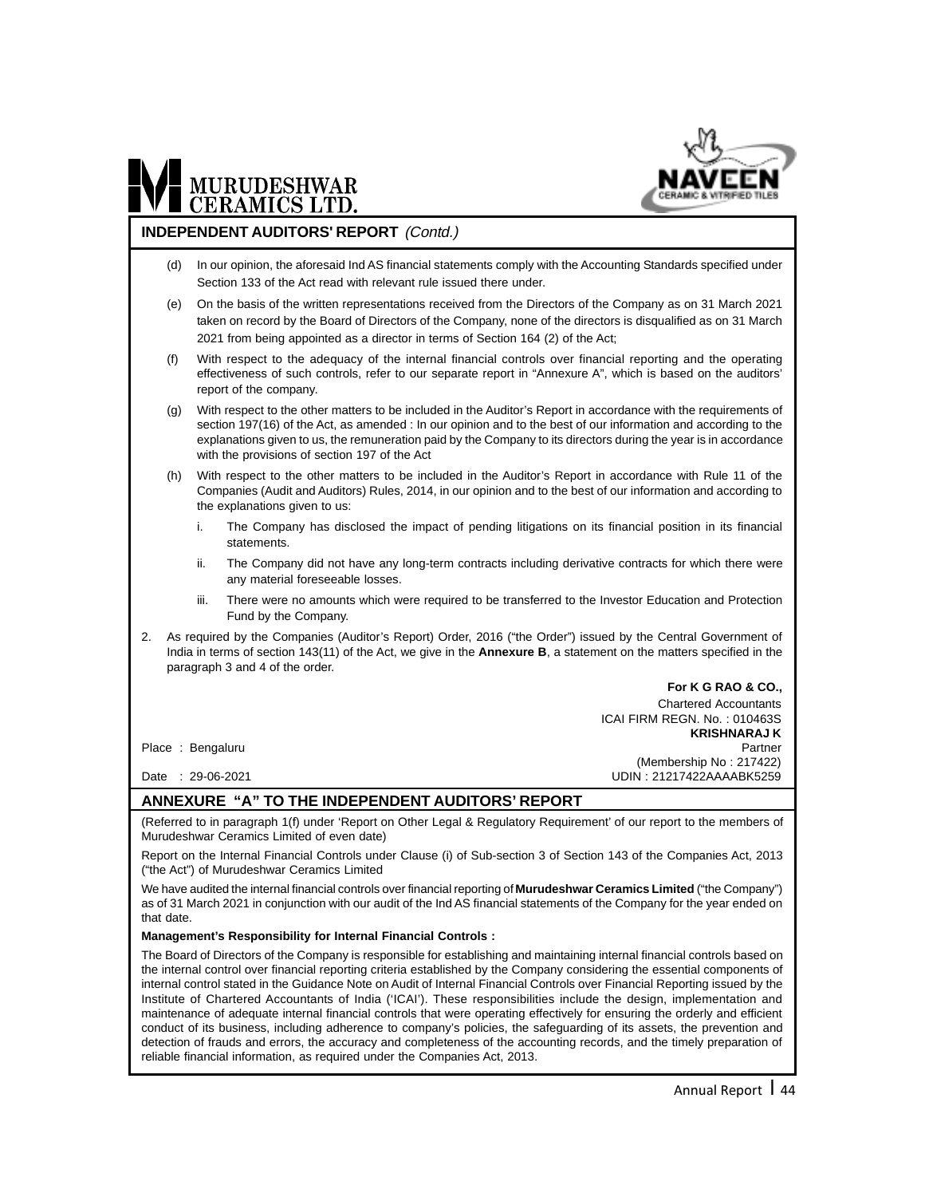## INDEPENDENT AUDITORS' REPORT *(Contd.)*

(d) In our opinion, the aforesaid Ind AS financial statements comply with the Accounting Standards specified under Section 133 of the Act read with relevant rule issued there under.

(e) On the basis of the written representations received from the Directors of the Company as on 31 March 2021 taken on record by the Board of Directors of the Company, none of the directors is disqualified as on 31 March 2021 from being appointed as a director in terms of Section 164 (2) of the Act;

(f) With respect to the adequacy of the internal financial controls over financial reporting and the operating effectiveness of such controls, refer to our separate report in "Annexure A", which is based on the auditors' report of the company.

(g) With respect to the other matters to be included in the Auditor's Report in accordance with the requirements of section 197(16) of the Act, as amended : In our opinion and to the best of our information and according to the explanations given to us, the remuneration paid by the Company to its directors during the year is in accordance with the provisions of section 197 of the Act

(h) With respect to the other matters to be included in the Auditor's Report in accordance with Rule 11 of the Companies (Audit and Auditors) Rules, 2014, in our opinion and to the best of our information and according to the explanations given to us:

   i. The Company has disclosed the impact of pending litigations on its financial position in its financial statements.

   ii. The Company did not have any long-term contracts including derivative contracts for which there were any material foreseeable losses.

   iii. There were no amounts which were required to be transferred to the Investor Education and Protection Fund by the Company.

2. As required by the Companies (Auditor's Report) Order, 2016 ("the Order") issued by the Central Government of India in terms of section 143(11) of the Act, we give in the **Annexure B**, a statement on the matters specified in the paragraph 3 and 4 of the order.

**For K G RAO & CO.,**
Chartered Accountants
ICAI FIRM REGN. No. : 010463S
**KRISHNARAJ K**
Partner
(Membership No : 217422)
UDIN : 21217422AAAABK5259

Place : Bengaluru
Date : 29-06-2021

## ANNEXURE "A" TO THE INDEPENDENT AUDITORS' REPORT

(Referred to in paragraph 1(f) under 'Report on Other Legal & Regulatory Requirement' of our report to the members of Murudeshwar Ceramics Limited of even date)

Report on the Internal Financial Controls under Clause (i) of Sub-section 3 of Section 143 of the Companies Act, 2013 ("the Act") of Murudeshwar Ceramics Limited

We have audited the internal financial controls over financial reporting of **Murudeshwar Ceramics Limited** ("the Company") as of 31 March 2021 in conjunction with our audit of the Ind AS financial statements of the Company for the year ended on that date.

**Management's Responsibility for Internal Financial Controls :**

The Board of Directors of the Company is responsible for establishing and maintaining internal financial controls based on the internal control over financial reporting criteria established by the Company considering the essential components of internal control stated in the Guidance Note on Audit of Internal Financial Controls over Financial Reporting issued by the Institute of Chartered Accountants of India ('ICAI'). These responsibilities include the design, implementation and maintenance of adequate internal financial controls that were operating effectively for ensuring the orderly and efficient conduct of its business, including adherence to company's policies, the safeguarding of its assets, the prevention and detection of frauds and errors, the accuracy and completeness of the accounting records, and the timely preparation of reliable financial information, as required under the Companies Act, 2013.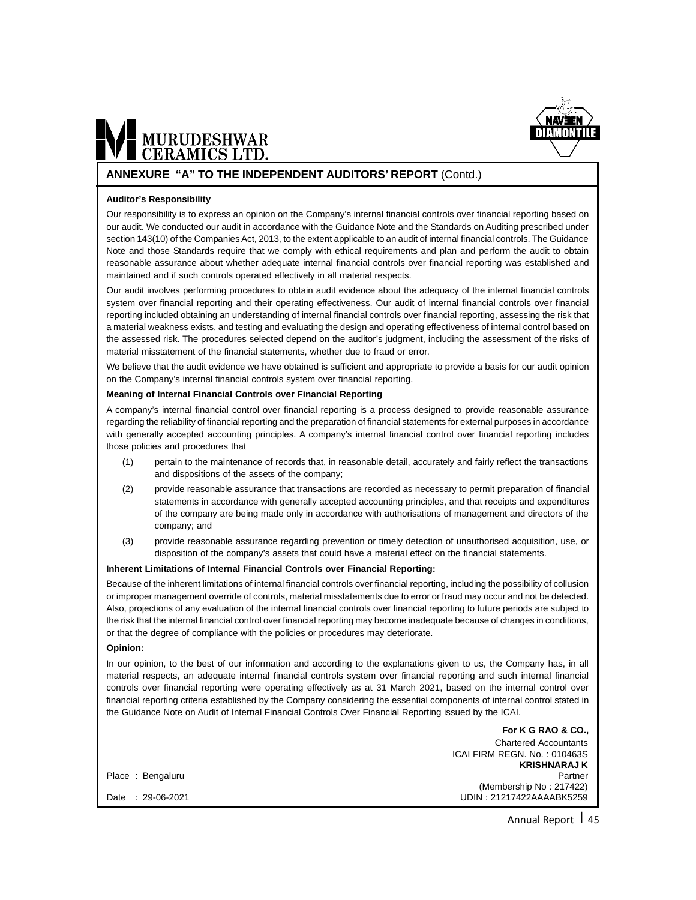## ANNEXURE "A" TO THE INDEPENDENT AUDITORS' REPORT (Contd.)

**Auditor's Responsibility**

Our responsibility is to express an opinion on the Company's internal financial controls over financial reporting based on our audit. We conducted our audit in accordance with the Guidance Note and the Standards on Auditing prescribed under section 143(10) of the Companies Act, 2013, to the extent applicable to an audit of internal financial controls. The Guidance Note and those Standards require that we comply with ethical requirements and plan and perform the audit to obtain reasonable assurance about whether adequate internal financial controls over financial reporting was established and maintained and if such controls operated effectively in all material respects.

Our audit involves performing procedures to obtain audit evidence about the adequacy of the internal financial controls system over financial reporting and their operating effectiveness. Our audit of internal financial controls over financial reporting included obtaining an understanding of internal financial controls over financial reporting, assessing the risk that a material weakness exists, and testing and evaluating the design and operating effectiveness of internal control based on the assessed risk. The procedures selected depend on the auditor's judgment, including the assessment of the risks of material misstatement of the financial statements, whether due to fraud or error.

We believe that the audit evidence we have obtained is sufficient and appropriate to provide a basis for our audit opinion on the Company's internal financial controls system over financial reporting.

**Meaning of Internal Financial Controls over Financial Reporting**

A company's internal financial control over financial reporting is a process designed to provide reasonable assurance regarding the reliability of financial reporting and the preparation of financial statements for external purposes in accordance with generally accepted accounting principles. A company's internal financial control over financial reporting includes those policies and procedures that

(1) pertain to the maintenance of records that, in reasonable detail, accurately and fairly reflect the transactions and dispositions of the assets of the company;

(2) provide reasonable assurance that transactions are recorded as necessary to permit preparation of financial statements in accordance with generally accepted accounting principles, and that receipts and expenditures of the company are being made only in accordance with authorisations of management and directors of the company; and

(3) provide reasonable assurance regarding prevention or timely detection of unauthorised acquisition, use, or disposition of the company's assets that could have a material effect on the financial statements.

**Inherent Limitations of Internal Financial Controls over Financial Reporting:**

Because of the inherent limitations of internal financial controls over financial reporting, including the possibility of collusion or improper management override of controls, material misstatements due to error or fraud may occur and not be detected. Also, projections of any evaluation of the internal financial controls over financial reporting to future periods are subject to the risk that the internal financial control over financial reporting may become inadequate because of changes in conditions, or that the degree of compliance with the policies or procedures may deteriorate.

**Opinion:**

In our opinion, to the best of our information and according to the explanations given to us, the Company has, in all material respects, an adequate internal financial controls system over financial reporting and such internal financial controls over financial reporting were operating effectively as at 31 March 2021, based on the internal control over financial reporting criteria established by the Company considering the essential components of internal control stated in the Guidance Note on Audit of Internal Financial Controls Over Financial Reporting issued by the ICAI.

**For K G RAO & CO.,**
Chartered Accountants
ICAI FIRM REGN. No. : 010463S
**KRISHNARAJ K**
Partner
(Membership No : 217422)
UDIN : 21217422AAAABK5259

Place : Bengaluru

Date : 29-06-2021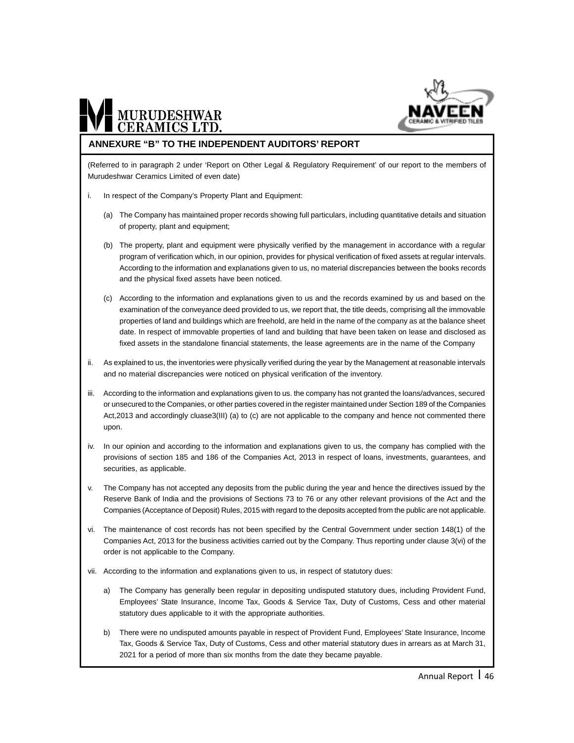## ANNEXURE "B" TO THE INDEPENDENT AUDITORS' REPORT

(Referred to in paragraph 2 under 'Report on Other Legal & Regulatory Requirement' of our report to the members of Murudeshwar Ceramics Limited of even date)

i. In respect of the Company's Property Plant and Equipment:

   (a) The Company has maintained proper records showing full particulars, including quantitative details and situation of property, plant and equipment;

   (b) The property, plant and equipment were physically verified by the management in accordance with a regular program of verification which, in our opinion, provides for physical verification of fixed assets at regular intervals. According to the information and explanations given to us, no material discrepancies between the books records and the physical fixed assets have been noticed.

   (c) According to the information and explanations given to us and the records examined by us and based on the examination of the conveyance deed provided to us, we report that, the title deeds, comprising all the immovable properties of land and buildings which are freehold, are held in the name of the company as at the balance sheet date. In respect of immovable properties of land and building that have been taken on lease and disclosed as fixed assets in the standalone financial statements, the lease agreements are in the name of the Company

ii. As explained to us, the inventories were physically verified during the year by the Management at reasonable intervals and no material discrepancies were noticed on physical verification of the inventory.

iii. According to the information and explanations given to us. the company has not granted the loans/advances, secured or unsecured to the Companies, or other parties covered in the register maintained under Section 189 of the Companies Act,2013 and accordingly cluase3(III) (a) to (c) are not applicable to the company and hence not commented there upon.

iv. In our opinion and according to the information and explanations given to us, the company has complied with the provisions of section 185 and 186 of the Companies Act, 2013 in respect of loans, investments, guarantees, and securities, as applicable.

v. The Company has not accepted any deposits from the public during the year and hence the directives issued by the Reserve Bank of India and the provisions of Sections 73 to 76 or any other relevant provisions of the Act and the Companies (Acceptance of Deposit) Rules, 2015 with regard to the deposits accepted from the public are not applicable.

vi. The maintenance of cost records has not been specified by the Central Government under section 148(1) of the Companies Act, 2013 for the business activities carried out by the Company. Thus reporting under clause 3(vi) of the order is not applicable to the Company.

vii. According to the information and explanations given to us, in respect of statutory dues:

   a) The Company has generally been regular in depositing undisputed statutory dues, including Provident Fund, Employees' State Insurance, Income Tax, Goods & Service Tax, Duty of Customs, Cess and other material statutory dues applicable to it with the appropriate authorities.

   b) There were no undisputed amounts payable in respect of Provident Fund, Employees' State Insurance, Income Tax, Goods & Service Tax, Duty of Customs, Cess and other material statutory dues in arrears as at March 31, 2021 for a period of more than six months from the date they became payable.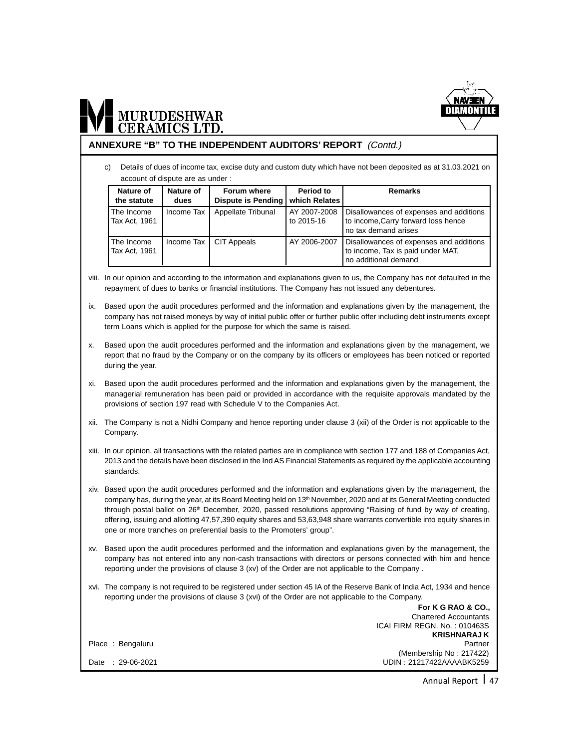## ANNEXURE "B" TO THE INDEPENDENT AUDITORS' REPORT *(Contd.)*

c) Details of dues of income tax, excise duty and custom duty which have not been deposited as at 31.03.2021 on account of dispute are as under :

| Nature of the statute | Nature of dues | Forum where Dispute is Pending | Period to which Relates | Remarks |
|---|---|---|---|---|
| The Income Tax Act, 1961 | Income Tax | Appellate Tribunal | AY 2007-2008 to 2015-16 | Disallowances of expenses and additions to income,Carry forward loss hence no tax demand arises |
| The Income Tax Act, 1961 | Income Tax | CIT Appeals | AY 2006-2007 | Disallowances of expenses and additions to income, Tax is paid under MAT, no additional demand |

viii. In our opinion and according to the information and explanations given to us, the Company has not defaulted in the repayment of dues to banks or financial institutions. The Company has not issued any debentures.

ix. Based upon the audit procedures performed and the information and explanations given by the management, the company has not raised moneys by way of initial public offer or further public offer including debt instruments except term Loans which is applied for the purpose for which the same is raised.

x. Based upon the audit procedures performed and the information and explanations given by the management, we report that no fraud by the Company or on the company by its officers or employees has been noticed or reported during the year.

xi. Based upon the audit procedures performed and the information and explanations given by the management, the managerial remuneration has been paid or provided in accordance with the requisite approvals mandated by the provisions of section 197 read with Schedule V to the Companies Act.

xii. The Company is not a Nidhi Company and hence reporting under clause 3 (xii) of the Order is not applicable to the Company.

xiii. In our opinion, all transactions with the related parties are in compliance with section 177 and 188 of Companies Act, 2013 and the details have been disclosed in the Ind AS Financial Statements as required by the applicable accounting standards.

xiv. Based upon the audit procedures performed and the information and explanations given by the management, the company has, during the year, at its Board Meeting held on 13th November, 2020 and at its General Meeting conducted through postal ballot on 26th December, 2020, passed resolutions approving "Raising of fund by way of creating, offering, issuing and allotting 47,57,390 equity shares and 53,63,948 share warrants convertible into equity shares in one or more tranches on preferential basis to the Promoters' group".

xv. Based upon the audit procedures performed and the information and explanations given by the management, the company has not entered into any non-cash transactions with directors or persons connected with him and hence reporting under the provisions of clause 3 (xv) of the Order are not applicable to the Company .

xvi. The company is not required to be registered under section 45 IA of the Reserve Bank of India Act, 1934 and hence reporting under the provisions of clause 3 (xvi) of the Order are not applicable to the Company.

**For K G RAO & CO.,**
Chartered Accountants
ICAI FIRM REGN. No. : 010463S
**KRISHNARAJ K**
Partner
(Membership No : 217422)
UDIN : 21217422AAAABK5259

Place : Bengaluru

Date : 29-06-2021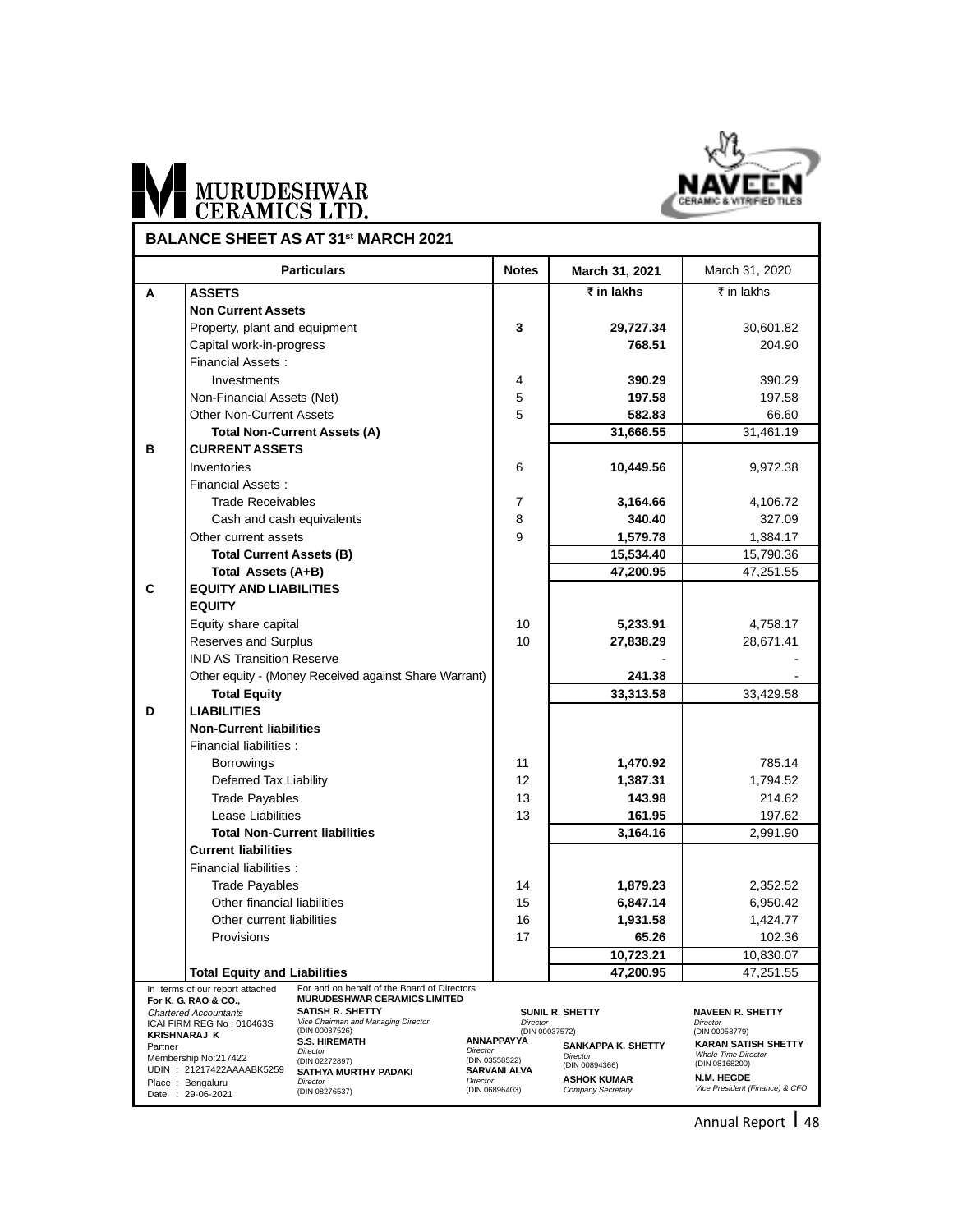# MURUDESHWAR CERAMICS LTD.

NAVEEN CERAMIC & VITRIFIED TILES

## BALANCE SHEET AS AT 31st MARCH 2021

| | Particulars | Notes | March 31, 2021 | March 31, 2020 |
|---|---|---|---|---|
| **A** | **ASSETS** | | **₹ in lakhs** | ₹ in lakhs |
| | **Non Current Assets** | | | |
| | Property, plant and equipment | **3** | **29,727.34** | 30,601.82 |
| | Capital work-in-progress | | **768.51** | 204.90 |
| | Financial Assets : | | | |
| | Investments | 4 | **390.29** | 390.29 |
| | Non-Financial Assets (Net) | 5 | **197.58** | 197.58 |
| | Other Non-Current Assets | 5 | **582.83** | 66.60 |
| | **Total Non-Current Assets (A)** | | **31,666.55** | 31,461.19 |
| **B** | **CURRENT ASSETS** | | | |
| | Inventories | 6 | **10,449.56** | 9,972.38 |
| | Financial Assets : | | | |
| | Trade Receivables | 7 | **3,164.66** | 4,106.72 |
| | Cash and cash equivalents | 8 | **340.40** | 327.09 |
| | Other current assets | 9 | **1,579.78** | 1,384.17 |
| | **Total Current Assets (B)** | | **15,534.40** | 15,790.36 |
| | **Total Assets (A+B)** | | **47,200.95** | 47,251.55 |
| **C** | **EQUITY AND LIABILITIES** | | | |
| | **EQUITY** | | | |
| | Equity share capital | 10 | **5,233.91** | 4,758.17 |
| | Reserves and Surplus | 10 | **27,838.29** | 28,671.41 |
| | IND AS Transition Reserve | | - | - |
| | Other equity - (Money Received against Share Warrant) | | **241.38** | - |
| | **Total Equity** | | **33,313.58** | 33,429.58 |
| **D** | **LIABILITIES** | | | |
| | **Non-Current liabilities** | | | |
| | Financial liabilities : | | | |
| | Borrowings | 11 | **1,470.92** | 785.14 |
| | Deferred Tax Liability | 12 | **1,387.31** | 1,794.52 |
| | Trade Payables | 13 | **143.98** | 214.62 |
| | Lease Liabilities | 13 | **161.95** | 197.62 |
| | **Total Non-Current liabilities** | | **3,164.16** | 2,991.90 |
| | **Current liabilities** | | | |
| | Financial liabilities : | | | |
| | Trade Payables | 14 | **1,879.23** | 2,352.52 |
| | Other financial liabilities | 15 | **6,847.14** | 6,950.42 |
| | Other current liabilities | 16 | **1,931.58** | 1,424.77 |
| | Provisions | 17 | **65.26** | 102.36 |
| | | | **10,723.21** | 10,830.07 |
| | **Total Equity and Liabilities** | | **47,200.95** | 47,251.55 |

In terms of our report attached
**For K. G. RAO & CO.,**
*Chartered Accountants*
ICAI FIRM REG No : 010463S
**KRISHNARAJ K**
Partner
Membership No:217422
UDIN : 21217422AAAABK5259
Place : Bengaluru
Date : 29-06-2021

For and on behalf of the Board of Directors
**MURUDESHWAR CERAMICS LIMITED**

**SATISH R. SHETTY**
*Vice Chairman and Managing Director*
(DIN 00037526)

**SUNIL R. SHETTY**
*Director*
(DIN 00037572)

**NAVEEN R. SHETTY**
*Director*
(DIN 00058779)

**S.S. HIREMATH**
*Director*
(DIN 02272897)

**ANNAPPAYYA**
*Director*
(DIN 03558522)

**SANKAPPA K. SHETTY**
*Director*
(DIN 00894366)

**KARAN SATISH SHETTY**
*Whole Time Director*
(DIN 08168200)

**SATHYA MURTHY PADAKI**
*Director*
(DIN 08276537)

**SARVANI ALVA**
*Director*
(DIN 06896403)

**ASHOK KUMAR**
*Company Secretary*

**N.M. HEGDE**
*Vice President (Finance) & CFO*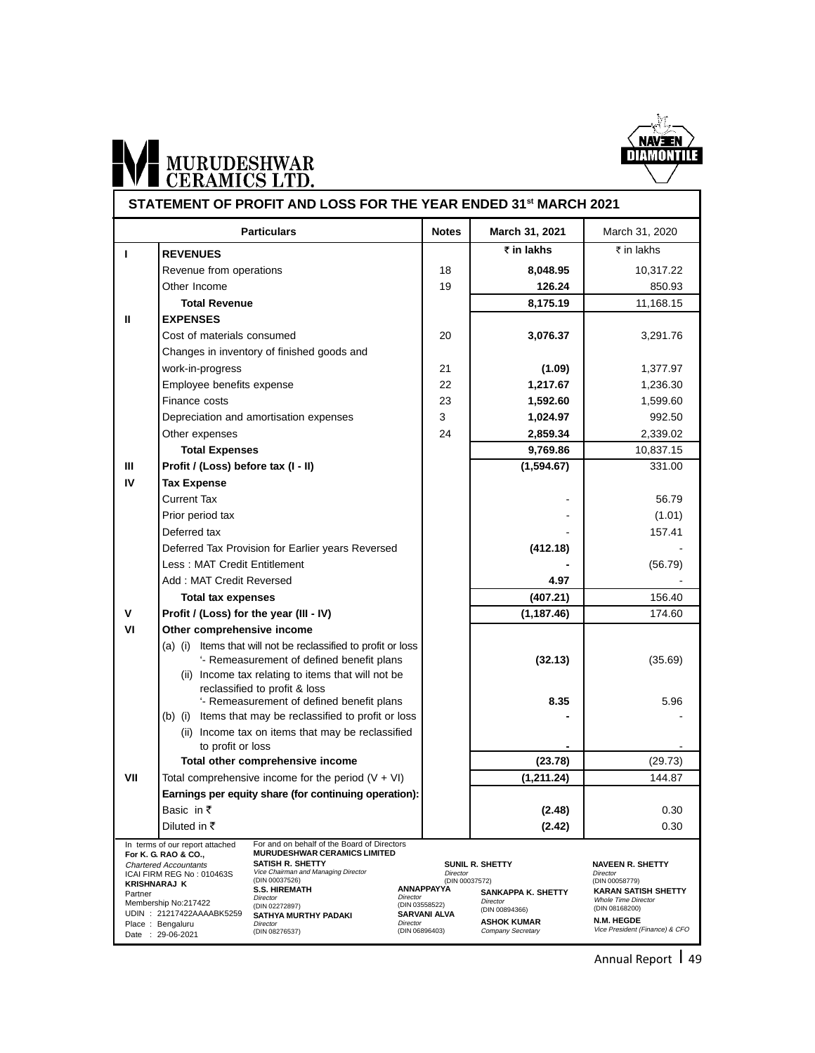# MURUDESHWAR CERAMICS LTD.

NAVEEN DIAMONTILE

## STATEMENT OF PROFIT AND LOSS FOR THE YEAR ENDED 31st MARCH 2021

| | Particulars | Notes | March 31, 2021 | March 31, 2020 |
|---|---|---|---|---|
| | | | **₹ in lakhs** | ₹ in lakhs |
| **I** | **REVENUES** | | | |
| | Revenue from operations | 18 | **8,048.95** | 10,317.22 |
| | Other Income | 19 | **126.24** | 850.93 |
| | **Total Revenue** | | **8,175.19** | 11,168.15 |
| **II** | **EXPENSES** | | | |
| | Cost of materials consumed | 20 | **3,076.37** | 3,291.76 |
| | Changes in inventory of finished goods and work-in-progress | 21 | **(1.09)** | 1,377.97 |
| | Employee benefits expense | 22 | **1,217.67** | 1,236.30 |
| | Finance costs | 23 | **1,592.60** | 1,599.60 |
| | Depreciation and amortisation expenses | 3 | **1,024.97** | 992.50 |
| | Other expenses | 24 | **2,859.34** | 2,339.02 |
| | **Total Expenses** | | **9,769.86** | 10,837.15 |
| **III** | **Profit / (Loss) before tax (I - II)** | | **(1,594.67)** | 331.00 |
| **IV** | **Tax Expense** | | | |
| | Current Tax | | - | 56.79 |
| | Prior period tax | | - | (1.01) |
| | Deferred tax | | - | 157.41 |
| | Deferred Tax Provision for Earlier years Reversed | | **(412.18)** | - |
| | Less : MAT Credit Entitlement | | **-** | (56.79) |
| | Add : MAT Credit Reversed | | **4.97** | - |
| | **Total tax expenses** | | **(407.21)** | 156.40 |
| **V** | **Profit / (Loss) for the year (III - IV)** | | **(1,187.46)** | 174.60 |
| **VI** | **Other comprehensive income** | | | |
| | (a) (i) Items that will not be reclassified to profit or loss | | | |
| | '- Remeasurement of defined benefit plans | | **(32.13)** | (35.69) |
| | (ii) Income tax relating to items that will not be reclassified to profit & loss | | | |
| | '- Remeasurement of defined benefit plans | | **8.35** | 5.96 |
| | (b) (i) Items that may be reclassified to profit or loss | | **-** | - |
| | (ii) Income tax on items that may be reclassified to profit or loss | | **-** | - |
| | **Total other comprehensive income** | | **(23.78)** | (29.73) |
| **VII** | Total comprehensive income for the period (V + VI) | | **(1,211.24)** | 144.87 |
| | **Earnings per equity share (for continuing operation):** | | | |
| | Basic in ₹ | | **(2.48)** | 0.30 |
| | Diluted in ₹ | | **(2.42)** | 0.30 |

In terms of our report attached
**For K. G. RAO & CO.,**
*Chartered Accountants*
ICAI FIRM REG No : 010463S
**KRISHNARAJ K**
Partner
Membership No:217422
UDIN : 21217422AAAABK5259
Place : Bengaluru
Date : 29-06-2021

For and on behalf of the Board of Directors
**MURUDESHWAR CERAMICS LIMITED**

**SATISH R. SHETTY**
*Vice Chairman and Managing Director*
(DIN 00037526)

**S.S. HIREMATH**
*Director*
(DIN 02272897)

**SATHYA MURTHY PADAKI**
*Director*
(DIN 08276537)

**SUNIL R. SHETTY**
*Director*
(DIN 00037572)

**ANNAPPAYYA**
*Director*
(DIN 03558522)

**SARVANI ALVA**
*Director*
(DIN 06896403)

**SANKAPPA K. SHETTY**
*Director*
(DIN 00894366)

**ASHOK KUMAR**
*Company Secretary*

**NAVEEN R. SHETTY**
*Director*
(DIN 00058779)

**KARAN SATISH SHETTY**
*Whole Time Director*
(DIN 08168200)

**N.M. HEGDE**
*Vice President (Finance) & CFO*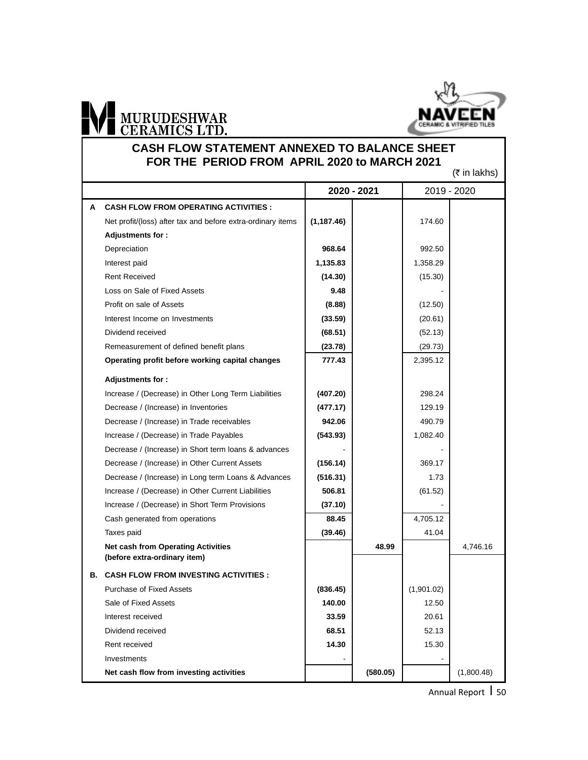MURUDESHWAR CERAMICS LTD.

NAVEEN CERAMIC & VITRIFIED TILES

## CASH FLOW STATEMENT ANNEXED TO BALANCE SHEET FOR THE PERIOD FROM APRIL 2020 to MARCH 2021

(₹ in lakhs)

| | | 2020 - 2021 | | 2019 - 2020 | |
|---|---|---|---|---|---|
| **A** | **CASH FLOW FROM OPERATING ACTIVITIES :** | | | | |
| | Net profit/(loss) after tax and before extra-ordinary items | **(1,187.46)** | | 174.60 | |
| | **Adjustments for :** | | | | |
| | Depreciation | **968.64** | | 992.50 | |
| | Interest paid | **1,135.83** | | 1,358.29 | |
| | Rent Received | **(14.30)** | | (15.30) | |
| | Loss on Sale of Fixed Assets | **9.48** | | - | |
| | Profit on sale of Assets | **(8.88)** | | (12.50) | |
| | Interest Income on Investments | **(33.59)** | | (20.61) | |
| | Dividend received | **(68.51)** | | (52.13) | |
| | Remeasurement of defined benefit plans | **(23.78)** | | (29.73) | |
| | **Operating profit before working capital changes** | **777.43** | | 2,395.12 | |
| | **Adjustments for :** | | | | |
| | Increase / (Decrease) in Other Long Term Liabilities | **(407.20)** | | 298.24 | |
| | Decrease / (Increase) in Inventories | **(477.17)** | | 129.19 | |
| | Decrease / (Increase) in Trade receivables | **942.06** | | 490.79 | |
| | Increase / (Decrease) in Trade Payables | **(543.93)** | | 1,082.40 | |
| | Decrease / (Increase) in Short term loans & advances | - | | - | |
| | Decrease / (Increase) in Other Current Assets | **(156.14)** | | 369.17 | |
| | Decrease / (Increase) in Long term Loans & Advances | **(516.31)** | | 1.73 | |
| | Increase / (Decrease) in Other Current Liabilities | **506.81** | | (61.52) | |
| | Increase / (Decrease) in Short Term Provisions | **(37.10)** | | - | |
| | Cash generated from operations | **88.45** | | 4,705.12 | |
| | Taxes paid | **(39.46)** | | 41.04 | |
| | **Net cash from Operating Activities (before extra-ordinary item)** | | **48.99** | | 4,746.16 |
| **B.** | **CASH FLOW FROM INVESTING ACTIVITIES :** | | | | |
| | Purchase of Fixed Assets | **(836.45)** | | (1,901.02) | |
| | Sale of Fixed Assets | **140.00** | | 12.50 | |
| | Interest received | **33.59** | | 20.61 | |
| | Dividend received | **68.51** | | 52.13 | |
| | Rent received | **14.30** | | 15.30 | |
| | Investments | - | | - | |
| | **Net cash flow from investing activities** | | **(580.05)** | | (1,800.48) |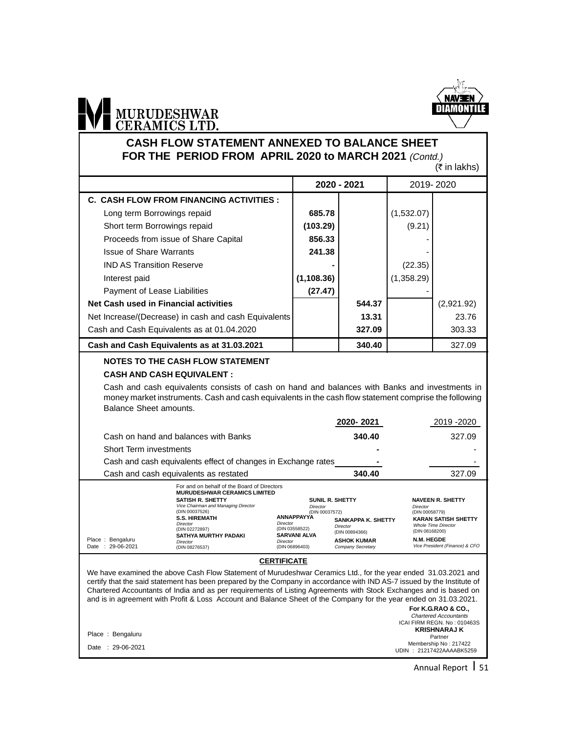**MURUDESHWAR CERAMICS LTD.**

**NAVEEN DIAMONTILE**

# CASH FLOW STATEMENT ANNEXED TO BALANCE SHEET FOR THE PERIOD FROM APRIL 2020 to MARCH 2021 *(Contd.)*

(₹ in lakhs)

| | 2020 - 2021 | | 2019- 2020 | |
|---|---|---|---|---|
| **C. CASH FLOW FROM FINANCING ACTIVITIES :** | | | | |
| Long term Borrowings repaid | **685.78** | | (1,532.07) | |
| Short term Borrowings repaid | **(103.29)** | | (9.21) | |
| Proceeds from issue of Share Capital | **856.33** | | - | |
| Issue of Share Warrants | **241.38** | | - | |
| IND AS Transition Reserve | **-** | | (22.35) | |
| Interest paid | **(1,108.36)** | | (1,358.29) | |
| Payment of Lease Liabilities | **(27.47)** | | - | |
| **Net Cash used in Financial activities** | | **544.37** | | (2,921.92) |
| Net Increase/(Decrease) in cash and cash Equivalents | | **13.31** | | 23.76 |
| Cash and Cash Equivalents as at 01.04.2020 | | **327.09** | | 303.33 |
| **Cash and Cash Equivalents as at 31.03.2021** | | **340.40** | | 327.09 |

## NOTES TO THE CASH FLOW STATEMENT

### CASH AND CASH EQUIVALENT :

Cash and cash equivalents consists of cash on hand and balances with Banks and investments in money market instruments. Cash and cash equivalents in the cash flow statement comprise the following Balance Sheet amounts.

| | 2020- 2021 | 2019 -2020 |
|---|---|---|
| Cash on hand and balances with Banks | **340.40** | 327.09 |
| Short Term investments | **-** | - |
| Cash and cash equivalents effect of changes in Exchange rates | **-** | - |
| Cash and cash equivalents as restated | **340.40** | 327.09 |

For and on behalf of the Board of Directors
**MURUDESHWAR CERAMICS LIMITED**

**SATISH R. SHETTY**
*Vice Chairman and Managing Director*
(DIN 00037526)

**SUNIL R. SHETTY**
*Director*
(DIN 00037572)

**NAVEEN R. SHETTY**
*Director*
(DIN 00058779)

**S.S. HIREMATH**
*Director*
(DIN 02272897)

**ANNAPPAYYA**
*Director*
(DIN 03558522)

**SANKAPPA K. SHETTY**
*Director*
(DIN 00894366)

**KARAN SATISH SHETTY**
*Whole Time Director*
(DIN 08168200)

**SATHYA MURTHY PADAKI**
*Director*
(DIN 08276537)

**SARVANI ALVA**
*Director*
(DIN 06896403)

**ASHOK KUMAR**
*Company Secretary*

**N.M. HEGDE**
*Vice President (Finance) & CFO*

Place : Bengaluru
Date : 29-06-2021

## CERTIFICATE

We have examined the above Cash Flow Statement of Murudeshwar Ceramics Ltd., for the year ended 31.03.2021 and certify that the said statement has been prepared by the Company in accordance with IND AS-7 issued by the Institute of Chartered Accountants of India and as per requirements of Listing Agreements with Stock Exchanges and is based on and is in agreement with Profit & Loss Account and Balance Sheet of the Company for the year ended on 31.03.2021.

**For K.G.RAO & CO.,**
*Chartered Accountants*
ICAI FIRM REGN. No : 010463S
**KRISHNARAJ K**
Partner
Membership No : 217422
UDIN : 21217422AAAABK5259

Place : Bengaluru
Date : 29-06-2021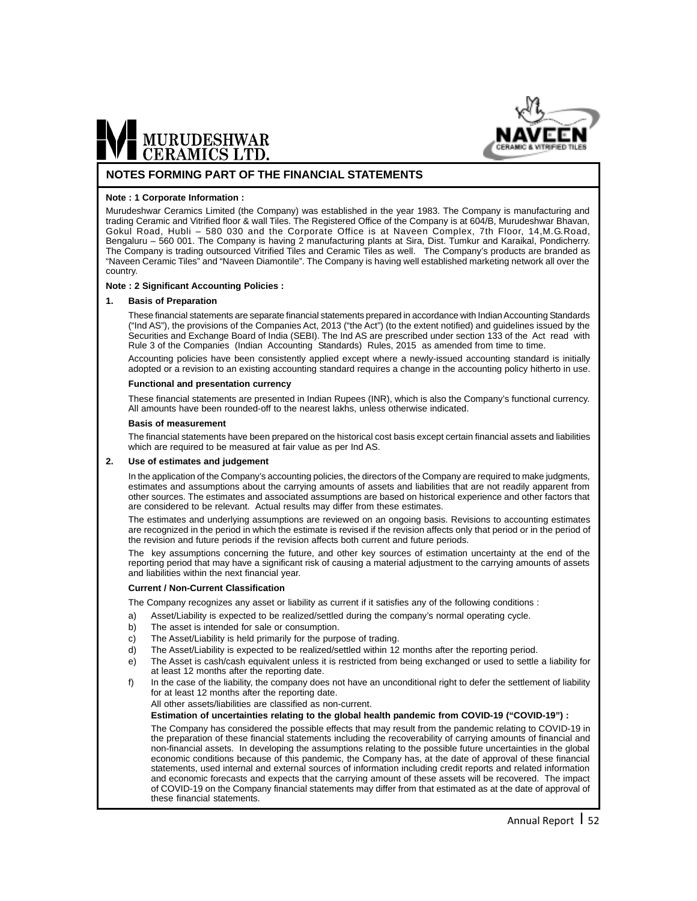# NOTES FORMING PART OF THE FINANCIAL STATEMENTS

**Note : 1 Corporate Information :**

Murudeshwar Ceramics Limited (the Company) was established in the year 1983. The Company is manufacturing and trading Ceramic and Vitrified floor & wall Tiles. The Registered Office of the Company is at 604/B, Murudeshwar Bhavan, Gokul Road, Hubli – 580 030 and the Corporate Office is at Naveen Complex, 7th Floor, 14,M.G.Road, Bengaluru – 560 001. The Company is having 2 manufacturing plants at Sira, Dist. Tumkur and Karaikal, Pondicherry. The Company is trading outsourced Vitrified Tiles and Ceramic Tiles as well. The Company's products are branded as "Naveen Ceramic Tiles" and "Naveen Diamontile". The Company is having well established marketing network all over the country.

**Note : 2 Significant Accounting Policies :**

**1. Basis of Preparation**

These financial statements are separate financial statements prepared in accordance with Indian Accounting Standards ("Ind AS"), the provisions of the Companies Act, 2013 ("the Act") (to the extent notified) and guidelines issued by the Securities and Exchange Board of India (SEBI). The Ind AS are prescribed under section 133 of the Act read with Rule 3 of the Companies (Indian Accounting Standards) Rules, 2015 as amended from time to time.

Accounting policies have been consistently applied except where a newly-issued accounting standard is initially adopted or a revision to an existing accounting standard requires a change in the accounting policy hitherto in use.

**Functional and presentation currency**

These financial statements are presented in Indian Rupees (INR), which is also the Company's functional currency. All amounts have been rounded-off to the nearest lakhs, unless otherwise indicated.

**Basis of measurement**

The financial statements have been prepared on the historical cost basis except certain financial assets and liabilities which are required to be measured at fair value as per Ind AS.

**2. Use of estimates and judgement**

In the application of the Company's accounting policies, the directors of the Company are required to make judgments, estimates and assumptions about the carrying amounts of assets and liabilities that are not readily apparent from other sources. The estimates and associated assumptions are based on historical experience and other factors that are considered to be relevant. Actual results may differ from these estimates.

The estimates and underlying assumptions are reviewed on an ongoing basis. Revisions to accounting estimates are recognized in the period in which the estimate is revised if the revision affects only that period or in the period of the revision and future periods if the revision affects both current and future periods.

The key assumptions concerning the future, and other key sources of estimation uncertainty at the end of the reporting period that may have a significant risk of causing a material adjustment to the carrying amounts of assets and liabilities within the next financial year.

**Current / Non-Current Classification**

The Company recognizes any asset or liability as current if it satisfies any of the following conditions :

a) Asset/Liability is expected to be realized/settled during the company's normal operating cycle.
b) The asset is intended for sale or consumption.
c) The Asset/Liability is held primarily for the purpose of trading.
d) The Asset/Liability is expected to be realized/settled within 12 months after the reporting period.
e) The Asset is cash/cash equivalent unless it is restricted from being exchanged or used to settle a liability for at least 12 months after the reporting date.
f) In the case of the liability, the company does not have an unconditional right to defer the settlement of liability for at least 12 months after the reporting date.

All other assets/liabilities are classified as non-current.

**Estimation of uncertainties relating to the global health pandemic from COVID-19 ("COVID-19") :**

The Company has considered the possible effects that may result from the pandemic relating to COVID-19 in the preparation of these financial statements including the recoverability of carrying amounts of financial and non-financial assets. In developing the assumptions relating to the possible future uncertainties in the global economic conditions because of this pandemic, the Company has, at the date of approval of these financial statements, used internal and external sources of information including credit reports and related information and economic forecasts and expects that the carrying amount of these assets will be recovered. The impact of COVID-19 on the Company financial statements may differ from that estimated as at the date of approval of these financial statements.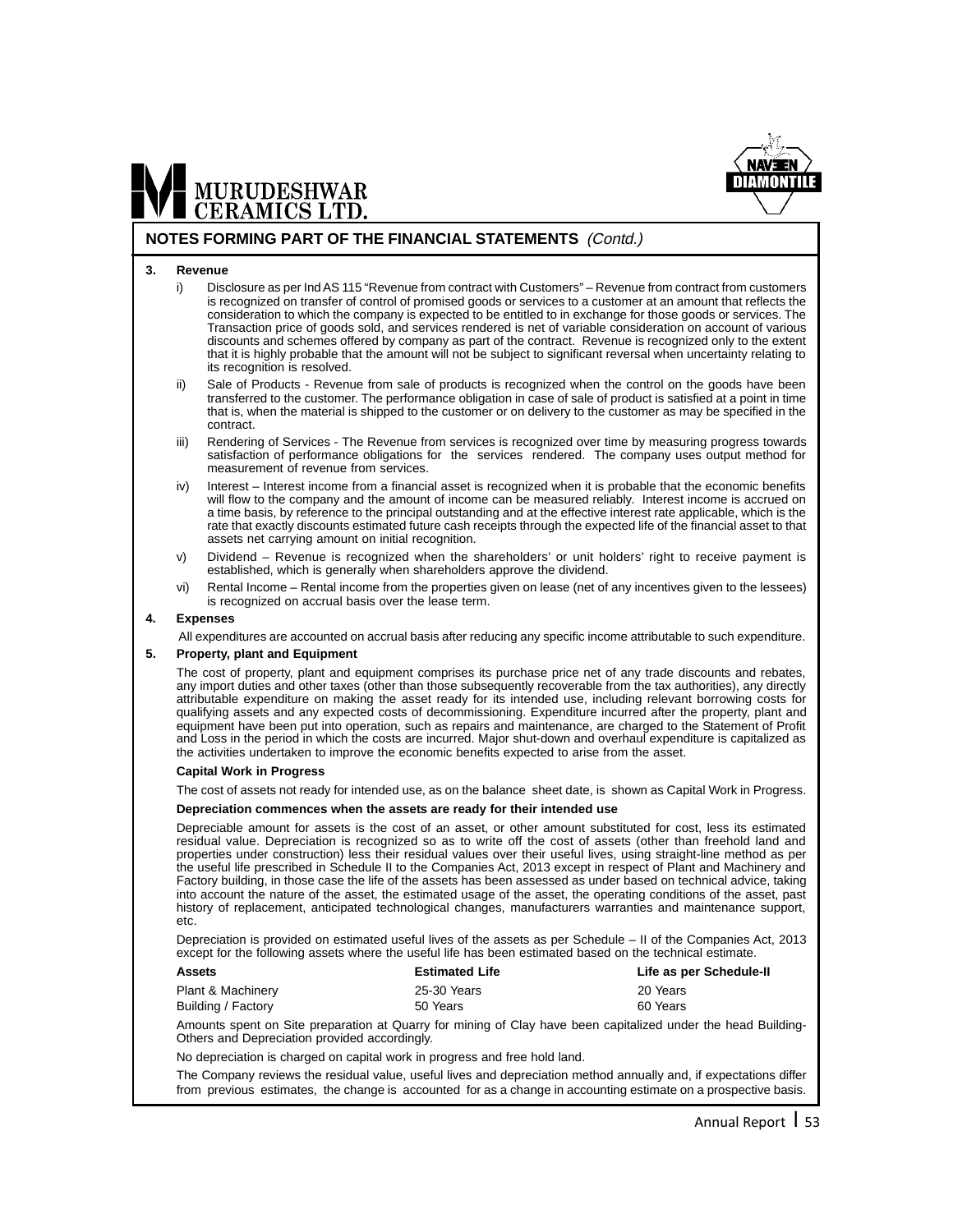## NOTES FORMING PART OF THE FINANCIAL STATEMENTS *(Contd.)*

**3. Revenue**

i) Disclosure as per Ind AS 115 "Revenue from contract with Customers" – Revenue from contract from customers is recognized on transfer of control of promised goods or services to a customer at an amount that reflects the consideration to which the company is expected to be entitled to in exchange for those goods or services. The Transaction price of goods sold, and services rendered is net of variable consideration on account of various discounts and schemes offered by company as part of the contract. Revenue is recognized only to the extent that it is highly probable that the amount will not be subject to significant reversal when uncertainty relating to its recognition is resolved.

ii) Sale of Products - Revenue from sale of products is recognized when the control on the goods have been transferred to the customer. The performance obligation in case of sale of product is satisfied at a point in time that is, when the material is shipped to the customer or on delivery to the customer as may be specified in the contract.

iii) Rendering of Services - The Revenue from services is recognized over time by measuring progress towards satisfaction of performance obligations for the services rendered. The company uses output method for measurement of revenue from services.

iv) Interest – Interest income from a financial asset is recognized when it is probable that the economic benefits will flow to the company and the amount of income can be measured reliably. Interest income is accrued on a time basis, by reference to the principal outstanding and at the effective interest rate applicable, which is the rate that exactly discounts estimated future cash receipts through the expected life of the financial asset to that assets net carrying amount on initial recognition.

v) Dividend – Revenue is recognized when the shareholders' or unit holders' right to receive payment is established, which is generally when shareholders approve the dividend.

vi) Rental Income – Rental income from the properties given on lease (net of any incentives given to the lessees) is recognized on accrual basis over the lease term.

**4. Expenses**

All expenditures are accounted on accrual basis after reducing any specific income attributable to such expenditure.

**5. Property, plant and Equipment**

The cost of property, plant and equipment comprises its purchase price net of any trade discounts and rebates, any import duties and other taxes (other than those subsequently recoverable from the tax authorities), any directly attributable expenditure on making the asset ready for its intended use, including relevant borrowing costs for qualifying assets and any expected costs of decommissioning. Expenditure incurred after the property, plant and equipment have been put into operation, such as repairs and maintenance, are charged to the Statement of Profit and Loss in the period in which the costs are incurred. Major shut-down and overhaul expenditure is capitalized as the activities undertaken to improve the economic benefits expected to arise from the asset.

**Capital Work in Progress**

The cost of assets not ready for intended use, as on the balance sheet date, is shown as Capital Work in Progress.

**Depreciation commences when the assets are ready for their intended use**

Depreciable amount for assets is the cost of an asset, or other amount substituted for cost, less its estimated residual value. Depreciation is recognized so as to write off the cost of assets (other than freehold land and properties under construction) less their residual values over their useful lives, using straight-line method as per the useful life prescribed in Schedule II to the Companies Act, 2013 except in respect of Plant and Machinery and Factory building, in those case the life of the assets has been assessed as under based on technical advice, taking into account the nature of the asset, the estimated usage of the asset, the operating conditions of the asset, past history of replacement, anticipated technological changes, manufacturers warranties and maintenance support, etc.

Depreciation is provided on estimated useful lives of the assets as per Schedule – II of the Companies Act, 2013 except for the following assets where the useful life has been estimated based on the technical estimate.

| Assets | Estimated Life | Life as per Schedule-II |
|---|---|---|
| Plant & Machinery | 25-30 Years | 20 Years |
| Building / Factory | 50 Years | 60 Years |

Amounts spent on Site preparation at Quarry for mining of Clay have been capitalized under the head Building-Others and Depreciation provided accordingly.

No depreciation is charged on capital work in progress and free hold land.

The Company reviews the residual value, useful lives and depreciation method annually and, if expectations differ from previous estimates, the change is accounted for as a change in accounting estimate on a prospective basis.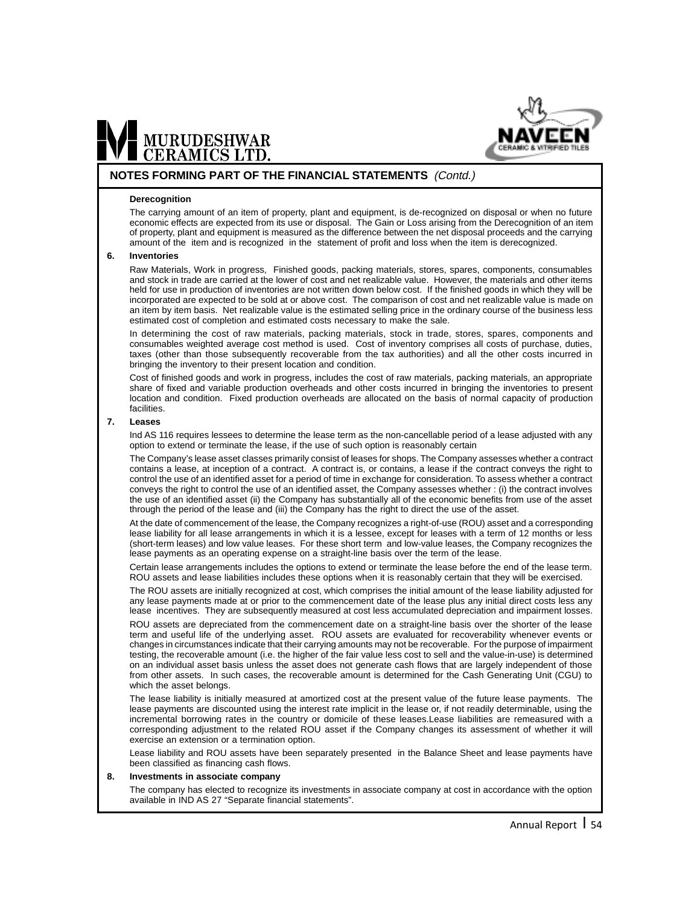## NOTES FORMING PART OF THE FINANCIAL STATEMENTS *(Contd.)*

**Derecognition**

The carrying amount of an item of property, plant and equipment, is de-recognized on disposal or when no future economic effects are expected from its use or disposal. The Gain or Loss arising from the Derecognition of an item of property, plant and equipment is measured as the difference between the net disposal proceeds and the carrying amount of the item and is recognized in the statement of profit and loss when the item is derecognized.

**6. Inventories**

Raw Materials, Work in progress, Finished goods, packing materials, stores, spares, components, consumables and stock in trade are carried at the lower of cost and net realizable value. However, the materials and other items held for use in production of inventories are not written down below cost. If the finished goods in which they will be incorporated are expected to be sold at or above cost. The comparison of cost and net realizable value is made on an item by item basis. Net realizable value is the estimated selling price in the ordinary course of the business less estimated cost of completion and estimated costs necessary to make the sale.

In determining the cost of raw materials, packing materials, stock in trade, stores, spares, components and consumables weighted average cost method is used. Cost of inventory comprises all costs of purchase, duties, taxes (other than those subsequently recoverable from the tax authorities) and all the other costs incurred in bringing the inventory to their present location and condition.

Cost of finished goods and work in progress, includes the cost of raw materials, packing materials, an appropriate share of fixed and variable production overheads and other costs incurred in bringing the inventories to present location and condition. Fixed production overheads are allocated on the basis of normal capacity of production facilities.

**7. Leases**

Ind AS 116 requires lessees to determine the lease term as the non-cancellable period of a lease adjusted with any option to extend or terminate the lease, if the use of such option is reasonably certain

The Company's lease asset classes primarily consist of leases for shops. The Company assesses whether a contract contains a lease, at inception of a contract. A contract is, or contains, a lease if the contract conveys the right to control the use of an identified asset for a period of time in exchange for consideration. To assess whether a contract conveys the right to control the use of an identified asset, the Company assesses whether : (i) the contract involves the use of an identified asset (ii) the Company has substantially all of the economic benefits from use of the asset through the period of the lease and (iii) the Company has the right to direct the use of the asset.

At the date of commencement of the lease, the Company recognizes a right-of-use (ROU) asset and a corresponding lease liability for all lease arrangements in which it is a lessee, except for leases with a term of 12 months or less (short-term leases) and low value leases. For these short term and low-value leases, the Company recognizes the lease payments as an operating expense on a straight-line basis over the term of the lease.

Certain lease arrangements includes the options to extend or terminate the lease before the end of the lease term. ROU assets and lease liabilities includes these options when it is reasonably certain that they will be exercised.

The ROU assets are initially recognized at cost, which comprises the initial amount of the lease liability adjusted for any lease payments made at or prior to the commencement date of the lease plus any initial direct costs less any lease incentives. They are subsequently measured at cost less accumulated depreciation and impairment losses.

ROU assets are depreciated from the commencement date on a straight-line basis over the shorter of the lease term and useful life of the underlying asset. ROU assets are evaluated for recoverability whenever events or changes in circumstances indicate that their carrying amounts may not be recoverable. For the purpose of impairment testing, the recoverable amount (i.e. the higher of the fair value less cost to sell and the value-in-use) is determined on an individual asset basis unless the asset does not generate cash flows that are largely independent of those from other assets. In such cases, the recoverable amount is determined for the Cash Generating Unit (CGU) to which the asset belongs.

The lease liability is initially measured at amortized cost at the present value of the future lease payments. The lease payments are discounted using the interest rate implicit in the lease or, if not readily determinable, using the incremental borrowing rates in the country or domicile of these leases.Lease liabilities are remeasured with a corresponding adjustment to the related ROU asset if the Company changes its assessment of whether it will exercise an extension or a termination option.

Lease liability and ROU assets have been separately presented in the Balance Sheet and lease payments have been classified as financing cash flows.

**8. Investments in associate company**

The company has elected to recognize its investments in associate company at cost in accordance with the option available in IND AS 27 "Separate financial statements".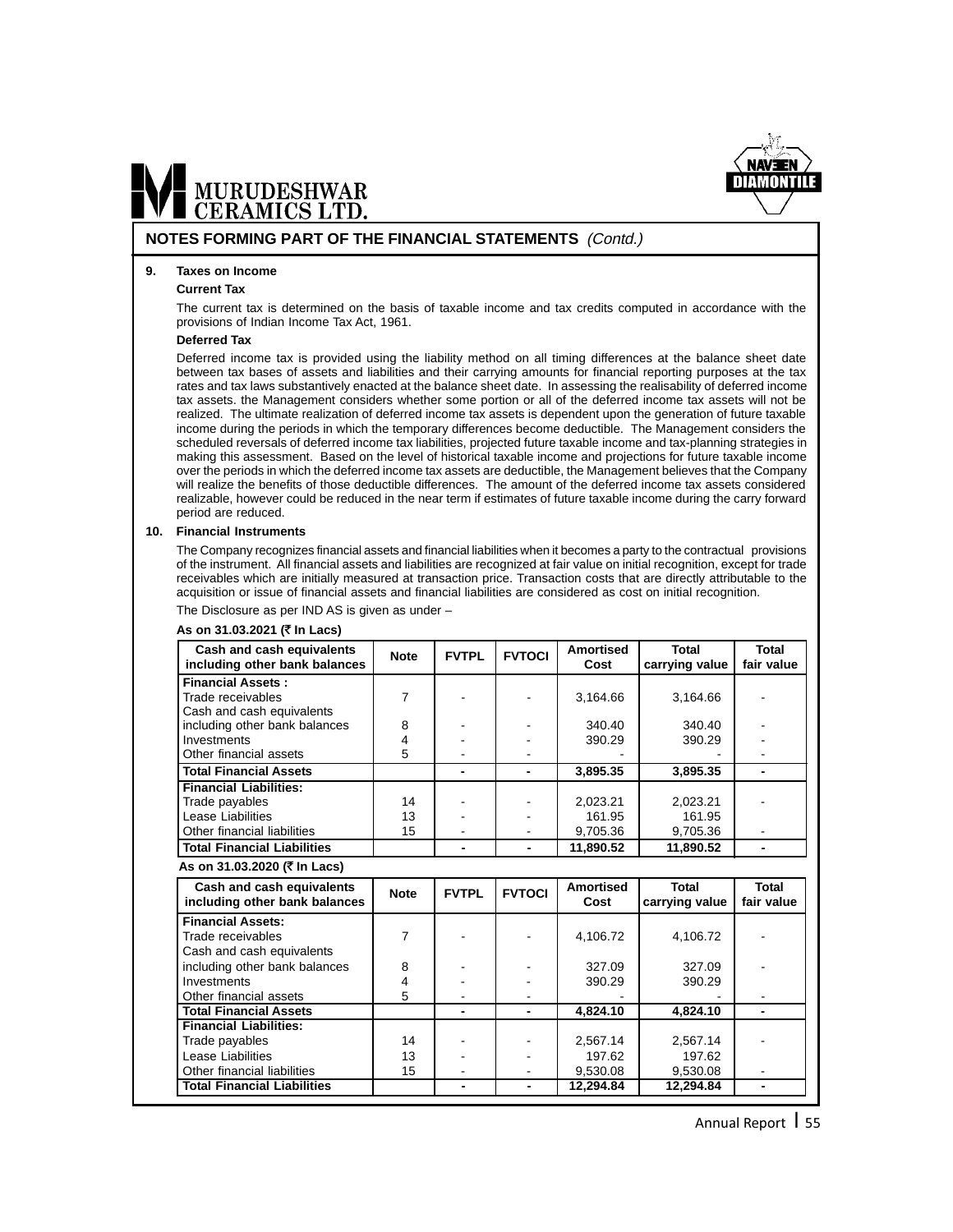## NOTES FORMING PART OF THE FINANCIAL STATEMENTS *(Contd.)*

### 9. Taxes on Income

**Current Tax**

The current tax is determined on the basis of taxable income and tax credits computed in accordance with the provisions of Indian Income Tax Act, 1961.

**Deferred Tax**

Deferred income tax is provided using the liability method on all timing differences at the balance sheet date between tax bases of assets and liabilities and their carrying amounts for financial reporting purposes at the tax rates and tax laws substantively enacted at the balance sheet date. In assessing the realisability of deferred income tax assets. the Management considers whether some portion or all of the deferred income tax assets will not be realized. The ultimate realization of deferred income tax assets is dependent upon the generation of future taxable income during the periods in which the temporary differences become deductible. The Management considers the scheduled reversals of deferred income tax liabilities, projected future taxable income and tax-planning strategies in making this assessment. Based on the level of historical taxable income and projections for future taxable income over the periods in which the deferred income tax assets are deductible, the Management believes that the Company will realize the benefits of those deductible differences. The amount of the deferred income tax assets considered realizable, however could be reduced in the near term if estimates of future taxable income during the carry forward period are reduced.

### 10. Financial Instruments

The Company recognizes financial assets and financial liabilities when it becomes a party to the contractual provisions of the instrument. All financial assets and liabilities are recognized at fair value on initial recognition, except for trade receivables which are initially measured at transaction price. Transaction costs that are directly attributable to the acquisition or issue of financial assets and financial liabilities are considered as cost on initial recognition.

The Disclosure as per IND AS is given as under –

**As on 31.03.2021 (₹ In Lacs)**

| Cash and cash equivalents including other bank balances | Note | FVTPL | FVTOCI | Amortised Cost | Total carrying value | Total fair value |
|---|---|---|---|---|---|---|
| **Financial Assets :** | | | | | | |
| Trade receivables | 7 | - | - | 3,164.66 | 3,164.66 | - |
| Cash and cash equivalents including other bank balances | 8 | - | - | 340.40 | 340.40 | - |
| Investments | 4 | - | - | 390.29 | 390.29 | - |
| Other financial assets | 5 | - | - | - | - | - |
| **Total Financial Assets** | | **-** | **-** | **3,895.35** | **3,895.35** | **-** |
| **Financial Liabilities:** | | | | | | |
| Trade payables | 14 | - | - | 2,023.21 | 2,023.21 | - |
| Lease Liabilities | 13 | - | - | 161.95 | 161.95 | |
| Other financial liabilities | 15 | - | - | 9,705.36 | 9,705.36 | - |
| **Total Financial Liabilities** | | **-** | **-** | **11,890.52** | **11,890.52** | **-** |

**As on 31.03.2020 (₹ In Lacs)**

| Cash and cash equivalents including other bank balances | Note | FVTPL | FVTOCI | Amortised Cost | Total carrying value | Total fair value |
|---|---|---|---|---|---|---|
| **Financial Assets:** | | | | | | |
| Trade receivables | 7 | - | - | 4,106.72 | 4,106.72 | - |
| Cash and cash equivalents including other bank balances | 8 | - | - | 327.09 | 327.09 | - |
| Investments | 4 | - | - | 390.29 | 390.29 | |
| Other financial assets | 5 | - | - | - | - | - |
| **Total Financial Assets** | | **-** | **-** | **4,824.10** | **4,824.10** | **-** |
| **Financial Liabilities:** | | | | | | |
| Trade payables | 14 | - | - | 2,567.14 | 2,567.14 | - |
| Lease Liabilities | 13 | - | - | 197.62 | 197.62 | |
| Other financial liabilities | 15 | - | - | 9,530.08 | 9,530.08 | - |
| **Total Financial Liabilities** | | **-** | **-** | **12,294.84** | **12,294.84** | **-** |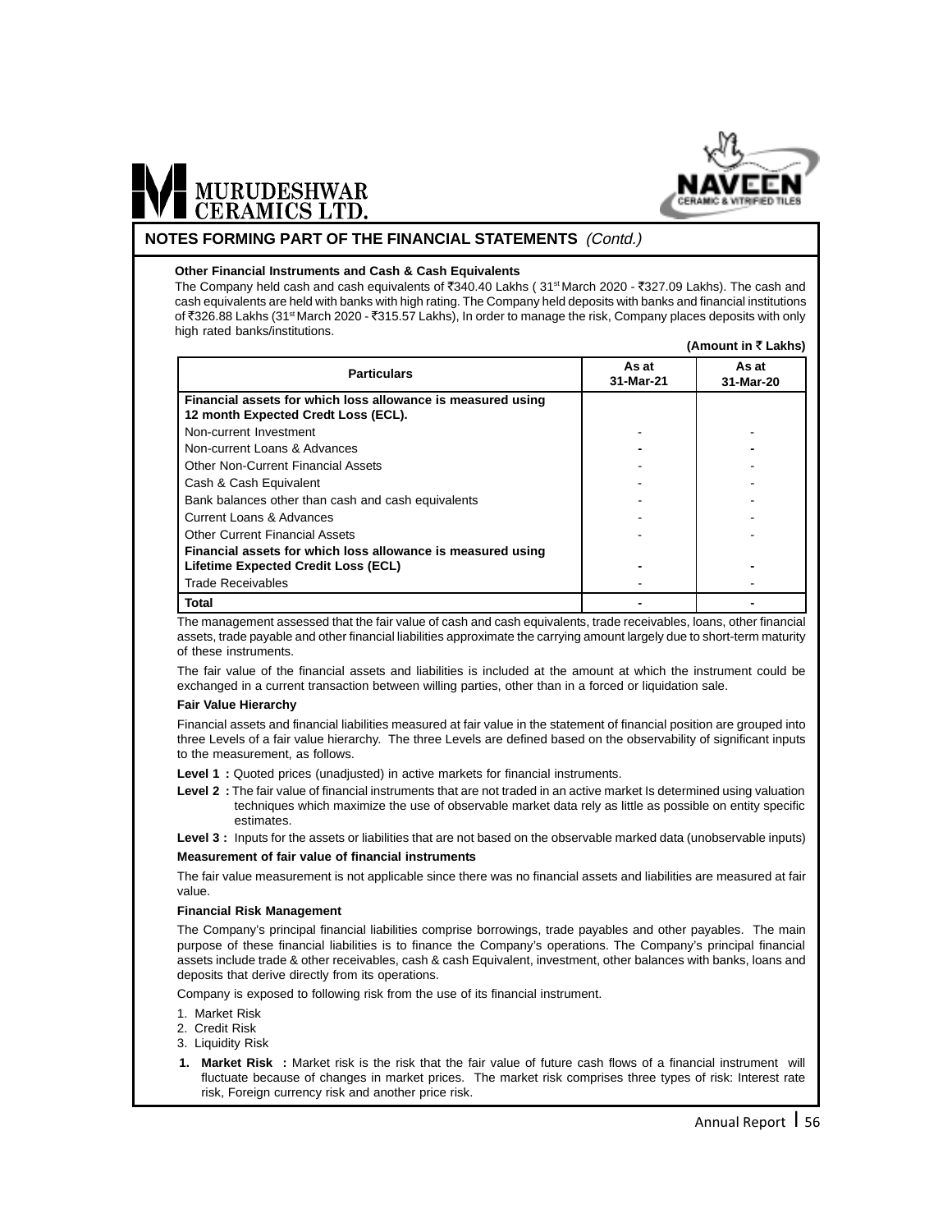## NOTES FORMING PART OF THE FINANCIAL STATEMENTS *(Contd.)*

**Other Financial Instruments and Cash & Cash Equivalents**

The Company held cash and cash equivalents of ₹340.40 Lakhs ( 31st March 2020 - ₹327.09 Lakhs). The cash and cash equivalents are held with banks with high rating. The Company held deposits with banks and financial institutions of ₹326.88 Lakhs (31st March 2020 - ₹315.57 Lakhs), In order to manage the risk, Company places deposits with only high rated banks/institutions.

**(Amount in ₹ Lakhs)**

| Particulars | As at 31-Mar-21 | As at 31-Mar-20 |
|---|---|---|
| **Financial assets for which loss allowance is measured using 12 month Expected Credt Loss (ECL).** | | |
| Non-current Investment | - | - |
| Non-current Loans & Advances | - | - |
| Other Non-Current Financial Assets | - | - |
| Cash & Cash Equivalent | - | - |
| Bank balances other than cash and cash equivalents | - | - |
| Current Loans & Advances | - | - |
| Other Current Financial Assets | - | - |
| **Financial assets for which loss allowance is measured using Lifetime Expected Credit Loss (ECL)** | - | - |
| Trade Receivables | - | - |
| **Total** | - | - |

The management assessed that the fair value of cash and cash equivalents, trade receivables, loans, other financial assets, trade payable and other financial liabilities approximate the carrying amount largely due to short-term maturity of these instruments.

The fair value of the financial assets and liabilities is included at the amount at which the instrument could be exchanged in a current transaction between willing parties, other than in a forced or liquidation sale.

**Fair Value Hierarchy**

Financial assets and financial liabilities measured at fair value in the statement of financial position are grouped into three Levels of a fair value hierarchy. The three Levels are defined based on the observability of significant inputs to the measurement, as follows.

**Level 1 :** Quoted prices (unadjusted) in active markets for financial instruments.

**Level 2 :** The fair value of financial instruments that are not traded in an active market Is determined using valuation techniques which maximize the use of observable market data rely as little as possible on entity specific estimates.

**Level 3 :** Inputs for the assets or liabilities that are not based on the observable marked data (unobservable inputs)

**Measurement of fair value of financial instruments**

The fair value measurement is not applicable since there was no financial assets and liabilities are measured at fair value.

**Financial Risk Management**

The Company's principal financial liabilities comprise borrowings, trade payables and other payables. The main purpose of these financial liabilities is to finance the Company's operations. The Company's principal financial assets include trade & other receivables, cash & cash Equivalent, investment, other balances with banks, loans and deposits that derive directly from its operations.

Company is exposed to following risk from the use of its financial instrument.

1. Market Risk
2. Credit Risk
3. Liquidity Risk

**1. Market Risk :** Market risk is the risk that the fair value of future cash flows of a financial instrument will fluctuate because of changes in market prices. The market risk comprises three types of risk: Interest rate risk, Foreign currency risk and another price risk.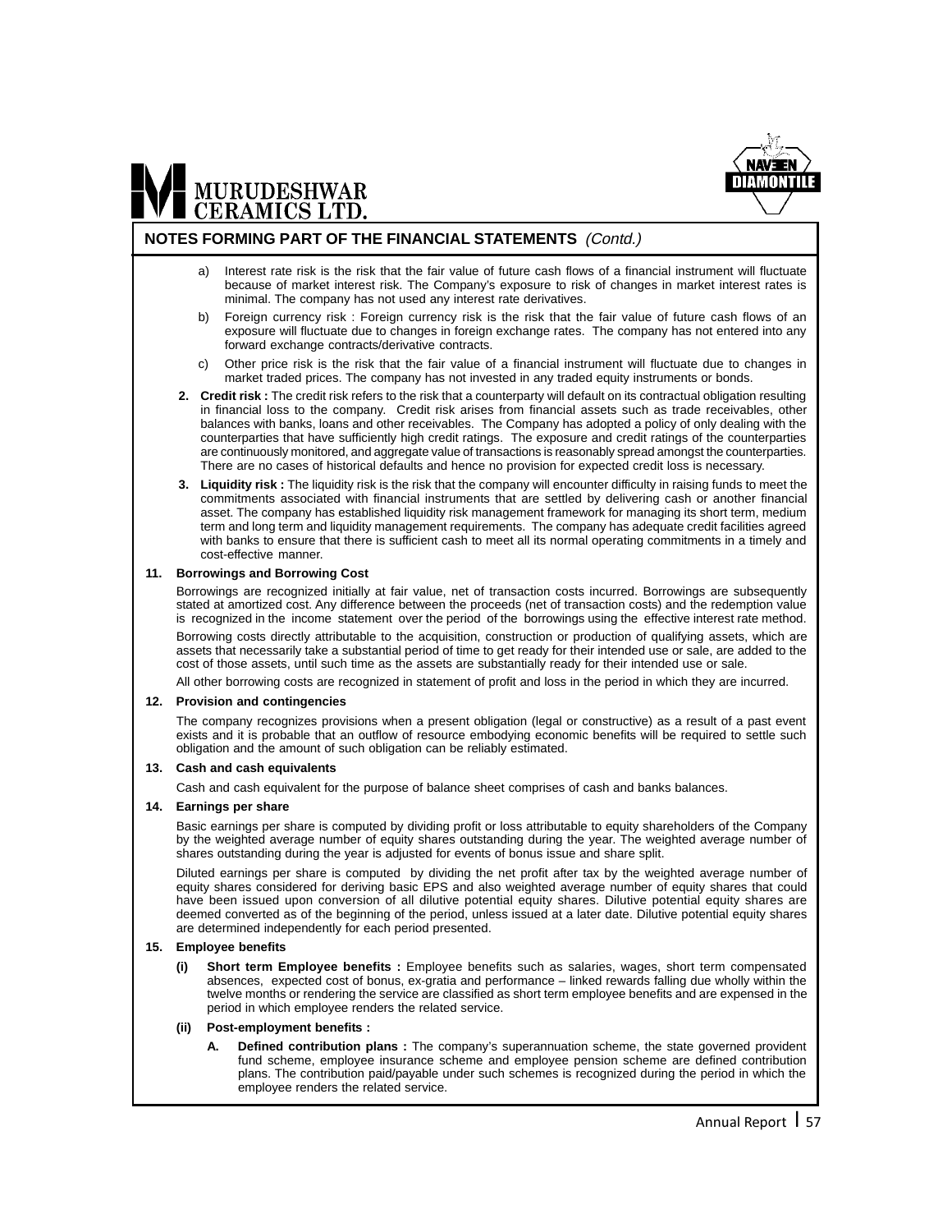## NOTES FORMING PART OF THE FINANCIAL STATEMENTS *(Contd.)*

a) Interest rate risk is the risk that the fair value of future cash flows of a financial instrument will fluctuate because of market interest risk. The Company's exposure to risk of changes in market interest rates is minimal. The company has not used any interest rate derivatives.

b) Foreign currency risk : Foreign currency risk is the risk that the fair value of future cash flows of an exposure will fluctuate due to changes in foreign exchange rates. The company has not entered into any forward exchange contracts/derivative contracts.

c) Other price risk is the risk that the fair value of a financial instrument will fluctuate due to changes in market traded prices. The company has not invested in any traded equity instruments or bonds.

**2. Credit risk :** The credit risk refers to the risk that a counterparty will default on its contractual obligation resulting in financial loss to the company. Credit risk arises from financial assets such as trade receivables, other balances with banks, loans and other receivables. The Company has adopted a policy of only dealing with the counterparties that have sufficiently high credit ratings. The exposure and credit ratings of the counterparties are continuously monitored, and aggregate value of transactions is reasonably spread amongst the counterparties. There are no cases of historical defaults and hence no provision for expected credit loss is necessary.

**3. Liquidity risk :** The liquidity risk is the risk that the company will encounter difficulty in raising funds to meet the commitments associated with financial instruments that are settled by delivering cash or another financial asset. The company has established liquidity risk management framework for managing its short term, medium term and long term and liquidity management requirements. The company has adequate credit facilities agreed with banks to ensure that there is sufficient cash to meet all its normal operating commitments in a timely and cost-effective manner.

### 11. Borrowings and Borrowing Cost

Borrowings are recognized initially at fair value, net of transaction costs incurred. Borrowings are subsequently stated at amortized cost. Any difference between the proceeds (net of transaction costs) and the redemption value is recognized in the income statement over the period of the borrowings using the effective interest rate method.

Borrowing costs directly attributable to the acquisition, construction or production of qualifying assets, which are assets that necessarily take a substantial period of time to get ready for their intended use or sale, are added to the cost of those assets, until such time as the assets are substantially ready for their intended use or sale.

All other borrowing costs are recognized in statement of profit and loss in the period in which they are incurred.

### 12. Provision and contingencies

The company recognizes provisions when a present obligation (legal or constructive) as a result of a past event exists and it is probable that an outflow of resource embodying economic benefits will be required to settle such obligation and the amount of such obligation can be reliably estimated.

### 13. Cash and cash equivalents

Cash and cash equivalent for the purpose of balance sheet comprises of cash and banks balances.

### 14. Earnings per share

Basic earnings per share is computed by dividing profit or loss attributable to equity shareholders of the Company by the weighted average number of equity shares outstanding during the year. The weighted average number of shares outstanding during the year is adjusted for events of bonus issue and share split.

Diluted earnings per share is computed by dividing the net profit after tax by the weighted average number of equity shares considered for deriving basic EPS and also weighted average number of equity shares that could have been issued upon conversion of all dilutive potential equity shares. Dilutive potential equity shares are deemed converted as of the beginning of the period, unless issued at a later date. Dilutive potential equity shares are determined independently for each period presented.

### 15. Employee benefits

**(i) Short term Employee benefits :** Employee benefits such as salaries, wages, short term compensated absences, expected cost of bonus, ex-gratia and performance – linked rewards falling due wholly within the twelve months or rendering the service are classified as short term employee benefits and are expensed in the period in which employee renders the related service.

**(ii) Post-employment benefits :**

**A. Defined contribution plans :** The company's superannuation scheme, the state governed provident fund scheme, employee insurance scheme and employee pension scheme are defined contribution plans. The contribution paid/payable under such schemes is recognized during the period in which the employee renders the related service.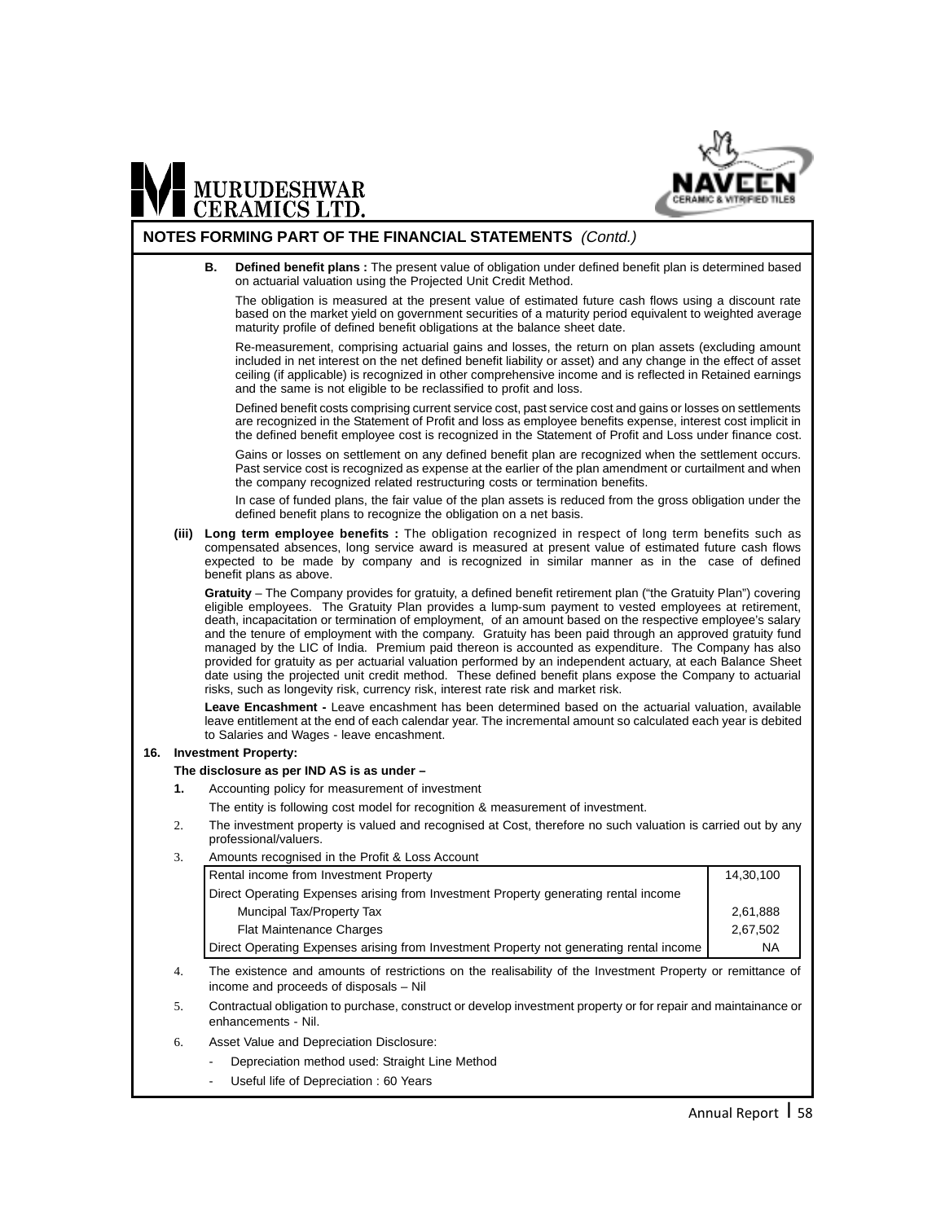## NOTES FORMING PART OF THE FINANCIAL STATEMENTS *(Contd.)*

**B. Defined benefit plans :** The present value of obligation under defined benefit plan is determined based on actuarial valuation using the Projected Unit Credit Method.

The obligation is measured at the present value of estimated future cash flows using a discount rate based on the market yield on government securities of a maturity period equivalent to weighted average maturity profile of defined benefit obligations at the balance sheet date.

Re-measurement, comprising actuarial gains and losses, the return on plan assets (excluding amount included in net interest on the net defined benefit liability or asset) and any change in the effect of asset ceiling (if applicable) is recognized in other comprehensive income and is reflected in Retained earnings and the same is not eligible to be reclassified to profit and loss.

Defined benefit costs comprising current service cost, past service cost and gains or losses on settlements are recognized in the Statement of Profit and loss as employee benefits expense, interest cost implicit in the defined benefit employee cost is recognized in the Statement of Profit and Loss under finance cost.

Gains or losses on settlement on any defined benefit plan are recognized when the settlement occurs. Past service cost is recognized as expense at the earlier of the plan amendment or curtailment and when the company recognized related restructuring costs or termination benefits.

In case of funded plans, the fair value of the plan assets is reduced from the gross obligation under the defined benefit plans to recognize the obligation on a net basis.

**(iii) Long term employee benefits :** The obligation recognized in respect of long term benefits such as compensated absences, long service award is measured at present value of estimated future cash flows expected to be made by company and is recognized in similar manner as in the case of defined benefit plans as above.

**Gratuity** – The Company provides for gratuity, a defined benefit retirement plan ("the Gratuity Plan") covering eligible employees. The Gratuity Plan provides a lump-sum payment to vested employees at retirement, death, incapacitation or termination of employment, of an amount based on the respective employee's salary and the tenure of employment with the company. Gratuity has been paid through an approved gratuity fund managed by the LIC of India. Premium paid thereon is accounted as expenditure. The Company has also provided for gratuity as per actuarial valuation performed by an independent actuary, at each Balance Sheet date using the projected unit credit method. These defined benefit plans expose the Company to actuarial risks, such as longevity risk, currency risk, interest rate risk and market risk.

**Leave Encashment -** Leave encashment has been determined based on the actuarial valuation, available leave entitlement at the end of each calendar year. The incremental amount so calculated each year is debited to Salaries and Wages - leave encashment.

**16. Investment Property:**

**The disclosure as per IND AS is as under –**

**1.** Accounting policy for measurement of investment

The entity is following cost model for recognition & measurement of investment.

2. The investment property is valued and recognised at Cost, therefore no such valuation is carried out by any professional/valuers.

3. Amounts recognised in the Profit & Loss Account

| | |
|---|---|
| Rental income from Investment Property | 14,30,100 |
| Direct Operating Expenses arising from Investment Property generating rental income | |
| Muncipal Tax/Property Tax | 2,61,888 |
| Flat Maintenance Charges | 2,67,502 |
| Direct Operating Expenses arising from Investment Property not generating rental income | NA |

4. The existence and amounts of restrictions on the realisability of the Investment Property or remittance of income and proceeds of disposals – Nil

5. Contractual obligation to purchase, construct or develop investment property or for repair and maintainance or enhancements - Nil.

6. Asset Value and Depreciation Disclosure:

- Depreciation method used: Straight Line Method
- Useful life of Depreciation : 60 Years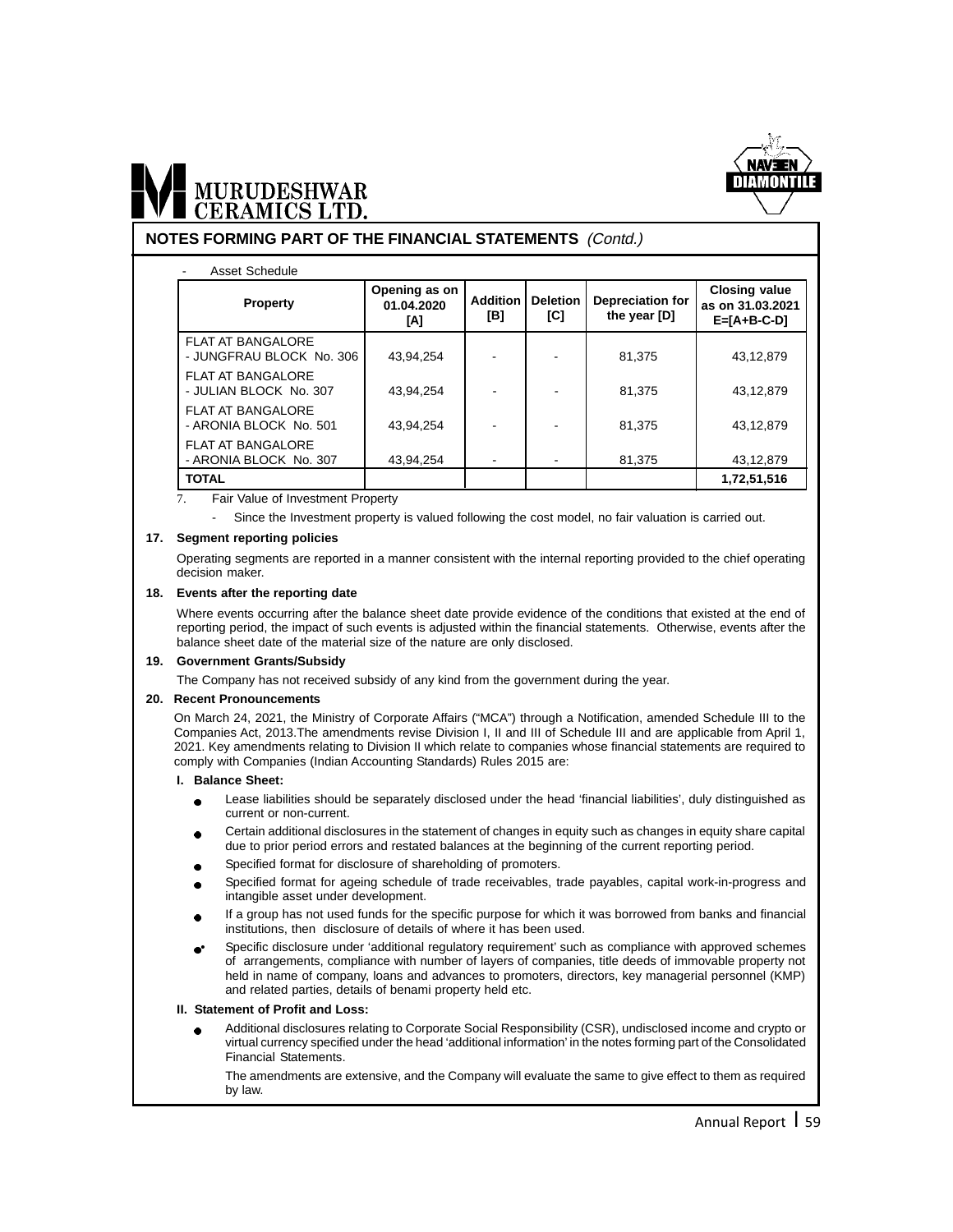## NOTES FORMING PART OF THE FINANCIAL STATEMENTS *(Contd.)*

- Asset Schedule

| Property | Opening as on 01.04.2020 [A] | Addition [B] | Deletion [C] | Depreciation for the year [D] | Closing value as on 31.03.2021 E=[A+B-C-D] |
|---|---|---|---|---|---|
| FLAT AT BANGALORE - JUNGFRAU BLOCK No. 306 | 43,94,254 | - | - | 81,375 | 43,12,879 |
| FLAT AT BANGALORE - JULIAN BLOCK No. 307 | 43,94,254 | - | - | 81,375 | 43,12,879 |
| FLAT AT BANGALORE - ARONIA BLOCK No. 501 | 43,94,254 | - | - | 81,375 | 43,12,879 |
| FLAT AT BANGALORE - ARONIA BLOCK No. 307 | 43,94,254 | - | - | 81,375 | 43,12,879 |
| **TOTAL** | | | | | **1,72,51,516** |

7. Fair Value of Investment Property

   - Since the Investment property is valued following the cost model, no fair valuation is carried out.

**17. Segment reporting policies**

Operating segments are reported in a manner consistent with the internal reporting provided to the chief operating decision maker.

**18. Events after the reporting date**

Where events occurring after the balance sheet date provide evidence of the conditions that existed at the end of reporting period, the impact of such events is adjusted within the financial statements. Otherwise, events after the balance sheet date of the material size of the nature are only disclosed.

**19. Government Grants/Subsidy**

The Company has not received subsidy of any kind from the government during the year.

**20. Recent Pronouncements**

On March 24, 2021, the Ministry of Corporate Affairs ("MCA") through a Notification, amended Schedule III to the Companies Act, 2013.The amendments revise Division I, II and III of Schedule III and are applicable from April 1, 2021. Key amendments relating to Division II which relate to companies whose financial statements are required to comply with Companies (Indian Accounting Standards) Rules 2015 are:

**I. Balance Sheet:**

- Lease liabilities should be separately disclosed under the head 'financial liabilities', duly distinguished as current or non-current.
- Certain additional disclosures in the statement of changes in equity such as changes in equity share capital due to prior period errors and restated balances at the beginning of the current reporting period.
- Specified format for disclosure of shareholding of promoters.
- Specified format for ageing schedule of trade receivables, trade payables, capital work-in-progress and intangible asset under development.
- If a group has not used funds for the specific purpose for which it was borrowed from banks and financial institutions, then disclosure of details of where it has been used.
- Specific disclosure under 'additional regulatory requirement' such as compliance with approved schemes of arrangements, compliance with number of layers of companies, title deeds of immovable property not held in name of company, loans and advances to promoters, directors, key managerial personnel (KMP) and related parties, details of benami property held etc.

**II. Statement of Profit and Loss:**

- Additional disclosures relating to Corporate Social Responsibility (CSR), undisclosed income and crypto or virtual currency specified under the head 'additional information' in the notes forming part of the Consolidated Financial Statements.

  The amendments are extensive, and the Company will evaluate the same to give effect to them as required by law.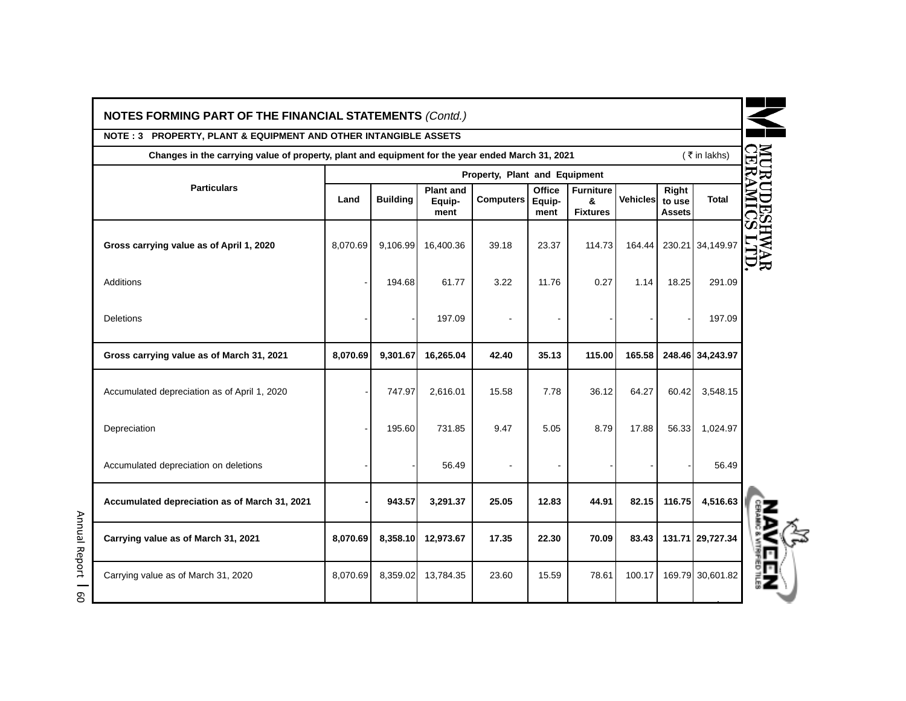## NOTES FORMING PART OF THE FINANCIAL STATEMENTS *(Contd.)*

### NOTE : 3 PROPERTY, PLANT & EQUIPMENT AND OTHER INTANGIBLE ASSETS

**Changes in the carrying value of property, plant and equipment for the year ended March 31, 2021** (₹ in lakhs)

| Particulars | Property, Plant and Equipment | | | | | | | | |
|---|---|---|---|---|---|---|---|---|---|
| | Land | Building | Plant and Equip-ment | Computers | Office Equip-ment | Furniture & Fixtures | Vehicles | Right to use Assets | Total |
| **Gross carrying value as of April 1, 2020** | 8,070.69 | 9,106.99 | 16,400.36 | 39.18 | 23.37 | 114.73 | 164.44 | 230.21 | 34,149.97 |
| Additions | - | 194.68 | 61.77 | 3.22 | 11.76 | 0.27 | 1.14 | 18.25 | 291.09 |
| Deletions | - | - | 197.09 | - | - | - | - | - | 197.09 |
| **Gross carrying value as of March 31, 2021** | **8,070.69** | **9,301.67** | **16,265.04** | **42.40** | **35.13** | **115.00** | **165.58** | **248.46** | **34,243.97** |
| Accumulated depreciation as of April 1, 2020 | - | 747.97 | 2,616.01 | 15.58 | 7.78 | 36.12 | 64.27 | 60.42 | 3,548.15 |
| Depreciation | - | 195.60 | 731.85 | 9.47 | 5.05 | 8.79 | 17.88 | 56.33 | 1,024.97 |
| Accumulated depreciation on deletions | - | - | 56.49 | - | - | - | - | - | 56.49 |
| **Accumulated depreciation as of March 31, 2021** | **-** | **943.57** | **3,291.37** | **25.05** | **12.83** | **44.91** | **82.15** | **116.75** | **4,516.63** |
| **Carrying value as of March 31, 2021** | **8,070.69** | **8,358.10** | **12,973.67** | **17.35** | **22.30** | **70.09** | **83.43** | **131.71** | **29,727.34** |
| Carrying value as of March 31, 2020 | 8,070.69 | 8,359.02 | 13,784.35 | 23.60 | 15.59 | 78.61 | 100.17 | 169.79 | 30,601.82 |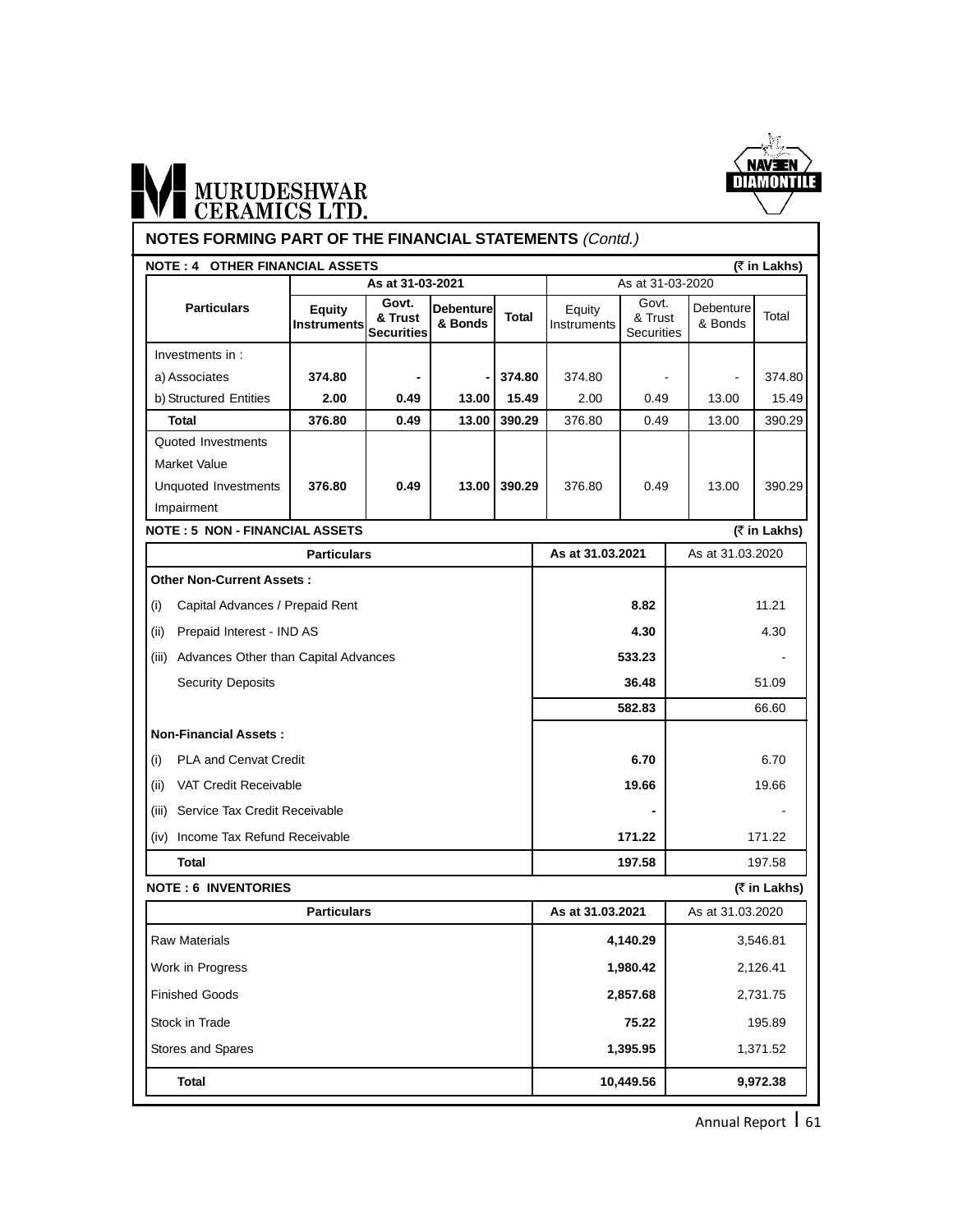MURUDESHWAR CERAMICS LTD.

NAVEEN DIAMONTILE

## NOTES FORMING PART OF THE FINANCIAL STATEMENTS *(Contd.)*

### NOTE : 4 OTHER FINANCIAL ASSETS

(₹ in Lakhs)

| Particulars | As at 31-03-2021 | | | | As at 31-03-2020 | | | |
|---|---|---|---|---|---|---|---|---|
| | **Equity Instruments** | **Govt. & Trust Securities** | **Debenture & Bonds** | **Total** | Equity Instruments | Govt. & Trust Securities | Debenture & Bonds | Total |
| Investments in : | | | | | | | | |
| a) Associates | **374.80** | **-** | **-** | **374.80** | 374.80 | - | - | 374.80 |
| b) Structured Entities | **2.00** | **0.49** | **13.00** | **15.49** | 2.00 | 0.49 | 13.00 | 15.49 |
| **Total** | **376.80** | **0.49** | **13.00** | **390.29** | 376.80 | 0.49 | 13.00 | 390.29 |
| Quoted Investments | | | | | | | | |
| Market Value | | | | | | | | |
| Unquoted Investments | **376.80** | **0.49** | **13.00** | **390.29** | 376.80 | 0.49 | 13.00 | 390.29 |
| Impairment | | | | | | | | |

### NOTE : 5 NON - FINANCIAL ASSETS

(₹ in Lakhs)

| Particulars | As at 31.03.2021 | As at 31.03.2020 |
|---|---|---|
| **Other Non-Current Assets :** | | |
| (i) Capital Advances / Prepaid Rent | **8.82** | 11.21 |
| (ii) Prepaid Interest - IND AS | **4.30** | 4.30 |
| (iii) Advances Other than Capital Advances | **533.23** | - |
| Security Deposits | **36.48** | 51.09 |
| | **582.83** | 66.60 |
| **Non-Financial Assets :** | | |
| (i) PLA and Cenvat Credit | **6.70** | 6.70 |
| (ii) VAT Credit Receivable | **19.66** | 19.66 |
| (iii) Service Tax Credit Receivable | **-** | - |
| (iv) Income Tax Refund Receivable | **171.22** | 171.22 |
| **Total** | **197.58** | 197.58 |

### NOTE : 6 INVENTORIES

(₹ in Lakhs)

| Particulars | As at 31.03.2021 | As at 31.03.2020 |
|---|---|---|
| Raw Materials | **4,140.29** | 3,546.81 |
| Work in Progress | **1,980.42** | 2,126.41 |
| Finished Goods | **2,857.68** | 2,731.75 |
| Stock in Trade | **75.22** | 195.89 |
| Stores and Spares | **1,395.95** | 1,371.52 |
| **Total** | **10,449.56** | **9,972.38** |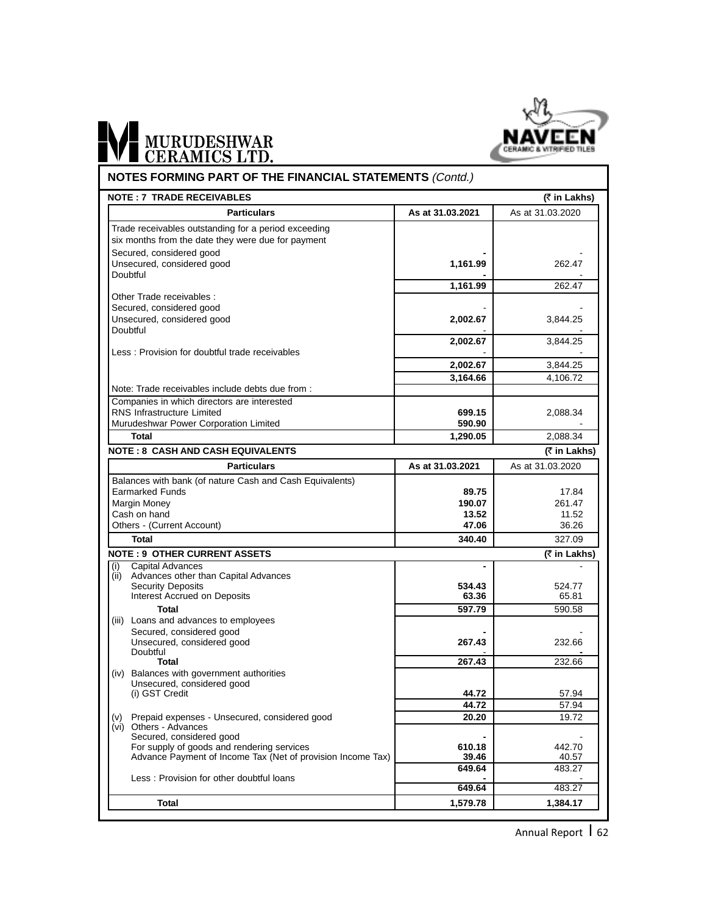## NOTES FORMING PART OF THE FINANCIAL STATEMENTS *(Contd.)*

### NOTE : 7 TRADE RECEIVABLES

(₹ in Lakhs)

| Particulars | As at 31.03.2021 | As at 31.03.2020 |
|---|---|---|
| Trade receivables outstanding for a period exceeding six months from the date they were due for payment | | |
| Secured, considered good | - | - |
| Unsecured, considered good | 1,161.99 | 262.47 |
| Doubtful | - | - |
| | 1,161.99 | 262.47 |
| Other Trade receivables : | | |
| Secured, considered good | - | - |
| Unsecured, considered good | 2,002.67 | 3,844.25 |
| Doubtful | - | - |
| | 2,002.67 | 3,844.25 |
| Less : Provision for doubtful trade receivables | - | - |
| | 2,002.67 | 3,844.25 |
| | 3,164.66 | 4,106.72 |
| Note: Trade receivables include debts due from : | | |
| Companies in which directors are interested | | |
| RNS Infrastructure Limited | 699.15 | 2,088.34 |
| Murudeshwar Power Corporation Limited | 590.90 | - |
| **Total** | 1,290.05 | 2,088.34 |

### NOTE : 8 CASH AND CASH EQUIVALENTS

(₹ in Lakhs)

| Particulars | As at 31.03.2021 | As at 31.03.2020 |
|---|---|---|
| Balances with bank (of nature Cash and Cash Equivalents) | | |
| Earmarked Funds | 89.75 | 17.84 |
| Margin Money | 190.07 | 261.47 |
| Cash on hand | 13.52 | 11.52 |
| Others - (Current Account) | 47.06 | 36.26 |
| **Total** | 340.40 | 327.09 |

### NOTE : 9 OTHER CURRENT ASSETS

(₹ in Lakhs)

| Particulars | As at 31.03.2021 | As at 31.03.2020 |
|---|---|---|
| (i) Capital Advances | - | - |
| (ii) Advances other than Capital Advances | | |
| Security Deposits | 534.43 | 524.77 |
| Interest Accrued on Deposits | 63.36 | 65.81 |
| **Total** | 597.79 | 590.58 |
| (iii) Loans and advances to employees | | |
| Secured, considered good | - | - |
| Unsecured, considered good | 267.43 | 232.66 |
| Doubtful | - | - |
| **Total** | 267.43 | 232.66 |
| (iv) Balances with government authorities | | |
| Unsecured, considered good | | |
| (i) GST Credit | 44.72 | 57.94 |
| | 44.72 | 57.94 |
| (v) Prepaid expenses - Unsecured, considered good | 20.20 | 19.72 |
| (vi) Others - Advances | | |
| Secured, considered good | - | - |
| For supply of goods and rendering services | 610.18 | 442.70 |
| Advance Payment of Income Tax (Net of provision Income Tax) | 39.46 | 40.57 |
| | 649.64 | 483.27 |
| Less : Provision for other doubtful loans | - | - |
| | 649.64 | 483.27 |
| **Total** | 1,579.78 | 1,384.17 |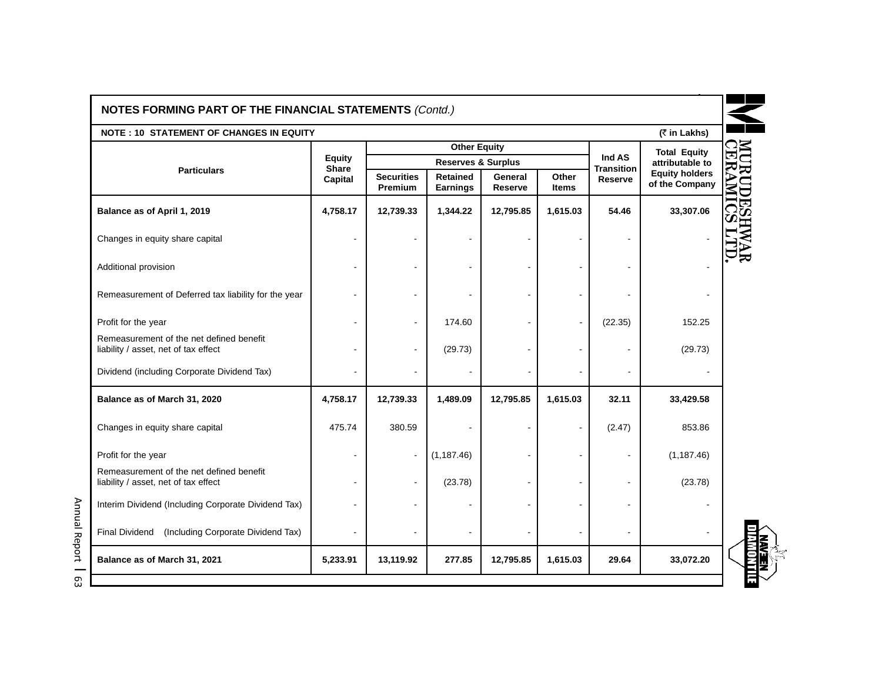## NOTES FORMING PART OF THE FINANCIAL STATEMENTS *(Contd.)*

### NOTE : 10 STATEMENT OF CHANGES IN EQUITY

(₹ in Lakhs)

| Particulars | Equity Share Capital | Other Equity | | | | Ind AS Transition Reserve | Total Equity attributable to Equity holders of the Company |
|---|---|---|---|---|---|---|---|
| | | Reserves & Surplus | | | | | |
| | | Securities Premium | Retained Earnings | General Reserve | Other Items | | |
| **Balance as of April 1, 2019** | **4,758.17** | **12,739.33** | **1,344.22** | **12,795.85** | **1,615.03** | **54.46** | **33,307.06** |
| Changes in equity share capital | - | - | - | - | - | - | - |
| Additional provision | - | - | - | - | - | - | - |
| Remeasurement of Deferred tax liability for the year | - | - | - | - | - | - | - |
| Profit for the year | - | - | 174.60 | - | - | (22.35) | 152.25 |
| Remeasurement of the net defined benefit liability / asset, net of tax effect | - | - | (29.73) | - | - | - | (29.73) |
| Dividend (including Corporate Dividend Tax) | - | - | - | - | - | - | - |
| **Balance as of March 31, 2020** | **4,758.17** | **12,739.33** | **1,489.09** | **12,795.85** | **1,615.03** | **32.11** | **33,429.58** |
| Changes in equity share capital | 475.74 | 380.59 | - | - | - | (2.47) | 853.86 |
| Profit for the year | - | - | (1,187.46) | - | - | - | (1,187.46) |
| Remeasurement of the net defined benefit liability / asset, net of tax effect | - | - | (23.78) | - | - | - | (23.78) |
| Interim Dividend (Including Corporate Dividend Tax) | - | - | - | - | - | - | - |
| Final Dividend (Including Corporate Dividend Tax) | - | - | - | - | - | - | - |
| **Balance as of March 31, 2021** | **5,233.91** | **13,119.92** | **277.85** | **12,795.85** | **1,615.03** | **29.64** | **33,072.20** |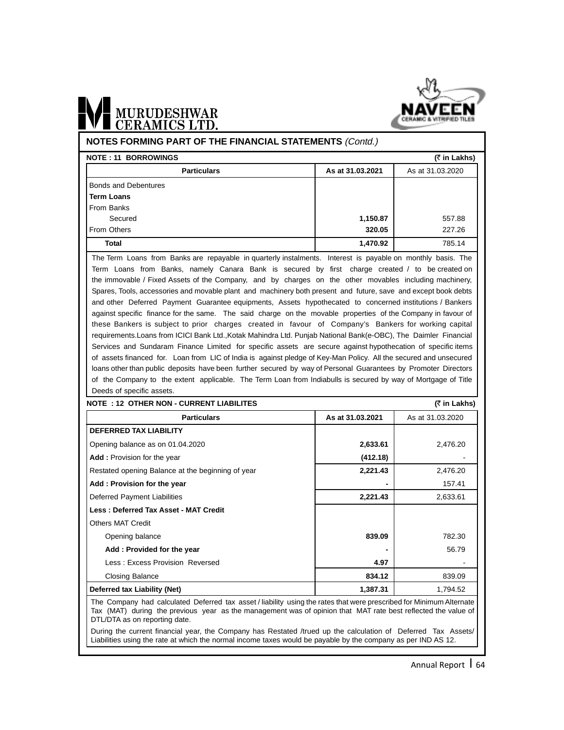## NOTES FORMING PART OF THE FINANCIAL STATEMENTS *(Contd.)*

### NOTE : 11 BORROWINGS

(₹ in Lakhs)

| Particulars | As at 31.03.2021 | As at 31.03.2020 |
|---|---|---|
| Bonds and Debentures | | |
| **Term Loans** | | |
| From Banks | | |
| Secured | **1,150.87** | 557.88 |
| From Others | **320.05** | 227.26 |
| **Total** | **1,470.92** | 785.14 |

The Term Loans from Banks are repayable in quarterly instalments. Interest is payable on monthly basis. The Term Loans from Banks, namely Canara Bank is secured by first charge created / to be created on the immovable / Fixed Assets of the Company, and by charges on the other movables including machinery, Spares, Tools, accessories and movable plant and machinery both present and future, save and except book debts and other Deferred Payment Guarantee equipments, Assets hypothecated to concerned institutions / Bankers against specific finance for the same. The said charge on the movable properties of the Company in favour of these Bankers is subject to prior charges created in favour of Company's Bankers for working capital requirements.Loans from ICICI Bank Ltd.,Kotak Mahindra Ltd. Punjab National Bank(e-OBC), The Daimler Financial Services and Sundaram Finance Limited for specific assets are secure against hypothecation of specific items of assets financed for. Loan from LIC of India is against pledge of Key-Man Policy. All the secured and unsecured loans other than public deposits have been further secured by way of Personal Guarantees by Promoter Directors of the Company to the extent applicable. The Term Loan from Indiabulls is secured by way of Mortgage of Title Deeds of specific assets.

### NOTE : 12 OTHER NON - CURRENT LIABILITES

(₹ in Lakhs)

| Particulars | As at 31.03.2021 | As at 31.03.2020 |
|---|---|---|
| **DEFERRED TAX LIABILITY** | | |
| Opening balance as on 01.04.2020 | **2,633.61** | 2,476.20 |
| **Add :** Provision for the year | **(412.18)** | - |
| Restated opening Balance at the beginning of year | **2,221.43** | 2,476.20 |
| **Add : Provision for the year** | **-** | 157.41 |
| Deferred Payment Liabilities | **2,221.43** | 2,633.61 |
| **Less : Deferred Tax Asset - MAT Credit** | | |
| Others MAT Credit | | |
| Opening balance | **839.09** | 782.30 |
| **Add : Provided for the year** | **-** | 56.79 |
| Less : Excess Provision Reversed | **4.97** | - |
| Closing Balance | **834.12** | 839.09 |
| **Deferred tax Liability (Net)** | **1,387.31** | 1,794.52 |

The Company had calculated Deferred tax asset / liability using the rates that were prescribed for Minimum Alternate Tax (MAT) during the previous year as the management was of opinion that MAT rate best reflected the value of DTL/DTA as on reporting date.

During the current financial year, the Company has Restated /trued up the calculation of Deferred Tax Assets/ Liabilities using the rate at which the normal income taxes would be payable by the company as per IND AS 12.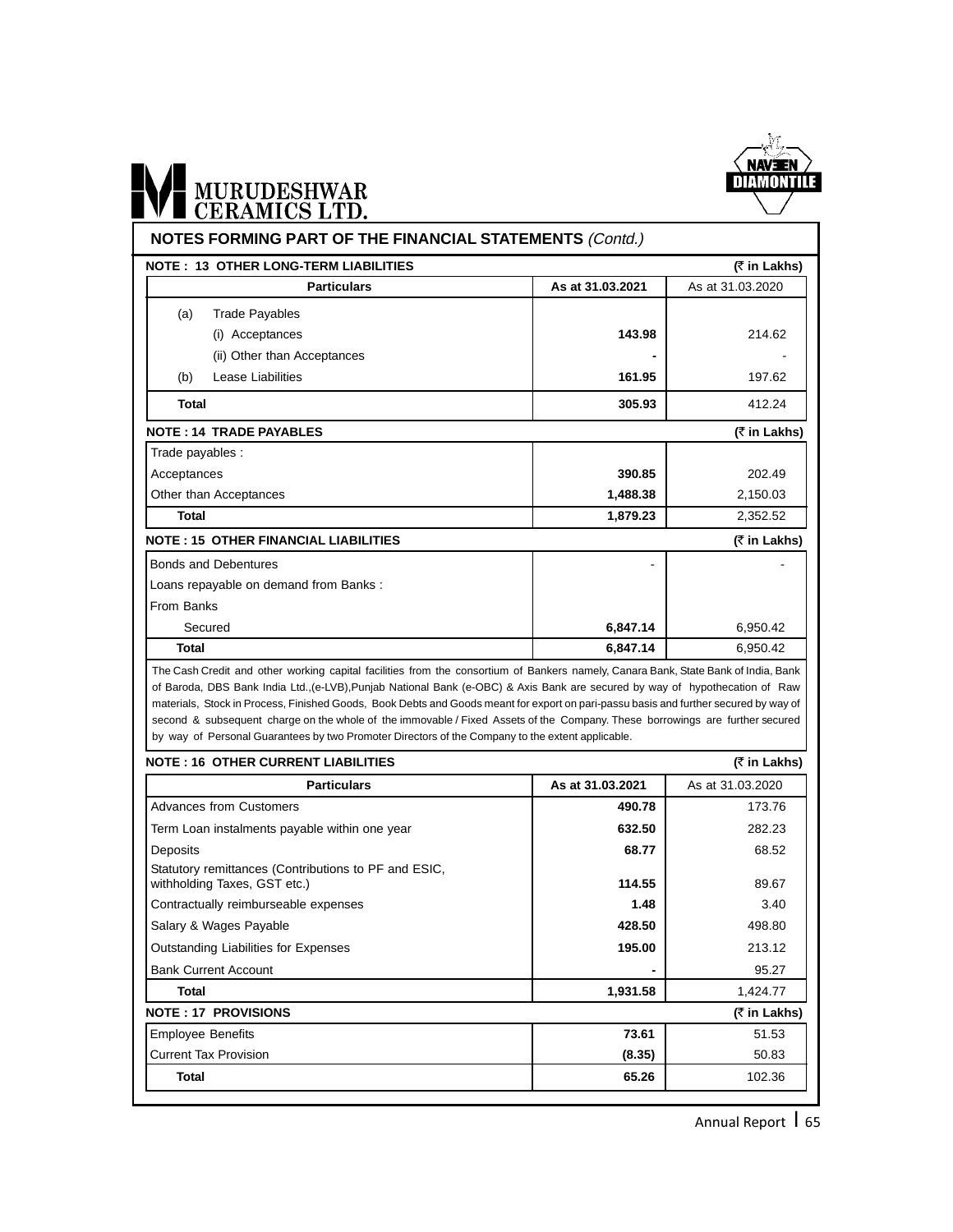## NOTES FORMING PART OF THE FINANCIAL STATEMENTS *(Contd.)*

### NOTE : 13 OTHER LONG-TERM LIABILITIES

(₹ in Lakhs)

| Particulars | As at 31.03.2021 | As at 31.03.2020 |
|---|---|---|
| (a) Trade Payables | | |
| (i) Acceptances | **143.98** | 214.62 |
| (ii) Other than Acceptances | **-** | - |
| (b) Lease Liabilities | **161.95** | 197.62 |
| **Total** | **305.93** | 412.24 |

### NOTE : 14 TRADE PAYABLES

(₹ in Lakhs)

| Particulars | As at 31.03.2021 | As at 31.03.2020 |
|---|---|---|
| Trade payables : | | |
| Acceptances | **390.85** | 202.49 |
| Other than Acceptances | **1,488.38** | 2,150.03 |
| **Total** | **1,879.23** | 2,352.52 |

### NOTE : 15 OTHER FINANCIAL LIABILITIES

(₹ in Lakhs)

| Particulars | As at 31.03.2021 | As at 31.03.2020 |
|---|---|---|
| Bonds and Debentures | - | - |
| Loans repayable on demand from Banks : | | |
| From Banks | | |
| Secured | **6,847.14** | 6,950.42 |
| **Total** | **6,847.14** | 6,950.42 |

The Cash Credit and other working capital facilities from the consortium of Bankers namely, Canara Bank, State Bank of India, Bank of Baroda, DBS Bank India Ltd.,(e-LVB),Punjab National Bank (e-OBC) & Axis Bank are secured by way of hypothecation of Raw materials, Stock in Process, Finished Goods, Book Debts and Goods meant for export on pari-passu basis and further secured by way of second & subsequent charge on the whole of the immovable / Fixed Assets of the Company. These borrowings are further secured by way of Personal Guarantees by two Promoter Directors of the Company to the extent applicable.

### NOTE : 16 OTHER CURRENT LIABILITIES

(₹ in Lakhs)

| Particulars | As at 31.03.2021 | As at 31.03.2020 |
|---|---|---|
| Advances from Customers | **490.78** | 173.76 |
| Term Loan instalments payable within one year | **632.50** | 282.23 |
| Deposits | **68.77** | 68.52 |
| Statutory remittances (Contributions to PF and ESIC, withholding Taxes, GST etc.) | **114.55** | 89.67 |
| Contractually reimburseable expenses | **1.48** | 3.40 |
| Salary & Wages Payable | **428.50** | 498.80 |
| Outstanding Liabilities for Expenses | **195.00** | 213.12 |
| Bank Current Account | **-** | 95.27 |
| **Total** | **1,931.58** | 1,424.77 |

### NOTE : 17 PROVISIONS

(₹ in Lakhs)

| Particulars | As at 31.03.2021 | As at 31.03.2020 |
|---|---|---|
| Employee Benefits | **73.61** | 51.53 |
| Current Tax Provision | **(8.35)** | 50.83 |
| **Total** | **65.26** | 102.36 |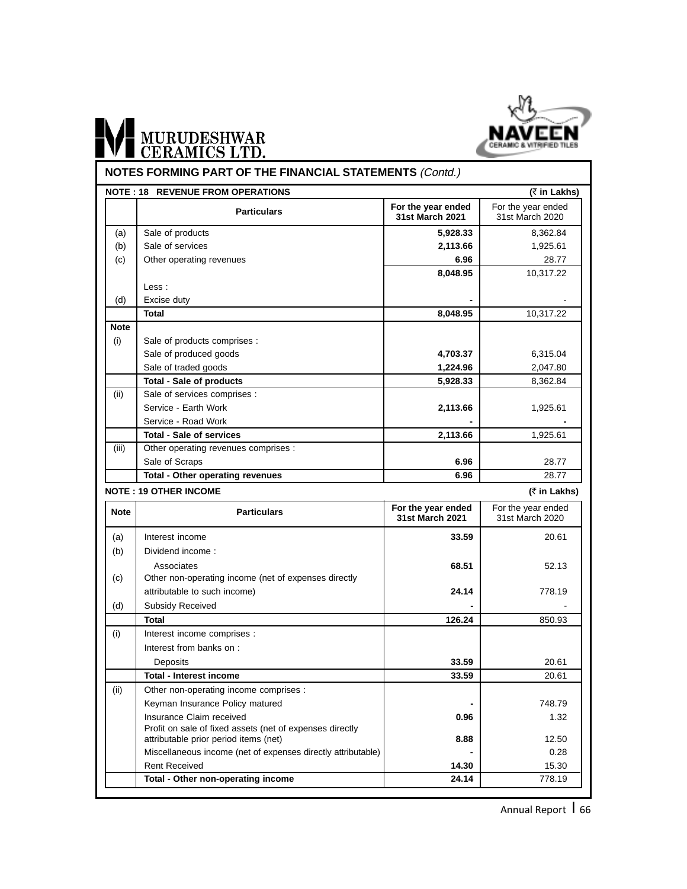MURUDESHWAR CERAMICS LTD.

NAVEEN CERAMIC & VITRIFIED TILES

## NOTES FORMING PART OF THE FINANCIAL STATEMENTS *(Contd.)*

### NOTE : 18 REVENUE FROM OPERATIONS

(₹ in Lakhs)

| | Particulars | For the year ended 31st March 2021 | For the year ended 31st March 2020 |
|---|---|---|---|
| (a) | Sale of products | **5,928.33** | 8,362.84 |
| (b) | Sale of services | **2,113.66** | 1,925.61 |
| (c) | Other operating revenues | **6.96** | 28.77 |
| | | **8,048.95** | 10,317.22 |
| | Less : | | |
| (d) | Excise duty | **-** | - |
| | **Total** | **8,048.95** | 10,317.22 |
| **Note** | | | |
| (i) | Sale of products comprises : | | |
| | Sale of produced goods | **4,703.37** | 6,315.04 |
| | Sale of traded goods | **1,224.96** | 2,047.80 |
| | **Total - Sale of products** | **5,928.33** | 8,362.84 |
| (ii) | Sale of services comprises : | | |
| | Service - Earth Work | **2,113.66** | 1,925.61 |
| | Service - Road Work | **-** | **-** |
| | **Total - Sale of services** | **2,113.66** | 1,925.61 |
| (iii) | Other operating revenues comprises : | | |
| | Sale of Scraps | **6.96** | 28.77 |
| | **Total - Other operating revenues** | **6.96** | 28.77 |

### NOTE : 19 OTHER INCOME

(₹ in Lakhs)

| Note | Particulars | For the year ended 31st March 2021 | For the year ended 31st March 2020 |
|---|---|---|---|
| (a) | Interest income | **33.59** | 20.61 |
| (b) | Dividend income : | | |
| | Associates | **68.51** | 52.13 |
| (c) | Other non-operating income (net of expenses directly attributable to such income) | **24.14** | 778.19 |
| (d) | Subsidy Received | **-** | - |
| | **Total** | **126.24** | 850.93 |
| (i) | Interest income comprises : | | |
| | Interest from banks on : | | |
| | Deposits | **33.59** | 20.61 |
| | **Total - Interest income** | **33.59** | 20.61 |
| (ii) | Other non-operating income comprises : | | |
| | Keyman Insurance Policy matured | **-** | 748.79 |
| | Insurance Claim received | **0.96** | 1.32 |
| | Profit on sale of fixed assets (net of expenses directly attributable prior period items (net) | **8.88** | 12.50 |
| | Miscellaneous income (net of expenses directly attributable) | **-** | 0.28 |
| | Rent Received | **14.30** | 15.30 |
| | **Total - Other non-operating income** | **24.14** | 778.19 |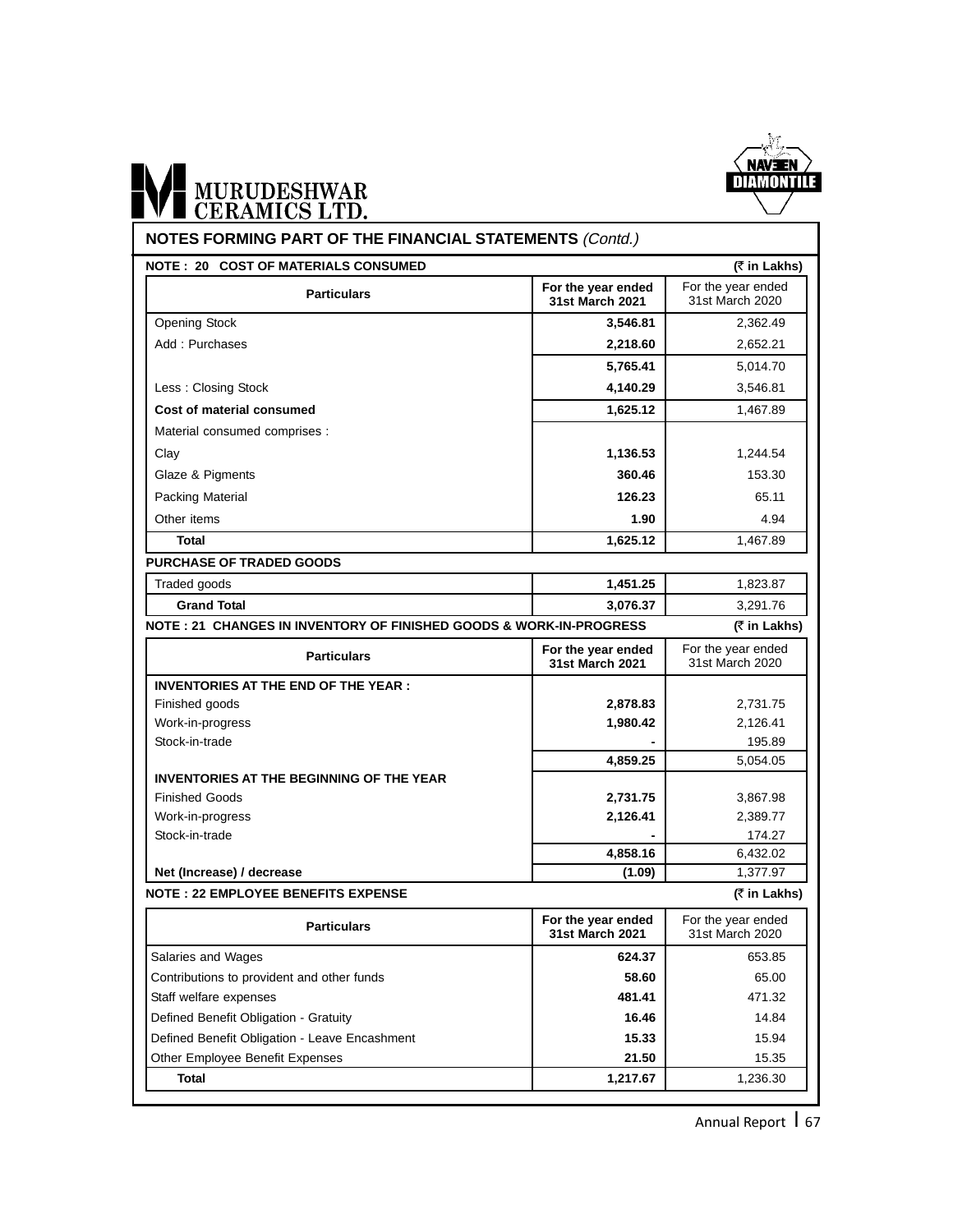## NOTES FORMING PART OF THE FINANCIAL STATEMENTS *(Contd.)*

### NOTE : 20 COST OF MATERIALS CONSUMED

(₹ in Lakhs)

| Particulars | For the year ended 31st March 2021 | For the year ended 31st March 2020 |
|---|---|---|
| Opening Stock | **3,546.81** | 2,362.49 |
| Add : Purchases | **2,218.60** | 2,652.21 |
| | **5,765.41** | 5,014.70 |
| Less : Closing Stock | **4,140.29** | 3,546.81 |
| **Cost of material consumed** | **1,625.12** | 1,467.89 |
| Material consumed comprises : | | |
| Clay | **1,136.53** | 1,244.54 |
| Glaze & Pigments | **360.46** | 153.30 |
| Packing Material | **126.23** | 65.11 |
| Other items | **1.90** | 4.94 |
| **Total** | **1,625.12** | 1,467.89 |
| **PURCHASE OF TRADED GOODS** | | |
| Traded goods | **1,451.25** | 1,823.87 |
| **Grand Total** | **3,076.37** | 3,291.76 |

### NOTE : 21 CHANGES IN INVENTORY OF FINISHED GOODS & WORK-IN-PROGRESS

(₹ in Lakhs)

| Particulars | For the year ended 31st March 2021 | For the year ended 31st March 2020 |
|---|---|---|
| **INVENTORIES AT THE END OF THE YEAR :** | | |
| Finished goods | **2,878.83** | 2,731.75 |
| Work-in-progress | **1,980.42** | 2,126.41 |
| Stock-in-trade | **-** | 195.89 |
| | **4,859.25** | 5,054.05 |
| **INVENTORIES AT THE BEGINNING OF THE YEAR** | | |
| Finished Goods | **2,731.75** | 3,867.98 |
| Work-in-progress | **2,126.41** | 2,389.77 |
| Stock-in-trade | **-** | 174.27 |
| | **4,858.16** | 6,432.02 |
| **Net (Increase) / decrease** | **(1.09)** | 1,377.97 |

### NOTE : 22 EMPLOYEE BENEFITS EXPENSE

(₹ in Lakhs)

| Particulars | For the year ended 31st March 2021 | For the year ended 31st March 2020 |
|---|---|---|
| Salaries and Wages | **624.37** | 653.85 |
| Contributions to provident and other funds | **58.60** | 65.00 |
| Staff welfare expenses | **481.41** | 471.32 |
| Defined Benefit Obligation - Gratuity | **16.46** | 14.84 |
| Defined Benefit Obligation - Leave Encashment | **15.33** | 15.94 |
| Other Employee Benefit Expenses | **21.50** | 15.35 |
| **Total** | **1,217.67** | 1,236.30 |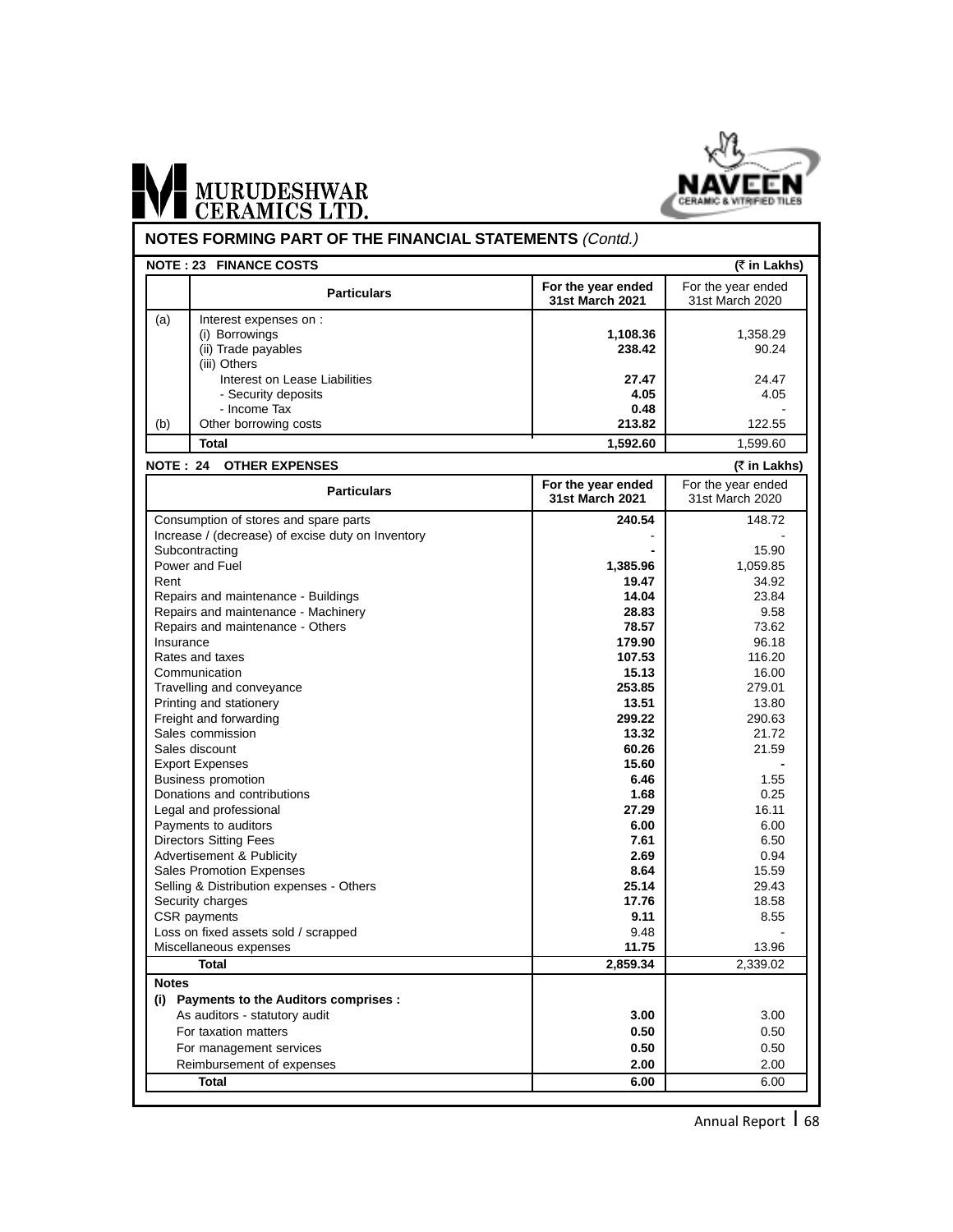## NOTES FORMING PART OF THE FINANCIAL STATEMENTS *(Contd.)*

### NOTE : 23 FINANCE COSTS

(₹ in Lakhs)

| | Particulars | For the year ended 31st March 2021 | For the year ended 31st March 2020 |
|---|---|---|---|
| (a) | Interest expenses on : | | |
| | (i) Borrowings | **1,108.36** | 1,358.29 |
| | (ii) Trade payables | **238.42** | 90.24 |
| | (iii) Others | | |
| | Interest on Lease Liabilities | **27.47** | 24.47 |
| | - Security deposits | **4.05** | 4.05 |
| | - Income Tax | **0.48** | - |
| (b) | Other borrowing costs | **213.82** | 122.55 |
| | **Total** | **1,592.60** | 1,599.60 |

### NOTE : 24 OTHER EXPENSES

(₹ in Lakhs)

| Particulars | For the year ended 31st March 2021 | For the year ended 31st March 2020 |
|---|---|---|
| Consumption of stores and spare parts | **240.54** | 148.72 |
| Increase / (decrease) of excise duty on Inventory | - | - |
| Subcontracting | **-** | 15.90 |
| Power and Fuel | **1,385.96** | 1,059.85 |
| Rent | **19.47** | 34.92 |
| Repairs and maintenance - Buildings | **14.04** | 23.84 |
| Repairs and maintenance - Machinery | **28.83** | 9.58 |
| Repairs and maintenance - Others | **78.57** | 73.62 |
| Insurance | **179.90** | 96.18 |
| Rates and taxes | **107.53** | 116.20 |
| Communication | **15.13** | 16.00 |
| Travelling and conveyance | **253.85** | 279.01 |
| Printing and stationery | **13.51** | 13.80 |
| Freight and forwarding | **299.22** | 290.63 |
| Sales commission | **13.32** | 21.72 |
| Sales discount | **60.26** | 21.59 |
| Export Expenses | **15.60** | **-** |
| Business promotion | **6.46** | 1.55 |
| Donations and contributions | **1.68** | 0.25 |
| Legal and professional | **27.29** | 16.11 |
| Payments to auditors | **6.00** | 6.00 |
| Directors Sitting Fees | **7.61** | 6.50 |
| Advertisement & Publicity | **2.69** | 0.94 |
| Sales Promotion Expenses | **8.64** | 15.59 |
| Selling & Distribution expenses - Others | **25.14** | 29.43 |
| Security charges | **17.76** | 18.58 |
| CSR payments | **9.11** | 8.55 |
| Loss on fixed assets sold / scrapped | 9.48 | - |
| Miscellaneous expenses | **11.75** | 13.96 |
| **Total** | **2,859.34** | 2,339.02 |

**Notes**

| **(i) Payments to the Auditors comprises :** | | |
|---|---|---|
| As auditors - statutory audit | **3.00** | 3.00 |
| For taxation matters | **0.50** | 0.50 |
| For management services | **0.50** | 0.50 |
| Reimbursement of expenses | **2.00** | 2.00 |
| **Total** | **6.00** | 6.00 |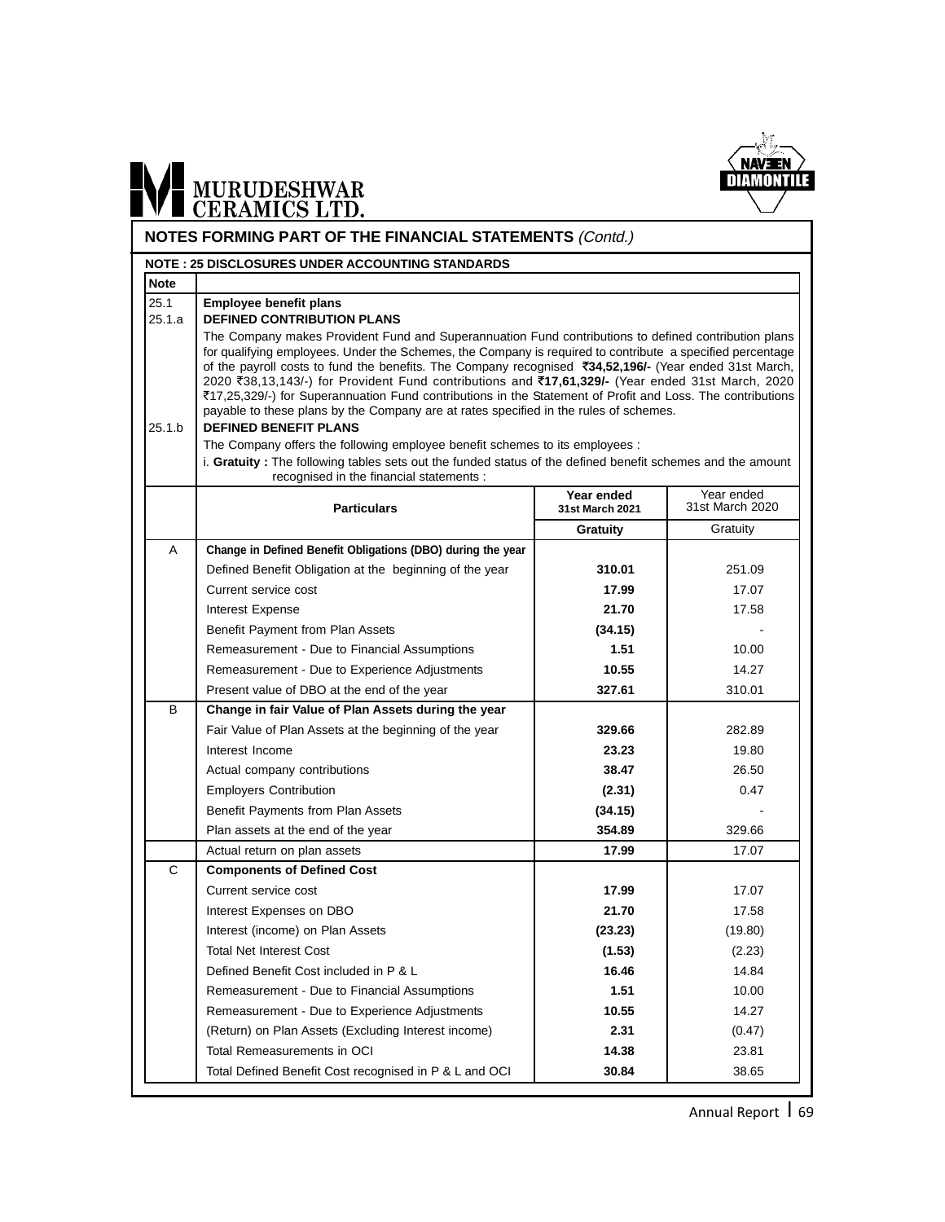## NOTES FORMING PART OF THE FINANCIAL STATEMENTS *(Contd.)*

### NOTE : 25 DISCLOSURES UNDER ACCOUNTING STANDARDS

| Note | |
|---|---|
| 25.1 | **Employee benefit plans** |
| 25.1.a | **DEFINED CONTRIBUTION PLANS** |

The Company makes Provident Fund and Superannuation Fund contributions to defined contribution plans for qualifying employees. Under the Schemes, the Company is required to contribute a specified percentage of the payroll costs to fund the benefits. The Company recognised **₹34,52,196/-** (Year ended 31st March, 2020 ₹38,13,143/-) for Provident Fund contributions and **₹17,61,329/-** (Year ended 31st March, 2020 ₹17,25,329/-) for Superannuation Fund contributions in the Statement of Profit and Loss. The contributions payable to these plans by the Company are at rates specified in the rules of schemes.

**25.1.b DEFINED BENEFIT PLANS**

The Company offers the following employee benefit schemes to its employees :

i. **Gratuity :** The following tables sets out the funded status of the defined benefit schemes and the amount recognised in the financial statements :

| | Particulars | Year ended 31st March 2021 | Year ended 31st March 2020 |
|---|---|---|---|
| | | **Gratuity** | Gratuity |
| A | **Change in Defined Benefit Obligations (DBO) during the year** | | |
| | Defined Benefit Obligation at the beginning of the year | **310.01** | 251.09 |
| | Current service cost | **17.99** | 17.07 |
| | Interest Expense | **21.70** | 17.58 |
| | Benefit Payment from Plan Assets | **(34.15)** | - |
| | Remeasurement - Due to Financial Assumptions | **1.51** | 10.00 |
| | Remeasurement - Due to Experience Adjustments | **10.55** | 14.27 |
| | Present value of DBO at the end of the year | **327.61** | 310.01 |
| B | **Change in fair Value of Plan Assets during the year** | | |
| | Fair Value of Plan Assets at the beginning of the year | **329.66** | 282.89 |
| | Interest Income | **23.23** | 19.80 |
| | Actual company contributions | **38.47** | 26.50 |
| | Employers Contribution | **(2.31)** | 0.47 |
| | Benefit Payments from Plan Assets | **(34.15)** | - |
| | Plan assets at the end of the year | **354.89** | 329.66 |
| | Actual return on plan assets | **17.99** | 17.07 |
| C | **Components of Defined Cost** | | |
| | Current service cost | **17.99** | 17.07 |
| | Interest Expenses on DBO | **21.70** | 17.58 |
| | Interest (income) on Plan Assets | **(23.23)** | (19.80) |
| | Total Net Interest Cost | **(1.53)** | (2.23) |
| | Defined Benefit Cost included in P & L | **16.46** | 14.84 |
| | Remeasurement - Due to Financial Assumptions | **1.51** | 10.00 |
| | Remeasurement - Due to Experience Adjustments | **10.55** | 14.27 |
| | (Return) on Plan Assets (Excluding Interest income) | **2.31** | (0.47) |
| | Total Remeasurements in OCI | **14.38** | 23.81 |
| | Total Defined Benefit Cost recognised in P & L and OCI | **30.84** | 38.65 |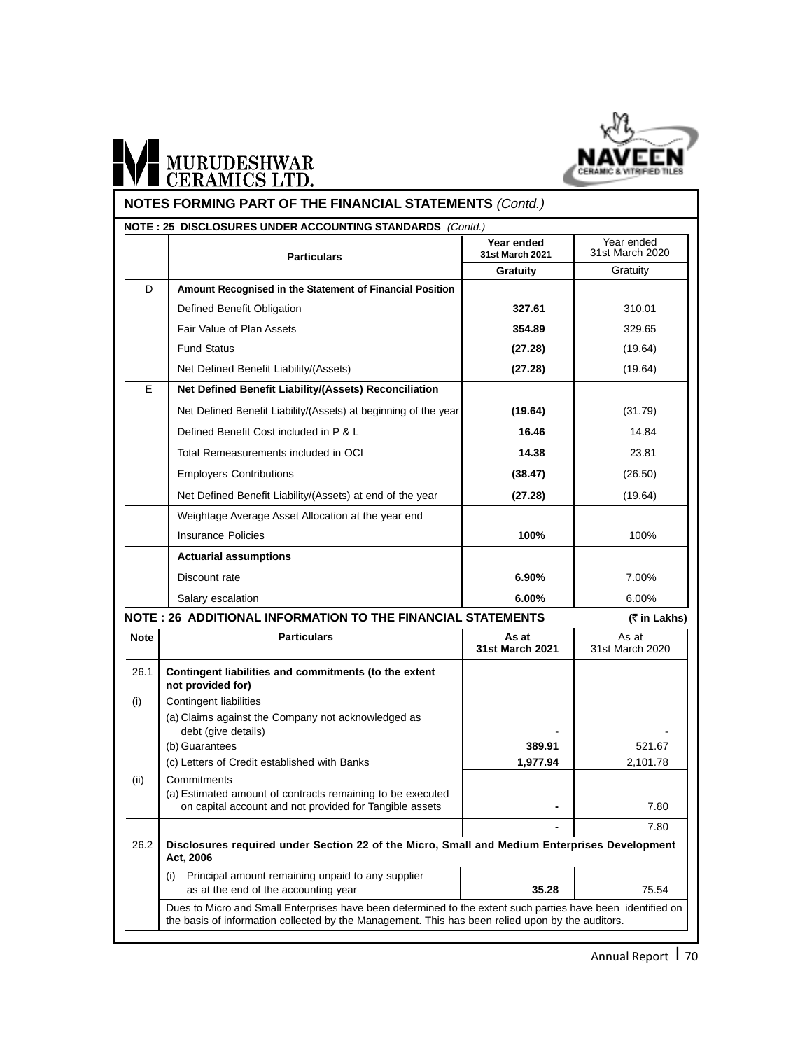## NOTES FORMING PART OF THE FINANCIAL STATEMENTS *(Contd.)*

### NOTE : 25 DISCLOSURES UNDER ACCOUNTING STANDARDS *(Contd.)*

| | Particulars | Year ended 31st March 2021 | Year ended 31st March 2020 |
|---|---|---|---|
| | | **Gratuity** | Gratuity |
| D | **Amount Recognised in the Statement of Financial Position** | | |
| | Defined Benefit Obligation | **327.61** | 310.01 |
| | Fair Value of Plan Assets | **354.89** | 329.65 |
| | Fund Status | **(27.28)** | (19.64) |
| | Net Defined Benefit Liability/(Assets) | **(27.28)** | (19.64) |
| E | **Net Defined Benefit Liability/(Assets) Reconciliation** | | |
| | Net Defined Benefit Liability/(Assets) at beginning of the year | **(19.64)** | (31.79) |
| | Defined Benefit Cost included in P & L | **16.46** | 14.84 |
| | Total Remeasurements included in OCI | **14.38** | 23.81 |
| | Employers Contributions | **(38.47)** | (26.50) |
| | Net Defined Benefit Liability/(Assets) at end of the year | **(27.28)** | (19.64) |
| | Weightage Average Asset Allocation at the year end | | |
| | Insurance Policies | **100%** | 100% |
| | **Actuarial assumptions** | | |
| | Discount rate | **6.90%** | 7.00% |
| | Salary escalation | **6.00%** | 6.00% |

### NOTE : 26 ADDITIONAL INFORMATION TO THE FINANCIAL STATEMENTS

(₹ in Lakhs)

| Note | Particulars | As at 31st March 2021 | As at 31st March 2020 |
|---|---|---|---|
| 26.1 | **Contingent liabilities and commitments (to the extent not provided for)** | | |
| (i) | Contingent liabilities | | |
| | (a) Claims against the Company not acknowledged as debt (give details) | - | - |
| | (b) Guarantees | **389.91** | 521.67 |
| | (c) Letters of Credit established with Banks | **1,977.94** | 2,101.78 |
| (ii) | Commitments | | |
| | (a) Estimated amount of contracts remaining to be executed on capital account and not provided for Tangible assets | **-** | 7.80 |
| | | **-** | 7.80 |
| 26.2 | **Disclosures required under Section 22 of the Micro, Small and Medium Enterprises Development Act, 2006** | | |
| | (i) Principal amount remaining unpaid to any supplier as at the end of the accounting year | **35.28** | 75.54 |
| | Dues to Micro and Small Enterprises have been determined to the extent such parties have been identified on the basis of information collected by the Management. This has been relied upon by the auditors. | | |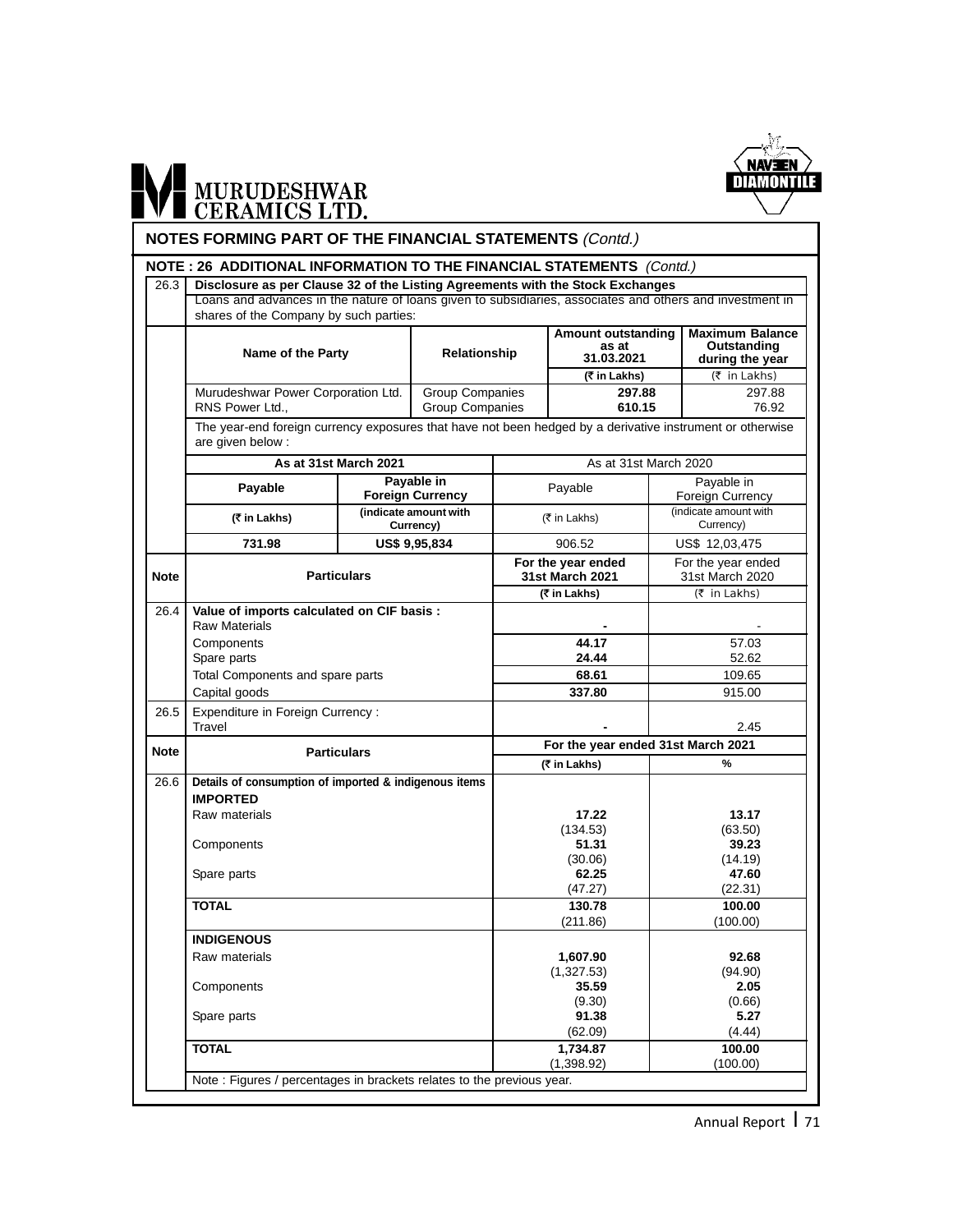## NOTES FORMING PART OF THE FINANCIAL STATEMENTS *(Contd.)*

### NOTE : 26 ADDITIONAL INFORMATION TO THE FINANCIAL STATEMENTS *(Contd.)*

**26.3 Disclosure as per Clause 32 of the Listing Agreements with the Stock Exchanges**

Loans and advances in the nature of loans given to subsidiaries, associates and others and investment in shares of the Company by such parties:

| Name of the Party | Relationship | Amount outstanding as at 31.03.2021 (₹ in Lakhs) | Maximum Balance Outstanding during the year (₹ in Lakhs) |
|---|---|---|---|
| Murudeshwar Power Corporation Ltd. | Group Companies | 297.88 | 297.88 |
| RNS Power Ltd., | Group Companies | 610.15 | 76.92 |

The year-end foreign currency exposures that have not been hedged by a derivative instrument or otherwise are given below :

| As at 31st March 2021 | | As at 31st March 2020 | |
|---|---|---|---|
| Payable | Payable in Foreign Currency | Payable | Payable in Foreign Currency |
| (₹ in Lakhs) | (indicate amount with Currency) | (₹ in Lakhs) | (indicate amount with Currency) |
| 731.98 | US$ 9,95,834 | 906.52 | US$ 12,03,475 |

| Note | Particulars | For the year ended 31st March 2021 (₹ in Lakhs) | For the year ended 31st March 2020 (₹ in Lakhs) |
|---|---|---|---|
| 26.4 | **Value of imports calculated on CIF basis :** | | |
| | Raw Materials | - | - |
| | Components | 44.17 | 57.03 |
| | Spare parts | 24.44 | 52.62 |
| | Total Components and spare parts | 68.61 | 109.65 |
| | Capital goods | 337.80 | 915.00 |
| 26.5 | Expenditure in Foreign Currency : | | |
| | Travel | - | 2.45 |

| Note | Particulars | For the year ended 31st March 2021 (₹ in Lakhs) | % |
|---|---|---|---|
| 26.6 | **Details of consumption of imported & indigenous items** | | |
| | **IMPORTED** | | |
| | Raw materials | **17.22** | **13.17** |
| | | (134.53) | (63.50) |
| | Components | **51.31** | **39.23** |
| | | (30.06) | (14.19) |
| | Spare parts | **62.25** | **47.60** |
| | | (47.27) | (22.31) |
| | **TOTAL** | **130.78** | **100.00** |
| | | (211.86) | (100.00) |
| | **INDIGENOUS** | | |
| | Raw materials | **1,607.90** | **92.68** |
| | | (1,327.53) | (94.90) |
| | Components | **35.59** | **2.05** |
| | | (9.30) | (0.66) |
| | Spare parts | **91.38** | **5.27** |
| | | (62.09) | (4.44) |
| | **TOTAL** | **1,734.87** | **100.00** |
| | | (1,398.92) | (100.00) |

Note : Figures / percentages in brackets relates to the previous year.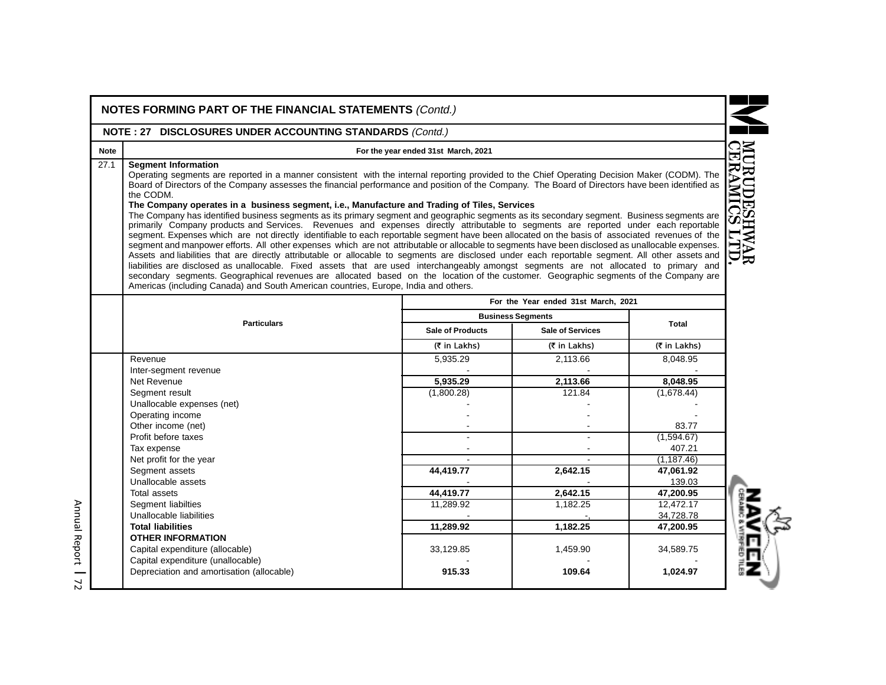# NOTES FORMING PART OF THE FINANCIAL STATEMENTS *(Contd.)*

## NOTE : 27 DISCLOSURES UNDER ACCOUNTING STANDARDS *(Contd.)*

| Note | For the year ended 31st March, 2021 |
|---|---|
| 27.1 | **Segment Information** |

Operating segments are reported in a manner consistent with the internal reporting provided to the Chief Operating Decision Maker (CODM). The Board of Directors of the Company assesses the financial performance and position of the Company. The Board of Directors have been identified as the CODM.

**The Company operates in a business segment, i.e., Manufacture and Trading of Tiles, Services**

The Company has identified business segments as its primary segment and geographic segments as its secondary segment. Business segments are primarily Company products and Services. Revenues and expenses directly attributable to segments are reported under each reportable segment. Expenses which are not directly identifiable to each reportable segment have been allocated on the basis of associated revenues of the segment and manpower efforts. All other expenses which are not attributable or allocable to segments have been disclosed as unallocable expenses. Assets and liabilities that are directly attributable or allocable to segments are disclosed under each reportable segment. All other assets and liabilities are disclosed as unallocable. Fixed assets that are used interchangeably amongst segments are not allocated to primary and secondary segments. Geographical revenues are allocated based on the location of the customer. Geographic segments of the Company are Americas (including Canada) and South American countries, Europe, India and others.

| Particulars | For the Year ended 31st March, 2021 | | |
|---|---|---|---|
| | Business Segments | | Total |
| | Sale of Products | Sale of Services | |
| | (₹ in Lakhs) | (₹ in Lakhs) | (₹ in Lakhs) |
| Revenue | 5,935.29 | 2,113.66 | 8,048.95 |
| Inter-segment revenue | - | - | - |
| Net Revenue | **5,935.29** | **2,113.66** | **8,048.95** |
| Segment result | (1,800.28) | 121.84 | (1,678.44) |
| Unallocable expenses (net) | - | - | - |
| Operating income | - | - | - |
| Other income (net) | - | - | 83.77 |
| Profit before taxes | - | - | (1,594.67) |
| Tax expense | - | - | 407.21 |
| Net profit for the year | - | - | (1,187.46) |
| Segment assets | **44,419.77** | **2,642.15** | **47,061.92** |
| Unallocable assets | - | - | 139.03 |
| Total assets | **44,419.77** | **2,642.15** | **47,200.95** |
| Segment liabilties | 11,289.92 | 1,182.25 | 12,472.17 |
| Unallocable liabilities | - | - | 34,728.78 |
| **Total liabilities** | **11,289.92** | **1,182.25** | **47,200.95** |
| **OTHER INFORMATION** | | | |
| Capital expenditure (allocable) | 33,129.85 | 1,459.90 | 34,589.75 |
| Capital expenditure (unallocable) | - | - | - |
| Depreciation and amortisation (allocable) | **915.33** | **109.64** | **1,024.97** |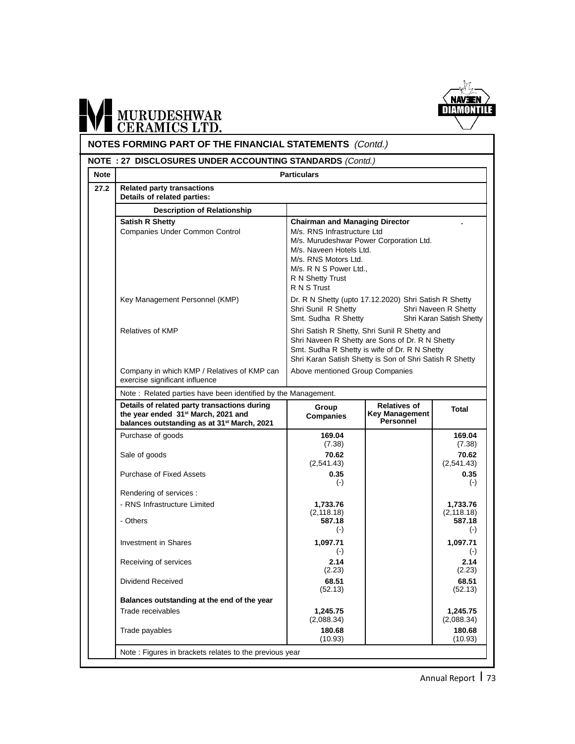## NOTES FORMING PART OF THE FINANCIAL STATEMENTS *(Contd.)*

### NOTE : 27 DISCLOSURES UNDER ACCOUNTING STANDARDS *(Contd.)*

| Note | Particulars |
|---|---|
| 27.2 | **Related party transactions** **Details of related parties:** |

| Description of Relationship | |
|---|---|
| **Satish R Shetty** | **Chairman and Managing Director** |
| Companies Under Common Control | M/s. RNS Infrastructure Ltd<br>M/s. Murudeshwar Power Corporation Ltd.<br>M/s. Naveen Hotels Ltd.<br>M/s. RNS Motors Ltd.<br>M/s. R N S Power Ltd.,<br>R N Shetty Trust<br>R N S Trust |
| Key Management Personnel (KMP) | Dr. R N Shetty (upto 17.12.2020) Shri Satish R Shetty<br>Shri Sunil R Shetty Shri Naveen R Shetty<br>Smt. Sudha R Shetty Shri Karan Satish Shetty |
| Relatives of KMP | Shri Satish R Shetty, Shri Sunil R Shetty and Shri Naveen R Shetty are Sons of Dr. R N Shetty<br>Smt. Sudha R Shetty is wife of Dr. R N Shetty<br>Shri Karan Satish Shetty is Son of Shri Satish R Shetty |
| Company in which KMP / Relatives of KMP can exercise significant influence | Above mentioned Group Companies |

Note : Related parties have been identified by the Management.

| Details of related party transactions during the year ended 31st March, 2021 and balances outstanding as at 31st March, 2021 | Group Companies | Relatives of Key Management Personnel | Total |
|---|---|---|---|
| Purchase of goods | **169.04**<br>(7.38) | | **169.04**<br>(7.38) |
| Sale of goods | **70.62**<br>(2,541.43) | | **70.62**<br>(2,541.43) |
| Purchase of Fixed Assets | **0.35**<br>(-) | | **0.35**<br>(-) |
| Rendering of services : | | | |
| - RNS Infrastructure Limited | **1,733.76**<br>(2,118.18) | | **1,733.76**<br>(2,118.18) |
| - Others | **587.18**<br>(-) | | **587.18**<br>(-) |
| Investment in Shares | **1,097.71**<br>(-) | | **1,097.71**<br>(-) |
| Receiving of services | **2.14**<br>(2.23) | | **2.14**<br>(2.23) |
| Dividend Received | **68.51**<br>(52.13) | | **68.51**<br>(52.13) |
| **Balances outstanding at the end of the year** | | | |
| Trade receivables | **1,245.75**<br>(2,088.34) | | **1,245.75**<br>(2,088.34) |
| Trade payables | **180.68**<br>(10.93) | | **180.68**<br>(10.93) |

Note : Figures in brackets relates to the previous year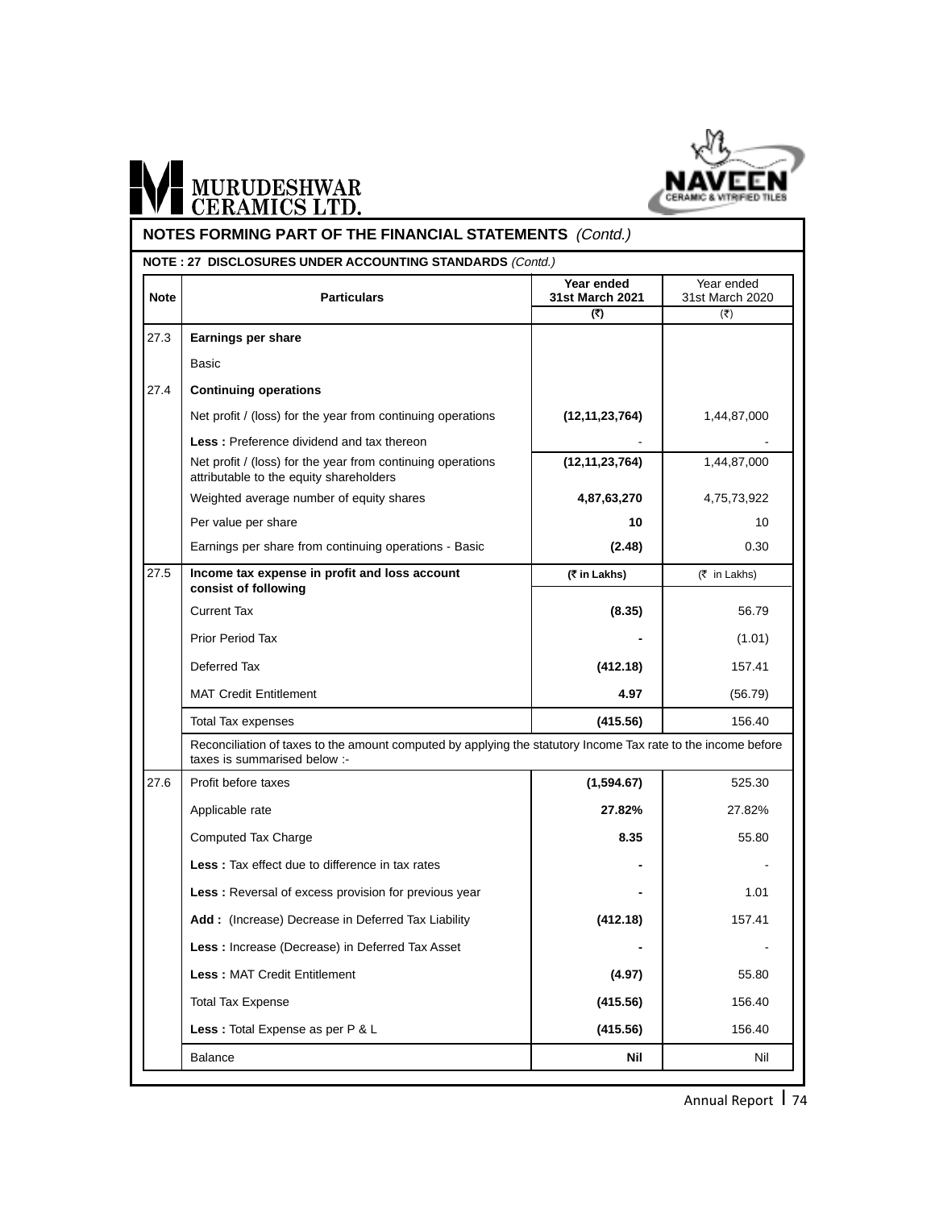MURUDESHWAR CERAMICS LTD.

NAVEEN CERAMIC & VITRIFIED TILES

## NOTES FORMING PART OF THE FINANCIAL STATEMENTS *(Contd.)*

### NOTE : 27 DISCLOSURES UNDER ACCOUNTING STANDARDS *(Contd.)*

| Note | Particulars | Year ended 31st March 2021 (₹) | Year ended 31st March 2020 (₹) |
|---|---|---|---|
| 27.3 | **Earnings per share** | | |
| | Basic | | |
| 27.4 | **Continuing operations** | | |
| | Net profit / (loss) for the year from continuing operations | **(12,11,23,764)** | 1,44,87,000 |
| | **Less :** Preference dividend and tax thereon | - | - |
| | Net profit / (loss) for the year from continuing operations attributable to the equity shareholders | **(12,11,23,764)** | 1,44,87,000 |
| | Weighted average number of equity shares | **4,87,63,270** | 4,75,73,922 |
| | Per value per share | **10** | 10 |
| | Earnings per share from continuing operations - Basic | **(2.48)** | 0.30 |
| 27.5 | **Income tax expense in profit and loss account consist of following** | **(₹ in Lakhs)** | (₹ in Lakhs) |
| | Current Tax | **(8.35)** | 56.79 |
| | Prior Period Tax | **-** | (1.01) |
| | Deferred Tax | **(412.18)** | 157.41 |
| | MAT Credit Entitlement | **4.97** | (56.79) |
| | Total Tax expenses | **(415.56)** | 156.40 |
| | Reconciliation of taxes to the amount computed by applying the statutory Income Tax rate to the income before taxes is summarised below :- | | |
| 27.6 | Profit before taxes | **(1,594.67)** | 525.30 |
| | Applicable rate | **27.82%** | 27.82% |
| | Computed Tax Charge | **8.35** | 55.80 |
| | **Less :** Tax effect due to difference in tax rates | **-** | - |
| | **Less :** Reversal of excess provision for previous year | **-** | 1.01 |
| | **Add :** (Increase) Decrease in Deferred Tax Liability | **(412.18)** | 157.41 |
| | **Less :** Increase (Decrease) in Deferred Tax Asset | **-** | - |
| | **Less :** MAT Credit Entitlement | **(4.97)** | 55.80 |
| | Total Tax Expense | **(415.56)** | 156.40 |
| | **Less :** Total Expense as per P & L | **(415.56)** | 156.40 |
| | Balance | **Nil** | Nil |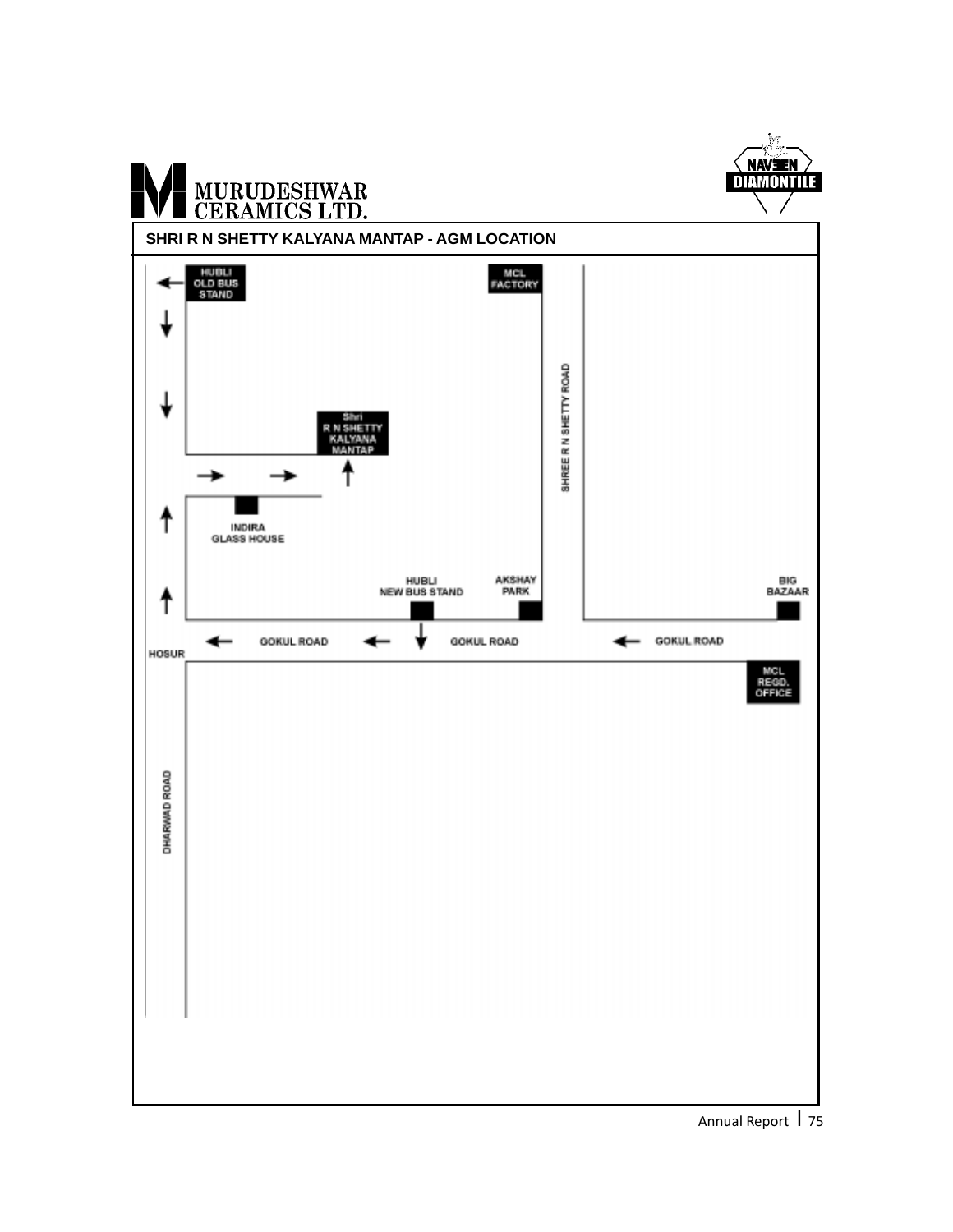# MURUDESHWAR CERAMICS LTD.

## SHRI R N SHETTY KALYANA MANTAP - AGM LOCATION

HUBLI OLD BUS STAND

MCL FACTORY

SHREE R N SHETTY ROAD

Shri R N SHETTY KALYANA MANTAP

INDIRA GLASS HOUSE

HUBLI NEW BUS STAND

AKSHAY PARK

BIG BAZAAR

GOKUL ROAD

GOKUL ROAD

GOKUL ROAD

HOSUR

MCL REGD. OFFICE

DHARWAD ROAD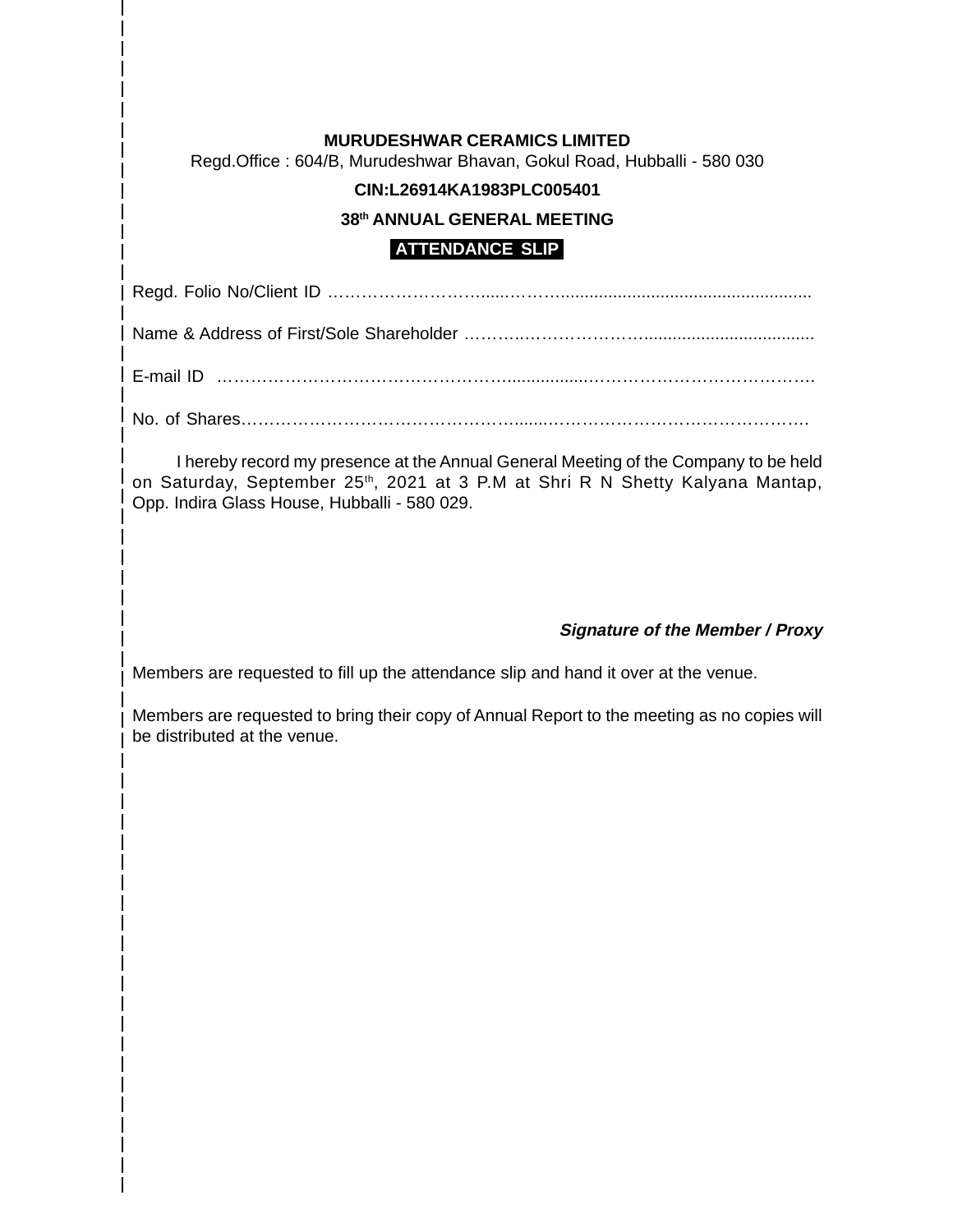**MURUDESHWAR CERAMICS LIMITED**

Regd.Office : 604/B, Murudeshwar Bhavan, Gokul Road, Hubballi - 580 030

**CIN:L26914KA1983PLC005401**

**38th ANNUAL GENERAL MEETING**

**ATTENDANCE SLIP**

Regd. Folio No/Client ID ……………………….....………....................................................

Name & Address of First/Sole Shareholder ……….…………………….....................................

E-mail ID ………………………………………….................……………………………….

No. of Shares………………………………………….......……………………………………….

I hereby record my presence at the Annual General Meeting of the Company to be held on Saturday, September 25th, 2021 at 3 P.M at Shri R N Shetty Kalyana Mantap, Opp. Indira Glass House, Hubballi - 580 029.

***Signature of the Member / Proxy***

Members are requested to fill up the attendance slip and hand it over at the venue.

Members are requested to bring their copy of Annual Report to the meeting as no copies will be distributed at the venue.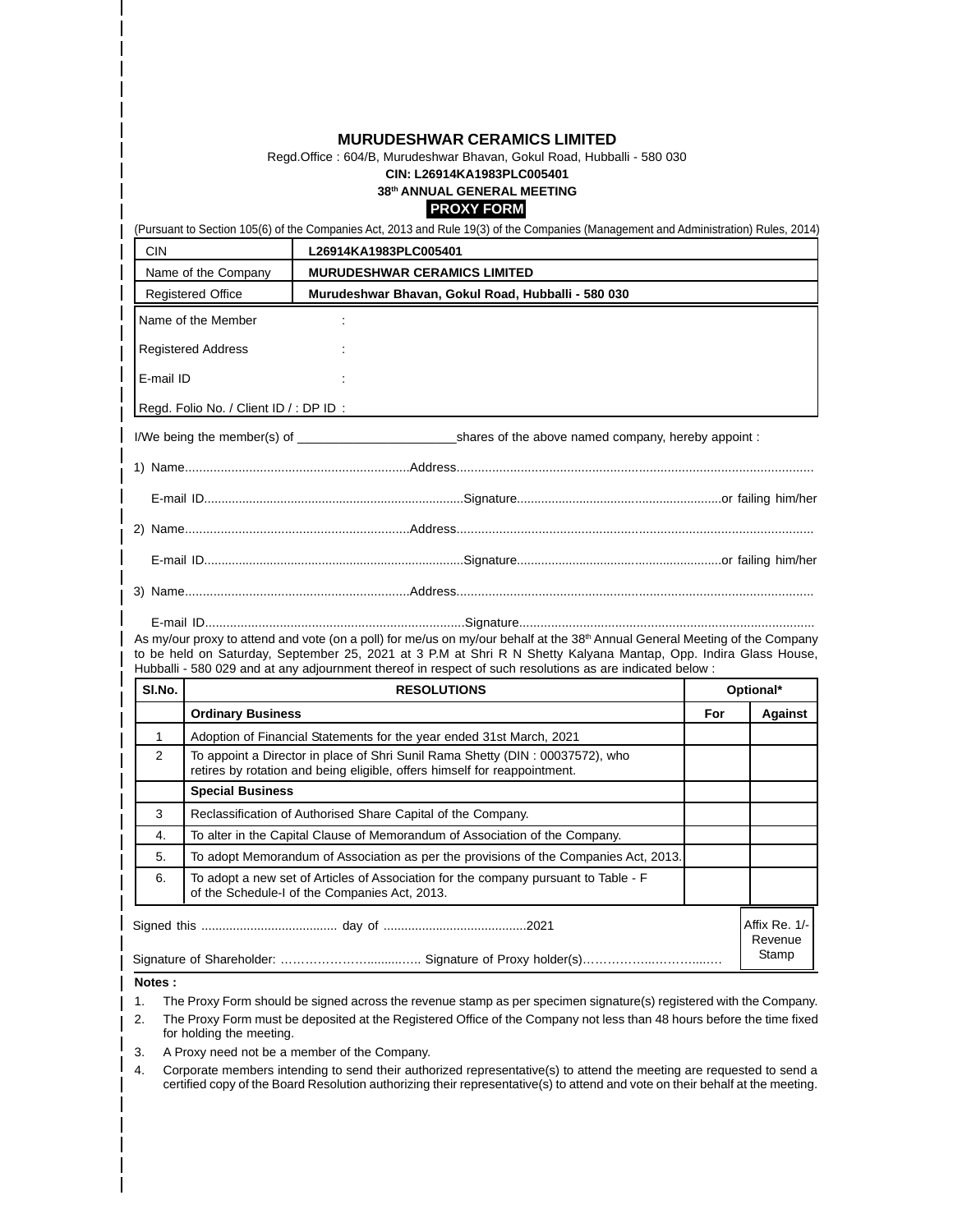# MURUDESHWAR CERAMICS LIMITED

Regd.Office : 604/B, Murudeshwar Bhavan, Gokul Road, Hubballi - 580 030

**CIN: L26914KA1983PLC005401**

**38th ANNUAL GENERAL MEETING**

## PROXY FORM

(Pursuant to Section 105(6) of the Companies Act, 2013 and Rule 19(3) of the Companies (Management and Administration) Rules, 2014)

| | |
|---|---|
| CIN | **L26914KA1983PLC005401** |
| Name of the Company | **MURUDESHWAR CERAMICS LIMITED** |
| Registered Office | **Murudeshwar Bhavan, Gokul Road, Hubballi - 580 030** |

Name of the Member :

Registered Address :

E-mail ID :

Regd. Folio No. / Client ID / : DP ID :

I/We being the member(s) of ______________________shares of the above named company, hereby appoint :

1) Name...............................................................Address...................................................................................................

E-mail ID..........................................................................Signature.........................................................or failing him/her

2) Name...............................................................Address...................................................................................................

E-mail ID..........................................................................Signature.........................................................or failing him/her

3) Name...............................................................Address...................................................................................................

E-mail ID..........................................................................Signature.................................................................................

As my/our proxy to attend and vote (on a poll) for me/us on my/our behalf at the 38th Annual General Meeting of the Company to be held on Saturday, September 25, 2021 at 3 P.M at Shri R N Shetty Kalyana Mantap, Opp. Indira Glass House, Hubballi - 580 029 and at any adjournment thereof in respect of such resolutions as are indicated below :

| Sl.No. | RESOLUTIONS | Optional* | |
|---|---|---|---|
| | **Ordinary Business** | **For** | **Against** |
| 1 | Adoption of Financial Statements for the year ended 31st March, 2021 | | |
| 2 | To appoint a Director in place of Shri Sunil Rama Shetty (DIN : 00037572), who retires by rotation and being eligible, offers himself for reappointment. | | |
| | **Special Business** | | |
| 3 | Reclassification of Authorised Share Capital of the Company. | | |
| 4. | To alter in the Capital Clause of Memorandum of Association of the Company. | | |
| 5. | To adopt Memorandum of Association as per the provisions of the Companies Act, 2013. | | |
| 6. | To adopt a new set of Articles of Association for the company pursuant to Table - F of the Schedule-I of the Companies Act, 2013. | | |

Signed this ...................................... day of ........................................2021

Signature of Shareholder: ..………………….........…... Signature of Proxy holder(s)..……………...………....…

Affix Re. 1/- Revenue Stamp

**Notes :**

1. The Proxy Form should be signed across the revenue stamp as per specimen signature(s) registered with the Company.
2. The Proxy Form must be deposited at the Registered Office of the Company not less than 48 hours before the time fixed for holding the meeting.
3. A Proxy need not be a member of the Company.
4. Corporate members intending to send their authorized representative(s) to attend the meeting are requested to send a certified copy of the Board Resolution authorizing their representative(s) to attend and vote on their behalf at the meeting.